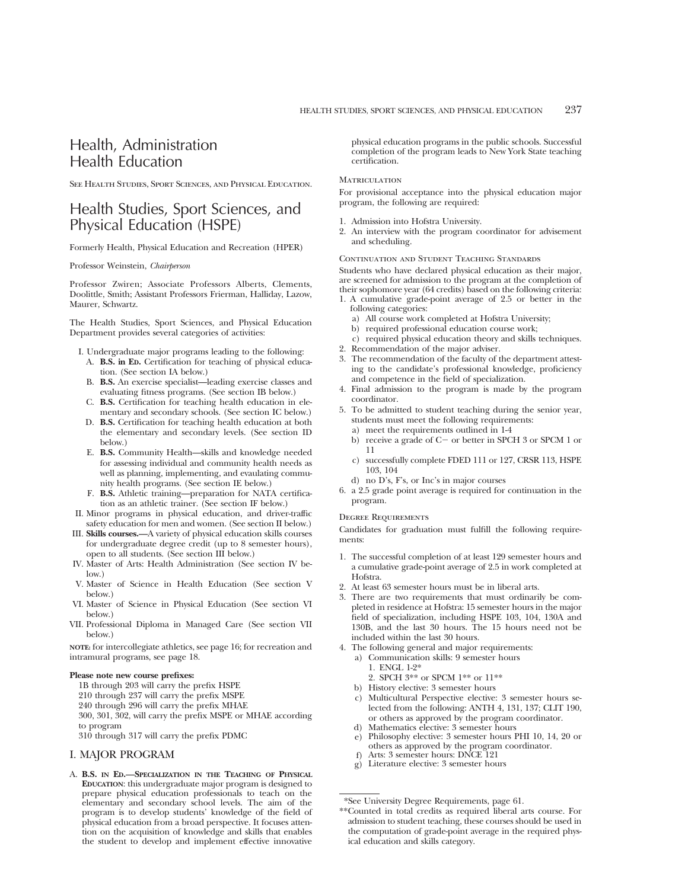# Health, Administration Health Education

SEE HEALTH STUDIES, SPORT SCIENCES, AND PHYSICAL EDUCATION.

# Health Studies, Sport Sciences, and Physical Education (HSPE)

Formerly Health, Physical Education and Recreation (HPER)

Professor Weinstein, *Chairperson*

Professor Zwiren; Associate Professors Alberts, Clements, Doolittle, Smith; Assistant Professors Frierman, Halliday, Lazow, Maurer, Schwartz.

The Health Studies, Sport Sciences, and Physical Education Department provides several categories of activities:

- I. Undergraduate major programs leading to the following:
  - A. **B.S. in Ed.** Certification for teaching of physical education. (See section IA below.)
  - B. **B.S.** An exercise specialist—leading exercise classes and evaluating fitness programs. (See section IB below.)
  - C. **B.S.** Certification for teaching health education in elementary and secondary schools. (See section IC below.)
  - D. **B.S.** Certification for teaching health education at both the elementary and secondary levels. (See section ID below.)
  - E. **B.S.** Community Health—skills and knowledge needed for assessing individual and community health needs as well as planning, implementing, and evaluating community health programs. (See section IE below.)
  - F. **B.S.** Athletic training—preparation for NATA certification as an athletic trainer. (See section IF below.)
- II. Minor programs in physical education, and driver-traffic safety education for men and women. (See section II below.)
- III. **Skills courses.**—A variety of physical education skills courses for undergraduate degree credit (up to 8 semester hours), open to all students. (See section III below.)
- IV. Master of Arts: Health Administration (See section IV below.)
- V. Master of Science in Health Education (See section V below.)
- VI. Master of Science in Physical Education (See section VI below.)
- VII. Professional Diploma in Managed Care (See section VII below.)

**NOTE:** for intercollegiate athletics, see page 16; for recreation and intramural programs, see page 18.

**Please note new course prefixes:**

1B through 203 will carry the prefix HSPE
210 through 237 will carry the prefix MSPE
240 through 296 will carry the prefix MHAE
300, 301, 302, will carry the prefix MSPE or MHAE according to program
310 through 317 will carry the prefix PDMC

## I. MAJOR PROGRAM

A. **B.S. IN ED.—SPECIALIZATION IN THE TEACHING OF PHYSICAL EDUCATION**: this undergraduate major program is designed to prepare physical education professionals to teach on the elementary and secondary school levels. The aim of the program is to develop students' knowledge of the field of physical education from a broad perspective. It focuses attention on the acquisition of knowledge and skills that enables the student to develop and implement effective innovative physical education programs in the public schools. Successful completion of the program leads to New York State teaching certification.

### MATRICULATION

For provisional acceptance into the physical education major program, the following are required:

1. Admission into Hofstra University.
2. An interview with the program coordinator for advisement and scheduling.

### CONTINUATION AND STUDENT TEACHING STANDARDS

Students who have declared physical education as their major, are screened for admission to the program at the completion of their sophomore year (64 credits) based on the following criteria:

1. A cumulative grade-point average of 2.5 or better in the following categories:
   - a) All course work completed at Hofstra University;
   - b) required professional education course work;
   - c) required physical education theory and skills techniques.
2. Recommendation of the major adviser.
3. The recommendation of the faculty of the department attesting to the candidate's professional knowledge, proficiency and competence in the field of specialization.
4. Final admission to the program is made by the program coordinator.
5. To be admitted to student teaching during the senior year, students must meet the following requirements:
   - a) meet the requirements outlined in 1-4
   - b) receive a grade of C− or better in SPCH 3 or SPCM 1 or 11
   - c) successfully complete FDED 111 or 127, CRSR 113, HSPE 103, 104
   - d) no D's, F's, or Inc's in major courses
6. a 2.5 grade point average is required for continuation in the program.

### DEGREE REQUIREMENTS

Candidates for graduation must fulfill the following requirements:

1. The successful completion of at least 129 semester hours and a cumulative grade-point average of 2.5 in work completed at Hofstra.
2. At least 63 semester hours must be in liberal arts.
3. There are two requirements that must ordinarily be completed in residence at Hofstra: 15 semester hours in the major field of specialization, including HSPE 103, 104, 130A and 130B, and the last 30 hours. The 15 hours need not be included within the last 30 hours.
4. The following general and major requirements:
   - a) Communication skills: 9 semester hours
     1. ENGL 1-2*
     2. SPCH 3** or SPCM 1** or 11**
   - b) History elective: 3 semester hours
   - c) Multicultural Perspective elective: 3 semester hours selected from the following: ANTH 4, 131, 137; CLIT 190, or others as approved by the program coordinator.
   - d) Mathematics elective: 3 semester hours
   - e) Philosophy elective: 3 semester hours PHI 10, 14, 20 or others as approved by the program coordinator.
   - f) Arts: 3 semester hours: DNCE 121
   - g) Literature elective: 3 semester hours

*See University Degree Requirements, page 61.

**Counted in total credits as required liberal arts course. For admission to student teaching, these courses should be used in the computation of grade-point average in the required physical education and skills category.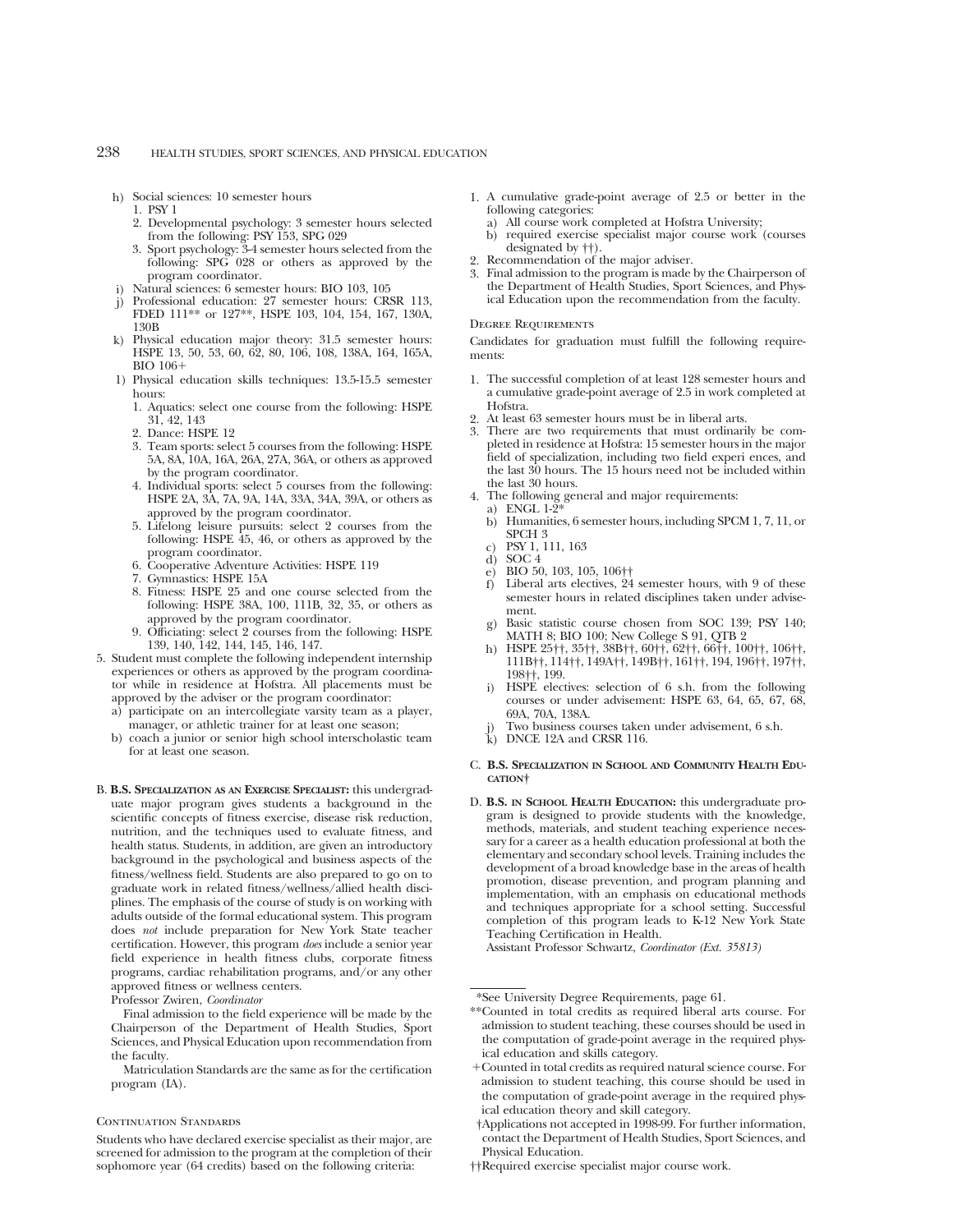h) Social sciences: 10 semester hours
   1. PSY 1
   2. Developmental psychology: 3 semester hours selected from the following: PSY 153, SPG 029
   3. Sport psychology: 3-4 semester hours selected from the following: SPG 028 or others as approved by the program coordinator.

i) Natural sciences: 6 semester hours: BIO 103, 105

j) Professional education: 27 semester hours: CRSR 113, FDED 111** or 127**, HSPE 103, 104, 154, 167, 130A, 130B

k) Physical education major theory: 31.5 semester hours: HSPE 13, 50, 53, 60, 62, 80, 106, 108, 138A, 164, 165A, BIO 106+

l) Physical education skills techniques: 13.5-15.5 semester hours:
   1. Aquatics: select one course from the following: HSPE 31, 42, 143
   2. Dance: HSPE 12
   3. Team sports: select 5 courses from the following: HSPE 5A, 8A, 10A, 16A, 26A, 27A, 36A, or others as approved by the program coordinator.
   4. Individual sports: select 5 courses from the following: HSPE 2A, 3A, 7A, 9A, 14A, 33A, 34A, 39A, or others as approved by the program coordinator.
   5. Lifelong leisure pursuits: select 2 courses from the following: HSPE 45, 46, or others as approved by the program coordinator.
   6. Cooperative Adventure Activities: HSPE 119
   7. Gymnastics: HSPE 15A
   8. Fitness: HSPE 25 and one course selected from the following: HSPE 38A, 100, 111B, 32, 35, or others as approved by the program coordinator.
   9. Officiating: select 2 courses from the following: HSPE 139, 140, 142, 144, 145, 146, 147.

5. Student must complete the following independent internship experiences or others as approved by the program coordinator while in residence at Hofstra. All placements must be approved by the adviser or the program coordinator:
   a) participate on an intercollegiate varsity team as a player, manager, or athletic trainer for at least one season;
   b) coach a junior or senior high school interscholastic team for at least one season.

B. **B.S. Specialization as an Exercise Specialist:** this undergraduate major program gives students a background in the scientific concepts of fitness exercise, disease risk reduction, nutrition, and the techniques used to evaluate fitness, and health status. Students, in addition, are given an introductory background in the psychological and business aspects of the fitness/wellness field. Students are also prepared to go on to graduate work in related fitness/wellness/allied health disciplines. The emphasis of the course of study is on working with adults outside of the formal educational system. This program does *not* include preparation for New York State teacher certification. However, this program *does* include a senior year field experience in health fitness clubs, corporate fitness programs, cardiac rehabilitation programs, and/or any other approved fitness or wellness centers.

Professor Zwiren, *Coordinator*

Final admission to the field experience will be made by the Chairperson of the Department of Health Studies, Sport Sciences, and Physical Education upon recommendation from the faculty.

Matriculation Standards are the same as for the certification program (IA).

### Continuation Standards

Students who have declared exercise specialist as their major, are screened for admission to the program at the completion of their sophomore year (64 credits) based on the following criteria:

1. A cumulative grade-point average of 2.5 or better in the following categories:
   a) All course work completed at Hofstra University;
   b) required exercise specialist major course work (courses designated by ††).
2. Recommendation of the major adviser.
3. Final admission to the program is made by the Chairperson of the Department of Health Studies, Sport Sciences, and Physical Education upon the recommendation from the faculty.

### Degree Requirements

Candidates for graduation must fulfill the following requirements:

1. The successful completion of at least 128 semester hours and a cumulative grade-point average of 2.5 in work completed at Hofstra.
2. At least 63 semester hours must be in liberal arts.
3. There are two requirements that must ordinarily be completed in residence at Hofstra: 15 semester hours in the major field of specialization, including two field experi ences, and the last 30 hours. The 15 hours need not be included within the last 30 hours.
4. The following general and major requirements:
   a) ENGL 1-2*
   b) Humanities, 6 semester hours, including SPCM 1, 7, 11, or SPCH 3
   c) PSY 1, 111, 163
   d) SOC 4
   e) BIO 50, 103, 105, 106††
   f) Liberal arts electives, 24 semester hours, with 9 of these semester hours in related disciplines taken under advisement.
   g) Basic statistic course chosen from SOC 139; PSY 140; MATH 8; BIO 100; New College S 91, QTB 2
   h) HSPE 25††, 35††, 38B††, 60††, 62††, 66††, 100††, 106††, 111B††, 114††, 149A††, 149B††, 161††, 194, 196††, 197††, 198††, 199.
   i) HSPE electives: selection of 6 s.h. from the following courses or under advisement: HSPE 63, 64, 65, 67, 68, 69A, 70A, 138A.
   j) Two business courses taken under advisement, 6 s.h.
   k) DNCE 12A and CRSR 116.

C. **B.S. Specialization in School and Community Health Education**†

D. **B.S. in School Health Education:** this undergraduate program is designed to provide students with the knowledge, methods, materials, and student teaching experience necessary for a career as a health education professional at both the elementary and secondary school levels. Training includes the development of a broad knowledge base in the areas of health promotion, disease prevention, and program planning and implementation, with an emphasis on educational methods and techniques appropriate for a school setting. Successful completion of this program leads to K-12 New York State Teaching Certification in Health.

Assistant Professor Schwartz, *Coordinator (Ext. 35813)*

---

*See University Degree Requirements, page 61.

**Counted in total credits as required liberal arts course. For admission to student teaching, these courses should be used in the computation of grade-point average in the required physical education and skills category.

+Counted in total credits as required natural science course. For admission to student teaching, this course should be used in the computation of grade-point average in the required physical education theory and skill category.

†Applications not accepted in 1998-99. For further information, contact the Department of Health Studies, Sport Sciences, and Physical Education.

††Required exercise specialist major course work.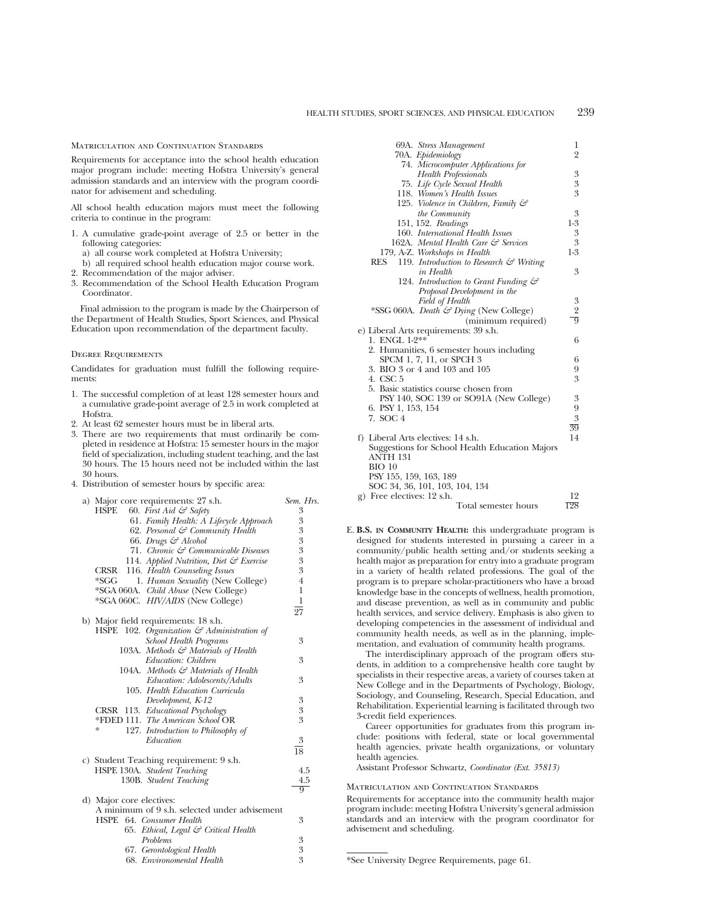### Matriculation and Continuation Standards

Requirements for acceptance into the school health education major program include: meeting Hofstra University's general admission standards and an interview with the program coordinator for advisement and scheduling.

All school health education majors must meet the following criteria to continue in the program:

1. A cumulative grade-point average of 2.5 or better in the following categories:
   a) all course work completed at Hofstra University;
   b) all required school health education major course work.
2. Recommendation of the major adviser.
3. Recommendation of the School Health Education Program Coordinator.

Final admission to the program is made by the Chairperson of the Department of Health Studies, Sport Sciences, and Physical Education upon recommendation of the department faculty.

### Degree Requirements

Candidates for graduation must fulfill the following requirements:

1. The successful completion of at least 128 semester hours and a cumulative grade-point average of 2.5 in work completed at Hofstra.
2. At least 62 semester hours must be in liberal arts.
3. There are two requirements that must ordinarily be completed in residence at Hofstra: 15 semester hours in the major field of specialization, including student teaching, and the last 30 hours. The 15 hours need not be included within the last 30 hours.
4. Distribution of semester hours by specific area:

| | Sem. Hrs. |
|---|---|
| a) Major core requirements: 27 s.h. | |
| HSPE 60. *First Aid & Safety* | 3 |
| 61. *Family Health: A Lifecycle Approach* | 3 |
| 62. *Personal & Community Health* | 3 |
| 66. *Drugs & Alcohol* | 3 |
| 71. *Chronic & Communicable Diseases* | 3 |
| 114. *Applied Nutrition, Diet & Exercise* | 3 |
| CRSR 116. *Health Counseling Issues* | 3 |
| *SGG 1. *Human Sexuality* (New College) | 4 |
| *SGA 060A. *Child Abuse* (New College) | 1 |
| *SGA 060C. *HIV/AIDS* (New College) | 1 |
| | 27 |
| b) Major field requirements: 18 s.h. | |
| HSPE 102. *Organization & Administration of School Health Programs* | 3 |
| 103A. *Methods & Materials of Health Education: Children* | 3 |
| 104A. *Methods & Materials of Health Education: Adolescents/Adults* | 3 |
| 105. *Health Education Curricula Development, K-12* | 3 |
| CRSR 113. *Educational Psychology* | 3 |
| *FDED 111. *The American School* OR | 3 |
| * 127. *Introduction to Philosophy of Education* | 3 |
| | 18 |
| c) Student Teaching requirement: 9 s.h. | |
| HSPE 130A. *Student Teaching* | 4.5 |
| 130B. *Student Teaching* | 4.5 |
| | 9 |
| d) Major core electives: A minimum of 9 s.h. selected under advisement | |
| HSPE 64. *Consumer Health* | 3 |
| 65. *Ethical, Legal & Critical Health Problems* | 3 |
| 67. *Gerontological Health* | 3 |
| 68. *Environomental Health* | 3 |
| 69A. *Stress Management* | 1 |
| 70A. *Epidemiology* | 2 |
| 74. *Microcomputer Applications for Health Professionals* | 3 |
| 75. *Life Cycle Sexual Health* | 3 |
| 118. *Women's Health Issues* | 3 |
| 125. *Violence in Children, Family & the Community* | 3 |
| 151, 152. *Readings* | 1-3 |
| 160. *International Health Issues* | 3 |
| 162A. *Mental Health Care & Services* | 3 |
| 179, A-Z. *Workshops in Health* | 1-3 |
| RES 119. *Introduction to Research & Writing in Health* | 3 |
| 124. *Introduction to Grant Funding & Proposal Development in the Field of Health* | 3 |
| *SSG 060A. *Death & Dying* (New College) | 2 |
| (minimum required) | 9 |
| e) Liberal Arts requirements: 39 s.h. | |
| 1. ENGL 1-2** | 6 |
| 2. Humanities, 6 semester hours including SPCM 1, 7, 11, or SPCH 3 | 6 |
| 3. BIO 3 or 4 and 103 and 105 | 9 |
| 4. CSC 5 | 3 |
| 5. Basic statistics course chosen from PSY 140, SOC 139 or SO91A (New College) | 3 |
| 6. PSY 1, 153, 154 | 9 |
| 7. SOC 4 | 3 |
| | 39 |
| f) Liberal Arts electives: 14 s.h. | 14 |
| Suggestions for School Health Education Majors: ANTH 131; BIO 10; PSY 155, 159, 163, 189; SOC 34, 36, 101, 103, 104, 134 | |
| g) Free electives: 12 s.h. | 12 |
| Total semester hours | 128 |

E. **B.S. in Community Health:** this undergraduate program is designed for students interested in pursuing a career in a community/public health setting and/or students seeking a health major as preparation for entry into a graduate program in a variety of health related professions. The goal of the program is to prepare scholar-practitioners who have a broad knowledge base in the concepts of wellness, health promotion, and disease prevention, as well as in community and public health services, and service delivery. Emphasis is also given to developing competencies in the assessment of individual and community health needs, as well as in the planning, implementation, and evaluation of community health programs.

The interdisciplinary approach of the program offers students, in addition to a comprehensive health core taught by specialists in their respective areas, a variety of courses taken at New College and in the Departments of Psychology, Biology, Sociology, and Counseling, Research, Special Education, and Rehabilitation. Experiential learning is facilitated through two 3-credit field experiences.

Career opportunities for graduates from this program include: positions with federal, state or local governmental health agencies, private health organizations, or voluntary health agencies.

Assistant Professor Schwartz, *Coordinator (Ext. 35813)*

### Matriculation and Continuation Standards

Requirements for acceptance into the community health major program include: meeting Hofstra University's general admission standards and an interview with the program coordinator for advisement and scheduling.

*See University Degree Requirements, page 61.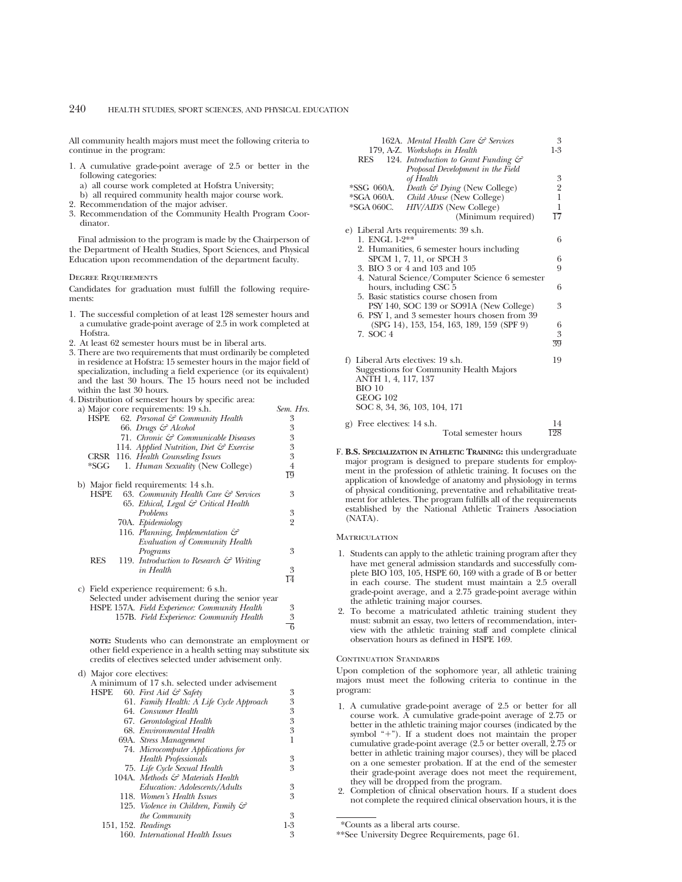All community health majors must meet the following criteria to continue in the program:

1. A cumulative grade-point average of 2.5 or better in the following categories:
   a) all course work completed at Hofstra University;
   b) all required community health major course work.
2. Recommendation of the major adviser.
3. Recommendation of the Community Health Program Coordinator.

Final admission to the program is made by the Chairperson of the Department of Health Studies, Sport Sciences, and Physical Education upon recommendation of the department faculty.

### Degree Requirements

Candidates for graduation must fulfill the following requirements:

1. The successful completion of at least 128 semester hours and a cumulative grade-point average of 2.5 in work completed at Hofstra.
2. At least 62 semester hours must be in liberal arts.
3. There are two requirements that must ordinarily be completed in residence at Hofstra: 15 semester hours in the major field of specialization, including a field experience (or its equivalent) and the last 30 hours. The 15 hours need not be included within the last 30 hours.
4. Distribution of semester hours by specific area:

a) Major core requirements: 19 s.h.

| | | Sem. Hrs. |
|---|---|---|
| HSPE | 62. *Personal & Community Health* | 3 |
| | 66. *Drugs & Alcohol* | 3 |
| | 71. *Chronic & Communicable Diseases* | 3 |
| | 114. *Applied Nutrition, Diet & Exercise* | 3 |
| CRSR | 116. *Health Counseling Issues* | 3 |
| *SGG | 1. *Human Sexuality* (New College) | 4 |
| | | 19 |

b) Major field requirements: 14 s.h.

| | | |
|---|---|---|
| HSPE | 63. *Community Health Care & Services* | 3 |
| | 65. *Ethical, Legal & Critical Health Problems* | 3 |
| | 70A. *Epidemiology* | 2 |
| | 116. *Planning, Implementation & Evaluation of Community Health Programs* | 3 |
| RES | 119. *Introduction to Research & Writing in Health* | 3 |
| | | 14 |

c) Field experience requirement: 6 s.h.
Selected under advisement during the senior year

| | | |
|---|---|---|
| HSPE | 157A. *Field Experience: Community Health* | 3 |
| | 157B. *Field Experience: Community Health* | 3 |
| | | 6 |

**NOTE:** Students who can demonstrate an employment or other field experience in a health setting may substitute six credits of electives selected under advisement only.

d) Major core electives:
A minimum of 17 s.h. selected under advisement

| | | |
|---|---|---|
| HSPE | 60. *First Aid & Safety* | 3 |
| | 61. *Family Health: A Life Cycle Approach* | 3 |
| | 64. *Consumer Health* | 3 |
| | 67. *Gerontological Health* | 3 |
| | 68. *Environmental Health* | 3 |
| | 69A. *Stress Management* | 1 |
| | 74. *Microcomputer Applications for Health Professionals* | 3 |
| | 75. *Life Cycle Sexual Health* | 3 |
| | 104A. *Methods & Materials Health Education: Adolescents/Adults* | 3 |
| | 118. *Women's Health Issues* | 3 |
| | 125. *Violence in Children, Family & the Community* | 3 |
| | 151, 152. *Readings* | 1-3 |
| | 160. *International Health Issues* | 3 |
| | 162A. *Mental Health Care & Services* | 3 |
| | 179, A-Z. *Workshops in Health* | 1-3 |
| RES | 124. *Introduction to Grant Funding & Proposal Development in the Field of Health* | 3 |
| *SSG 060A. | *Death & Dying* (New College) | 2 |
| *SGA 060A. | *Child Abuse* (New College) | 1 |
| *SGA 060C. | *HIV/AIDS* (New College) | 1 |
| | (Minimum required) | 17 |

e) Liberal Arts requirements: 39 s.h.

| | |
|---|---|
| 1. ENGL 1-2** | 6 |
| 2. Humanities, 6 semester hours including SPCM 1, 7, 11, or SPCH 3 | 6 |
| 3. BIO 3 or 4 and 103 and 105 | 9 |
| 4. Natural Science/Computer Science 6 semester hours, including CSC 5 | 6 |
| 5. Basic statistics course chosen from PSY 140, SOC 139 or SO91A (New College) | 3 |
| 6. PSY 1, and 3 semester hours chosen from 39 (SPG 14), 153, 154, 163, 189, 159 (SPF 9) | 6 |
| 7. SOC 4 | 3 |
| | 39 |

f) Liberal Arts electives: 19 s.h. — 19
Suggestions for Community Health Majors
ANTH 1, 4, 117, 137
BIO 10
GEOG 102
SOC 8, 34, 36, 103, 104, 171

g) Free electives: 14 s.h. — 14

Total semester hours — 128

F. **B.S. Specialization in Athletic Training:** this undergraduate major program is designed to prepare students for employment in the profession of athletic training. It focuses on the application of knowledge of anatomy and physiology in terms of physical conditioning, preventative and rehabilitative treatment for athletes. The program fulfills all of the requirements established by the National Athletic Trainers Association (NATA).

### Matriculation

1. Students can apply to the athletic training program after they have met general admission standards and successfully complete BIO 103, 105, HSPE 60, 169 with a grade of B or better in each course. The student must maintain a 2.5 overall grade-point average, and a 2.75 grade-point average within the athletic training major courses.
2. To become a matriculated athletic training student they must: submit an essay, two letters of recommendation, interview with the athletic training staff and complete clinical observation hours as defined in HSPE 169.

### Continuation Standards

Upon completion of the sophomore year, all athletic training majors must meet the following criteria to continue in the program:

1. A cumulative grade-point average of 2.5 or better for all course work. A cumulative grade-point average of 2.75 or better in the athletic training major courses (indicated by the symbol "+"). If a student does not maintain the proper cumulative grade-point average (2.5 or better overall, 2.75 or better in athletic training major courses), they will be placed on a one semester probation. If at the end of the semester their grade-point average does not meet the requirement, they will be dropped from the program.
2. Completion of clinical observation hours. If a student does not complete the required clinical observation hours, it is the

*Counts as a liberal arts course.

**See University Degree Requirements, page 61.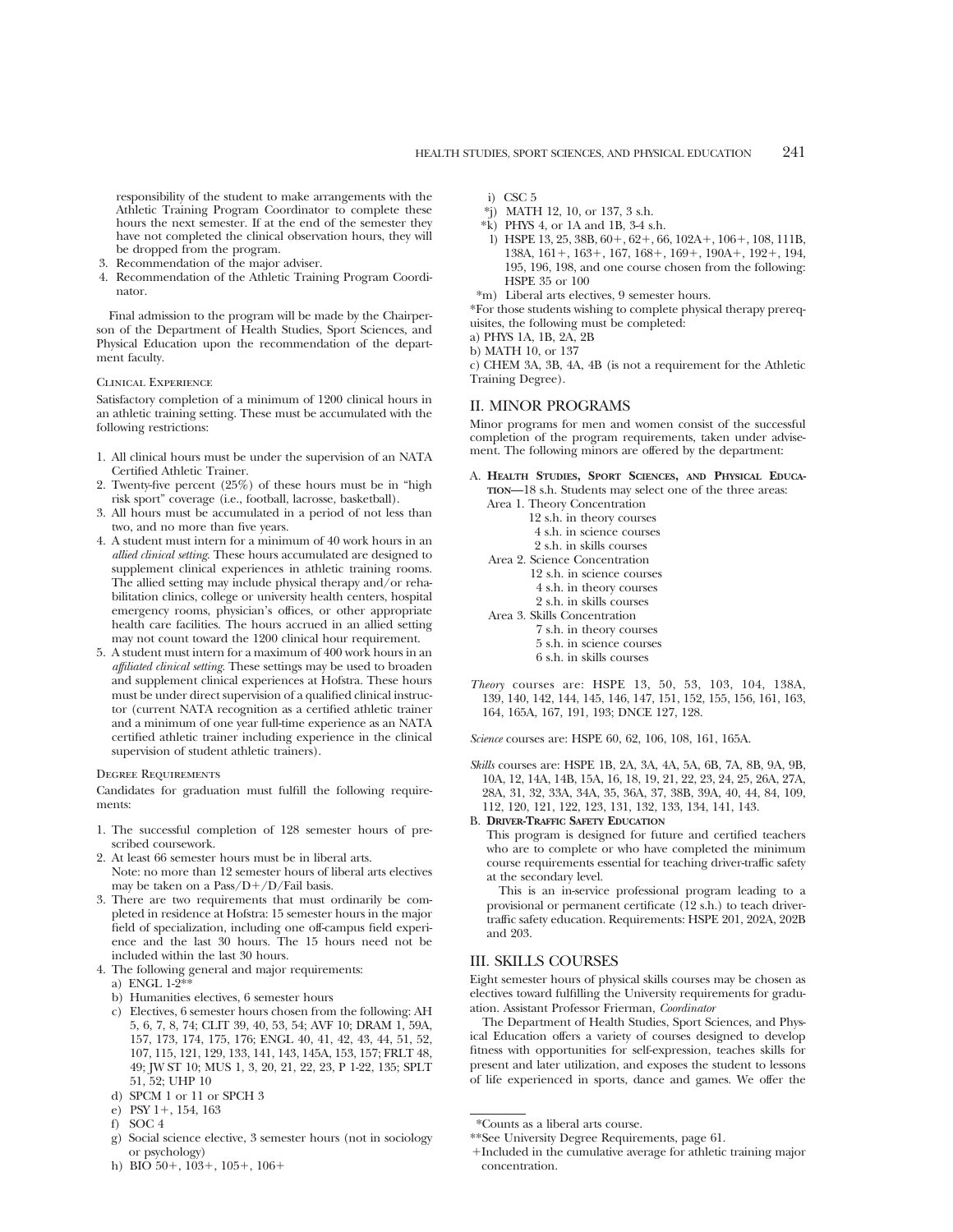responsibility of the student to make arrangements with the Athletic Training Program Coordinator to complete these hours the next semester. If at the end of the semester they have not completed the clinical observation hours, they will be dropped from the program.

3. Recommendation of the major adviser.
4. Recommendation of the Athletic Training Program Coordinator.

Final admission to the program will be made by the Chairperson of the Department of Health Studies, Sport Sciences, and Physical Education upon the recommendation of the department faculty.

#### Clinical Experience

Satisfactory completion of a minimum of 1200 clinical hours in an athletic training setting. These must be accumulated with the following restrictions:

1. All clinical hours must be under the supervision of an NATA Certified Athletic Trainer.
2. Twenty-five percent (25%) of these hours must be in "high risk sport" coverage (i.e., football, lacrosse, basketball).
3. All hours must be accumulated in a period of not less than two, and no more than five years.
4. A student must intern for a minimum of 40 work hours in an *allied clinical setting*. These hours accumulated are designed to supplement clinical experiences in athletic training rooms. The allied setting may include physical therapy and/or rehabilitation clinics, college or university health centers, hospital emergency rooms, physician's offices, or other appropriate health care facilities. The hours accrued in an allied setting may not count toward the 1200 clinical hour requirement.
5. A student must intern for a maximum of 400 work hours in an *affiliated clinical setting*. These settings may be used to broaden and supplement clinical experiences at Hofstra. These hours must be under direct supervision of a qualified clinical instructor (current NATA recognition as a certified athletic trainer and a minimum of one year full-time experience as an NATA certified athletic trainer including experience in the clinical supervision of student athletic trainers).

#### Degree Requirements

Candidates for graduation must fulfill the following requirements:

1. The successful completion of 128 semester hours of prescribed coursework.
2. At least 66 semester hours must be in liberal arts.
   Note: no more than 12 semester hours of liberal arts electives may be taken on a Pass/D+/D/Fail basis.
3. There are two requirements that must ordinarily be completed in residence at Hofstra: 15 semester hours in the major field of specialization, including one off-campus field experience and the last 30 hours. The 15 hours need not be included within the last 30 hours.
4. The following general and major requirements:
   a) ENGL 1-2**
   b) Humanities electives, 6 semester hours
   c) Electives, 6 semester hours chosen from the following: AH 5, 6, 7, 8, 74; CLIT 39, 40, 53, 54; AVF 10; DRAM 1, 59A, 157, 173, 174, 175, 176; ENGL 40, 41, 42, 43, 44, 51, 52, 107, 115, 121, 129, 133, 141, 143, 145A, 153, 157; FRLT 48, 49; JW ST 10; MUS 1, 3, 20, 21, 22, 23, P 1-22, 135; SPLT 51, 52; UHP 10
   d) SPCM 1 or 11 or SPCH 3
   e) PSY 1+, 154, 163
   f) SOC 4
   g) Social science elective, 3 semester hours (not in sociology or psychology)
   h) BIO 50+, 103+, 105+, 106+
   i) CSC 5
   *j) MATH 12, 10, or 137, 3 s.h.
   *k) PHYS 4, or 1A and 1B, 3-4 s.h.
   l) HSPE 13, 25, 38B, 60+, 62+, 66, 102A+, 106+, 108, 111B, 138A, 161+, 163+, 167, 168+, 169+, 190A+, 192+, 194, 195, 196, 198, and one course chosen from the following: HSPE 35 or 100
   *m) Liberal arts electives, 9 semester hours.

*For those students wishing to complete physical therapy prerequisites, the following must be completed:
a) PHYS 1A, 1B, 2A, 2B
b) MATH 10, or 137
c) CHEM 3A, 3B, 4A, 4B (is not a requirement for the Athletic Training Degree).

## II. MINOR PROGRAMS

Minor programs for men and women consist of the successful completion of the program requirements, taken under advisement. The following minors are offered by the department:

A. **Health Studies, Sport Sciences, and Physical Education**—18 s.h. Students may select one of the three areas:
   Area 1. Theory Concentration
   - 12 s.h. in theory courses
   - 4 s.h. in science courses
   - 2 s.h. in skills courses

   Area 2. Science Concentration
   - 12 s.h. in science courses
   - 4 s.h. in theory courses
   - 2 s.h. in skills courses

   Area 3. Skills Concentration
   - 7 s.h. in theory courses
   - 5 s.h. in science courses
   - 6 s.h. in skills courses

*Theory* courses are: HSPE 13, 50, 53, 103, 104, 138A, 139, 140, 142, 144, 145, 146, 147, 151, 152, 155, 156, 161, 163, 164, 165A, 167, 191, 193; DNCE 127, 128.

*Science* courses are: HSPE 60, 62, 106, 108, 161, 165A.

*Skills* courses are: HSPE 1B, 2A, 3A, 4A, 5A, 6B, 7A, 8B, 9A, 9B, 10A, 12, 14A, 14B, 15A, 16, 18, 19, 21, 22, 23, 24, 25, 26A, 27A, 28A, 31, 32, 33A, 34A, 35, 36A, 37, 38B, 39A, 40, 44, 84, 109, 112, 120, 121, 122, 123, 131, 132, 133, 134, 141, 143.

B. **Driver-Traffic Safety Education**
   This program is designed for future and certified teachers who are to complete or who have completed the minimum course requirements essential for teaching driver-traffic safety at the secondary level.
   This is an in-service professional program leading to a provisional or permanent certificate (12 s.h.) to teach driver-traffic safety education. Requirements: HSPE 201, 202A, 202B and 203.

## III. SKILLS COURSES

Eight semester hours of physical skills courses may be chosen as electives toward fulfilling the University requirements for graduation. Assistant Professor Frierman, *Coordinator*

The Department of Health Studies, Sport Sciences, and Physical Education offers a variety of courses designed to develop fitness with opportunities for self-expression, teaches skills for present and later utilization, and exposes the student to lessons of life experienced in sports, dance and games. We offer the

---

*Counts as a liberal arts course.
**See University Degree Requirements, page 61.
+Included in the cumulative average for athletic training major concentration.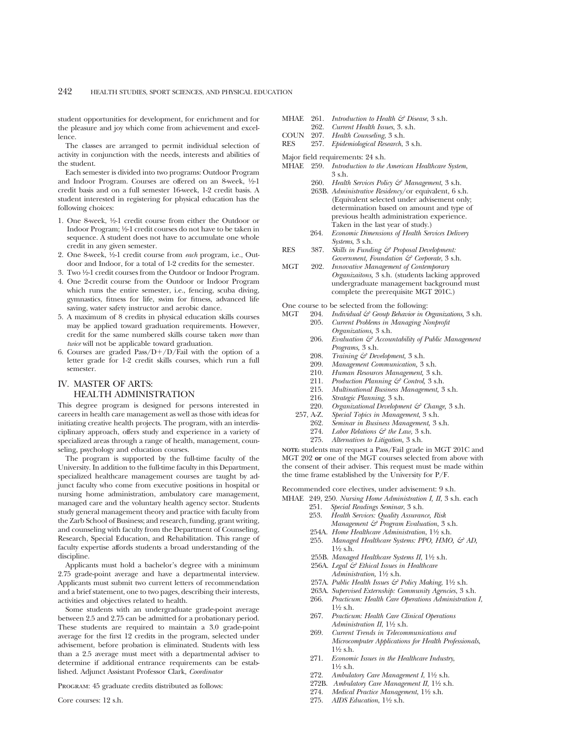student opportunities for development, for enrichment and for the pleasure and joy which come from achievement and excellence.

The classes are arranged to permit individual selection of activity in conjunction with the needs, interests and abilities of the student.

Each semester is divided into two programs: Outdoor Program and Indoor Program. Courses are offered on an 8-week, ½-1 credit basis and on a full semester 16-week, 1-2 credit basis. A student interested in registering for physical education has the following choices:

1. One 8-week, ½-1 credit course from either the Outdoor or Indoor Program; ½-1 credit courses do not have to be taken in sequence. A student does not have to accumulate one whole credit in any given semester.
2. One 8-week, ½-1 credit course from *each* program, i.e., Outdoor and Indoor, for a total of 1-2 credits for the semester.
3. Two ½-1 credit courses from the Outdoor or Indoor Program.
4. One 2-credit course from the Outdoor or Indoor Program which runs the entire semester, i.e., fencing, scuba diving, gymnastics, fitness for life, swim for fitness, advanced life saving, water safety instructor and aerobic dance.
5. A maximum of 8 credits in physical education skills courses may be applied toward graduation requirements. However, credit for the same numbered skills course taken *more* than *twice* will not be applicable toward graduation.
6. Courses are graded Pass/D+/D/Fail with the option of a letter grade for 1-2 credit skills courses, which run a full semester.

## IV. MASTER OF ARTS: HEALTH ADMINISTRATION

This degree program is designed for persons interested in careers in health care management as well as those with ideas for initiating creative health projects. The program, with an interdisciplinary approach, offers study and experience in a variety of specialized areas through a range of health, management, counseling, psychology and education courses.

The program is supported by the full-time faculty of the University. In addition to the full-time faculty in this Department, specialized healthcare management courses are taught by adjunct faculty who come from executive positions in hospital or nursing home administration, ambulatory care management, managed care and the voluntary health agency sector. Students study general management theory and practice with faculty from the Zarb School of Business; and research, funding, grant writing, and counseling with faculty from the Department of Counseling, Research, Special Education, and Rehabilitation. This range of faculty expertise affords students a broad understanding of the discipline.

Applicants must hold a bachelor's degree with a minimum 2.75 grade-point average and have a departmental interview. Applicants must submit two current letters of recommendation and a brief statement, one to two pages, describing their interests, activities and objectives related to health.

Some students with an undergraduate grade-point average between 2.5 and 2.75 can be admitted for a probationary period. These students are required to maintain a 3.0 grade-point average for the first 12 credits in the program, selected under advisement, before probation is eliminated. Students with less than a 2.5 average must meet with a departmental adviser to determine if additional entrance requirements can be established. Adjunct Assistant Professor Clark, *Coordinator*

PROGRAM: 45 graduate credits distributed as follows:

Core courses: 12 s.h.

MHAE 261. *Introduction to Health & Disease,* 3 s.h.
262. *Current Health Issues,* 3. s.h.
COUN 207. *Health Counseling,* 3 s.h.
RES 257. *Epidemiological Research,* 3 s.h.

Major field requirements: 24 s.h.

MHAE 259. *Introduction to the American Healthcare System,* 3 s.h.
260. *Health Services Policy & Management,* 3 s.h.
263B. *Administrative Residency*/or equivalent, 6 s.h. (Equivalent selected under advisement only; determination based on amount and type of previous health administration experience. Taken in the last year of study.)
264. *Economic Dimensions of Health Services Delivery Systems,* 3 s.h.
RES 387. *Skills in Funding & Proposal Development: Government, Foundation & Corporate,* 3 s.h.
MGT 202. *Innovative Management of Contemporary Organizaitons,* 3 s.h. (students lacking approved undergraduate management background must complete the prerequisite MGT 201C.)

One course to be selected from the following:

MGT 204. *Individual & Group Behavior in Organizations,* 3 s.h.
205. *Current Problems in Managing Nonprofit Organizations,* 3 s.h.
206. *Evaluation & Accountability of Public Management Programs,* 3 s.h.
208. *Training & Development,* 3 s.h.
209. *Management Communication,* 3 s.h.
210. *Human Resources Management,* 3 s.h.
211. *Production Planning & Control,* 3 s.h.
215. *Multinational Business Management,* 3 s.h.
216. *Strategic Planning,* 3 s.h.
220. *Organizational Development & Change,* 3 s.h.
257, A-Z. *Special Topics in Management,* 3 s.h.
262. *Seminar in Business Management,* 3 s.h.
274. *Labor Relations & the Law,* 3 s.h.
275. *Alternatives to Litigation,* 3 s.h.

NOTE: students may request a Pass/Fail grade in MGT 201C and MGT 202 **or** one of the MGT courses selected from above with the consent of their adviser. This request must be made within the time frame established by the University for P/F.

Recommended core electives, under advisement: 9 s.h.

MHAE 249, 250. *Nursing Home Administration I, II,* 3 s.h. each
251. *Special Readings Seminar,* 3 s.h.
253. *Health Services: Quality Assurance, Risk Management & Program Evaluation,* 3 s.h.
254A. *Home Healthcare Administration,* 1½ s.h.
255. *Managed Healthcare Systems: PPO, HMO, & AD,* 1½ s.h.
255B. *Managed Healthcare Systems II,* 1½ s.h.
256A. *Legal & Ethical Issues in Healthcare Administration,* 1½ s.h.
257A. *Public Health Issues & Policy Making,* 1½ s.h.
263A. *Supervised Externship: Community Agencies,* 3 s.h.
266. *Practicum: Health Care Operations Administration I,* 1½ s.h.
267. *Practicum: Health Care Clinical Operations Administration II,* 1½ s.h.
269. *Current Trends in Telecommunications and Microcomputer Applications for Health Professionals,* 1½ s.h.
271. *Economic Issues in the Healthcare Industry,* 1½ s.h.
272. *Ambulatory Care Management I,* 1½ s.h.
272B. *Ambulatory Care Management II,* 1½ s.h.
274. *Medical Practice Management,* 1½ s.h.
275. *AIDS Education,* 1½ s.h.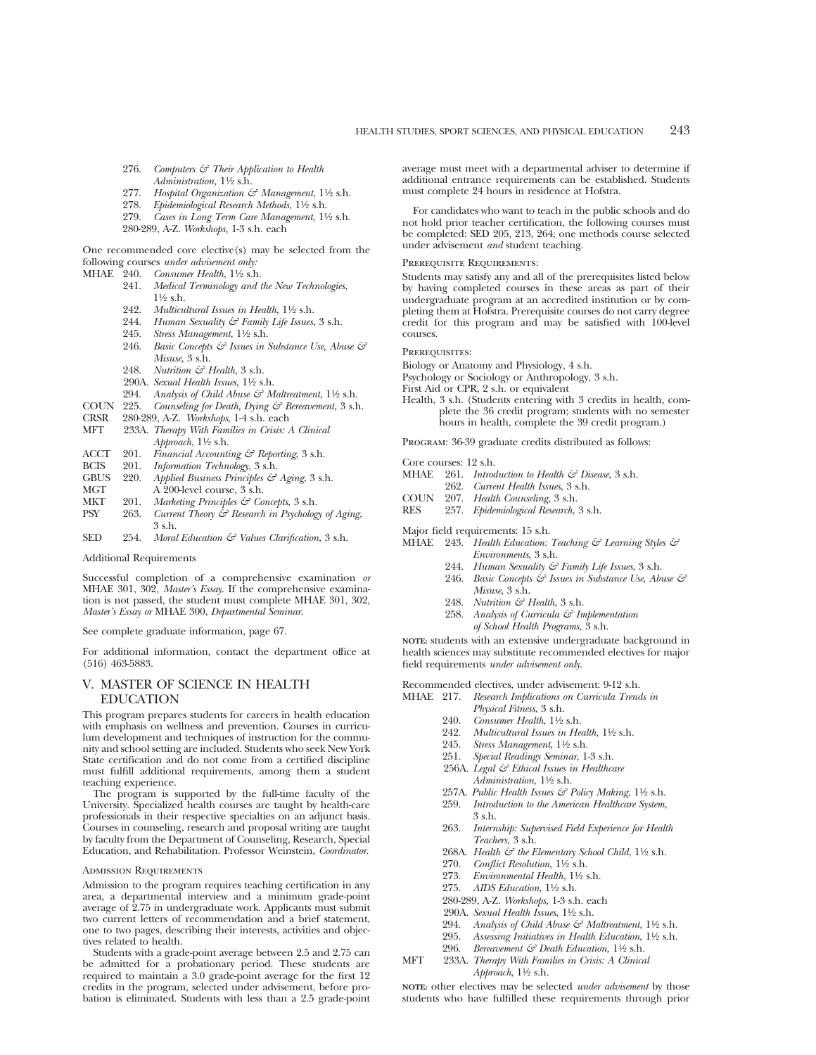276. *Computers & Their Application to Health Administration,* 1½ s.h.
277. *Hospital Organization & Management,* 1½ s.h.
278. *Epidemiological Research Methods,* 1½ s.h.
279. *Cases in Long Term Care Management,* 1½ s.h.
280-289, A-Z. *Workshops,* 1-3 s.h. each

One recommended core elective(s) may be selected from the following courses *under advisement only:*

MHAE 240. *Consumer Health,* 1½ s.h.
241. *Medical Terminology and the New Technologies,* 1½ s.h.
242. *Multicultural Issues in Health,* 1½ s.h.
244. *Human Sexuality & Family Life Issues,* 3 s.h.
245. *Stress Management,* 1½ s.h.
246. *Basic Concepts & Issues in Substance Use, Abuse & Misuse,* 3 s.h.
248. *Nutrition & Health,* 3 s.h.
290A. *Sexual Health Issues,* 1½ s.h.
294. *Analysis of Child Abuse & Maltreatment,* 1½ s.h.
COUN 225. *Counseling for Death, Dying & Bereavement,* 3 s.h.
CRSR 280-289, A-Z. *Workshops,* 1-4 s.h. each
MFT 233A. *Therapy With Families in Crisis: A Clinical Approach,* 1½ s.h.
ACCT 201. *Financial Accounting & Reporting,* 3 s.h.
BCIS 201. *Information Technology,* 3 s.h.
GBUS 220. *Applied Business Principles & Aging,* 3 s.h.
MGT A 200-level course, 3 s.h.
MKT 201. *Marketing Principles & Concepts,* 3 s.h.
PSY 263. *Current Theory & Research in Psychology of Aging,* 3 s.h.
SED 254. *Moral Education & Values Clarification,* 3 s.h.

Additional Requirements

Successful completion of a comprehensive examination *or* MHAE 301, 302, *Master's Essay.* If the comprehensive examination is not passed, the student must complete MHAE 301, 302, *Master's Essay or* MHAE 300, *Departmental Seminar.*

See complete graduate information, page 67.

For additional information, contact the department office at (516) 463-5883.

## V. MASTER OF SCIENCE IN HEALTH EDUCATION

This program prepares students for careers in health education with emphasis on wellness and prevention. Courses in curriculum development and techniques of instruction for the community and school setting are included. Students who seek New York State certification and do not come from a certified discipline must fulfill additional requirements, among them a student teaching experience.

The program is supported by the full-time faculty of the University. Specialized health courses are taught by health-care professionals in their respective specialties on an adjunct basis. Courses in counseling, research and proposal writing are taught by faculty from the Department of Counseling, Research, Special Education, and Rehabilitation. Professor Weinstein, *Coordinator.*

### Admission Requirements

Admission to the program requires teaching certification in any area, a departmental interview and a minimum grade-point average of 2.75 in undergraduate work. Applicants must submit two current letters of recommendation and a brief statement, one to two pages, describing their interests, activities and objectives related to health.

Students with a grade-point average between 2.5 and 2.75 can be admitted for a probationary period. These students are required to maintain a 3.0 grade-point average for the first 12 credits in the program, selected under advisement, before probation is eliminated. Students with less than a 2.5 grade-point average must meet with a departmental adviser to determine if additional entrance requirements can be established. Students must complete 24 hours in residence at Hofstra.

For candidates who want to teach in the public schools and do not hold prior teacher certification, the following courses must be completed: SED 205, 213, 264; one methods course selected under advisement *and* student teaching.

### Prerequisite Requirements:

Students may satisfy any and all of the prerequisites listed below by having completed courses in these areas as part of their undergraduate program at an accredited institution or by completing them at Hofstra. Prerequisite courses do not carry degree credit for this program and may be satisfied with 100-level courses.

### Prerequisites:

Biology or Anatomy and Physiology, 4 s.h.
Psychology or Sociology or Anthropology, 3 s.h.
First Aid or CPR, 2 s.h. or equivalent
Health, 3 s.h. (Students entering with 3 credits in health, complete the 36 credit program; students with no semester hours in health, complete the 39 credit program.)

Program: 36-39 graduate credits distributed as follows:

Core courses: 12 s.h.
MHAE 261. *Introduction to Health & Disease,* 3 s.h.
262. *Current Health Issues,* 3 s.h.
COUN 207. *Health Counseling,* 3 s.h.
RES 257. *Epidemiological Research,* 3 s.h.

Major field requirements: 15 s.h.
MHAE 243. *Health Education: Teaching & Learning Styles & Environments,* 3 s.h.
244. *Human Sexuality & Family Life Issues,* 3 s.h.
246. *Basic Concepts & Issues in Substance Use, Abuse & Misuse,* 3 s.h.
248. *Nutrition & Health,* 3 s.h.
258. *Analysis of Curricula & Implementation of School Health Programs,* 3 s.h.

**note:** students with an extensive undergraduate background in health sciences may substitute recommended electives for major field requirements *under advisement only.*

Recommended electives, under advisement: 9-12 s.h.
MHAE 217. *Research Implications on Curricula Trends in Physical Fitness,* 3 s.h.
240. *Consumer Health,* 1½ s.h.
242. *Multicultural Issues in Health,* 1½ s.h.
245. *Stress Management,* 1½ s.h.
251. *Special Readings Seminar,* 1-3 s.h.
256A. *Legal & Ethical Issues in Healthcare Administration,* 1½ s.h.
257A. *Public Health Issues & Policy Making,* 1½ s.h.
259. *Introduction to the American Healthcare System,* 3 s.h.
263. *Internship: Supervised Field Experience for Health Teachers,* 3 s.h.
268A. *Health & the Elementary School Child,* 1½ s.h.
270. *Conflict Resolution,* 1½ s.h.
273. *Environmental Health,* 1½ s.h.
275. *AIDS Education,* 1½ s.h.
280-289, A-Z. *Workshops,* 1-3 s.h. each
290A. *Sexual Health Issues,* 1½ s.h.
294. *Analysis of Child Abuse & Maltreatment,* 1½ s.h.
295. *Assessing Initiatives in Health Education,* 1½ s.h.
296. *Bereavement & Death Education,* 1½ s.h.
MFT 233A. *Therapy With Families in Crisis: A Clinical Approach,* 1½ s.h.

**note:** other electives may be selected *under advisement* by those students who have fulfilled these requirements through prior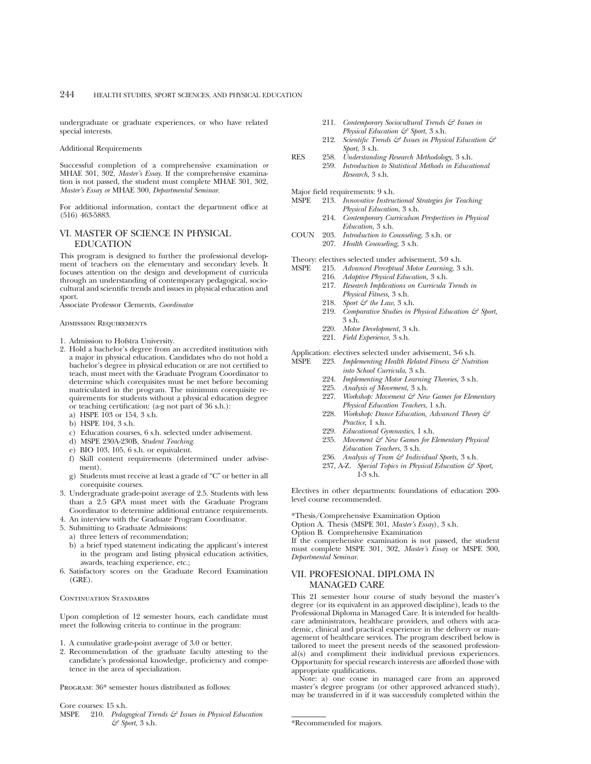undergraduate or graduate experiences, or who have related special interests.

Additional Requirements

Successful completion of a comprehensive examination *or* MHAE 301, 302, *Master's Essay*. If the comprehensive examination is not passed, the student must complete MHAE 301, 302, *Master's Essay or* MHAE 300, *Departmental Seminar*.

For additional information, contact the department office at (516) 463-5883.

## VI. MASTER OF SCIENCE IN PHYSICAL EDUCATION

This program is designed to further the professional development of teachers on the elementary and secondary levels. It focuses attention on the design and development of curricula through an understanding of contemporary pedagogical, sociocultural and scientific trends and issues in physical education and sport.

Associate Professor Clements, *Coordinator*

Admission Requirements

1. Admission to Hofstra University.
2. Hold a bachelor's degree from an accredited institution with a major in physical education. Candidates who do not hold a bachelor's degree in physical education or are not certified to teach, must meet with the Graduate Program Coordinator to determine which corequisites must be met before becoming matriculated in the program. The minimum corequisite requirements for students without a physical education degree or teaching certification: (a-g not part of 36 s.h.):
   a) HSPE 103 or 154, 3 s.h.
   b) HSPE 104, 3 s.h.
   c) Education courses, 6 s.h. selected under advisement.
   d) MSPE 230A-230B, *Student Teaching*.
   e) BIO 103, 105, 6 s.h. or equivalent.
   f) Skill content requirements (determined under advisement).
   g) Students must receive at least a grade of "C" or better in all corequisite courses.
3. Undergraduate grade-point average of 2.5. Students with less than a 2.5 GPA must meet with the Graduate Program Coordinator to determine additional entrance requirements.
4. An interview with the Graduate Program Coordinator.
5. Submitting to Graduate Admissions:
   a) three letters of recommendation;
   b) a brief typed statement indicating the applicant's interest in the program and listing physical education activities, awards, teaching experience, etc.;
6. Satisfactory scores on the Graduate Record Examination (GRE).

Continuation Standards

Upon completion of 12 semester hours, each candidate must meet the following criteria to continue in the program:

1. A cumulative grade-point average of 3.0 or better.
2. Recommendation of the graduate faculty attesting to the candidate's professional knowledge, proficiency and competence in the area of specialization.

Program: 36* semester hours distributed as follows:

Core courses: 15 s.h.

MSPE 210. *Pedagogical Trends & Issues in Physical Education & Sport*, 3 s.h.
211. *Contemporary Sociocultural Trends & Issues in Physical Education & Sport*, 3 s.h.
212. *Scientific Trends & Issues in Physical Education & Sport*, 3 s.h.

RES 258. *Understanding Research Methodology*, 3 s.h.
259. *Introduction to Statistical Methods in Educational Research*, 3 s.h.

Major field requirements: 9 s.h.

MSPE 213. *Innovative Instructional Strategies for Teaching Physical Education*, 3 s.h.
214. *Contemporary Curriculum Perspectives in Physical Education*, 3 s.h.

COUN 203. *Introduction to Counseling*, 3 s.h. or
207. *Health Counseling*, 3 s.h.

Theory: electives selected under advisement, 3-9 s.h.

MSPE 215. *Advanced Perceptual Motor Learning*, 3 s.h.
216. *Adaptive Physical Education*, 3 s.h.
217. *Research Implications on Curricula Trends in Physical Fitness,* 3 s.h.
218. *Sport & the Law*, 3 s.h.
219. *Comparative Studies in Physical Education & Sport*, 3 s.h.
220. *Motor Development*, 3 s.h.
221. *Field Experience*, 3 s.h.

Application: electives selected under advisement, 3-6 s.h.

MSPE 223. *Implementing Health Related Fitness & Nutrition into School Curricula*, 3 s.h.
224. *Implementing Motor Learning Theories*, 3 s.h.
225. *Analysis of Movement*, 3 s.h.
227. *Workshop: Movement & New Games for Elementary Physical Education Teachers*, 1 s.h.
228. *Workshop: Dance Education, Advanced Theory & Practice,* 1 s.h.
229. *Educational Gymnastics*, 1 s.h.
235. *Movement & New Games for Elementary Physical Education Teachers*, 3 s.h.
236. *Analysis of Team & Individual Sports,* 3 s.h.
237, A-Z. *Special Topics in Physical Education & Sport*, 1-3 s.h.

Electives in other departments: foundations of education 200-level course recommended.

*Thesis/Comprehensive Examination Option

Option A. Thesis (MSPE 301, *Master's Essay*), 3 s.h.

Option B. Comprehensive Examination

If the comprehensive examination is not passed, the student must complete MSPE 301, 302, *Master's Essay* or MSPE 300, *Departmental Seminar*.

## VII. PROFESIONAL DIPLOMA IN MANAGED CARE

This 21 semester hour course of study beyond the master's degree (or its equivalent in an approved discipline), leads to the Profesional Diploma in Managed Care. It is intended for healthcare administrators, healthcare providers, and others with academic, clinical and practical experience in the delivery or management of healthcare services. The program described below is tailored to meet the present needs of the seasoned professional(s) and compliment their individual previous experiences. Opportunity for special research interests are afforded those with appropriate qualifications.

Note: a) one couse in managed care from an approved master's degree program (or other approved advanced study), may be transferred in if it was successfully completed within the

*Recommended for majors.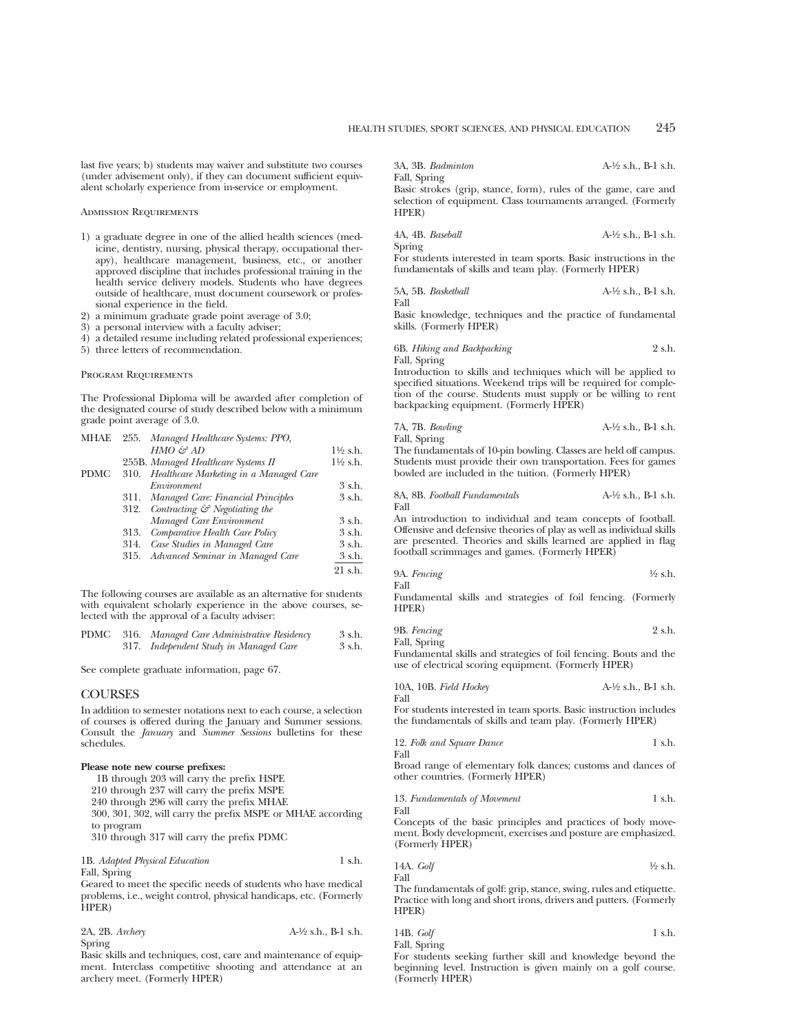last five years; b) students may waiver and substitute two courses (under advisement only), if they can document sufficient equivalent scholarly experience from in-service or employment.

### Admission Requirements

1) a graduate degree in one of the allied health sciences (medicine, dentistry, nursing, physical therapy, occupational therapy), healthcare management, business, etc., or another approved discipline that includes professional training in the health service delivery models. Students who have degrees outside of healthcare, must document coursework or professional experience in the field.
2) a minimum graduate grade point average of 3.0;
3) a personal interview with a faculty adviser;
4) a detailed resume including related professional experiences;
5) three letters of recommendation.

### Program Requirements

The Professional Diploma will be awarded after completion of the designated course of study described below with a minimum grade point average of 3.0.

| | | | |
|---|---|---|---|
| MHAE | 255. | *Managed Healthcare Systems: PPO, HMO & AD* | 1½ s.h. |
| | 255B. | *Managed Healthcare Systems II* | 1½ s.h. |
| PDMC | 310. | *Healthcare Marketing in a Managed Care Environment* | 3 s.h. |
| | 311. | *Managed Care: Financial Principles* | 3 s.h. |
| | 312. | *Contracting & Negotiating the Managed Care Environment* | 3 s.h. |
| | 313. | *Comparative Health Care Policy* | 3 s.h. |
| | 314. | *Case Studies in Managed Care* | 3 s.h. |
| | 315. | *Advanced Seminar in Managed Care* | 3 s.h. |
| | | | 21 s.h. |

The following courses are available as an alternative for students with equivalent scholarly experience in the above courses, selected with the approval of a faculty adviser:

| | | | |
|---|---|---|---|
| PDMC | 316. | *Managed Care Administrative Residency* | 3 s.h. |
| | 317. | *Independent Study in Managed Care* | 3 s.h. |

See complete graduate information, page 67.

## COURSES

In addition to semester notations next to each course, a selection of courses is offered during the January and Summer sessions. Consult the *January* and *Summer Sessions* bulletins for these schedules.

**Please note new course prefixes:**

1B through 203 will carry the prefix HSPE
210 through 237 will carry the prefix MSPE
240 through 296 will carry the prefix MHAE
300, 301, 302, will carry the prefix MSPE or MHAE according to program
310 through 317 will carry the prefix PDMC

1B. *Adapted Physical Education* — 1 s.h.
Fall, Spring
Geared to meet the specific needs of students who have medical problems, i.e., weight control, physical handicaps, etc. (Formerly HPER)

2A, 2B. *Archery* — A-½ s.h., B-1 s.h.
Spring
Basic skills and techniques, cost, care and maintenance of equipment. Interclass competitive shooting and attendance at an archery meet. (Formerly HPER)

3A, 3B. *Badminton* — A-½ s.h., B-1 s.h.
Fall, Spring
Basic strokes (grip, stance, form), rules of the game, care and selection of equipment. Class tournaments arranged. (Formerly HPER)

4A, 4B. *Baseball* — A-½ s.h., B-1 s.h.
Spring
For students interested in team sports. Basic instructions in the fundamentals of skills and team play. (Formerly HPER)

5A, 5B. *Basketball* — A-½ s.h., B-1 s.h.
Fall
Basic knowledge, techniques and the practice of fundamental skills. (Formerly HPER)

6B. *Hiking and Backpacking* — 2 s.h.
Fall, Spring
Introduction to skills and techniques which will be applied to specified situations. Weekend trips will be required for completion of the course. Students must supply or be willing to rent backpacking equipment. (Formerly HPER)

7A, 7B. *Bowling* — A-½ s.h., B-1 s.h.
Fall, Spring
The fundamentals of 10-pin bowling. Classes are held off campus. Students must provide their own transportation. Fees for games bowled are included in the tuition. (Formerly HPER)

8A, 8B. *Football Fundamentals* — A-½ s.h., B-1 s.h.
Fall
An introduction to individual and team concepts of football. Offensive and defensive theories of play as well as individual skills are presented. Theories and skills learned are applied in flag football scrimmages and games. (Formerly HPER)

9A. *Fencing* — ½ s.h.
Fall
Fundamental skills and strategies of foil fencing. (Formerly HPER)

9B. *Fencing* — 2 s.h.
Fall, Spring
Fundamental skills and strategies of foil fencing. Bouts and the use of electrical scoring equipment. (Formerly HPER)

10A, 10B. *Field Hockey* — A-½ s.h., B-1 s.h.
Fall
For students interested in team sports. Basic instruction includes the fundamentals of skills and team play. (Formerly HPER)

12. *Folk and Square Dance* — 1 s.h.
Fall
Broad range of elementary folk dances; customs and dances of other countries. (Formerly HPER)

13. *Fundamentals of Movement* — 1 s.h.
Fall
Concepts of the basic principles and practices of body movement. Body development, exercises and posture are emphasized. (Formerly HPER)

14A. *Golf* — ½ s.h.
Fall
The fundamentals of golf: grip, stance, swing, rules and etiquette. Practice with long and short irons, drivers and putters. (Formerly HPER)

14B. *Golf* — 1 s.h.
Fall, Spring
For students seeking further skill and knowledge beyond the beginning level. Instruction is given mainly on a golf course. (Formerly HPER)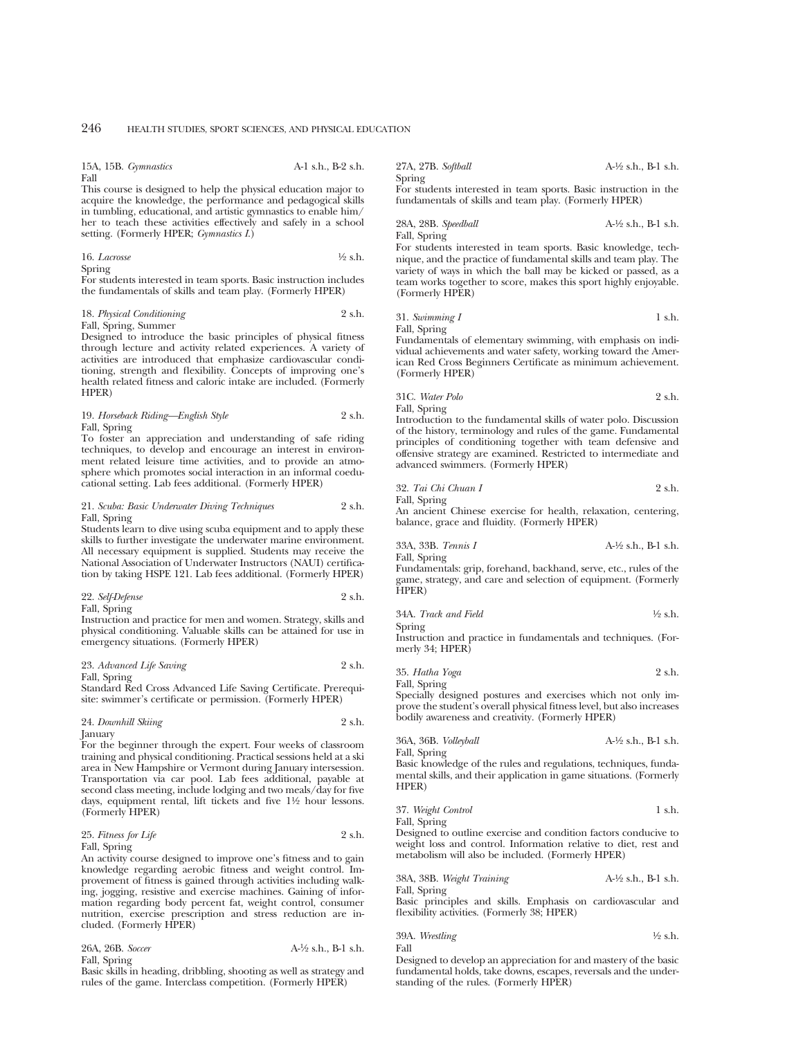15A, 15B. *Gymnastics* A-1 s.h., B-2 s.h.
Fall

This course is designed to help the physical education major to acquire the knowledge, the performance and pedagogical skills in tumbling, educational, and artistic gymnastics to enable him/her to teach these activities effectively and safely in a school setting. (Formerly HPER; *Gymnastics I*.)

16. *Lacrosse* ½ s.h.
Spring

For students interested in team sports. Basic instruction includes the fundamentals of skills and team play. (Formerly HPER)

18. *Physical Conditioning* 2 s.h.
Fall, Spring, Summer

Designed to introduce the basic principles of physical fitness through lecture and activity related experiences. A variety of activities are introduced that emphasize cardiovascular conditioning, strength and flexibility. Concepts of improving one's health related fitness and caloric intake are included. (Formerly HPER)

19. *Horseback Riding—English Style* 2 s.h.
Fall, Spring

To foster an appreciation and understanding of safe riding techniques, to develop and encourage an interest in environment related leisure time activities, and to provide an atmosphere which promotes social interaction in an informal coeducational setting. Lab fees additional. (Formerly HPER)

21. *Scuba: Basic Underwater Diving Techniques* 2 s.h.
Fall, Spring

Students learn to dive using scuba equipment and to apply these skills to further investigate the underwater marine environment. All necessary equipment is supplied. Students may receive the National Association of Underwater Instructors (NAUI) certification by taking HSPE 121. Lab fees additional. (Formerly HPER)

22. *Self-Defense* 2 s.h.
Fall, Spring

Instruction and practice for men and women. Strategy, skills and physical conditioning. Valuable skills can be attained for use in emergency situations. (Formerly HPER)

23. *Advanced Life Saving* 2 s.h.
Fall, Spring

Standard Red Cross Advanced Life Saving Certificate. Prerequisite: swimmer's certificate or permission. (Formerly HPER)

24. *Downhill Skiing* 2 s.h.
January

For the beginner through the expert. Four weeks of classroom training and physical conditioning. Practical sessions held at a ski area in New Hampshire or Vermont during January intersession. Transportation via car pool. Lab fees additional, payable at second class meeting, include lodging and two meals/day for five days, equipment rental, lift tickets and five 1½ hour lessons. (Formerly HPER)

25. *Fitness for Life* 2 s.h.
Fall, Spring

An activity course designed to improve one's fitness and to gain knowledge regarding aerobic fitness and weight control. Improvement of fitness is gained through activities including walking, jogging, resistive and exercise machines. Gaining of information regarding body percent fat, weight control, consumer nutrition, exercise prescription and stress reduction are included. (Formerly HPER)

26A, 26B. *Soccer* A-½ s.h., B-1 s.h.
Fall, Spring

Basic skills in heading, dribbling, shooting as well as strategy and rules of the game. Interclass competition. (Formerly HPER)

27A, 27B. *Softball* A-½ s.h., B-1 s.h.
Spring

For students interested in team sports. Basic instruction in the fundamentals of skills and team play. (Formerly HPER)

28A, 28B. *Speedball* A-½ s.h., B-1 s.h.
Fall, Spring

For students interested in team sports. Basic knowledge, technique, and the practice of fundamental skills and team play. The variety of ways in which the ball may be kicked or passed, as a team works together to score, makes this sport highly enjoyable. (Formerly HPER)

31. *Swimming I* 1 s.h.
Fall, Spring

Fundamentals of elementary swimming, with emphasis on individual achievements and water safety, working toward the American Red Cross Beginners Certificate as minimum achievement. (Formerly HPER)

31C. *Water Polo* 2 s.h.
Fall, Spring

Introduction to the fundamental skills of water polo. Discussion of the history, terminology and rules of the game. Fundamental principles of conditioning together with team defensive and offensive strategy are examined. Restricted to intermediate and advanced swimmers. (Formerly HPER)

32. *Tai Chi Chuan I* 2 s.h.
Fall, Spring

An ancient Chinese exercise for health, relaxation, centering, balance, grace and fluidity. (Formerly HPER)

33A, 33B. *Tennis I* A-½ s.h., B-1 s.h.
Fall, Spring

Fundamentals: grip, forehand, backhand, serve, etc., rules of the game, strategy, and care and selection of equipment. (Formerly HPER)

34A. *Track and Field* ½ s.h.
Spring

Instruction and practice in fundamentals and techniques. (Formerly 34; HPER)

35. *Hatha Yoga* 2 s.h.
Fall, Spring

Specially designed postures and exercises which not only improve the student's overall physical fitness level, but also increases bodily awareness and creativity. (Formerly HPER)

36A, 36B. *Volleyball* A-½ s.h., B-1 s.h.
Fall, Spring

Basic knowledge of the rules and regulations, techniques, fundamental skills, and their application in game situations. (Formerly HPER)

37. *Weight Control* 1 s.h.
Fall, Spring

Designed to outline exercise and condition factors conducive to weight loss and control. Information relative to diet, rest and metabolism will also be included. (Formerly HPER)

38A, 38B. *Weight Training* A-½ s.h., B-1 s.h.
Fall, Spring

Basic principles and skills. Emphasis on cardiovascular and flexibility activities. (Formerly 38; HPER)

39A. *Wrestling* ½ s.h.
Fall

Designed to develop an appreciation for and mastery of the basic fundamental holds, take downs, escapes, reversals and the understanding of the rules. (Formerly HPER)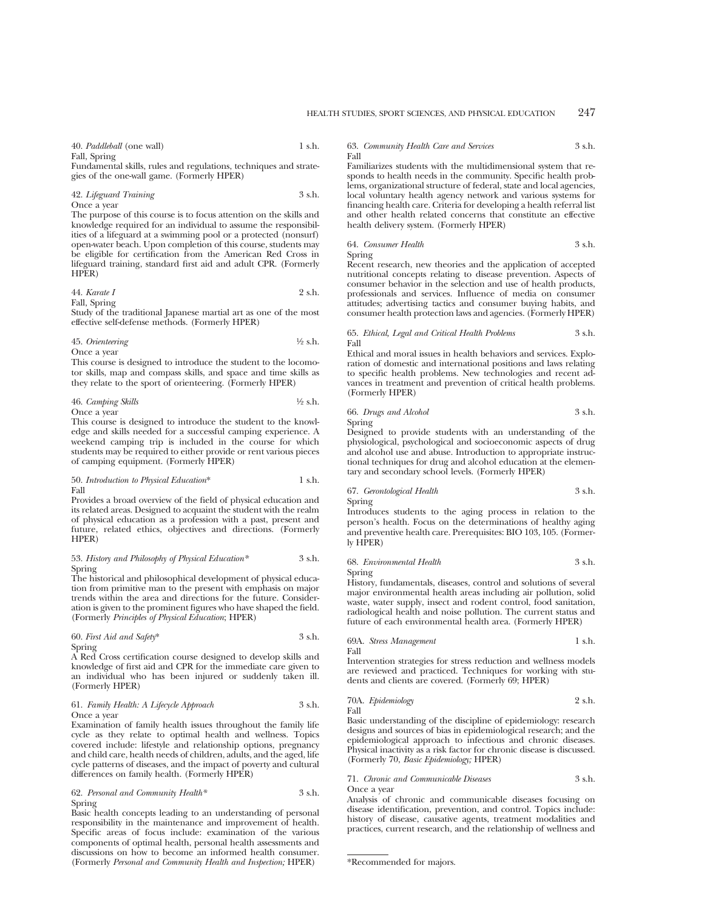40. *Paddleball* (one wall) 1 s.h.
Fall, Spring
Fundamental skills, rules and regulations, techniques and strategies of the one-wall game. (Formerly HPER)

42. *Lifeguard Training* 3 s.h.
Once a year
The purpose of this course is to focus attention on the skills and knowledge required for an individual to assume the responsibilities of a lifeguard at a swimming pool or a protected (nonsurf) open-water beach. Upon completion of this course, students may be eligible for certification from the American Red Cross in lifeguard training, standard first aid and adult CPR. (Formerly HPER)

44. *Karate I* 2 s.h.
Fall, Spring
Study of the traditional Japanese martial art as one of the most effective self-defense methods. (Formerly HPER)

45. *Orienteering* ½ s.h.
Once a year
This course is designed to introduce the student to the locomotor skills, map and compass skills, and space and time skills as they relate to the sport of orienteering. (Formerly HPER)

46. *Camping Skills* ½ s.h.
Once a year
This course is designed to introduce the student to the knowledge and skills needed for a successful camping experience. A weekend camping trip is included in the course for which students may be required to either provide or rent various pieces of camping equipment. (Formerly HPER)

50. *Introduction to Physical Education** 1 s.h.
Fall
Provides a broad overview of the field of physical education and its related areas. Designed to acquaint the student with the realm of physical education as a profession with a past, present and future, related ethics, objectives and directions. (Formerly HPER)

53. *History and Philosophy of Physical Education** 3 s.h.
Spring
The historical and philosophical development of physical education from primitive man to the present with emphasis on major trends within the area and directions for the future. Consideration is given to the prominent figures who have shaped the field. (Formerly *Principles of Physical Education*; HPER)

60. *First Aid and Safety** 3 s.h.
Spring
A Red Cross certification course designed to develop skills and knowledge of first aid and CPR for the immediate care given to an individual who has been injured or suddenly taken ill. (Formerly HPER)

61. *Family Health: A Lifecycle Approach* 3 s.h.
Once a year
Examination of family health issues throughout the family life cycle as they relate to optimal health and wellness. Topics covered include: lifestyle and relationship options, pregnancy and child care, health needs of children, adults, and the aged, life cycle patterns of diseases, and the impact of poverty and cultural differences on family health. (Formerly HPER)

62. *Personal and Community Health** 3 s.h.
Spring
Basic health concepts leading to an understanding of personal responsibility in the maintenance and improvement of health. Specific areas of focus include: examination of the various components of optimal health, personal health assessments and discussions on how to become an informed health consumer. (Formerly *Personal and Community Health and Inspection;* HPER)

63. *Community Health Care and Services* 3 s.h.
Fall
Familiarizes students with the multidimensional system that responds to health needs in the community. Specific health problems, organizational structure of federal, state and local agencies, local voluntary health agency network and various systems for financing health care. Criteria for developing a health referral list and other health related concerns that constitute an effective health delivery system. (Formerly HPER)

64. *Consumer Health* 3 s.h.
Spring
Recent research, new theories and the application of accepted nutritional concepts relating to disease prevention. Aspects of consumer behavior in the selection and use of health products, professionals and services. Influence of media on consumer attitudes; advertising tactics and consumer buying habits, and consumer health protection laws and agencies. (Formerly HPER)

65. *Ethical, Legal and Critical Health Problems* 3 s.h.
Fall
Ethical and moral issues in health behaviors and services. Exploration of domestic and international positions and laws relating to specific health problems. New technologies and recent advances in treatment and prevention of critical health problems. (Formerly HPER)

66. *Drugs and Alcohol* 3 s.h.
Spring
Designed to provide students with an understanding of the physiological, psychological and socioeconomic aspects of drug and alcohol use and abuse. Introduction to appropriate instructional techniques for drug and alcohol education at the elementary and secondary school levels. (Formerly HPER)

67. *Gerontological Health* 3 s.h.
Spring
Introduces students to the aging process in relation to the person's health. Focus on the determinations of healthy aging and preventive health care. Prerequisites: BIO 103, 105. (Formerly HPER)

68. *Environmental Health* 3 s.h.
Spring
History, fundamentals, diseases, control and solutions of several major environmental health areas including air pollution, solid waste, water supply, insect and rodent control, food sanitation, radiological health and noise pollution. The current status and future of each environmental health area. (Formerly HPER)

69A. *Stress Management* 1 s.h.
Fall
Intervention strategies for stress reduction and wellness models are reviewed and practiced. Techniques for working with students and clients are covered. (Formerly 69; HPER)

70A. *Epidemiology* 2 s.h.
Fall
Basic understanding of the discipline of epidemiology: research designs and sources of bias in epidemiological research; and the epidemiological approach to infectious and chronic diseases. Physical inactivity as a risk factor for chronic disease is discussed. (Formerly 70, *Basic Epidemiology;* HPER)

71. *Chronic and Communicable Diseases* 3 s.h.
Once a year
Analysis of chronic and communicable diseases focusing on disease identification, prevention, and control. Topics include: history of disease, causative agents, treatment modalities and practices, current research, and the relationship of wellness and

*Recommended for majors.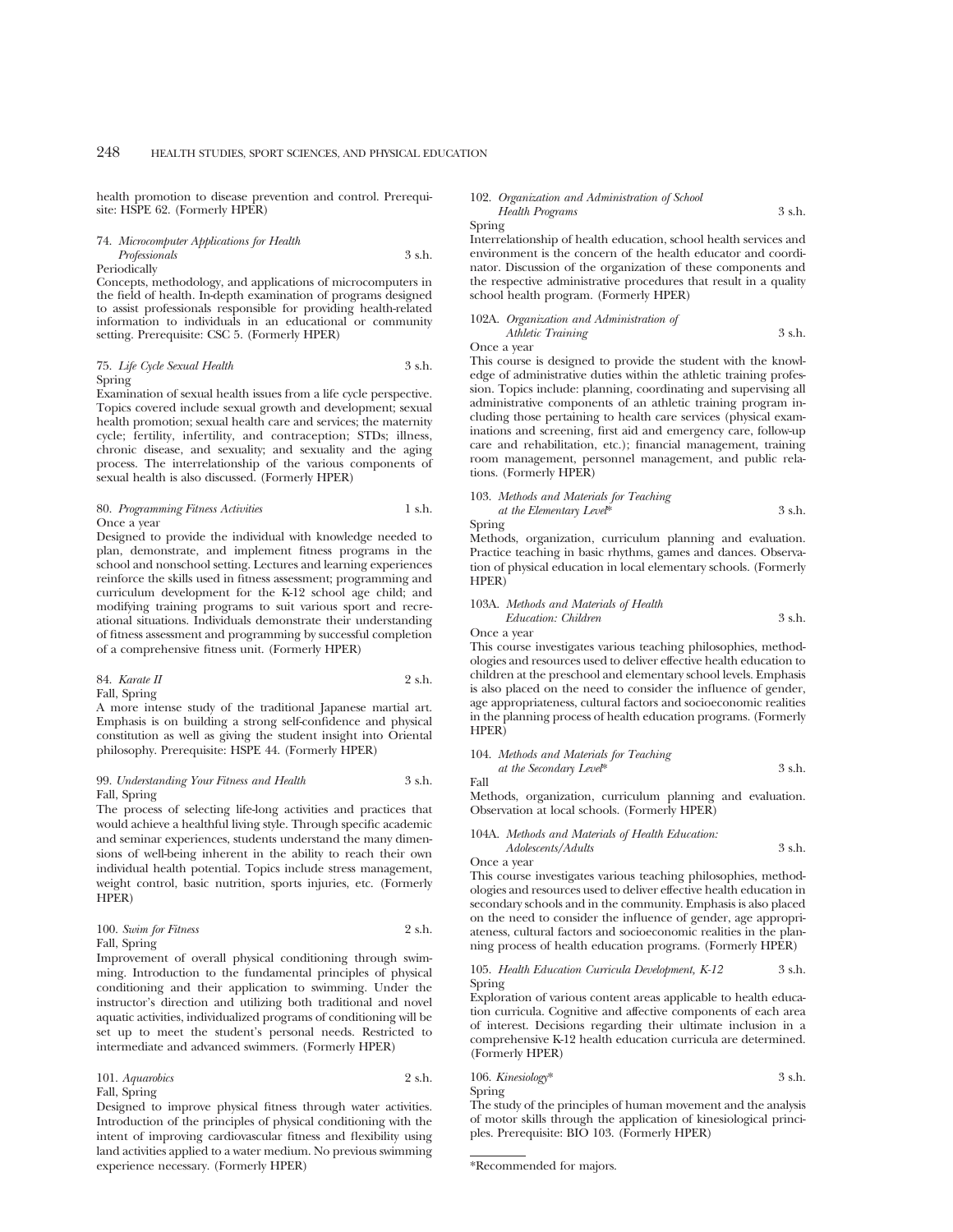health promotion to disease prevention and control. Prerequisite: HSPE 62. (Formerly HPER)

74. *Microcomputer Applications for Health Professionals* 3 s.h.
Periodically
Concepts, methodology, and applications of microcomputers in the field of health. In-depth examination of programs designed to assist professionals responsible for providing health-related information to individuals in an educational or community setting. Prerequisite: CSC 5. (Formerly HPER)

75. *Life Cycle Sexual Health* 3 s.h.
Spring
Examination of sexual health issues from a life cycle perspective. Topics covered include sexual growth and development; sexual health promotion; sexual health care and services; the maternity cycle; fertility, infertility, and contraception; STDs; illness, chronic disease, and sexuality; and sexuality and the aging process. The interrelationship of the various components of sexual health is also discussed. (Formerly HPER)

80. *Programming Fitness Activities* 1 s.h.
Once a year
Designed to provide the individual with knowledge needed to plan, demonstrate, and implement fitness programs in the school and nonschool setting. Lectures and learning experiences reinforce the skills used in fitness assessment; programming and curriculum development for the K-12 school age child; and modifying training programs to suit various sport and recreational situations. Individuals demonstrate their understanding of fitness assessment and programming by successful completion of a comprehensive fitness unit. (Formerly HPER)

84. *Karate II* 2 s.h.
Fall, Spring
A more intense study of the traditional Japanese martial art. Emphasis is on building a strong self-confidence and physical constitution as well as giving the student insight into Oriental philosophy. Prerequisite: HSPE 44. (Formerly HPER)

99. *Understanding Your Fitness and Health* 3 s.h.
Fall, Spring
The process of selecting life-long activities and practices that would achieve a healthful living style. Through specific academic and seminar experiences, students understand the many dimensions of well-being inherent in the ability to reach their own individual health potential. Topics include stress management, weight control, basic nutrition, sports injuries, etc. (Formerly HPER)

100. *Swim for Fitness* 2 s.h.
Fall, Spring
Improvement of overall physical conditioning through swimming. Introduction to the fundamental principles of physical conditioning and their application to swimming. Under the instructor's direction and utilizing both traditional and novel aquatic activities, individualized programs of conditioning will be set up to meet the student's personal needs. Restricted to intermediate and advanced swimmers. (Formerly HPER)

101. *Aquarobics* 2 s.h.
Fall, Spring
Designed to improve physical fitness through water activities. Introduction of the principles of physical conditioning with the intent of improving cardiovascular fitness and flexibility using land activities applied to a water medium. No previous swimming experience necessary. (Formerly HPER)

102. *Organization and Administration of School Health Programs* 3 s.h.
Spring
Interrelationship of health education, school health services and environment is the concern of the health educator and coordinator. Discussion of the organization of these components and the respective administrative procedures that result in a quality school health program. (Formerly HPER)

102A. *Organization and Administration of Athletic Training* 3 s.h.
Once a year
This course is designed to provide the student with the knowledge of administrative duties within the athletic training profession. Topics include: planning, coordinating and supervising all administrative components of an athletic training program including those pertaining to health care services (physical examinations and screening, first aid and emergency care, follow-up care and rehabilitation, etc.); financial management, training room management, personnel management, and public relations. (Formerly HPER)

103. *Methods and Materials for Teaching at the Elementary Level\** 3 s.h.
Spring
Methods, organization, curriculum planning and evaluation. Practice teaching in basic rhythms, games and dances. Observation of physical education in local elementary schools. (Formerly HPER)

103A. *Methods and Materials of Health Education: Children* 3 s.h.
Once a year
This course investigates various teaching philosophies, methodologies and resources used to deliver effective health education to children at the preschool and elementary school levels. Emphasis is also placed on the need to consider the influence of gender, age appropriateness, cultural factors and socioeconomic realities in the planning process of health education programs. (Formerly HPER)

104. *Methods and Materials for Teaching at the Secondary Level\** 3 s.h.
Fall
Methods, organization, curriculum planning and evaluation. Observation at local schools. (Formerly HPER)

104A. *Methods and Materials of Health Education: Adolescents/Adults* 3 s.h.
Once a year
This course investigates various teaching philosophies, methodologies and resources used to deliver effective health education in secondary schools and in the community. Emphasis is also placed on the need to consider the influence of gender, age appropriateness, cultural factors and socioeconomic realities in the planning process of health education programs. (Formerly HPER)

105. *Health Education Curricula Development, K-12* 3 s.h.
Spring
Exploration of various content areas applicable to health education curricula. Cognitive and affective components of each area of interest. Decisions regarding their ultimate inclusion in a comprehensive K-12 health education curricula are determined. (Formerly HPER)

106. *Kinesiology\** 3 s.h.
Spring
The study of the principles of human movement and the analysis of motor skills through the application of kinesiological principles. Prerequisite: BIO 103. (Formerly HPER)

\*Recommended for majors.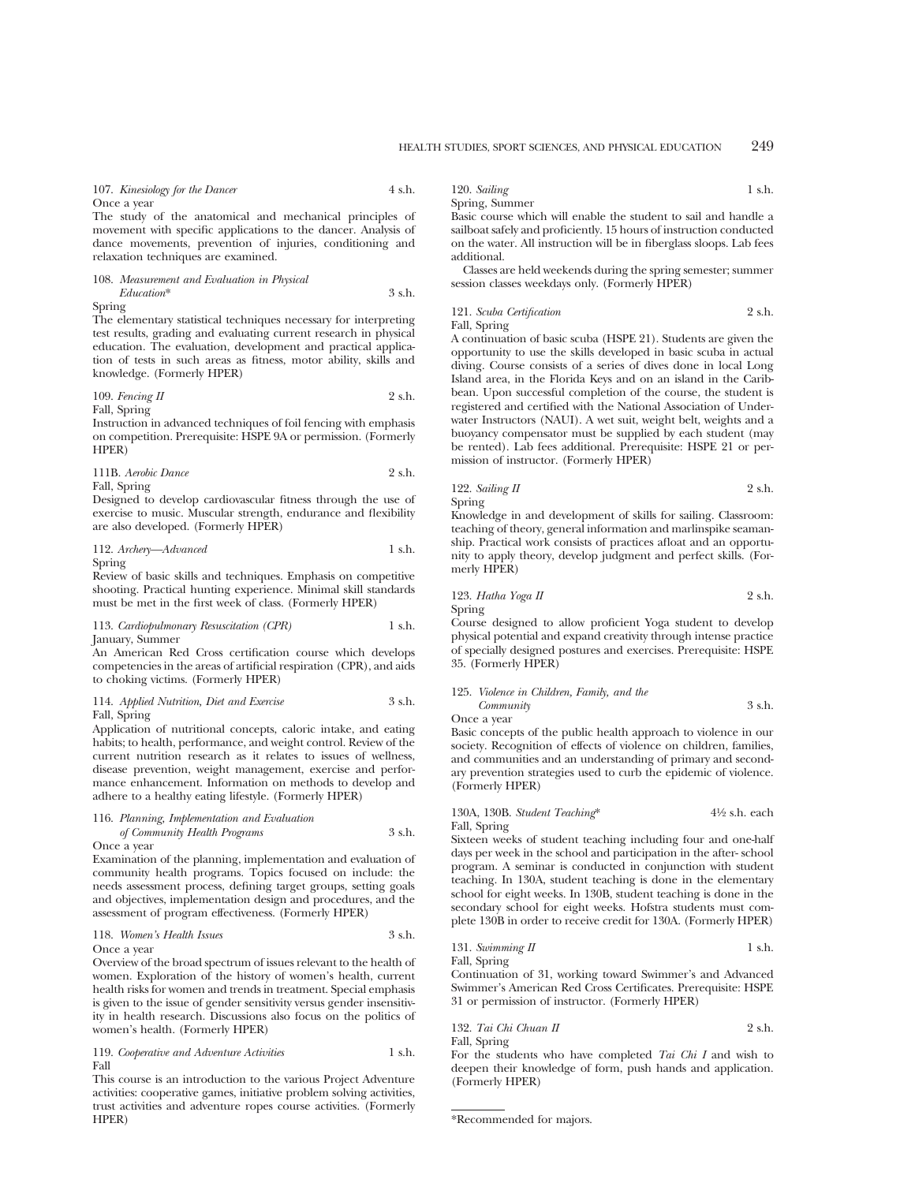107. *Kinesiology for the Dancer* 4 s.h.
Once a year
The study of the anatomical and mechanical principles of movement with specific applications to the dancer. Analysis of dance movements, prevention of injuries, conditioning and relaxation techniques are examined.

108. *Measurement and Evaluation in Physical Education** 3 s.h.
Spring
The elementary statistical techniques necessary for interpreting test results, grading and evaluating current research in physical education. The evaluation, development and practical application of tests in such areas as fitness, motor ability, skills and knowledge. (Formerly HPER)

109. *Fencing II* 2 s.h.
Fall, Spring
Instruction in advanced techniques of foil fencing with emphasis on competition. Prerequisite: HSPE 9A or permission. (Formerly HPER)

111B. *Aerobic Dance* 2 s.h.
Fall, Spring
Designed to develop cardiovascular fitness through the use of exercise to music. Muscular strength, endurance and flexibility are also developed. (Formerly HPER)

112. *Archery—Advanced* 1 s.h.
Spring
Review of basic skills and techniques. Emphasis on competitive shooting. Practical hunting experience. Minimal skill standards must be met in the first week of class. (Formerly HPER)

113. *Cardiopulmonary Resuscitation (CPR)* 1 s.h.
January, Summer
An American Red Cross certification course which develops competencies in the areas of artificial respiration (CPR), and aids to choking victims. (Formerly HPER)

114. *Applied Nutrition, Diet and Exercise* 3 s.h.
Fall, Spring
Application of nutritional concepts, caloric intake, and eating habits; to health, performance, and weight control. Review of the current nutrition research as it relates to issues of wellness, disease prevention, weight management, exercise and performance enhancement. Information on methods to develop and adhere to a healthy eating lifestyle. (Formerly HPER)

116. *Planning, Implementation and Evaluation of Community Health Programs* 3 s.h.
Once a year
Examination of the planning, implementation and evaluation of community health programs. Topics focused on include: the needs assessment process, defining target groups, setting goals and objectives, implementation design and procedures, and the assessment of program effectiveness. (Formerly HPER)

118. *Women's Health Issues* 3 s.h.
Once a year
Overview of the broad spectrum of issues relevant to the health of women. Exploration of the history of women's health, current health risks for women and trends in treatment. Special emphasis is given to the issue of gender sensitivity versus gender insensitivity in health research. Discussions also focus on the politics of women's health. (Formerly HPER)

119. *Cooperative and Adventure Activities* 1 s.h.
Fall
This course is an introduction to the various Project Adventure activities: cooperative games, initiative problem solving activities, trust activities and adventure ropes course activities. (Formerly HPER)

120. *Sailing* 1 s.h.
Spring, Summer
Basic course which will enable the student to sail and handle a sailboat safely and proficiently. 15 hours of instruction conducted on the water. All instruction will be in fiberglass sloops. Lab fees additional.

Classes are held weekends during the spring semester; summer session classes weekdays only. (Formerly HPER)

121. *Scuba Certification* 2 s.h.
Fall, Spring
A continuation of basic scuba (HSPE 21). Students are given the opportunity to use the skills developed in basic scuba in actual diving. Course consists of a series of dives done in local Long Island area, in the Florida Keys and on an island in the Caribbean. Upon successful completion of the course, the student is registered and certified with the National Association of Underwater Instructors (NAUI). A wet suit, weight belt, weights and a buoyancy compensator must be supplied by each student (may be rented). Lab fees additional. Prerequisite: HSPE 21 or permission of instructor. (Formerly HPER)

122. *Sailing II* 2 s.h.
Spring
Knowledge in and development of skills for sailing. Classroom: teaching of theory, general information and marlinspike seamanship. Practical work consists of practices afloat and an opportunity to apply theory, develop judgment and perfect skills. (Formerly HPER)

123. *Hatha Yoga II* 2 s.h.
Spring
Course designed to allow proficient Yoga student to develop physical potential and expand creativity through intense practice of specially designed postures and exercises. Prerequisite: HSPE 35. (Formerly HPER)

125. *Violence in Children, Family, and the Community* 3 s.h.
Once a year
Basic concepts of the public health approach to violence in our society. Recognition of effects of violence on children, families, and communities and an understanding of primary and secondary prevention strategies used to curb the epidemic of violence. (Formerly HPER)

130A, 130B. *Student Teaching** 4½ s.h. each
Fall, Spring
Sixteen weeks of student teaching including four and one-half days per week in the school and participation in the after- school program. A seminar is conducted in conjunction with student teaching. In 130A, student teaching is done in the elementary school for eight weeks. In 130B, student teaching is done in the secondary school for eight weeks. Hofstra students must complete 130B in order to receive credit for 130A. (Formerly HPER)

131. *Swimming II* 1 s.h.
Fall, Spring
Continuation of 31, working toward Swimmer's and Advanced Swimmer's American Red Cross Certificates. Prerequisite: HSPE 31 or permission of instructor. (Formerly HPER)

132. *Tai Chi Chuan II* 2 s.h.
Fall, Spring
For the students who have completed *Tai Chi I* and wish to deepen their knowledge of form, push hands and application. (Formerly HPER)

*Recommended for majors.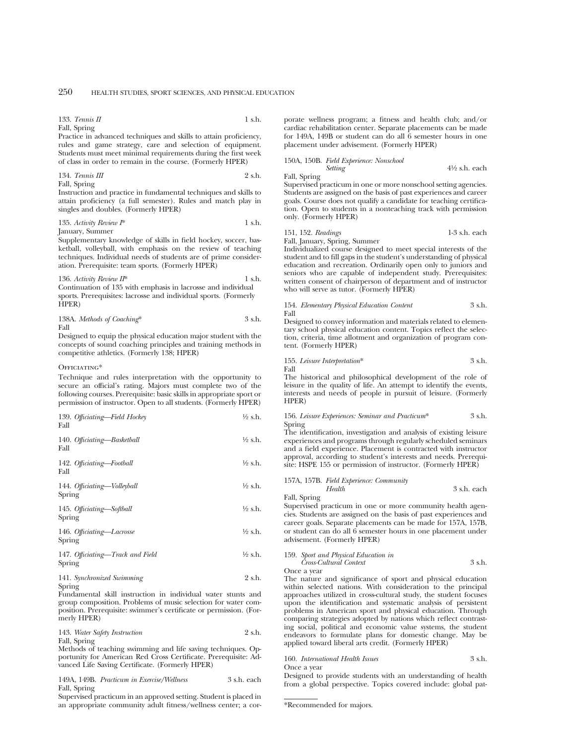133. *Tennis II* 1 s.h.
Fall, Spring
Practice in advanced techniques and skills to attain proficiency, rules and game strategy, care and selection of equipment. Students must meet minimal requirements during the first week of class in order to remain in the course. (Formerly HPER)

134. *Tennis III* 2 s.h.
Fall, Spring
Instruction and practice in fundamental techniques and skills to attain proficiency (a full semester). Rules and match play in singles and doubles. (Formerly HPER)

135. *Activity Review I** 1 s.h.
January, Summer
Supplementary knowledge of skills in field hockey, soccer, basketball, volleyball, with emphasis on the review of teaching techniques. Individual needs of students are of prime consideration. Prerequisite: team sports. (Formerly HPER)

136. *Activity Review II** 1 s.h.
Continuation of 135 with emphasis in lacrosse and individual sports. Prerequisites: lacrosse and individual sports. (Formerly HPER)

138A. *Methods of Coaching** 3 s.h.
Fall
Designed to equip the physical education major student with the concepts of sound coaching principles and training methods in competitive athletics. (Formerly 138; HPER)

OFFICIATING*

Technique and rules interpretation with the opportunity to secure an official's rating. Majors must complete two of the following courses. Prerequisite: basic skills in appropriate sport or permission of instructor. Open to all students. (Formerly HPER)

139. *Officiating—Field Hockey* ½ s.h.
Fall

140. *Officiating—Basketball* ½ s.h.
Fall

142. *Officiating—Football* ½ s.h.
Fall

144. *Officiating—Volleyball* ½ s.h.
Spring

145. *Officiating—Softball* ½ s.h.
Spring

146. *Officiating—Lacrosse* ½ s.h.
Spring

147. *Officiating—Track and Field* ½ s.h.
Spring

141. *Synchronized Swimming* 2 s.h.
Spring
Fundamental skill instruction in individual water stunts and group composition. Problems of music selection for water composition. Prerequisite: swimmer's certificate or permission. (Formerly HPER)

143. *Water Safety Instruction* 2 s.h.
Fall, Spring
Methods of teaching swimming and life saving techniques. Opportunity for American Red Cross Certificate. Prerequisite: Advanced Life Saving Certificate. (Formerly HPER)

149A, 149B. *Practicum in Exercise/Wellness* 3 s.h. each
Fall, Spring
Supervised practicum in an approved setting. Student is placed in an appropriate community adult fitness/wellness center; a corporate wellness program; a fitness and health club; and/or cardiac rehabilitation center. Separate placements can be made for 149A, 149B or student can do all 6 semester hours in one placement under advisement. (Formerly HPER)

150A, 150B. *Field Experience: Nonschool Setting* 4½ s.h. each
Fall, Spring
Supervised practicum in one or more nonschool setting agencies. Students are assigned on the basis of past experiences and career goals. Course does not qualify a candidate for teaching certification. Open to students in a nonteaching track with permission only. (Formerly HPER)

151, 152. *Readings* 1-3 s.h. each
Fall, January, Spring, Summer
Individualized course designed to meet special interests of the student and to fill gaps in the student's understanding of physical education and recreation. Ordinarily open only to juniors and seniors who are capable of independent study. Prerequisites: written consent of chairperson of department and of instructor who will serve as tutor. (Formerly HPER)

154. *Elementary Physical Education Content* 3 s.h.
Fall
Designed to convey information and materials related to elementary school physical education content. Topics reflect the selection, criteria, time allotment and organization of program content. (Formerly HPER)

155. *Leisure Interpretation** 3 s.h.
Fall
The historical and philosophical development of the role of leisure in the quality of life. An attempt to identify the events, interests and needs of people in pursuit of leisure. (Formerly HPER)

156. *Leisure Experiences: Seminar and Practicum** 3 s.h.
Spring
The identification, investigation and analysis of existing leisure experiences and programs through regularly scheduled seminars and a field experience. Placement is contracted with instructor approval, according to student's interests and needs. Prerequisite: HSPE 155 or permission of instructor. (Formerly HPER)

157A, 157B. *Field Experience: Community Health* 3 s.h. each
Fall, Spring
Supervised practicum in one or more community health agencies. Students are assigned on the basis of past experiences and career goals. Separate placements can be made for 157A, 157B, or student can do all 6 semester hours in one placement under advisement. (Formerly HPER)

159. *Sport and Physical Education in Cross-Cultural Context* 3 s.h.
Once a year
The nature and significance of sport and physical education within selected nations. With consideration to the principal approaches utilized in cross-cultural study, the student focuses upon the identification and systematic analysis of persistent problems in American sport and physical education. Through comparing strategies adopted by nations which reflect contrasting social, political and economic value systems, the student endeavors to formulate plans for domestic change. May be applied toward liberal arts credit. (Formerly HPER)

160. *International Health Issues* 3 s.h.
Once a year
Designed to provide students with an understanding of health from a global perspective. Topics covered include: global pat-

*Recommended for majors.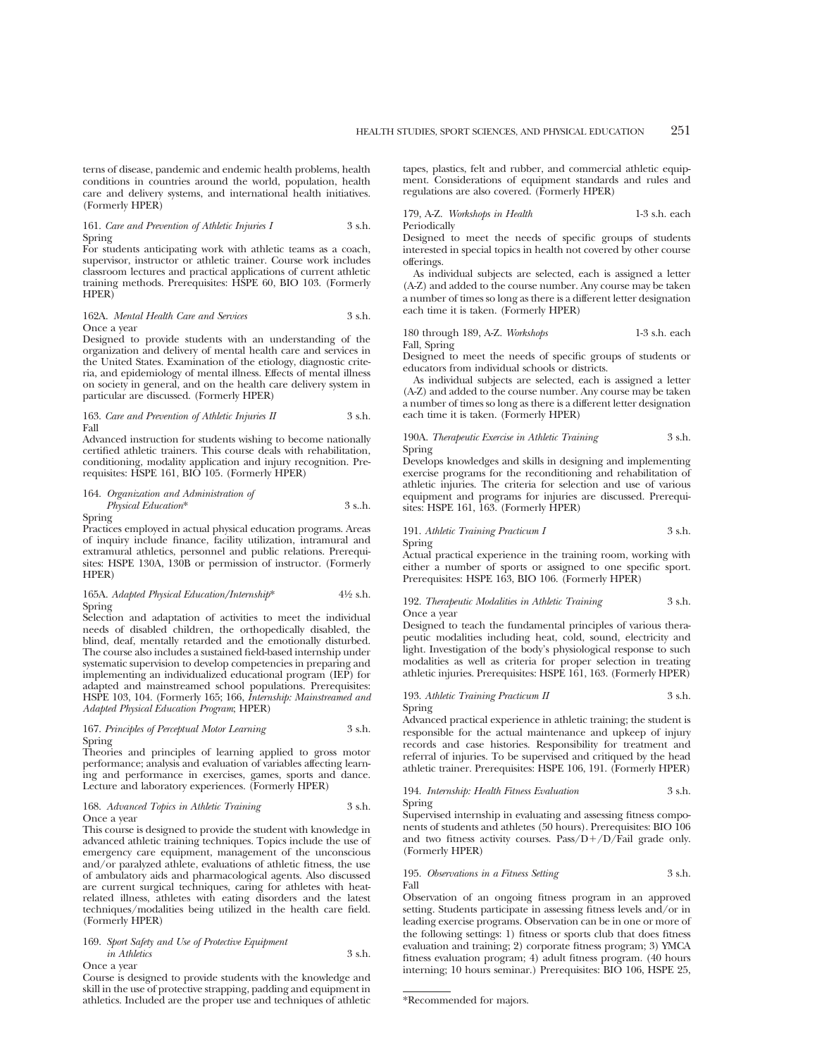terns of disease, pandemic and endemic health problems, health conditions in countries around the world, population, health care and delivery systems, and international health initiatives. (Formerly HPER)

161. *Care and Prevention of Athletic Injuries I* 3 s.h.
Spring
For students anticipating work with athletic teams as a coach, supervisor, instructor or athletic trainer. Course work includes classroom lectures and practical applications of current athletic training methods. Prerequisites: HSPE 60, BIO 103. (Formerly HPER)

162A. *Mental Health Care and Services* 3 s.h.
Once a year
Designed to provide students with an understanding of the organization and delivery of mental health care and services in the United States. Examination of the etiology, diagnostic criteria, and epidemiology of mental illness. Effects of mental illness on society in general, and on the health care delivery system in particular are discussed. (Formerly HPER)

163. *Care and Prevention of Athletic Injuries II* 3 s.h.
Fall
Advanced instruction for students wishing to become nationally certified athletic trainers. This course deals with rehabilitation, conditioning, modality application and injury recognition. Prerequisites: HSPE 161, BIO 105. (Formerly HPER)

164. *Organization and Administration of Physical Education** 3 s..h.
Spring
Practices employed in actual physical education programs. Areas of inquiry include finance, facility utilization, intramural and extramural athletics, personnel and public relations. Prerequisites: HSPE 130A, 130B or permission of instructor. (Formerly HPER)

165A. *Adapted Physical Education/Internship** 4½ s.h.
Spring
Selection and adaptation of activities to meet the individual needs of disabled children, the orthopedically disabled, the blind, deaf, mentally retarded and the emotionally disturbed. The course also includes a sustained field-based internship under systematic supervision to develop competencies in preparing and implementing an individualized educational program (IEP) for adapted and mainstreamed school populations. Prerequisites: HSPE 103, 104. (Formerly 165; 166, *Internship: Mainstreamed and Adapted Physical Education Program*; HPER)

167. *Principles of Perceptual Motor Learning* 3 s.h.
Spring
Theories and principles of learning applied to gross motor performance; analysis and evaluation of variables affecting learning and performance in exercises, games, sports and dance. Lecture and laboratory experiences. (Formerly HPER)

168. *Advanced Topics in Athletic Training* 3 s.h.
Once a year
This course is designed to provide the student with knowledge in advanced athletic training techniques. Topics include the use of emergency care equipment, management of the unconscious and/or paralyzed athlete, evaluations of athletic fitness, the use of ambulatory aids and pharmacological agents. Also discussed are current surgical techniques, caring for athletes with heat-related illness, athletes with eating disorders and the latest techniques/modalities being utilized in the health care field. (Formerly HPER)

169. *Sport Safety and Use of Protective Equipment in Athletics* 3 s.h.
Once a year
Course is designed to provide students with the knowledge and skill in the use of protective strapping, padding and equipment in athletics. Included are the proper use and techniques of athletic tapes, plastics, felt and rubber, and commercial athletic equipment. Considerations of equipment standards and rules and regulations are also covered. (Formerly HPER)

179, A-Z. *Workshops in Health* 1-3 s.h. each
Periodically
Designed to meet the needs of specific groups of students interested in special topics in health not covered by other course offerings.

As individual subjects are selected, each is assigned a letter (A-Z) and added to the course number. Any course may be taken a number of times so long as there is a different letter designation each time it is taken. (Formerly HPER)

180 through 189, A-Z. *Workshops* 1-3 s.h. each
Fall, Spring
Designed to meet the needs of specific groups of students or educators from individual schools or districts.

As individual subjects are selected, each is assigned a letter (A-Z) and added to the course number. Any course may be taken a number of times so long as there is a different letter designation each time it is taken. (Formerly HPER)

190A. *Therapeutic Exercise in Athletic Training* 3 s.h.
Spring
Develops knowledges and skills in designing and implementing exercise programs for the reconditioning and rehabilitation of athletic injuries. The criteria for selection and use of various equipment and programs for injuries are discussed. Prerequisites: HSPE 161, 163. (Formerly HPER)

191. *Athletic Training Practicum I* 3 s.h.
Spring
Actual practical experience in the training room, working with either a number of sports or assigned to one specific sport. Prerequisites: HSPE 163, BIO 106. (Formerly HPER)

192. *Therapeutic Modalities in Athletic Training* 3 s.h.
Once a year
Designed to teach the fundamental principles of various therapeutic modalities including heat, cold, sound, electricity and light. Investigation of the body's physiological response to such modalities as well as criteria for proper selection in treating athletic injuries. Prerequisites: HSPE 161, 163. (Formerly HPER)

193. *Athletic Training Practicum II* 3 s.h.
Spring
Advanced practical experience in athletic training; the student is responsible for the actual maintenance and upkeep of injury records and case histories. Responsibility for treatment and referral of injuries. To be supervised and critiqued by the head athletic trainer. Prerequisites: HSPE 106, 191. (Formerly HPER)

194. *Internship: Health Fitness Evaluation* 3 s.h.
Spring
Supervised internship in evaluating and assessing fitness components of students and athletes (50 hours). Prerequisites: BIO 106 and two fitness activity courses. Pass/D+/D/Fail grade only. (Formerly HPER)

195. *Observations in a Fitness Setting* 3 s.h.
Fall
Observation of an ongoing fitness program in an approved setting. Students participate in assessing fitness levels and/or in leading exercise programs. Observation can be in one or more of the following settings: 1) fitness or sports club that does fitness evaluation and training; 2) corporate fitness program; 3) YMCA fitness evaluation program; 4) adult fitness program. (40 hours interning; 10 hours seminar.) Prerequisites: BIO 106, HSPE 25,

*Recommended for majors.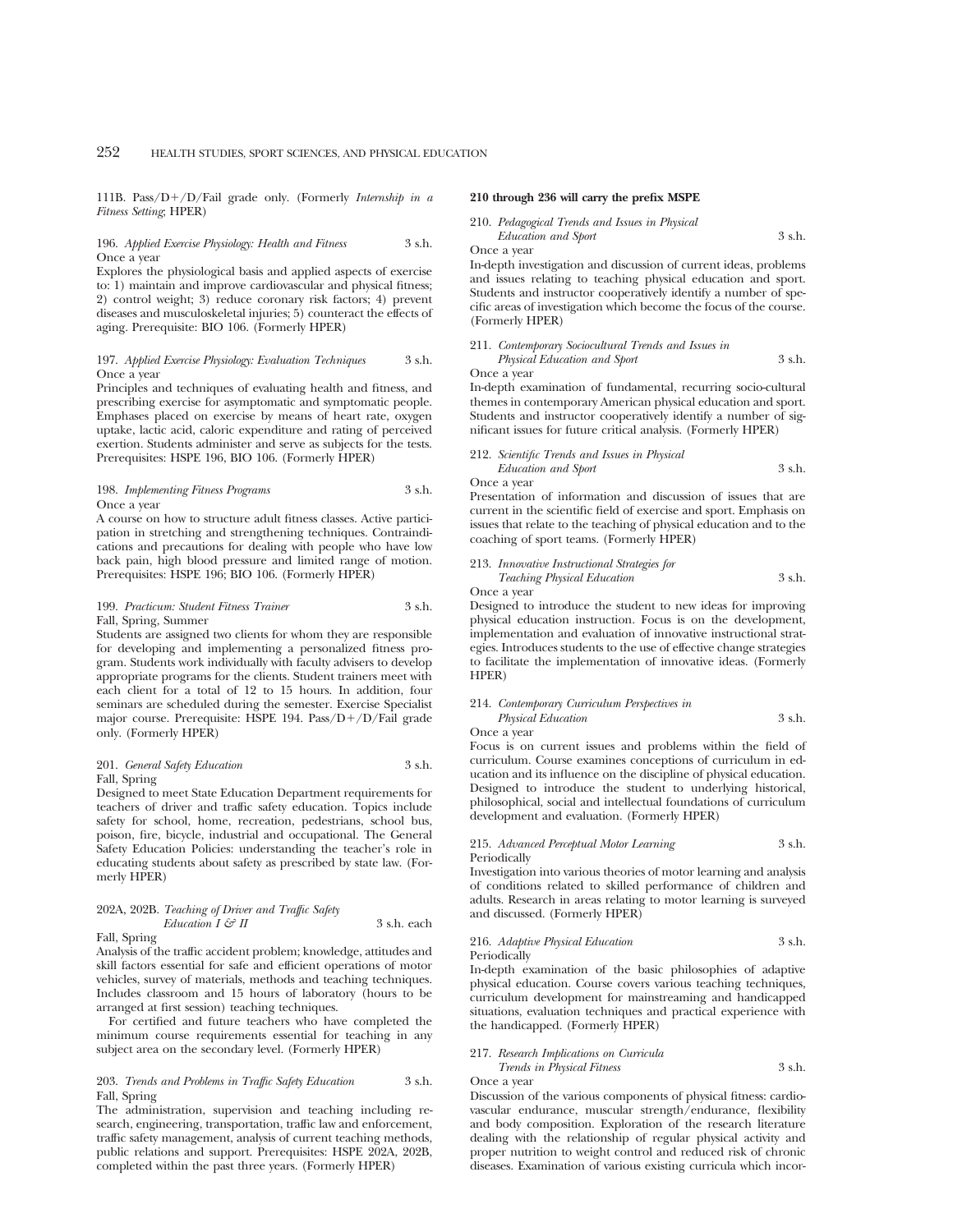111B. Pass/D+/D/Fail grade only. (Formerly *Internship in a Fitness Setting*; HPER)

196. *Applied Exercise Physiology: Health and Fitness* 3 s.h.
Once a year

Explores the physiological basis and applied aspects of exercise to: 1) maintain and improve cardiovascular and physical fitness; 2) control weight; 3) reduce coronary risk factors; 4) prevent diseases and musculoskeletal injuries; 5) counteract the effects of aging. Prerequisite: BIO 106. (Formerly HPER)

197. *Applied Exercise Physiology: Evaluation Techniques* 3 s.h.
Once a year

Principles and techniques of evaluating health and fitness, and prescribing exercise for asymptomatic and symptomatic people. Emphases placed on exercise by means of heart rate, oxygen uptake, lactic acid, caloric expenditure and rating of perceived exertion. Students administer and serve as subjects for the tests. Prerequisites: HSPE 196, BIO 106. (Formerly HPER)

198. *Implementing Fitness Programs* 3 s.h.
Once a year

A course on how to structure adult fitness classes. Active participation in stretching and strengthening techniques. Contraindications and precautions for dealing with people who have low back pain, high blood pressure and limited range of motion. Prerequisites: HSPE 196; BIO 106. (Formerly HPER)

199. *Practicum: Student Fitness Trainer* 3 s.h.
Fall, Spring, Summer

Students are assigned two clients for whom they are responsible for developing and implementing a personalized fitness program. Students work individually with faculty advisers to develop appropriate programs for the clients. Student trainers meet with each client for a total of 12 to 15 hours. In addition, four seminars are scheduled during the semester. Exercise Specialist major course. Prerequisite: HSPE 194. Pass/D+/D/Fail grade only. (Formerly HPER)

201. *General Safety Education* 3 s.h.
Fall, Spring

Designed to meet State Education Department requirements for teachers of driver and traffic safety education. Topics include safety for school, home, recreation, pedestrians, school bus, poison, fire, bicycle, industrial and occupational. The General Safety Education Policies: understanding the teacher's role in educating students about safety as prescribed by state law. (Formerly HPER)

202A, 202B. *Teaching of Driver and Traffic Safety Education I & II* 3 s.h. each
Fall, Spring

Analysis of the traffic accident problem; knowledge, attitudes and skill factors essential for safe and efficient operations of motor vehicles, survey of materials, methods and teaching techniques. Includes classroom and 15 hours of laboratory (hours to be arranged at first session) teaching techniques.

For certified and future teachers who have completed the minimum course requirements essential for teaching in any subject area on the secondary level. (Formerly HPER)

203. *Trends and Problems in Traffic Safety Education* 3 s.h.
Fall, Spring

The administration, supervision and teaching including research, engineering, transportation, traffic law and enforcement, traffic safety management, analysis of current teaching methods, public relations and support. Prerequisites: HSPE 202A, 202B, completed within the past three years. (Formerly HPER)

**210 through 236 will carry the prefix MSPE**

210. *Pedagogical Trends and Issues in Physical Education and Sport* 3 s.h.
Once a year

In-depth investigation and discussion of current ideas, problems and issues relating to teaching physical education and sport. Students and instructor cooperatively identify a number of specific areas of investigation which become the focus of the course. (Formerly HPER)

211. *Contemporary Sociocultural Trends and Issues in Physical Education and Sport* 3 s.h.
Once a year

In-depth examination of fundamental, recurring socio-cultural themes in contemporary American physical education and sport. Students and instructor cooperatively identify a number of significant issues for future critical analysis. (Formerly HPER)

212. *Scientific Trends and Issues in Physical Education and Sport* 3 s.h.
Once a year

Presentation of information and discussion of issues that are current in the scientific field of exercise and sport. Emphasis on issues that relate to the teaching of physical education and to the coaching of sport teams. (Formerly HPER)

213. *Innovative Instructional Strategies for Teaching Physical Education* 3 s.h.
Once a year

Designed to introduce the student to new ideas for improving physical education instruction. Focus is on the development, implementation and evaluation of innovative instructional strategies. Introduces students to the use of effective change strategies to facilitate the implementation of innovative ideas. (Formerly HPER)

214. *Contemporary Curriculum Perspectives in Physical Education* 3 s.h.
Once a year

Focus is on current issues and problems within the field of curriculum. Course examines conceptions of curriculum in education and its influence on the discipline of physical education. Designed to introduce the student to underlying historical, philosophical, social and intellectual foundations of curriculum development and evaluation. (Formerly HPER)

215. *Advanced Perceptual Motor Learning* 3 s.h.
Periodically

Investigation into various theories of motor learning and analysis of conditions related to skilled performance of children and adults. Research in areas relating to motor learning is surveyed and discussed. (Formerly HPER)

216. *Adaptive Physical Education* 3 s.h.
Periodically

In-depth examination of the basic philosophies of adaptive physical education. Course covers various teaching techniques, curriculum development for mainstreaming and handicapped situations, evaluation techniques and practical experience with the handicapped. (Formerly HPER)

217. *Research Implications on Curricula Trends in Physical Fitness* 3 s.h.
Once a year

Discussion of the various components of physical fitness: cardiovascular endurance, muscular strength/endurance, flexibility and body composition. Exploration of the research literature dealing with the relationship of regular physical activity and proper nutrition to weight control and reduced risk of chronic diseases. Examination of various existing curricula which incor-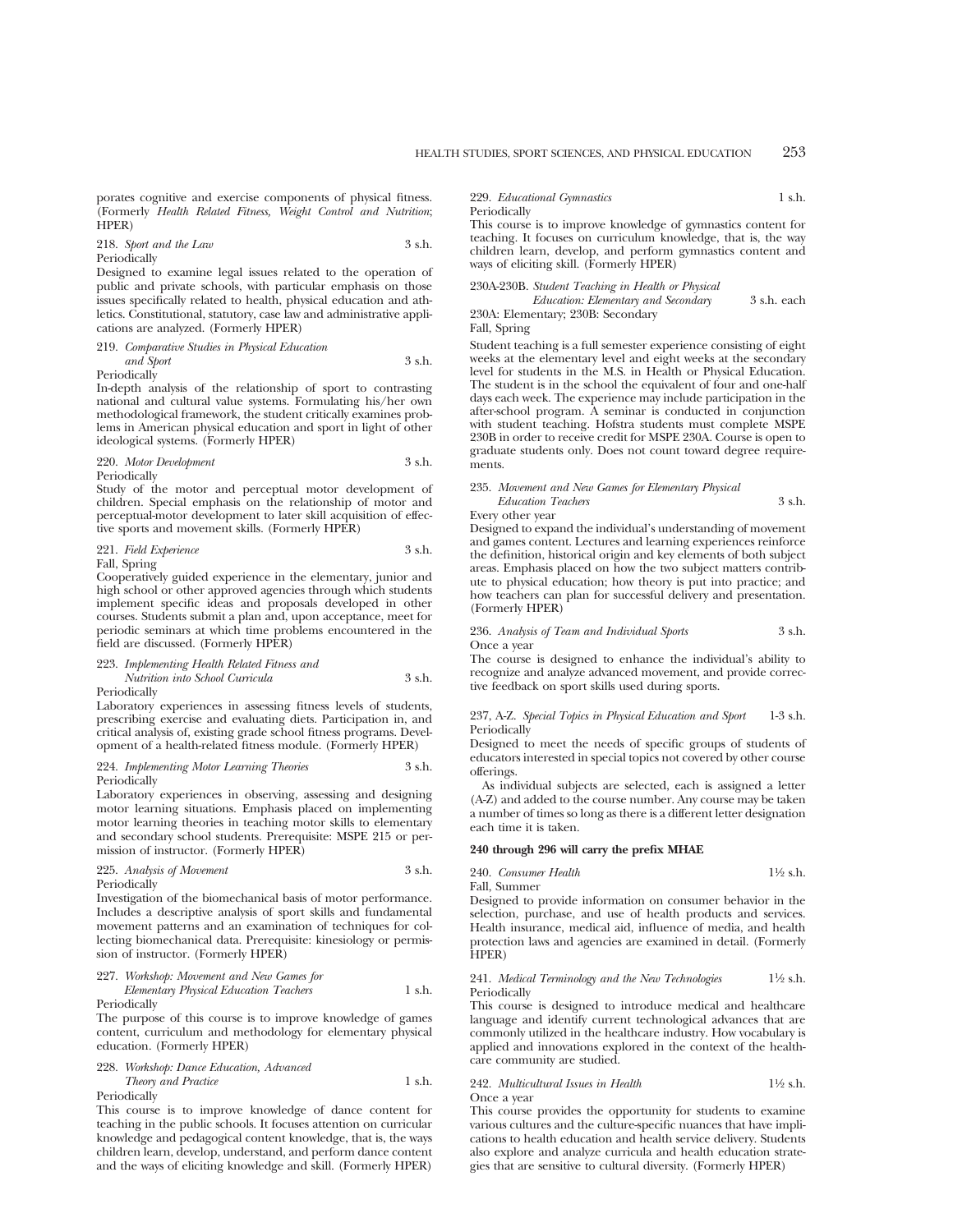porates cognitive and exercise components of physical fitness. (Formerly *Health Related Fitness, Weight Control and Nutrition*; HPER)

218. *Sport and the Law* 3 s.h.
Periodically
Designed to examine legal issues related to the operation of public and private schools, with particular emphasis on those issues specifically related to health, physical education and athletics. Constitutional, statutory, case law and administrative applications are analyzed. (Formerly HPER)

219. *Comparative Studies in Physical Education and Sport* 3 s.h.
Periodically
In-depth analysis of the relationship of sport to contrasting national and cultural value systems. Formulating his/her own methodological framework, the student critically examines problems in American physical education and sport in light of other ideological systems. (Formerly HPER)

220. *Motor Development* 3 s.h.
Periodically
Study of the motor and perceptual motor development of children. Special emphasis on the relationship of motor and perceptual-motor development to later skill acquisition of effective sports and movement skills. (Formerly HPER)

221. *Field Experience* 3 s.h.
Fall, Spring
Cooperatively guided experience in the elementary, junior and high school or other approved agencies through which students implement specific ideas and proposals developed in other courses. Students submit a plan and, upon acceptance, meet for periodic seminars at which time problems encountered in the field are discussed. (Formerly HPER)

223. *Implementing Health Related Fitness and Nutrition into School Curricula* 3 s.h.
Periodically
Laboratory experiences in assessing fitness levels of students, prescribing exercise and evaluating diets. Participation in, and critical analysis of, existing grade school fitness programs. Development of a health-related fitness module. (Formerly HPER)

224. *Implementing Motor Learning Theories* 3 s.h.
Periodically
Laboratory experiences in observing, assessing and designing motor learning situations. Emphasis placed on implementing motor learning theories in teaching motor skills to elementary and secondary school students. Prerequisite: MSPE 215 or permission of instructor. (Formerly HPER)

225. *Analysis of Movement* 3 s.h.
Periodically
Investigation of the biomechanical basis of motor performance. Includes a descriptive analysis of sport skills and fundamental movement patterns and an examination of techniques for collecting biomechanical data. Prerequisite: kinesiology or permission of instructor. (Formerly HPER)

227. *Workshop: Movement and New Games for Elementary Physical Education Teachers* 1 s.h.
Periodically
The purpose of this course is to improve knowledge of games content, curriculum and methodology for elementary physical education. (Formerly HPER)

228. *Workshop: Dance Education, Advanced Theory and Practice* 1 s.h.
Periodically
This course is to improve knowledge of dance content for teaching in the public schools. It focuses attention on curricular knowledge and pedagogical content knowledge, that is, the ways children learn, develop, understand, and perform dance content and the ways of eliciting knowledge and skill. (Formerly HPER)

229. *Educational Gymnastics* 1 s.h.
Periodically
This course is to improve knowledge of gymnastics content for teaching. It focuses on curriculum knowledge, that is, the way children learn, develop, and perform gymnastics content and ways of eliciting skill. (Formerly HPER)

230A-230B. *Student Teaching in Health or Physical Education: Elementary and Secondary* 3 s.h. each
230A: Elementary; 230B: Secondary
Fall, Spring
Student teaching is a full semester experience consisting of eight weeks at the elementary level and eight weeks at the secondary level for students in the M.S. in Health or Physical Education. The student is in the school the equivalent of four and one-half days each week. The experience may include participation in the after-school program. A seminar is conducted in conjunction with student teaching. Hofstra students must complete MSPE 230B in order to receive credit for MSPE 230A. Course is open to graduate students only. Does not count toward degree requirements.

235. *Movement and New Games for Elementary Physical Education Teachers* 3 s.h.
Every other year
Designed to expand the individual's understanding of movement and games content. Lectures and learning experiences reinforce the definition, historical origin and key elements of both subject areas. Emphasis placed on how the two subject matters contribute to physical education; how theory is put into practice; and how teachers can plan for successful delivery and presentation. (Formerly HPER)

236. *Analysis of Team and Individual Sports* 3 s.h.
Once a year
The course is designed to enhance the individual's ability to recognize and analyze advanced movement, and provide corrective feedback on sport skills used during sports.

237, A-Z. *Special Topics in Physical Education and Sport* 1-3 s.h.
Periodically
Designed to meet the needs of specific groups of students of educators interested in special topics not covered by other course offerings.

As individual subjects are selected, each is assigned a letter (A-Z) and added to the course number. Any course may be taken a number of times so long as there is a different letter designation each time it is taken.

**240 through 296 will carry the prefix MHAE**

240. *Consumer Health* 1½ s.h.
Fall, Summer
Designed to provide information on consumer behavior in the selection, purchase, and use of health products and services. Health insurance, medical aid, influence of media, and health protection laws and agencies are examined in detail. (Formerly HPER)

241. *Medical Terminology and the New Technologies* 1½ s.h.
Periodically
This course is designed to introduce medical and healthcare language and identify current technological advances that are commonly utilized in the healthcare industry. How vocabulary is applied and innovations explored in the context of the healthcare community are studied.

242. *Multicultural Issues in Health* 1½ s.h.
Once a year
This course provides the opportunity for students to examine various cultures and the culture-specific nuances that have implications to health education and health service delivery. Students also explore and analyze curricula and health education strategies that are sensitive to cultural diversity. (Formerly HPER)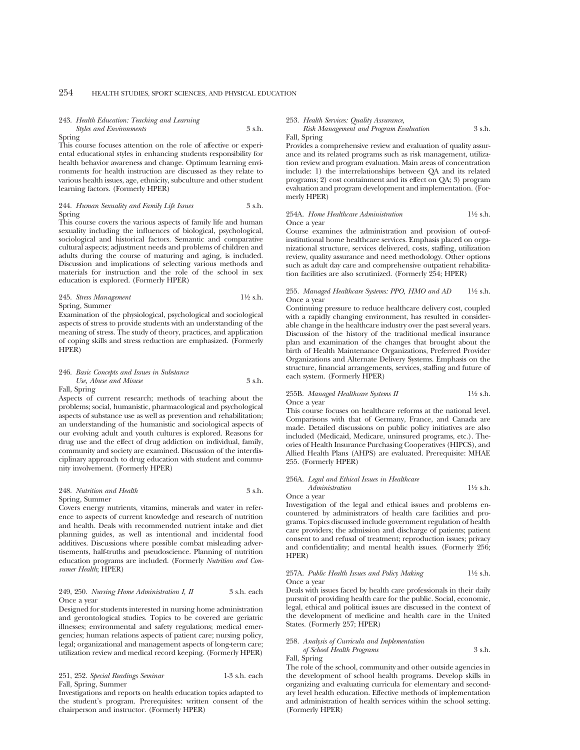243. *Health Education: Teaching and Learning Styles and Environments* 3 s.h.
Spring
This course focuses attention on the role of affective or experiental educational styles in enhancing students responsibility for health behavior awareness and change. Optimum learning environments for health instruction are discussed as they relate to various health issues, age, ethnicity, subculture and other student learning factors. (Formerly HPER)

244. *Human Sexuality and Family Life Issues* 3 s.h.
Spring
This course covers the various aspects of family life and human sexuality including the influences of biological, psychological, sociological and historical factors. Semantic and comparative cultural aspects; adjustment needs and problems of children and adults during the course of maturing and aging, is included. Discussion and implications of selecting various methods and materials for instruction and the role of the school in sex education is explored. (Formerly HPER)

245. *Stress Management* 1½ s.h.
Spring, Summer
Examination of the physiological, psychological and sociological aspects of stress to provide students with an understanding of the meaning of stress. The study of theory, practices, and application of coping skills and stress reduction are emphasized. (Formerly HPER)

246. *Basic Concepts and Issues in Substance Use, Abuse and Misuse* 3 s.h.
Fall, Spring
Aspects of current research; methods of teaching about the problems; social, humanistic, pharmacological and psychological aspects of substance use as well as prevention and rehabilitation; an understanding of the humanistic and sociological aspects of our evolving adult and youth cultures is explored. Reasons for drug use and the effect of drug addiction on individual, family, community and society are examined. Discussion of the interdisciplinary approach to drug education with student and community involvement. (Formerly HPER)

248. *Nutrition and Health* 3 s.h.
Spring, Summer
Covers energy nutrients, vitamins, minerals and water in reference to aspects of current knowledge and research of nutrition and health. Deals with recommended nutrient intake and diet planning guides, as well as intentional and incidental food additives. Discussions where possible combat misleading advertisements, half-truths and pseudoscience. Planning of nutrition education programs are included. (Formerly *Nutrition and Consumer Health*; HPER)

249, 250. *Nursing Home Administration I, II* 3 s.h. each
Once a year
Designed for students interested in nursing home administration and gerontological studies. Topics to be covered are geriatric illnesses; environmental and safety regulations; medical emergencies; human relations aspects of patient care; nursing policy, legal; organizational and management aspects of long-term care; utilization review and medical record keeping. (Formerly HPER)

251, 252. *Special Readings Seminar* 1-3 s.h. each
Fall, Spring, Summer
Investigations and reports on health education topics adapted to the student's program. Prerequisites: written consent of the chairperson and instructor. (Formerly HPER)

253. *Health Services: Quality Assurance, Risk Management and Program Evaluation* 3 s.h.
Fall, Spring
Provides a comprehensive review and evaluation of quality assurance and its related programs such as risk management, utilization review and program evaluation. Main areas of concentration include: 1) the interrelationships between QA and its related programs; 2) cost containment and its effect on QA; 3) program evaluation and program development and implementation. (Formerly HPER)

254A. *Home Healthcare Administration* 1½ s.h.
Once a year
Course examines the administration and provision of out-of-institutional home healthcare services. Emphasis placed on organizational structure, services delivered, costs, staffing, utilization review, quality assurance and need methodology. Other options such as adult day care and comprehensive outpatient rehabilitation facilities are also scrutinized. (Formerly 254; HPER)

255. *Managed Healthcare Systems: PPO, HMO and AD* 1½ s.h.
Once a year
Continuing pressure to reduce healthcare delivery cost, coupled with a rapidly changing environment, has resulted in considerable change in the healthcare industry over the past several years. Discussion of the history of the traditional medical insurance plan and examination of the changes that brought about the birth of Health Maintenance Organizations, Preferred Provider Organizations and Alternate Delivery Systems. Emphasis on the structure, financial arrangements, services, staffing and future of each system. (Formerly HPER)

255B. *Managed Healthcare Systems II* 1½ s.h.
Once a year
This course focuses on healthcare reforms at the national level. Comparisons with that of Germany, France, and Canada are made. Detailed discussions on public policy initiatives are also included (Medicaid, Medicare, uninsured programs, etc.). Theories of Health Insurance Purchasing Cooperatives (HIPCS), and Allied Health Plans (AHPS) are evaluated. Prerequisite: MHAE 255. (Formerly HPER)

256A. *Legal and Ethical Issues in Healthcare Administration* 1½ s.h.
Once a year
Investigation of the legal and ethical issues and problems encountered by administrators of health care facilities and programs. Topics discussed include government regulation of health care providers; the admission and discharge of patients; patient consent to and refusal of treatment; reproduction issues; privacy and confidentiality; and mental health issues. (Formerly 256; HPER)

257A. *Public Health Issues and Policy Making* 1½ s.h.
Once a year
Deals with issues faced by health care professionals in their daily pursuit of providing health care for the public. Social, economic, legal, ethical and political issues are discussed in the context of the development of medicine and health care in the United States. (Formerly 257; HPER)

258. *Analysis of Curricula and Implementation of School Health Programs* 3 s.h.
Fall, Spring
The role of the school, community and other outside agencies in the development of school health programs. Develop skills in organizing and evaluating curricula for elementary and secondary level health education. Effective methods of implementation and administration of health services within the school setting. (Formerly HPER)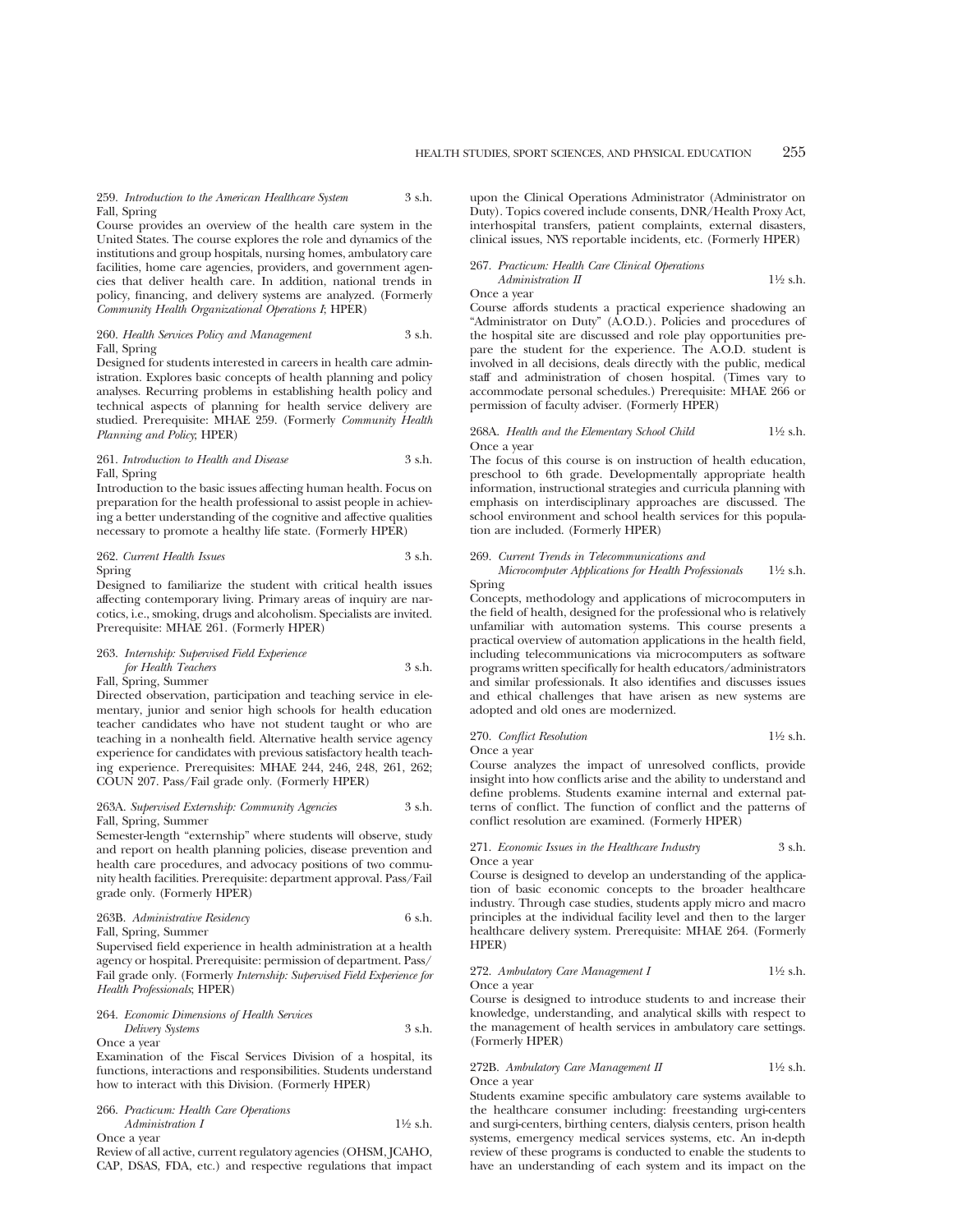259. *Introduction to the American Healthcare System* 3 s.h.
Fall, Spring

Course provides an overview of the health care system in the United States. The course explores the role and dynamics of the institutions and group hospitals, nursing homes, ambulatory care facilities, home care agencies, providers, and government agencies that deliver health care. In addition, national trends in policy, financing, and delivery systems are analyzed. (Formerly *Community Health Organizational Operations I*; HPER)

260. *Health Services Policy and Management* 3 s.h.
Fall, Spring

Designed for students interested in careers in health care administration. Explores basic concepts of health planning and policy analyses. Recurring problems in establishing health policy and technical aspects of planning for health service delivery are studied. Prerequisite: MHAE 259. (Formerly *Community Health Planning and Policy*; HPER)

261. *Introduction to Health and Disease* 3 s.h.
Fall, Spring

Introduction to the basic issues affecting human health. Focus on preparation for the health professional to assist people in achieving a better understanding of the cognitive and affective qualities necessary to promote a healthy life state. (Formerly HPER)

262. *Current Health Issues* 3 s.h.
Spring

Designed to familiarize the student with critical health issues affecting contemporary living. Primary areas of inquiry are narcotics, i.e., smoking, drugs and alcoholism. Specialists are invited. Prerequisite: MHAE 261. (Formerly HPER)

263. *Internship: Supervised Field Experience for Health Teachers* 3 s.h.
Fall, Spring, Summer

Directed observation, participation and teaching service in elementary, junior and senior high schools for health education teacher candidates who have not student taught or who are teaching in a nonhealth field. Alternative health service agency experience for candidates with previous satisfactory health teaching experience. Prerequisites: MHAE 244, 246, 248, 261, 262; COUN 207. Pass/Fail grade only. (Formerly HPER)

263A. *Supervised Externship: Community Agencies* 3 s.h.
Fall, Spring, Summer

Semester-length "externship" where students will observe, study and report on health planning policies, disease prevention and health care procedures, and advocacy positions of two community health facilities. Prerequisite: department approval. Pass/Fail grade only. (Formerly HPER)

263B. *Administrative Residency* 6 s.h.
Fall, Spring, Summer

Supervised field experience in health administration at a health agency or hospital. Prerequisite: permission of department. Pass/Fail grade only. (Formerly *Internship: Supervised Field Experience for Health Professionals*; HPER)

264. *Economic Dimensions of Health Services Delivery Systems* 3 s.h.
Once a year

Examination of the Fiscal Services Division of a hospital, its functions, interactions and responsibilities. Students understand how to interact with this Division. (Formerly HPER)

266. *Practicum: Health Care Operations Administration I* 1½ s.h.
Once a year

Review of all active, current regulatory agencies (OHSM, JCAHO, CAP, DSAS, FDA, etc.) and respective regulations that impact upon the Clinical Operations Administrator (Administrator on Duty). Topics covered include consents, DNR/Health Proxy Act, interhospital transfers, patient complaints, external disasters, clinical issues, NYS reportable incidents, etc. (Formerly HPER)

267. *Practicum: Health Care Clinical Operations Administration II* 1½ s.h.
Once a year

Course affords students a practical experience shadowing an "Administrator on Duty" (A.O.D.). Policies and procedures of the hospital site are discussed and role play opportunities prepare the student for the experience. The A.O.D. student is involved in all decisions, deals directly with the public, medical staff and administration of chosen hospital. (Times vary to accommodate personal schedules.) Prerequisite: MHAE 266 or permission of faculty adviser. (Formerly HPER)

268A. *Health and the Elementary School Child* 1½ s.h.
Once a year

The focus of this course is on instruction of health education, preschool to 6th grade. Developmentally appropriate health information, instructional strategies and curricula planning with emphasis on interdisciplinary approaches are discussed. The school environment and school health services for this population are included. (Formerly HPER)

269. *Current Trends in Telecommunications and Microcomputer Applications for Health Professionals* 1½ s.h.
Spring

Concepts, methodology and applications of microcomputers in the field of health, designed for the professional who is relatively unfamiliar with automation systems. This course presents a practical overview of automation applications in the health field, including telecommunications via microcomputers as software programs written specifically for health educators/administrators and similar professionals. It also identifies and discusses issues and ethical challenges that have arisen as new systems are adopted and old ones are modernized.

270. *Conflict Resolution* 1½ s.h.
Once a year

Course analyzes the impact of unresolved conflicts, provide insight into how conflicts arise and the ability to understand and define problems. Students examine internal and external patterns of conflict. The function of conflict and the patterns of conflict resolution are examined. (Formerly HPER)

271. *Economic Issues in the Healthcare Industry* 3 s.h.
Once a year

Course is designed to develop an understanding of the application of basic economic concepts to the broader healthcare industry. Through case studies, students apply micro and macro principles at the individual facility level and then to the larger healthcare delivery system. Prerequisite: MHAE 264. (Formerly HPER)

272. *Ambulatory Care Management I* 1½ s.h.
Once a year

Course is designed to introduce students to and increase their knowledge, understanding, and analytical skills with respect to the management of health services in ambulatory care settings. (Formerly HPER)

272B. *Ambulatory Care Management II* 1½ s.h.
Once a year

Students examine specific ambulatory care systems available to the healthcare consumer including: freestanding urgi-centers and surgi-centers, birthing centers, dialysis centers, prison health systems, emergency medical services systems, etc. An in-depth review of these programs is conducted to enable the students to have an understanding of each system and its impact on the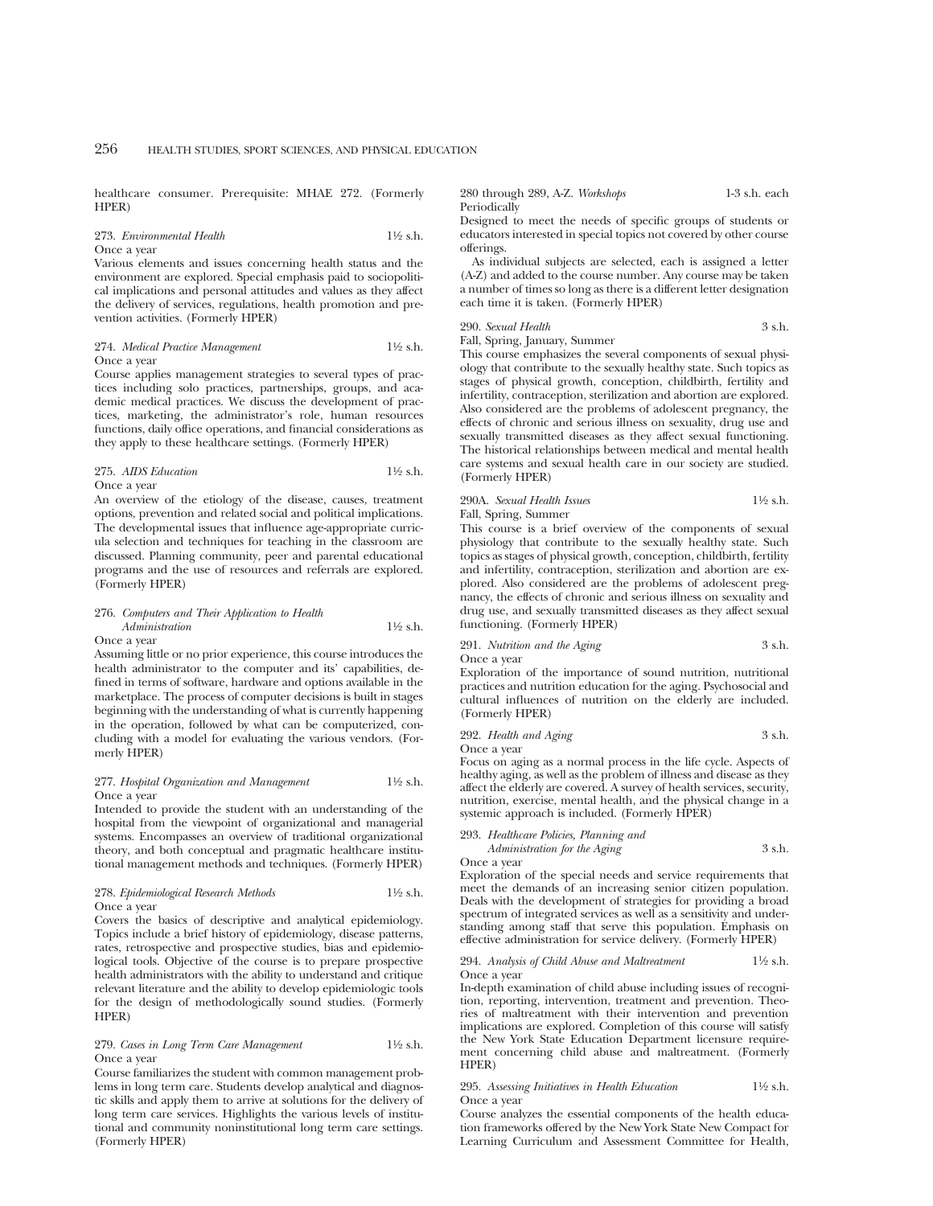healthcare consumer. Prerequisite: MHAE 272. (Formerly HPER)

273. *Environmental Health* 1½ s.h.
Once a year
Various elements and issues concerning health status and the environment are explored. Special emphasis paid to sociopolitical implications and personal attitudes and values as they affect the delivery of services, regulations, health promotion and prevention activities. (Formerly HPER)

274. *Medical Practice Management* 1½ s.h.
Once a year
Course applies management strategies to several types of practices including solo practices, partnerships, groups, and academic medical practices. We discuss the development of practices, marketing, the administrator's role, human resources functions, daily office operations, and financial considerations as they apply to these healthcare settings. (Formerly HPER)

275. *AIDS Education* 1½ s.h.
Once a year
An overview of the etiology of the disease, causes, treatment options, prevention and related social and political implications. The developmental issues that influence age-appropriate curricula selection and techniques for teaching in the classroom are discussed. Planning community, peer and parental educational programs and the use of resources and referrals are explored. (Formerly HPER)

276. *Computers and Their Application to Health Administration* 1½ s.h.
Once a year
Assuming little or no prior experience, this course introduces the health administrator to the computer and its' capabilities, defined in terms of software, hardware and options available in the marketplace. The process of computer decisions is built in stages beginning with the understanding of what is currently happening in the operation, followed by what can be computerized, concluding with a model for evaluating the various vendors. (Formerly HPER)

277. *Hospital Organization and Management* 1½ s.h.
Once a year
Intended to provide the student with an understanding of the hospital from the viewpoint of organizational and managerial systems. Encompasses an overview of traditional organizational theory, and both conceptual and pragmatic healthcare institutional management methods and techniques. (Formerly HPER)

278. *Epidemiological Research Methods* 1½ s.h.
Once a year
Covers the basics of descriptive and analytical epidemiology. Topics include a brief history of epidemiology, disease patterns, rates, retrospective and prospective studies, bias and epidemiological tools. Objective of the course is to prepare prospective health administrators with the ability to understand and critique relevant literature and the ability to develop epidemiologic tools for the design of methodologically sound studies. (Formerly HPER)

279. *Cases in Long Term Care Management* 1½ s.h.
Once a year
Course familiarizes the student with common management problems in long term care. Students develop analytical and diagnostic skills and apply them to arrive at solutions for the delivery of long term care services. Highlights the various levels of institutional and community noninstitutional long term care settings. (Formerly HPER)

280 through 289, A-Z. *Workshops* 1-3 s.h. each
Periodically
Designed to meet the needs of specific groups of students or educators interested in special topics not covered by other course offerings.

As individual subjects are selected, each is assigned a letter (A-Z) and added to the course number. Any course may be taken a number of times so long as there is a different letter designation each time it is taken. (Formerly HPER)

290. *Sexual Health* 3 s.h.
Fall, Spring, January, Summer
This course emphasizes the several components of sexual physiology that contribute to the sexually healthy state. Such topics as stages of physical growth, conception, childbirth, fertility and infertility, contraception, sterilization and abortion are explored. Also considered are the problems of adolescent pregnancy, the effects of chronic and serious illness on sexuality, drug use and sexually transmitted diseases as they affect sexual functioning. The historical relationships between medical and mental health care systems and sexual health care in our society are studied. (Formerly HPER)

290A. *Sexual Health Issues* 1½ s.h.
Fall, Spring, Summer
This course is a brief overview of the components of sexual physiology that contribute to the sexually healthy state. Such topics as stages of physical growth, conception, childbirth, fertility and infertility, contraception, sterilization and abortion are explored. Also considered are the problems of adolescent pregnancy, the effects of chronic and serious illness on sexuality and drug use, and sexually transmitted diseases as they affect sexual functioning. (Formerly HPER)

291. *Nutrition and the Aging* 3 s.h.
Once a year
Exploration of the importance of sound nutrition, nutritional practices and nutrition education for the aging. Psychosocial and cultural influences of nutrition on the elderly are included. (Formerly HPER)

292. *Health and Aging* 3 s.h.
Once a year
Focus on aging as a normal process in the life cycle. Aspects of healthy aging, as well as the problem of illness and disease as they affect the elderly are covered. A survey of health services, security, nutrition, exercise, mental health, and the physical change in a systemic approach is included. (Formerly HPER)

293. *Healthcare Policies, Planning and Administration for the Aging* 3 s.h.
Once a year
Exploration of the special needs and service requirements that meet the demands of an increasing senior citizen population. Deals with the development of strategies for providing a broad spectrum of integrated services as well as a sensitivity and understanding among staff that serve this population. Emphasis on effective administration for service delivery. (Formerly HPER)

294. *Analysis of Child Abuse and Maltreatment* 1½ s.h.
Once a year
In-depth examination of child abuse including issues of recognition, reporting, intervention, treatment and prevention. Theories of maltreatment with their intervention and prevention implications are explored. Completion of this course will satisfy the New York State Education Department licensure requirement concerning child abuse and maltreatment. (Formerly HPER)

295. *Assessing Initiatives in Health Education* 1½ s.h.
Once a year
Course analyzes the essential components of the health education frameworks offered by the New York State New Compact for Learning Curriculum and Assessment Committee for Health,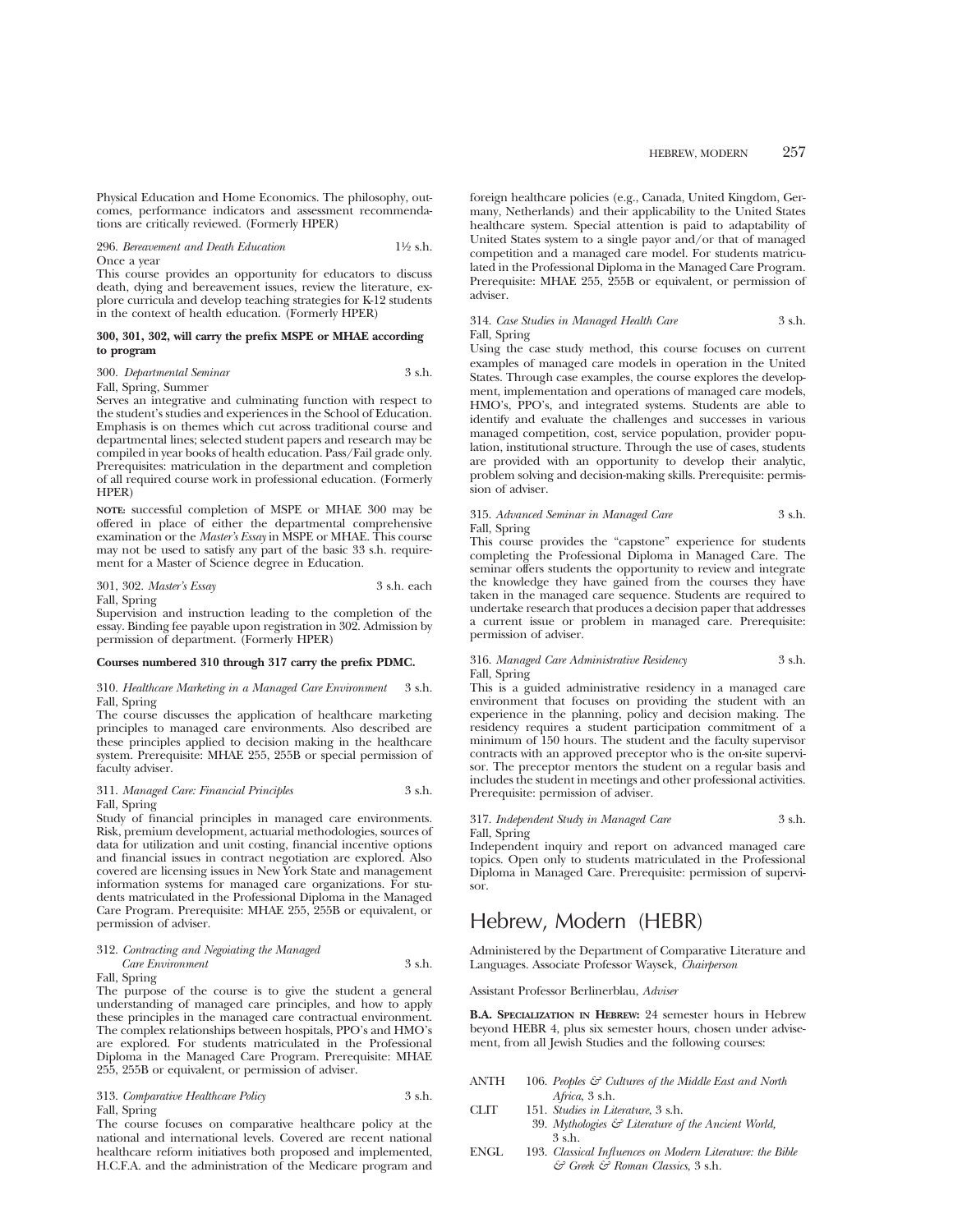Physical Education and Home Economics. The philosophy, outcomes, performance indicators and assessment recommendations are critically reviewed. (Formerly HPER)

296. *Bereavement and Death Education* 1½ s.h.
Once a year
This course provides an opportunity for educators to discuss death, dying and bereavement issues, review the literature, explore curricula and develop teaching strategies for K-12 students in the context of health education. (Formerly HPER)

**300, 301, 302, will carry the prefix MSPE or MHAE according to program**

300. *Departmental Seminar* 3 s.h.
Fall, Spring, Summer
Serves an integrative and culminating function with respect to the student's studies and experiences in the School of Education. Emphasis is on themes which cut across traditional course and departmental lines; selected student papers and research may be compiled in year books of health education. Pass/Fail grade only. Prerequisites: matriculation in the department and completion of all required course work in professional education. (Formerly HPER)

**NOTE:** successful completion of MSPE or MHAE 300 may be offered in place of either the departmental comprehensive examination or the *Master's Essay* in MSPE or MHAE. This course may not be used to satisfy any part of the basic 33 s.h. requirement for a Master of Science degree in Education.

301, 302. *Master's Essay* 3 s.h. each
Fall, Spring
Supervision and instruction leading to the completion of the essay. Binding fee payable upon registration in 302. Admission by permission of department. (Formerly HPER)

**Courses numbered 310 through 317 carry the prefix PDMC.**

310. *Healthcare Marketing in a Managed Care Environment* 3 s.h.
Fall, Spring
The course discusses the application of healthcare marketing principles to managed care environments. Also described are these principles applied to decision making in the healthcare system. Prerequisite: MHAE 255, 255B or special permission of faculty adviser.

311. *Managed Care: Financial Principles* 3 s.h.
Fall, Spring
Study of financial principles in managed care environments. Risk, premium development, actuarial methodologies, sources of data for utilization and unit costing, financial incentive options and financial issues in contract negotiation are explored. Also covered are licensing issues in New York State and management information systems for managed care organizations. For students matriculated in the Professional Diploma in the Managed Care Program. Prerequisite: MHAE 255, 255B or equivalent, or permission of adviser.

312. *Contracting and Negoiating the Managed Care Environment* 3 s.h.
Fall, Spring
The purpose of the course is to give the student a general understanding of managed care principles, and how to apply these principles in the managed care contractual environment. The complex relationships between hospitals, PPO's and HMO's are explored. For students matriculated in the Professional Diploma in the Managed Care Program. Prerequisite: MHAE 255, 255B or equivalent, or permission of adviser.

313. *Comparative Healthcare Policy* 3 s.h.
Fall, Spring
The course focuses on comparative healthcare policy at the national and international levels. Covered are recent national healthcare reform initiatives both proposed and implemented, H.C.F.A. and the administration of the Medicare program and foreign healthcare policies (e.g., Canada, United Kingdom, Germany, Netherlands) and their applicability to the United States healthcare system. Special attention is paid to adaptability of United States system to a single payor and/or that of managed competition and a managed care model. For students matriculated in the Professional Diploma in the Managed Care Program. Prerequisite: MHAE 255, 255B or equivalent, or permission of adviser.

314. *Case Studies in Managed Health Care* 3 s.h.
Fall, Spring
Using the case study method, this course focuses on current examples of managed care models in operation in the United States. Through case examples, the course explores the development, implementation and operations of managed care models, HMO's, PPO's, and integrated systems. Students are able to identify and evaluate the challenges and successes in various managed competition, cost, service population, provider population, institutional structure. Through the use of cases, students are provided with an opportunity to develop their analytic, problem solving and decision-making skills. Prerequisite: permission of adviser.

315. *Advanced Seminar in Managed Care* 3 s.h.
Fall, Spring
This course provides the "capstone" experience for students completing the Professional Diploma in Managed Care. The seminar offers students the opportunity to review and integrate the knowledge they have gained from the courses they have taken in the managed care sequence. Students are required to undertake research that produces a decision paper that addresses a current issue or problem in managed care. Prerequisite: permission of adviser.

316. *Managed Care Administrative Residency* 3 s.h.
Fall, Spring
This is a guided administrative residency in a managed care environment that focuses on providing the student with an experience in the planning, policy and decision making. The residency requires a student participation commitment of a minimum of 150 hours. The student and the faculty supervisor contracts with an approved preceptor who is the on-site supervisor. The preceptor mentors the student on a regular basis and includes the student in meetings and other professional activities. Prerequisite: permission of adviser.

317. *Independent Study in Managed Care* 3 s.h.
Fall, Spring
Independent inquiry and report on advanced managed care topics. Open only to students matriculated in the Professional Diploma in Managed Care. Prerequisite: permission of supervisor.

# Hebrew, Modern (HEBR)

Administered by the Department of Comparative Literature and Languages. Associate Professor Waysek, *Chairperson*

Assistant Professor Berlinerblau, *Adviser*

**B.A. Specialization in Hebrew:** 24 semester hours in Hebrew beyond HEBR 4, plus six semester hours, chosen under advisement, from all Jewish Studies and the following courses:

ANTH 106. *Peoples & Cultures of the Middle East and North Africa*, 3 s.h.
CLIT 151. *Studies in Literature*, 3 s.h.
39. *Mythologies & Literature of the Ancient World*, 3 s.h.
ENGL 193. *Classical Influences on Modern Literature: the Bible & Greek & Roman Classics*, 3 s.h.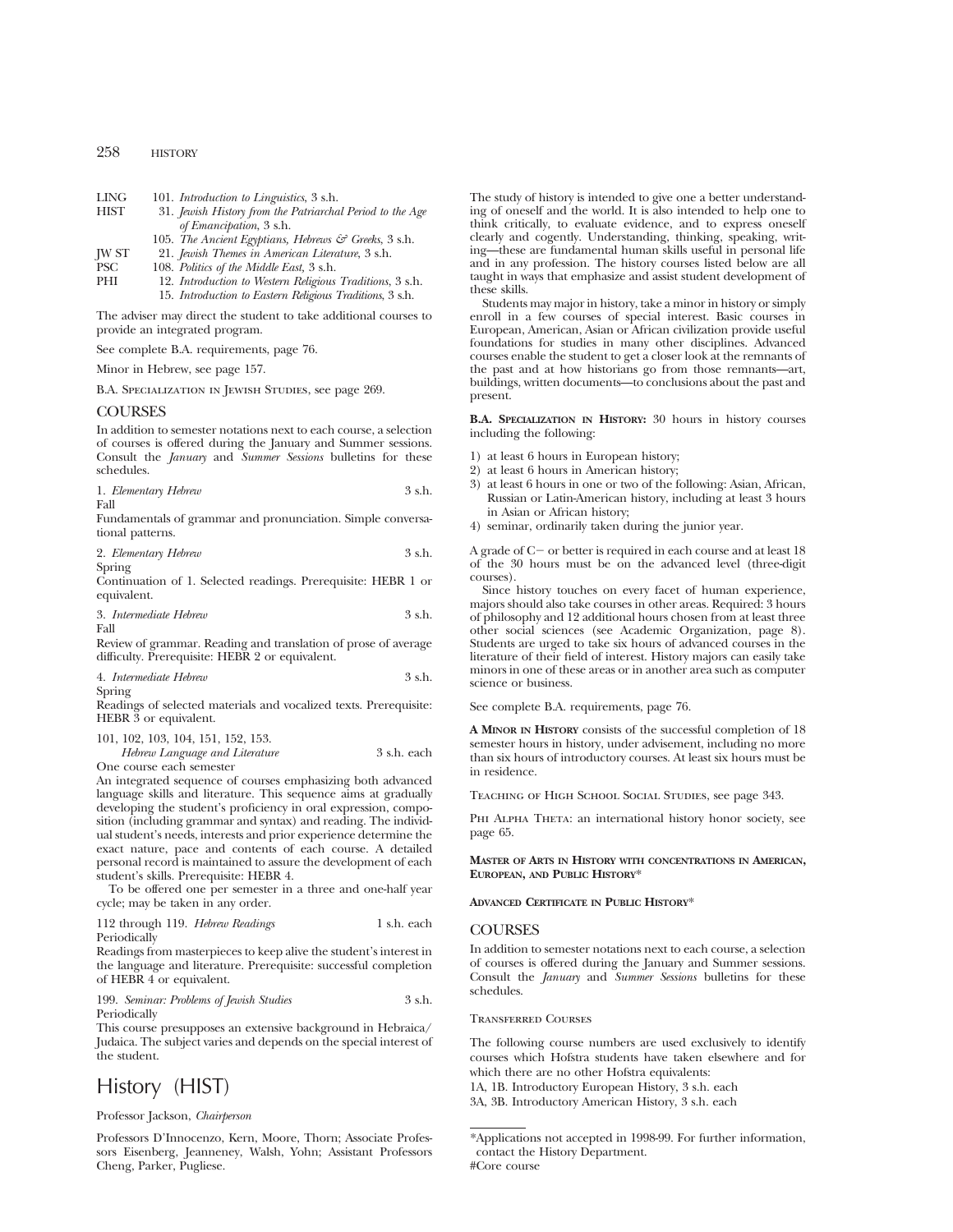| | |
|---|---|
| LING | 101. *Introduction to Linguistics*, 3 s.h. |
| HIST | 31. *Jewish History from the Patriarchal Period to the Age of Emancipation*, 3 s.h. |
| | 105. *The Ancient Egyptians, Hebrews & Greeks*, 3 s.h. |
| JW ST | 21. *Jewish Themes in American Literature*, 3 s.h. |
| PSC | 108. *Politics of the Middle East*, 3 s.h. |
| PHI | 12. *Introduction to Western Religious Traditions*, 3 s.h. |
| | 15. *Introduction to Eastern Religious Traditions*, 3 s.h. |

The adviser may direct the student to take additional courses to provide an integrated program.

See complete B.A. requirements, page 76.

Minor in Hebrew, see page 157.

B.A. Specialization in Jewish Studies, see page 269.

## COURSES

In addition to semester notations next to each course, a selection of courses is offered during the January and Summer sessions. Consult the *January* and *Summer Sessions* bulletins for these schedules.

1. *Elementary Hebrew* — 3 s.h.
Fall
Fundamentals of grammar and pronunciation. Simple conversational patterns.

2. *Elementary Hebrew* — 3 s.h.
Spring
Continuation of 1. Selected readings. Prerequisite: HEBR 1 or equivalent.

3. *Intermediate Hebrew* — 3 s.h.
Fall
Review of grammar. Reading and translation of prose of average difficulty. Prerequisite: HEBR 2 or equivalent.

4. *Intermediate Hebrew* — 3 s.h.
Spring
Readings of selected materials and vocalized texts. Prerequisite: HEBR 3 or equivalent.

101, 102, 103, 104, 151, 152, 153.
*Hebrew Language and Literature* — 3 s.h. each
One course each semester
An integrated sequence of courses emphasizing both advanced language skills and literature. This sequence aims at gradually developing the student's proficiency in oral expression, composition (including grammar and syntax) and reading. The individual student's needs, interests and prior experience determine the exact nature, pace and contents of each course. A detailed personal record is maintained to assure the development of each student's skills. Prerequisite: HEBR 4.

To be offered one per semester in a three and one-half year cycle; may be taken in any order.

112 through 119. *Hebrew Readings* — 1 s.h. each
Periodically
Readings from masterpieces to keep alive the student's interest in the language and literature. Prerequisite: successful completion of HEBR 4 or equivalent.

199. *Seminar: Problems of Jewish Studies* — 3 s.h.
Periodically
This course presupposes an extensive background in Hebraica/Judaica. The subject varies and depends on the special interest of the student.

# History (HIST)

Professor Jackson, *Chairperson*

Professors D'Innocenzo, Kern, Moore, Thorn; Associate Professors Eisenberg, Jeanneney, Walsh, Yohn; Assistant Professors Cheng, Parker, Pugliese.

The study of history is intended to give one a better understanding of oneself and the world. It is also intended to help one to think critically, to evaluate evidence, and to express oneself clearly and cogently. Understanding, thinking, speaking, writing—these are fundamental human skills useful in personal life and in any profession. The history courses listed below are all taught in ways that emphasize and assist student development of these skills.

Students may major in history, take a minor in history or simply enroll in a few courses of special interest. Basic courses in European, American, Asian or African civilization provide useful foundations for studies in many other disciplines. Advanced courses enable the student to get a closer look at the remnants of the past and at how historians go from those remnants—art, buildings, written documents—to conclusions about the past and present.

**B.A. Specialization in History:** 30 hours in history courses including the following:

1) at least 6 hours in European history;
2) at least 6 hours in American history;
3) at least 6 hours in one or two of the following: Asian, African, Russian or Latin-American history, including at least 3 hours in Asian or African history;
4) seminar, ordinarily taken during the junior year.

A grade of C− or better is required in each course and at least 18 of the 30 hours must be on the advanced level (three-digit courses).

Since history touches on every facet of human experience, majors should also take courses in other areas. Required: 3 hours of philosophy and 12 additional hours chosen from at least three other social sciences (see Academic Organization, page 8). Students are urged to take six hours of advanced courses in the literature of their field of interest. History majors can easily take minors in one of these areas or in another area such as computer science or business.

See complete B.A. requirements, page 76.

**A Minor in History** consists of the successful completion of 18 semester hours in history, under advisement, including no more than six hours of introductory courses. At least six hours must be in residence.

Teaching of High School Social Studies, see page 343.

Phi Alpha Theta: an international history honor society, see page 65.

**Master of Arts in History with concentrations in American, European, and Public History***

**Advanced Certificate in Public History***

## COURSES

In addition to semester notations next to each course, a selection of courses is offered during the January and Summer sessions. Consult the *January* and *Summer Sessions* bulletins for these schedules.

Transferred Courses

The following course numbers are used exclusively to identify courses which Hofstra students have taken elsewhere and for which there are no other Hofstra equivalents:
1A, 1B. Introductory European History, 3 s.h. each
3A, 3B. Introductory American History, 3 s.h. each

*Applications not accepted in 1998-99. For further information, contact the History Department.
#Core course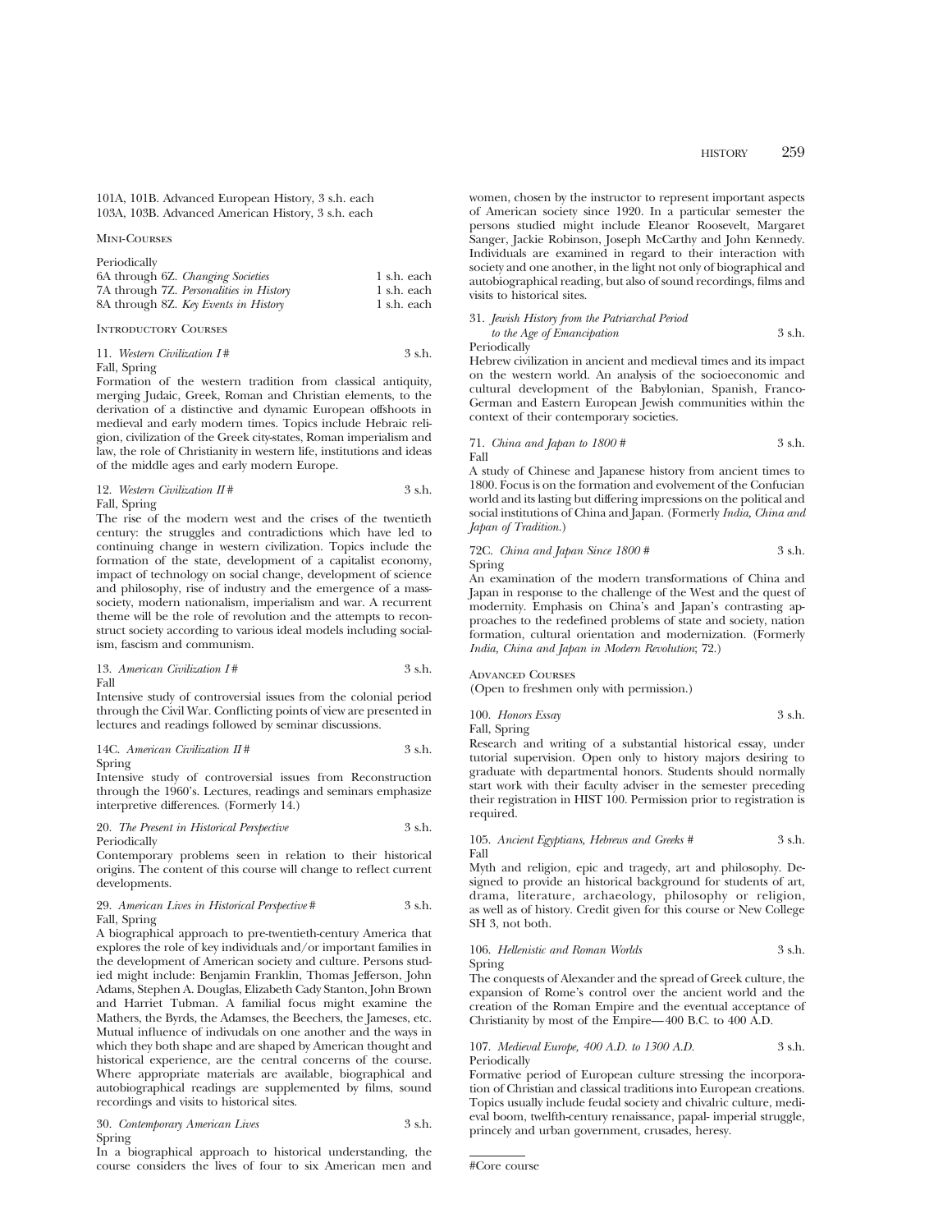101A, 101B. Advanced European History, 3 s.h. each
103A, 103B. Advanced American History, 3 s.h. each

### Mini-Courses

Periodically

| | |
|---|---|
| 6A through 6Z. *Changing Societies* | 1 s.h. each |
| 7A through 7Z. *Personalities in History* | 1 s.h. each |
| 8A through 8Z. *Key Events in History* | 1 s.h. each |

### Introductory Courses

11. *Western Civilization I #* 3 s.h.
Fall, Spring
Formation of the western tradition from classical antiquity, merging Judaic, Greek, Roman and Christian elements, to the derivation of a distinctive and dynamic European offshoots in medieval and early modern times. Topics include Hebraic religion, civilization of the Greek city-states, Roman imperialism and law, the role of Christianity in western life, institutions and ideas of the middle ages and early modern Europe.

12. *Western Civilization II #* 3 s.h.
Fall, Spring
The rise of the modern west and the crises of the twentieth century: the struggles and contradictions which have led to continuing change in western civilization. Topics include the formation of the state, development of a capitalist economy, impact of technology on social change, development of science and philosophy, rise of industry and the emergence of a mass-society, modern nationalism, imperialism and war. A recurrent theme will be the role of revolution and the attempts to reconstruct society according to various ideal models including socialism, fascism and communism.

13. *American Civilization I #* 3 s.h.
Fall
Intensive study of controversial issues from the colonial period through the Civil War. Conflicting points of view are presented in lectures and readings followed by seminar discussions.

14C. *American Civilization II #* 3 s.h.
Spring
Intensive study of controversial issues from Reconstruction through the 1960's. Lectures, readings and seminars emphasize interpretive differences. (Formerly 14.)

20. *The Present in Historical Perspective* 3 s.h.
Periodically
Contemporary problems seen in relation to their historical origins. The content of this course will change to reflect current developments.

29. *American Lives in Historical Perspective #* 3 s.h.
Fall, Spring
A biographical approach to pre-twentieth-century America that explores the role of key individuals and/or important families in the development of American society and culture. Persons studied might include: Benjamin Franklin, Thomas Jefferson, John Adams, Stephen A. Douglas, Elizabeth Cady Stanton, John Brown and Harriet Tubman. A familial focus might examine the Mathers, the Byrds, the Adamses, the Beechers, the Jameses, etc. Mutual influence of indivudals on one another and the ways in which they both shape and are shaped by American thought and historical experience, are the central concerns of the course. Where appropriate materials are available, biographical and autobiographical readings are supplemented by films, sound recordings and visits to historical sites.

30. *Contemporary American Lives* 3 s.h.
Spring
In a biographical approach to historical understanding, the course considers the lives of four to six American men and women, chosen by the instructor to represent important aspects of American society since 1920. In a particular semester the persons studied might include Eleanor Roosevelt, Margaret Sanger, Jackie Robinson, Joseph McCarthy and John Kennedy. Individuals are examined in regard to their interaction with society and one another, in the light not only of biographical and autobiographical reading, but also of sound recordings, films and visits to historical sites.

31. *Jewish History from the Patriarchal Period to the Age of Emancipation* 3 s.h.
Periodically
Hebrew civilization in ancient and medieval times and its impact on the western world. An analysis of the socioeconomic and cultural development of the Babylonian, Spanish, Franco-German and Eastern European Jewish communities within the context of their contemporary societies.

71. *China and Japan to 1800 #* 3 s.h.
Fall
A study of Chinese and Japanese history from ancient times to 1800. Focus is on the formation and evolvement of the Confucian world and its lasting but differing impressions on the political and social institutions of China and Japan. (Formerly *India, China and Japan of Tradition*.)

72C. *China and Japan Since 1800 #* 3 s.h.
Spring
An examination of the modern transformations of China and Japan in response to the challenge of the West and the quest of modernity. Emphasis on China's and Japan's contrasting approaches to the redefined problems of state and society, nation formation, cultural orientation and modernization. (Formerly *India, China and Japan in Modern Revolution*; 72.)

### Advanced Courses

(Open to freshmen only with permission.)

100. *Honors Essay* 3 s.h.
Fall, Spring
Research and writing of a substantial historical essay, under tutorial supervision. Open only to history majors desiring to graduate with departmental honors. Students should normally start work with their faculty adviser in the semester preceding their registration in HIST 100. Permission prior to registration is required.

105. *Ancient Egyptians, Hebrews and Greeks #* 3 s.h.
Fall
Myth and religion, epic and tragedy, art and philosophy. Designed to provide an historical background for students of art, drama, literature, archaeology, philosophy or religion, as well as of history. Credit given for this course or New College SH 3, not both.

106. *Hellenistic and Roman Worlds* 3 s.h.
Spring
The conquests of Alexander and the spread of Greek culture, the expansion of Rome's control over the ancient world and the creation of the Roman Empire and the eventual acceptance of Christianity by most of the Empire—400 B.C. to 400 A.D.

107. *Medieval Europe, 400 A.D. to 1300 A.D.* 3 s.h.
Periodically
Formative period of European culture stressing the incorporation of Christian and classical traditions into European creations. Topics usually include feudal society and chivalric culture, medieval boom, twelfth-century renaissance, papal- imperial struggle, princely and urban government, crusades, heresy.

#Core course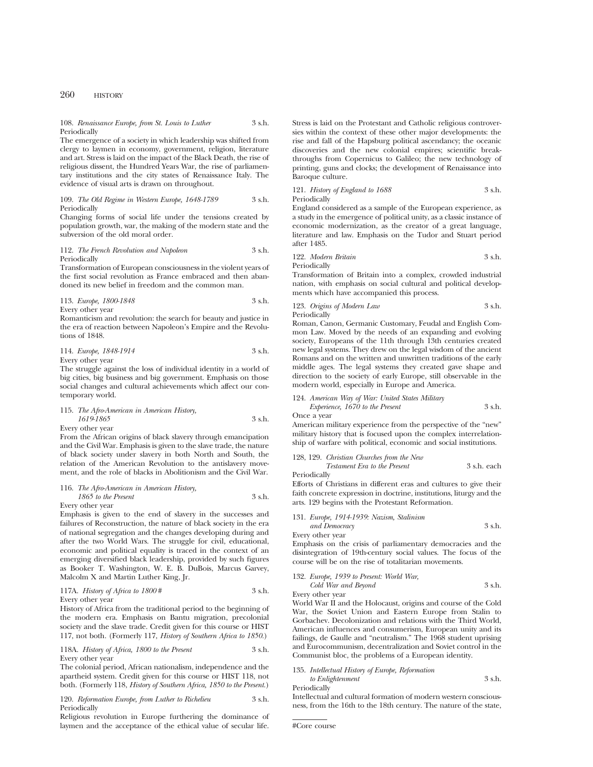108. *Renaissance Europe, from St. Louis to Luther* 3 s.h.
Periodically
The emergence of a society in which leadership was shifted from clergy to laymen in economy, government, religion, literature and art. Stress is laid on the impact of the Black Death, the rise of religious dissent, the Hundred Years War, the rise of parliamentary institutions and the city states of Renaissance Italy. The evidence of visual arts is drawn on throughout.

109. *The Old Regime in Western Europe, 1648-1789* 3 s.h.
Periodically
Changing forms of social life under the tensions created by population growth, war, the making of the modern state and the subversion of the old moral order.

112. *The French Revolution and Napoleon* 3 s.h.
Periodically
Transformation of European consciousness in the violent years of the first social revolution as France embraced and then abandoned its new belief in freedom and the common man.

113. *Europe, 1800-1848* 3 s.h.
Every other year
Romanticism and revolution: the search for beauty and justice in the era of reaction between Napoleon's Empire and the Revolutions of 1848.

114. *Europe, 1848-1914* 3 s.h.
Every other year
The struggle against the loss of individual identity in a world of big cities, big business and big government. Emphasis on those social changes and cultural achievements which affect our contemporary world.

115. *The Afro-American in American History, 1619-1865* 3 s.h.
Every other year
From the African origins of black slavery through emancipation and the Civil War. Emphasis is given to the slave trade, the nature of black society under slavery in both North and South, the relation of the American Revolution to the antislavery movement, and the role of blacks in Abolitionism and the Civil War.

116. *The Afro-American in American History, 1865 to the Present* 3 s.h.
Every other year
Emphasis is given to the end of slavery in the successes and failures of Reconstruction, the nature of black society in the era of national segregation and the changes developing during and after the two World Wars. The struggle for civil, educational, economic and political equality is traced in the context of an emerging diversified black leadership, provided by such figures as Booker T. Washington, W. E. B. DuBois, Marcus Garvey, Malcolm X and Martin Luther King, Jr.

117A. *History of Africa to 1800#* 3 s.h.
Every other year
History of Africa from the traditional period to the beginning of the modern era. Emphasis on Bantu migration, precolonial society and the slave trade. Credit given for this course or HIST 117, not both. (Formerly 117, *History of Southern Africa to 1850.*)

118A. *History of Africa, 1800 to the Present* 3 s.h.
Every other year
The colonial period, African nationalism, independence and the apartheid system. Credit given for this course or HIST 118, not both. (Formerly 118, *History of Southern Africa, 1850 to the Present.*)

120. *Reformation Europe, from Luther to Richelieu* 3 s.h.
Periodically
Religious revolution in Europe furthering the dominance of laymen and the acceptance of the ethical value of secular life. Stress is laid on the Protestant and Catholic religious controversies within the context of these other major developments: the rise and fall of the Hapsburg political ascendancy; the oceanic discoveries and the new colonial empires; scientific breakthroughs from Copernicus to Galileo; the new technology of printing, guns and clocks; the development of Renaissance into Baroque culture.

121. *History of England to 1688* 3 s.h.
Periodically
England considered as a sample of the European experience, as a study in the emergence of political unity, as a classic instance of economic modernization, as the creator of a great language, literature and law. Emphasis on the Tudor and Stuart period after 1485.

122. *Modern Britain* 3 s.h.
Periodically
Transformation of Britain into a complex, crowded industrial nation, with emphasis on social cultural and political developments which have accompanied this process.

123. *Origins of Modern Law* 3 s.h.
Periodically
Roman, Canon, Germanic Customary, Feudal and English Common Law. Moved by the needs of an expanding and evolving society, Europeans of the 11th through 13th centuries created new legal systems. They drew on the legal wisdom of the ancient Romans and on the written and unwritten traditions of the early middle ages. The legal systems they created gave shape and direction to the society of early Europe, still observable in the modern world, especially in Europe and America.

124. *American Way of War: United States Military Experience, 1670 to the Present* 3 s.h.
Once a year
American military experience from the perspective of the "new" military history that is focused upon the complex interrelationship of warfare with political, economic and social institutions.

128, 129. *Christian Churches from the New Testament Era to the Present* 3 s.h. each
Periodically
Efforts of Christians in different eras and cultures to give their faith concrete expression in doctrine, institutions, liturgy and the arts. 129 begins with the Protestant Reformation.

131. *Europe, 1914-1939: Nazism, Stalinism and Democracy* 3 s.h.
Every other year
Emphasis on the crisis of parliamentary democracies and the disintegration of 19th-century social values. The focus of the course will be on the rise of totalitarian movements.

132. *Europe, 1939 to Present: World War, Cold War and Beyond* 3 s.h.
Every other year
World War II and the Holocaust, origins and course of the Cold War, the Soviet Union and Eastern Europe from Stalin to Gorbachev. Decolonization and relations with the Third World, American influences and consumerism, European unity and its failings, de Gaulle and "neutralism." The 1968 student uprising and Eurocommunism, decentralization and Soviet control in the Communist bloc, the problems of a European identity.

135. *Intellectual History of Europe, Reformation to Enlightenment* 3 s.h.
Periodically
Intellectual and cultural formation of modern western consciousness, from the 16th to the 18th century. The nature of the state,

#Core course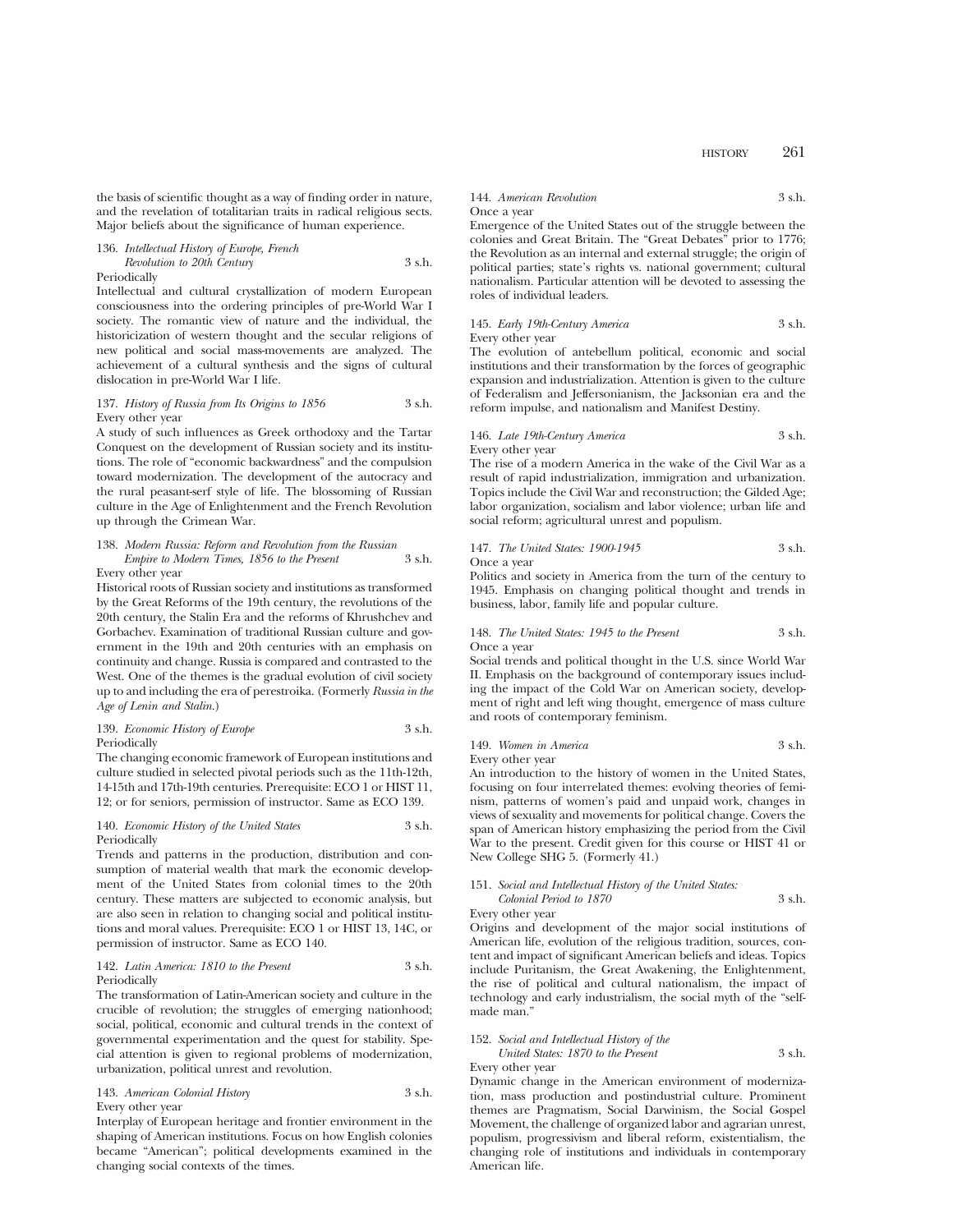the basis of scientific thought as a way of finding order in nature, and the revelation of totalitarian traits in radical religious sects. Major beliefs about the significance of human experience.

136. *Intellectual History of Europe, French Revolution to 20th Century* 3 s.h.
Periodically
Intellectual and cultural crystallization of modern European consciousness into the ordering principles of pre-World War I society. The romantic view of nature and the individual, the historicization of western thought and the secular religions of new political and social mass-movements are analyzed. The achievement of a cultural synthesis and the signs of cultural dislocation in pre-World War I life.

137. *History of Russia from Its Origins to 1856* 3 s.h.
Every other year
A study of such influences as Greek orthodoxy and the Tartar Conquest on the development of Russian society and its institutions. The role of "economic backwardness" and the compulsion toward modernization. The development of the autocracy and the rural peasant-serf style of life. The blossoming of Russian culture in the Age of Enlightenment and the French Revolution up through the Crimean War.

138. *Modern Russia: Reform and Revolution from the Russian Empire to Modern Times, 1856 to the Present* 3 s.h.
Every other year
Historical roots of Russian society and institutions as transformed by the Great Reforms of the 19th century, the revolutions of the 20th century, the Stalin Era and the reforms of Khrushchev and Gorbachev. Examination of traditional Russian culture and government in the 19th and 20th centuries with an emphasis on continuity and change. Russia is compared and contrasted to the West. One of the themes is the gradual evolution of civil society up to and including the era of perestroika. (Formerly *Russia in the Age of Lenin and Stalin.*)

139. *Economic History of Europe* 3 s.h.
Periodically
The changing economic framework of European institutions and culture studied in selected pivotal periods such as the 11th-12th, 14-15th and 17th-19th centuries. Prerequisite: ECO 1 or HIST 11, 12; or for seniors, permission of instructor. Same as ECO 139.

140. *Economic History of the United States* 3 s.h.
Periodically
Trends and patterns in the production, distribution and consumption of material wealth that mark the economic development of the United States from colonial times to the 20th century. These matters are subjected to economic analysis, but are also seen in relation to changing social and political institutions and moral values. Prerequisite: ECO 1 or HIST 13, 14C, or permission of instructor. Same as ECO 140.

142. *Latin America: 1810 to the Present* 3 s.h.
Periodically
The transformation of Latin-American society and culture in the crucible of revolution; the struggles of emerging nationhood; social, political, economic and cultural trends in the context of governmental experimentation and the quest for stability. Special attention is given to regional problems of modernization, urbanization, political unrest and revolution.

143. *American Colonial History* 3 s.h.
Every other year
Interplay of European heritage and frontier environment in the shaping of American institutions. Focus on how English colonies became "American"; political developments examined in the changing social contexts of the times.

144. *American Revolution* 3 s.h.
Once a year
Emergence of the United States out of the struggle between the colonies and Great Britain. The "Great Debates" prior to 1776; the Revolution as an internal and external struggle; the origin of political parties; state's rights vs. national government; cultural nationalism. Particular attention will be devoted to assessing the roles of individual leaders.

145. *Early 19th-Century America* 3 s.h.
Every other year
The evolution of antebellum political, economic and social institutions and their transformation by the forces of geographic expansion and industrialization. Attention is given to the culture of Federalism and Jeffersonianism, the Jacksonian era and the reform impulse, and nationalism and Manifest Destiny.

146. *Late 19th-Century America* 3 s.h.
Every other year
The rise of a modern America in the wake of the Civil War as a result of rapid industrialization, immigration and urbanization. Topics include the Civil War and reconstruction; the Gilded Age; labor organization, socialism and labor violence; urban life and social reform; agricultural unrest and populism.

147. *The United States: 1900-1945* 3 s.h.
Once a year
Politics and society in America from the turn of the century to 1945. Emphasis on changing political thought and trends in business, labor, family life and popular culture.

148. *The United States: 1945 to the Present* 3 s.h.
Once a year
Social trends and political thought in the U.S. since World War II. Emphasis on the background of contemporary issues including the impact of the Cold War on American society, development of right and left wing thought, emergence of mass culture and roots of contemporary feminism.

149. *Women in America* 3 s.h.
Every other year
An introduction to the history of women in the United States, focusing on four interrelated themes: evolving theories of feminism, patterns of women's paid and unpaid work, changes in views of sexuality and movements for political change. Covers the span of American history emphasizing the period from the Civil War to the present. Credit given for this course or HIST 41 or New College SHG 5. (Formerly 41.)

151. *Social and Intellectual History of the United States: Colonial Period to 1870* 3 s.h.
Every other year
Origins and development of the major social institutions of American life, evolution of the religious tradition, sources, content and impact of significant American beliefs and ideas. Topics include Puritanism, the Great Awakening, the Enlightenment, the rise of political and cultural nationalism, the impact of technology and early industrialism, the social myth of the "self-made man."

152. *Social and Intellectual History of the United States: 1870 to the Present* 3 s.h.
Every other year
Dynamic change in the American environment of modernization, mass production and postindustrial culture. Prominent themes are Pragmatism, Social Darwinism, the Social Gospel Movement, the challenge of organized labor and agrarian unrest, populism, progressivism and liberal reform, existentialism, the changing role of institutions and individuals in contemporary American life.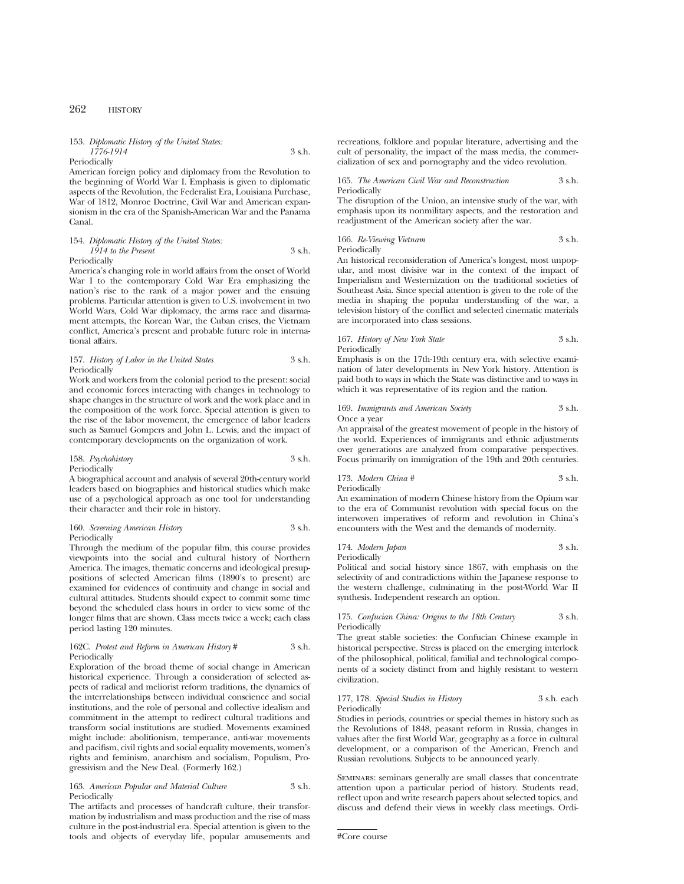153. *Diplomatic History of the United States: 1776-1914* 3 s.h.
Periodically

American foreign policy and diplomacy from the Revolution to the beginning of World War I. Emphasis is given to diplomatic aspects of the Revolution, the Federalist Era, Louisiana Purchase, War of 1812, Monroe Doctrine, Civil War and American expansionism in the era of the Spanish-American War and the Panama Canal.

154. *Diplomatic History of the United States: 1914 to the Present* 3 s.h.
Periodically

America's changing role in world affairs from the onset of World War I to the contemporary Cold War Era emphasizing the nation's rise to the rank of a major power and the ensuing problems. Particular attention is given to U.S. involvement in two World Wars, Cold War diplomacy, the arms race and disarmament attempts, the Korean War, the Cuban crises, the Vietnam conflict, America's present and probable future role in international affairs.

157. *History of Labor in the United States* 3 s.h.
Periodically

Work and workers from the colonial period to the present: social and economic forces interacting with changes in technology to shape changes in the structure of work and the work place and in the composition of the work force. Special attention is given to the rise of the labor movement, the emergence of labor leaders such as Samuel Gompers and John L. Lewis, and the impact of contemporary developments on the organization of work.

158. *Psychohistory* 3 s.h.
Periodically

A biographical account and analysis of several 20th-century world leaders based on biographies and historical studies which make use of a psychological approach as one tool for understanding their character and their role in history.

160. *Screening American History* 3 s.h.
Periodically

Through the medium of the popular film, this course provides viewpoints into the social and cultural history of Northern America. The images, thematic concerns and ideological presuppositions of selected American films (1890's to present) are examined for evidences of continuity and change in social and cultural attitudes. Students should expect to commit some time beyond the scheduled class hours in order to view some of the longer films that are shown. Class meets twice a week; each class period lasting 120 minutes.

162C. *Protest and Reform in American History* # 3 s.h.
Periodically

Exploration of the broad theme of social change in American historical experience. Through a consideration of selected aspects of radical and meliorist reform traditions, the dynamics of the interrelationships between individual conscience and social institutions, and the role of personal and collective idealism and commitment in the attempt to redirect cultural traditions and transform social institutions are studied. Movements examined might include: abolitionism, temperance, anti-war movements and pacifism, civil rights and social equality movements, women's rights and feminism, anarchism and socialism, Populism, Progressivism and the New Deal. (Formerly 162.)

163. *American Popular and Material Culture* 3 s.h.
Periodically

The artifacts and processes of handcraft culture, their transformation by industrialism and mass production and the rise of mass culture in the post-industrial era. Special attention is given to the tools and objects of everyday life, popular amusements and recreations, folklore and popular literature, advertising and the cult of personality, the impact of the mass media, the commercialization of sex and pornography and the video revolution.

165. *The American Civil War and Reconstruction* 3 s.h.
Periodically

The disruption of the Union, an intensive study of the war, with emphasis upon its nonmilitary aspects, and the restoration and readjustment of the American society after the war.

166. *Re-Viewing Vietnam* 3 s.h.
Periodically

An historical reconsideration of America's longest, most unpopular, and most divisive war in the context of the impact of Imperialism and Westernization on the traditional societies of Southeast Asia. Since special attention is given to the role of the media in shaping the popular understanding of the war, a television history of the conflict and selected cinematic materials are incorporated into class sessions.

167. *History of New York State* 3 s.h.
Periodically

Emphasis is on the 17th-19th century era, with selective examination of later developments in New York history. Attention is paid both to ways in which the State was distinctive and to ways in which it was representative of its region and the nation.

169. *Immigrants and American Society* 3 s.h.
Once a year

An appraisal of the greatest movement of people in the history of the world. Experiences of immigrants and ethnic adjustments over generations are analyzed from comparative perspectives. Focus primarily on immigration of the 19th and 20th centuries.

173. *Modern China* # 3 s.h.
Periodically

An examination of modern Chinese history from the Opium war to the era of Communist revolution with special focus on the interwoven imperatives of reform and revolution in China's encounters with the West and the demands of modernity.

174. *Modern Japan* 3 s.h.
Periodically

Political and social history since 1867, with emphasis on the selectivity of and contradictions within the Japanese response to the western challenge, culminating in the post-World War II synthesis. Independent research an option.

175. *Confucian China: Origins to the 18th Century* 3 s.h.
Periodically

The great stable societies: the Confucian Chinese example in historical perspective. Stress is placed on the emerging interlock of the philosophical, political, familial and technological components of a society distinct from and highly resistant to western civilization.

177, 178. *Special Studies in History* 3 s.h. each
Periodically

Studies in periods, countries or special themes in history such as the Revolutions of 1848, peasant reform in Russia, changes in values after the first World War, geography as a force in cultural development, or a comparison of the American, French and Russian revolutions. Subjects to be announced yearly.

Seminars: seminars generally are small classes that concentrate attention upon a particular period of history. Students read, reflect upon and write research papers about selected topics, and discuss and defend their views in weekly class meetings. Ordi-

#Core course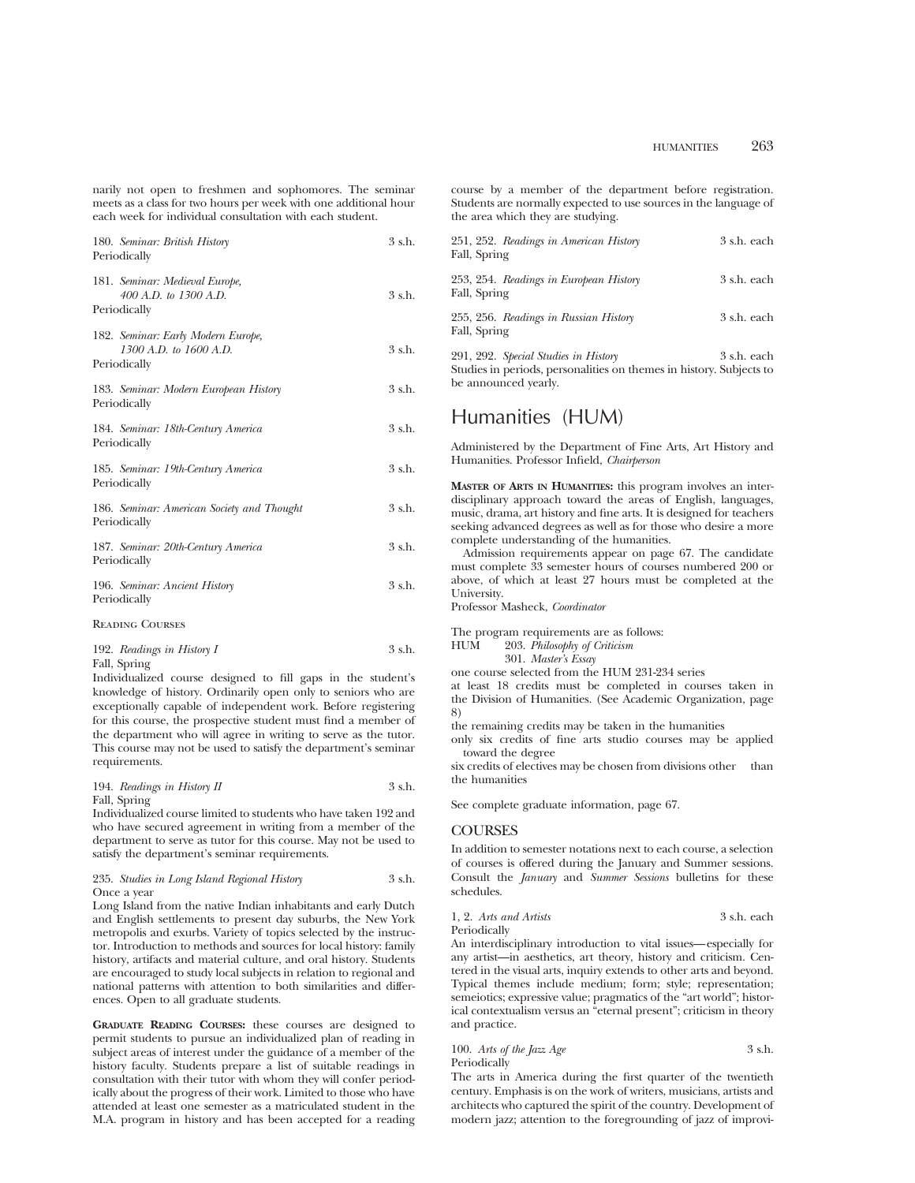narily not open to freshmen and sophomores. The seminar meets as a class for two hours per week with one additional hour each week for individual consultation with each student.

180. *Seminar: British History* 3 s.h.
Periodically

181. *Seminar: Medieval Europe, 400 A.D. to 1300 A.D.* 3 s.h.
Periodically

182. *Seminar: Early Modern Europe, 1300 A.D. to 1600 A.D.* 3 s.h.
Periodically

183. *Seminar: Modern European History* 3 s.h.
Periodically

184. *Seminar: 18th-Century America* 3 s.h.
Periodically

185. *Seminar: 19th-Century America* 3 s.h.
Periodically

186. *Seminar: American Society and Thought* 3 s.h.
Periodically

187. *Seminar: 20th-Century America* 3 s.h.
Periodically

196. *Seminar: Ancient History* 3 s.h.
Periodically

Reading Courses

192. *Readings in History I* 3 s.h.
Fall, Spring
Individualized course designed to fill gaps in the student's knowledge of history. Ordinarily open only to seniors who are exceptionally capable of independent work. Before registering for this course, the prospective student must find a member of the department who will agree in writing to serve as the tutor. This course may not be used to satisfy the department's seminar requirements.

194. *Readings in History II* 3 s.h.
Fall, Spring
Individualized course limited to students who have taken 192 and who have secured agreement in writing from a member of the department to serve as tutor for this course. May not be used to satisfy the department's seminar requirements.

235. *Studies in Long Island Regional History* 3 s.h.
Once a year
Long Island from the native Indian inhabitants and early Dutch and English settlements to present day suburbs, the New York metropolis and exurbs. Variety of topics selected by the instructor. Introduction to methods and sources for local history: family history, artifacts and material culture, and oral history. Students are encouraged to study local subjects in relation to regional and national patterns with attention to both similarities and differences. Open to all graduate students.

**Graduate Reading Courses:** these courses are designed to permit students to pursue an individualized plan of reading in subject areas of interest under the guidance of a member of the history faculty. Students prepare a list of suitable readings in consultation with their tutor with whom they will confer periodically about the progress of their work. Limited to those who have attended at least one semester as a matriculated student in the M.A. program in history and has been accepted for a reading course by a member of the department before registration. Students are normally expected to use sources in the language of the area which they are studying.

251, 252. *Readings in American History* 3 s.h. each
Fall, Spring

253, 254. *Readings in European History* 3 s.h. each
Fall, Spring

255, 256. *Readings in Russian History* 3 s.h. each
Fall, Spring

291, 292. *Special Studies in History* 3 s.h. each
Studies in periods, personalities on themes in history. Subjects to be announced yearly.

# Humanities (HUM)

Administered by the Department of Fine Arts, Art History and Humanities. Professor Infield, *Chairperson*

**Master of Arts in Humanities:** this program involves an interdisciplinary approach toward the areas of English, languages, music, drama, art history and fine arts. It is designed for teachers seeking advanced degrees as well as for those who desire a more complete understanding of the humanities.

Admission requirements appear on page 67. The candidate must complete 33 semester hours of courses numbered 200 or above, of which at least 27 hours must be completed at the University.
Professor Masheck, *Coordinator*

The program requirements are as follows:
HUM 203. *Philosophy of Criticism*
301. *Master's Essay*
one course selected from the HUM 231-234 series
at least 18 credits must be completed in courses taken in the Division of Humanities. (See Academic Organization, page 8)
the remaining credits may be taken in the humanities
only six credits of fine arts studio courses may be applied toward the degree
six credits of electives may be chosen from divisions other than the humanities

See complete graduate information, page 67.

## COURSES

In addition to semester notations next to each course, a selection of courses is offered during the January and Summer sessions. Consult the *January* and *Summer Sessions* bulletins for these schedules.

1, 2. *Arts and Artists* 3 s.h. each
Periodically
An interdisciplinary introduction to vital issues—especially for any artist—in aesthetics, art theory, history and criticism. Centered in the visual arts, inquiry extends to other arts and beyond. Typical themes include medium; form; style; representation; semeiotics; expressive value; pragmatics of the "art world"; historical contextualism versus an "eternal present"; criticism in theory and practice.

100. *Arts of the Jazz Age* 3 s.h.
Periodically
The arts in America during the first quarter of the twentieth century. Emphasis is on the work of writers, musicians, artists and architects who captured the spirit of the country. Development of modern jazz; attention to the foregrounding of jazz of improvi-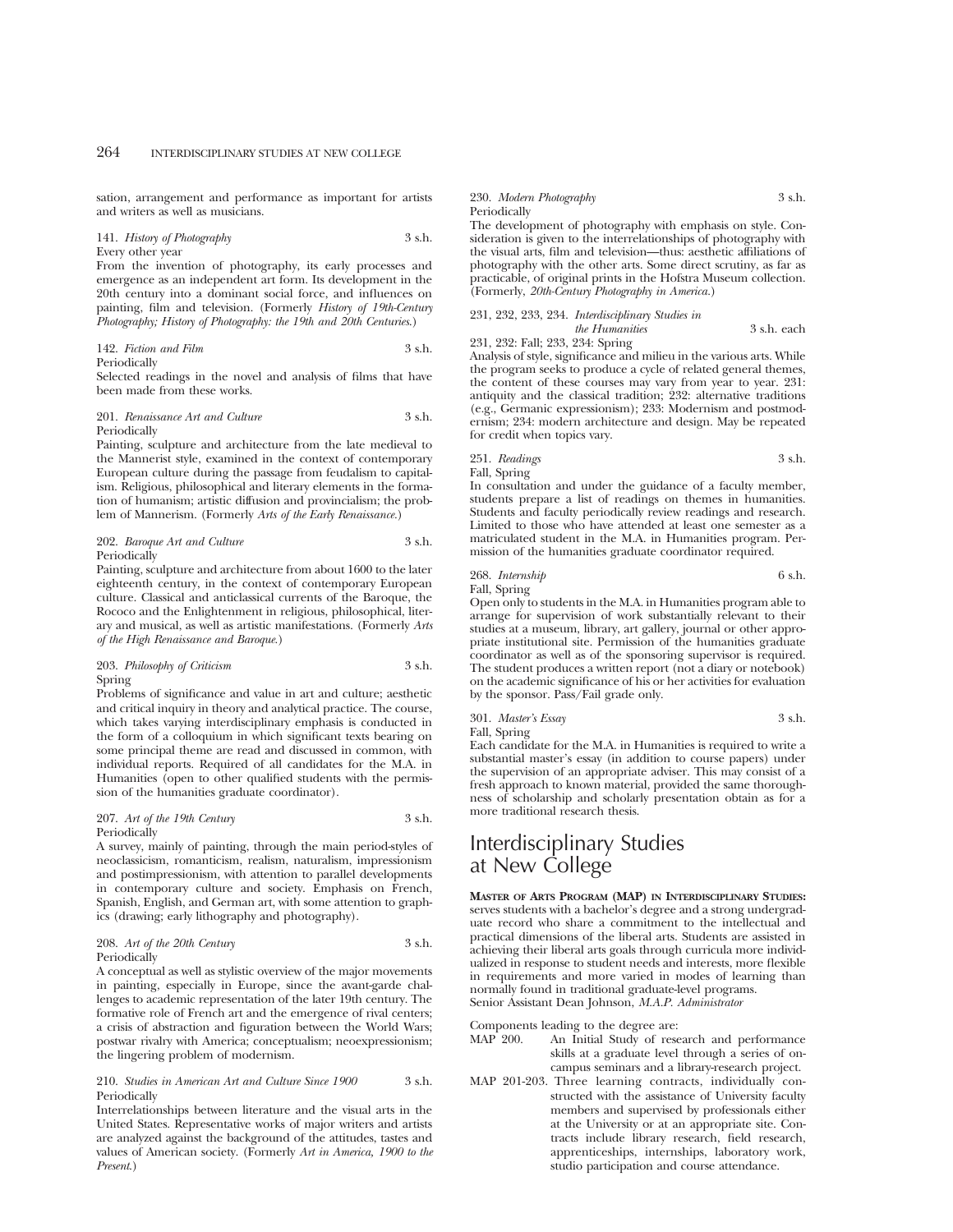sation, arrangement and performance as important for artists and writers as well as musicians.

141. *History of Photography* 3 s.h.
Every other year
From the invention of photography, its early processes and emergence as an independent art form. Its development in the 20th century into a dominant social force, and influences on painting, film and television. (Formerly *History of 19th-Century Photography; History of Photography: the 19th and 20th Centuries.*)

142. *Fiction and Film* 3 s.h.
Periodically
Selected readings in the novel and analysis of films that have been made from these works.

201. *Renaissance Art and Culture* 3 s.h.
Periodically
Painting, sculpture and architecture from the late medieval to the Mannerist style, examined in the context of contemporary European culture during the passage from feudalism to capitalism. Religious, philosophical and literary elements in the formation of humanism; artistic diffusion and provincialism; the problem of Mannerism. (Formerly *Arts of the Early Renaissance.*)

202. *Baroque Art and Culture* 3 s.h.
Periodically
Painting, sculpture and architecture from about 1600 to the later eighteenth century, in the context of contemporary European culture. Classical and anticlassical currents of the Baroque, the Rococo and the Enlightenment in religious, philosophical, literary and musical, as well as artistic manifestations. (Formerly *Arts of the High Renaissance and Baroque.*)

203. *Philosophy of Criticism* 3 s.h.
Spring
Problems of significance and value in art and culture; aesthetic and critical inquiry in theory and analytical practice. The course, which takes varying interdisciplinary emphasis is conducted in the form of a colloquium in which significant texts bearing on some principal theme are read and discussed in common, with individual reports. Required of all candidates for the M.A. in Humanities (open to other qualified students with the permission of the humanities graduate coordinator).

207. *Art of the 19th Century* 3 s.h.
Periodically
A survey, mainly of painting, through the main period-styles of neoclassicism, romanticism, realism, naturalism, impressionism and postimpressionism, with attention to parallel developments in contemporary culture and society. Emphasis on French, Spanish, English, and German art, with some attention to graphics (drawing; early lithography and photography).

208. *Art of the 20th Century* 3 s.h.
Periodically
A conceptual as well as stylistic overview of the major movements in painting, especially in Europe, since the avant-garde challenges to academic representation of the later 19th century. The formative role of French art and the emergence of rival centers; a crisis of abstraction and figuration between the World Wars; postwar rivalry with America; conceptualism; neoexpressionism; the lingering problem of modernism.

210. *Studies in American Art and Culture Since 1900* 3 s.h.
Periodically
Interrelationships between literature and the visual arts in the United States. Representative works of major writers and artists are analyzed against the background of the attitudes, tastes and values of American society. (Formerly *Art in America, 1900 to the Present.*)

230. *Modern Photography* 3 s.h.
Periodically
The development of photography with emphasis on style. Consideration is given to the interrelationships of photography with the visual arts, film and television—thus: aesthetic affiliations of photography with the other arts. Some direct scrutiny, as far as practicable, of original prints in the Hofstra Museum collection. (Formerly, *20th-Century Photography in America.*)

231, 232, 233, 234. *Interdisciplinary Studies in the Humanities* 3 s.h. each
231, 232: Fall; 233, 234: Spring
Analysis of style, significance and milieu in the various arts. While the program seeks to produce a cycle of related general themes, the content of these courses may vary from year to year. 231: antiquity and the classical tradition; 232: alternative traditions (e.g., Germanic expressionism); 233: Modernism and postmodernism; 234: modern architecture and design. May be repeated for credit when topics vary.

251. *Readings* 3 s.h.
Fall, Spring
In consultation and under the guidance of a faculty member, students prepare a list of readings on themes in humanities. Students and faculty periodically review readings and research. Limited to those who have attended at least one semester as a matriculated student in the M.A. in Humanities program. Permission of the humanities graduate coordinator required.

268. *Internship* 6 s.h.
Fall, Spring
Open only to students in the M.A. in Humanities program able to arrange for supervision of work substantially relevant to their studies at a museum, library, art gallery, journal or other appropriate institutional site. Permission of the humanities graduate coordinator as well as of the sponsoring supervisor is required. The student produces a written report (not a diary or notebook) on the academic significance of his or her activities for evaluation by the sponsor. Pass/Fail grade only.

301. *Master's Essay* 3 s.h.
Fall, Spring
Each candidate for the M.A. in Humanities is required to write a substantial master's essay (in addition to course papers) under the supervision of an appropriate adviser. This may consist of a fresh approach to known material, provided the same thoroughness of scholarship and scholarly presentation obtain as for a more traditional research thesis.

# Interdisciplinary Studies at New College

**MASTER OF ARTS PROGRAM (MAP) IN INTERDISCIPLINARY STUDIES:** serves students with a bachelor's degree and a strong undergraduate record who share a commitment to the intellectual and practical dimensions of the liberal arts. Students are assisted in achieving their liberal arts goals through curricula more individualized in response to student needs and interests, more flexible in requirements and more varied in modes of learning than normally found in traditional graduate-level programs.
Senior Assistant Dean Johnson, *M.A.P. Administrator*

Components leading to the degree are:

- MAP 200. An Initial Study of research and performance skills at a graduate level through a series of on-campus seminars and a library-research project.
- MAP 201-203. Three learning contracts, individually constructed with the assistance of University faculty members and supervised by professionals either at the University or at an appropriate site. Contracts include library research, field research, apprenticeships, internships, laboratory work, studio participation and course attendance.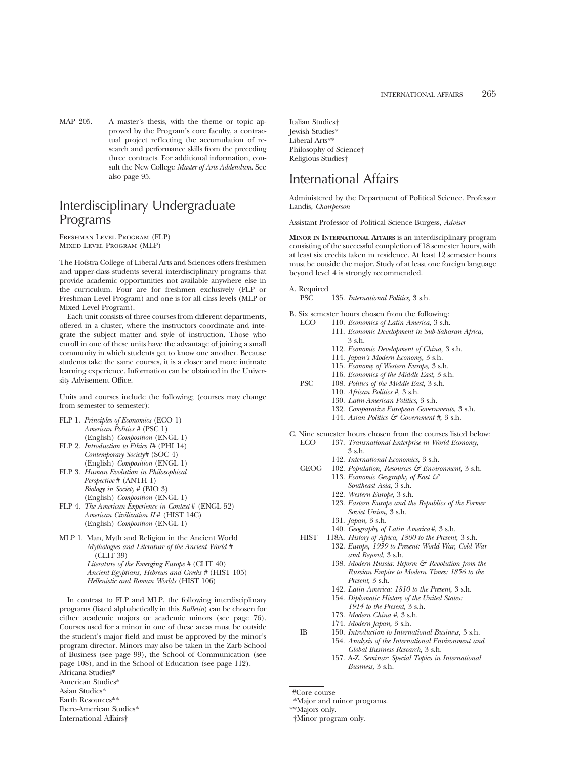MAP 205. A master's thesis, with the theme or topic approved by the Program's core faculty, a contractual project reflecting the accumulation of research and performance skills from the preceding three contracts. For additional information, consult the New College *Master of Arts Addendum*. See also page 95.

# Interdisciplinary Undergraduate Programs

Freshman Level Program (FLP)
Mixed Level Program (MLP)

The Hofstra College of Liberal Arts and Sciences offers freshmen and upper-class students several interdisciplinary programs that provide academic opportunities not available anywhere else in the curriculum. Four are for freshmen exclusively (FLP or Freshman Level Program) and one is for all class levels (MLP or Mixed Level Program).

Each unit consists of three courses from different departments, offered in a cluster, where the instructors coordinate and integrate the subject matter and style of instruction. Those who enroll in one of these units have the advantage of joining a small community in which students get to know one another. Because students take the same courses, it is a closer and more intimate learning experience. Information can be obtained in the University Advisement Office.

Units and courses include the following; (courses may change from semester to semester):

FLP 1. *Principles of Economics* (ECO 1)
*American Politics* # (PSC 1)
(English) *Composition* (ENGL 1)

FLP 2. *Introduction to Ethics I*# (PHI 14)
*Contemporary Society*# (SOC 4)
(English) *Composition* (ENGL 1)

FLP 3. *Human Evolution in Philosophical Perspective* # (ANTH 1)
*Biology in Society* # (BIO 3)
(English) *Composition* (ENGL 1)

FLP 4. *The American Experience in Context* # (ENGL 52)
*American Civilization II* # (HIST 14C)
(English) *Composition* (ENGL 1)

MLP 1. Man, Myth and Religion in the Ancient World
*Mythologies and Literature of the Ancient World* # (CLIT 39)
*Literature of the Emerging Europe* # (CLIT 40)
*Ancient Egyptians, Hebrews and Greeks* # (HIST 105)
*Hellenistic and Roman Worlds* (HIST 106)

In contrast to FLP and MLP, the following interdisciplinary programs (listed alphabetically in this *Bulletin*) can be chosen for either academic majors or academic minors (see page 76). Courses used for a minor in one of these areas must be outside the student's major field and must be approved by the minor's program director. Minors may also be taken in the Zarb School of Business (see page 99), the School of Communication (see page 108), and in the School of Education (see page 112).

Africana Studies*
American Studies*
Asian Studies*
Earth Resources**
Ibero-American Studies*
International Affairs†
Italian Studies†
Jewish Studies*
Liberal Arts**
Philosophy of Science†
Religious Studies†

# International Affairs

Administered by the Department of Political Science. Professor Landis, *Chairperson*

Assistant Professor of Political Science Burgess, *Adviser*

**Minor in International Affairs** is an interdisciplinary program consisting of the successful completion of 18 semester hours, with at least six credits taken in residence. At least 12 semester hours must be outside the major. Study of at least one foreign language beyond level 4 is strongly recommended.

A. Required
PSC 135. *International Politics,* 3 s.h.

B. Six semester hours chosen from the following:
ECO 110. *Economics of Latin America,* 3 s.h.
111. *Economic Development in Sub-Saharan Africa,* 3 s.h.
112. *Economic Development of China,* 3 s.h.
114. *Japan's Modern Economy,* 3 s.h.
115. *Economy of Western Europe,* 3 s.h.
116. *Economics of the Middle East,* 3 s.h.
PSC 108. *Politics of the Middle East,* 3 s.h.
110. *African Politics #,* 3 s.h.
130. *Latin-American Politics,* 3 s.h.
132. *Comparative European Governments,* 3 s.h.
144. *Asian Politics & Government #,* 3 s.h.

C. Nine semester hours chosen from the courses listed below:
ECO 137. *Transnational Enterprise in World Economy,* 3 s.h.
142. *International Economics,* 3 s.h.
GEOG 102. *Population, Resources & Environment,* 3 s.h.
113. *Economic Geography of East & Southeast Asia,* 3 s.h.
122. *Western Europe,* 3 s.h.
123. *Eastern Europe and the Republics of the Former Soviet Union,* 3 s.h.
131. *Japan,* 3 s.h.
140. *Geography of Latin America #,* 3 s.h.
HIST 118A. *History of Africa, 1800 to the Present,* 3 s.h.
132. *Europe, 1939 to Present: World War, Cold War and Beyond,* 3 s.h.
138. *Modern Russia: Reform & Revolution from the Russian Empire to Modern Times: 1856 to the Present,* 3 s.h.
142. *Latin America: 1810 to the Present,* 3 s.h.
154. *Diplomatic History of the United States: 1914 to the Present,* 3 s.h.
173. *Modern China #,* 3 s.h.
174. *Modern Japan,* 3 s.h.
IB 150. *Introduction to International Business,* 3 s.h.
154. *Analysis of the International Environment and Global Business Research,* 3 s.h.
157. A-Z. *Seminar: Special Topics in International Business,* 3 s.h.

---

#Core course
*Major and minor programs.
**Majors only.
†Minor program only.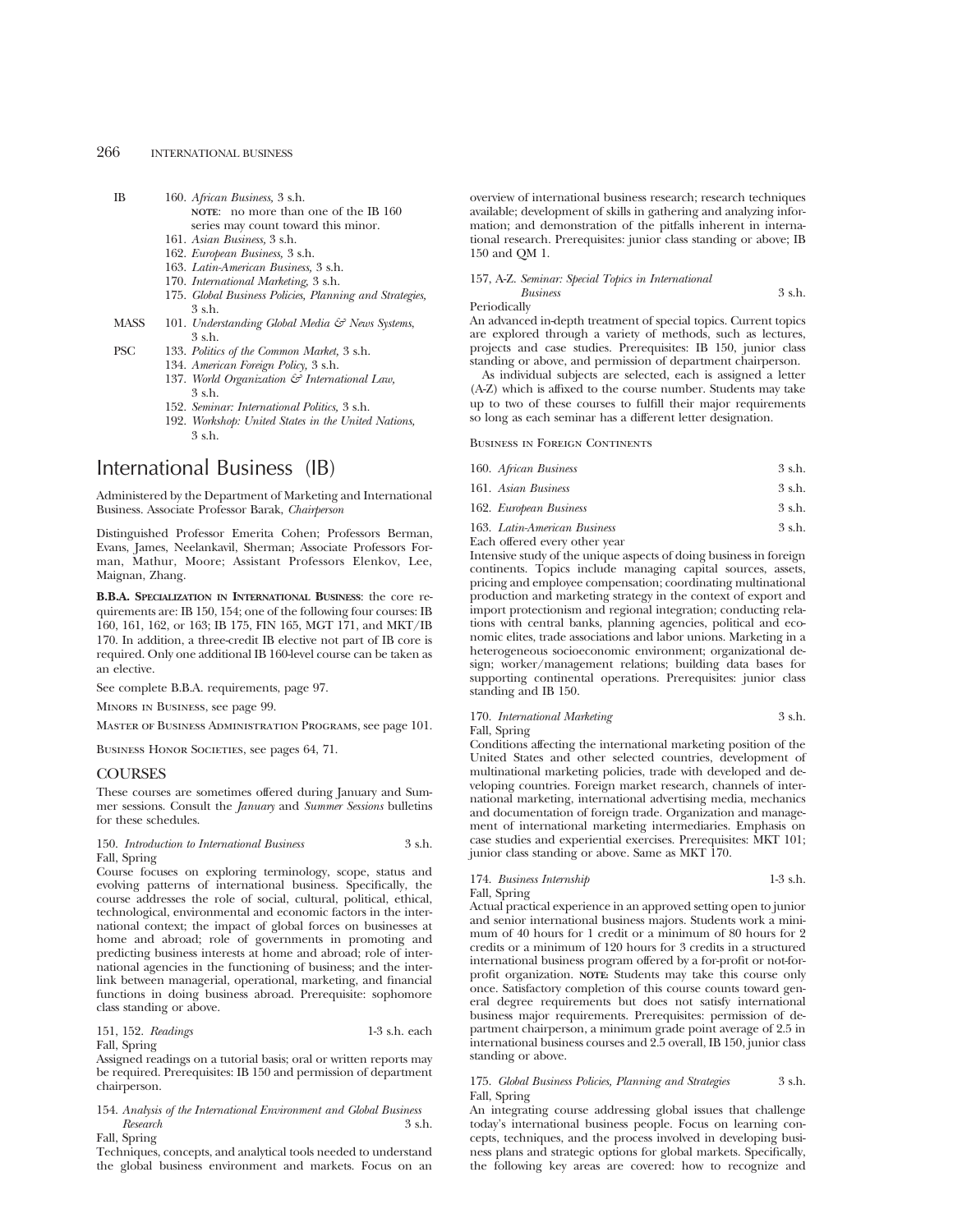| | |
|---|---|
| IB | 160. *African Business,* 3 s.h. **NOTE**: no more than one of the IB 160 series may count toward this minor. |
| | 161. *Asian Business,* 3 s.h. |
| | 162. *European Business,* 3 s.h. |
| | 163. *Latin-American Business,* 3 s.h. |
| | 170. *International Marketing,* 3 s.h. |
| | 175. *Global Business Policies, Planning and Strategies,* 3 s.h. |
| MASS | 101. *Understanding Global Media & News Systems,* 3 s.h. |
| PSC | 133. *Politics of the Common Market,* 3 s.h. |
| | 134. *American Foreign Policy,* 3 s.h. |
| | 137. *World Organization & International Law,* 3 s.h. |
| | 152. *Seminar: International Politics,* 3 s.h. |
| | 192. *Workshop: United States in the United Nations,* 3 s.h. |

# International Business (IB)

Administered by the Department of Marketing and International Business. Associate Professor Barak, *Chairperson*

Distinguished Professor Emerita Cohen; Professors Berman, Evans, James, Neelankavil, Sherman; Associate Professors Forman, Mathur, Moore; Assistant Professors Elenkov, Lee, Maignan, Zhang.

**B.B.A. SPECIALIZATION IN INTERNATIONAL BUSINESS**: the core requirements are: IB 150, 154; one of the following four courses: IB 160, 161, 162, or 163; IB 175, FIN 165, MGT 171, and MKT/IB 170. In addition, a three-credit IB elective not part of IB core is required. Only one additional IB 160-level course can be taken as an elective.

See complete B.B.A. requirements, page 97.

MINORS IN BUSINESS, see page 99.

MASTER OF BUSINESS ADMINISTRATION PROGRAMS, see page 101.

BUSINESS HONOR SOCIETIES, see pages 64, 71.

## COURSES

These courses are sometimes offered during January and Summer sessions. Consult the *January* and *Summer Sessions* bulletins for these schedules.

150. *Introduction to International Business* 3 s.h.
Fall, Spring

Course focuses on exploring terminology, scope, status and evolving patterns of international business. Specifically, the course addresses the role of social, cultural, political, ethical, technological, environmental and economic factors in the international context; the impact of global forces on businesses at home and abroad; role of governments in promoting and predicting business interests at home and abroad; role of international agencies in the functioning of business; and the interlink between managerial, operational, marketing, and financial functions in doing business abroad. Prerequisite: sophomore class standing or above.

151, 152. *Readings* 1-3 s.h. each
Fall, Spring

Assigned readings on a tutorial basis; oral or written reports may be required. Prerequisites: IB 150 and permission of department chairperson.

154. *Analysis of the International Environment and Global Business Research* 3 s.h.
Fall, Spring

Techniques, concepts, and analytical tools needed to understand the global business environment and markets. Focus on an overview of international business research; research techniques available; development of skills in gathering and analyzing information; and demonstration of the pitfalls inherent in international research. Prerequisites: junior class standing or above; IB 150 and QM 1.

157, A-Z. *Seminar: Special Topics in International Business* 3 s.h.
Periodically

An advanced in-depth treatment of special topics. Current topics are explored through a variety of methods, such as lectures, projects and case studies. Prerequisites: IB 150, junior class standing or above, and permission of department chairperson.

As individual subjects are selected, each is assigned a letter (A-Z) which is affixed to the course number. Students may take up to two of these courses to fulfill their major requirements so long as each seminar has a different letter designation.

BUSINESS IN FOREIGN CONTINENTS

160. *African Business* 3 s.h.

161. *Asian Business* 3 s.h.

162. *European Business* 3 s.h.

163. *Latin-American Business* 3 s.h.

Each offered every other year

Intensive study of the unique aspects of doing business in foreign continents. Topics include managing capital sources, assets, pricing and employee compensation; coordinating multinational production and marketing strategy in the context of export and import protectionism and regional integration; conducting relations with central banks, planning agencies, political and economic elites, trade associations and labor unions. Marketing in a heterogeneous socioeconomic environment; organizational design; worker/management relations; building data bases for supporting continental operations. Prerequisites: junior class standing and IB 150.

170. *International Marketing* 3 s.h.
Fall, Spring

Conditions affecting the international marketing position of the United States and other selected countries, development of multinational marketing policies, trade with developed and developing countries. Foreign market research, channels of international marketing, international advertising media, mechanics and documentation of foreign trade. Organization and management of international marketing intermediaries. Emphasis on case studies and experiential exercises. Prerequisites: MKT 101; junior class standing or above. Same as MKT 170.

174. *Business Internship* 1-3 s.h.
Fall, Spring

Actual practical experience in an approved setting open to junior and senior international business majors. Students work a minimum of 40 hours for 1 credit or a minimum of 80 hours for 2 credits or a minimum of 120 hours for 3 credits in a structured international business program offered by a for-profit or not-for-profit organization. **NOTE:** Students may take this course only once. Satisfactory completion of this course counts toward general degree requirements but does not satisfy international business major requirements. Prerequisites: permission of department chairperson, a minimum grade point average of 2.5 in international business courses and 2.5 overall, IB 150, junior class standing or above.

175. *Global Business Policies, Planning and Strategies* 3 s.h.
Fall, Spring

An integrating course addressing global issues that challenge today's international business people. Focus on learning concepts, techniques, and the process involved in developing business plans and strategic options for global markets. Specifically, the following key areas are covered: how to recognize and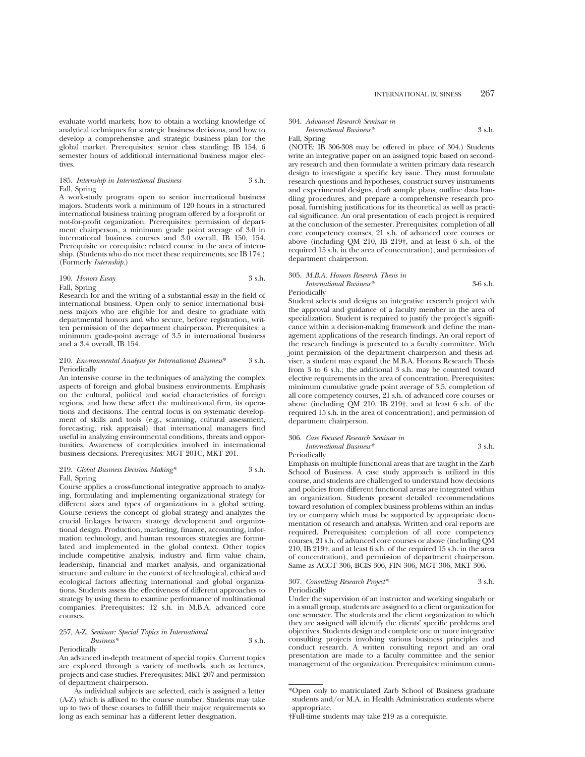evaluate world markets; how to obtain a working knowledge of analytical techniques for strategic business decisions, and how to develop a comprehensive and strategic business plan for the global market. Prerequisites: senior class standing; IB 154, 6 semester hours of additional international business major electives.

185. *Internship in International Business* 3 s.h.
Fall, Spring
A work-study program open to senior international business majors. Students work a minimum of 120 hours in a structured international business training program offered by a for-profit or not-for-profit organization. Prerequisites: permission of department chairperson, a minimum grade point average of 3.0 in international business courses and 3.0 overall, IB 150, 154. Prerequisite or corequisite: related course in the area of internship. (Students who do not meet these requirements, see IB 174.) (Formerly *Internship*.)

190. *Honors Essay* 3 s.h.
Fall, Spring
Research for and the writing of a substantial essay in the field of international business. Open only to senior international business majors who are eligible for and desire to graduate with departmental honors and who secure, before registration, written permission of the department chairperson. Prerequisites: a minimum grade-point average of 3.5 in international business and a 3.4 overall, IB 154.

210. *Environmental Analysis for International Business** 3 s.h.
Periodically
An intensive course in the techniques of analyzing the complex aspects of foreign and global business environments. Emphasis on the cultural, political and social characteristics of foreign regions, and how these affect the multinational firm, its operations and decisions. The central focus is on systematic development of skills and tools (e.g., scanning, cultural assessment, forecasting, risk appraisal) that international managers find useful in analyzing environmental conditions, threats and opportunities. Awareness of complexities involved in international business decisions. Prerequisites: MGT 201C, MKT 201.

219. *Global Business Decision Making** 3 s.h.
Fall, Spring
Course applies a cross-functional integrative approach to analyzing, formulating and implementing organizational strategy for different sizes and types of organizations in a global setting. Course reviews the concept of global strategy and analyzes the crucial linkages between strategy development and organizational design. Production, marketing, finance, accounting, information technology, and human resources strategies are formulated and implemented in the global context. Other topics include competitive analysis, industry and firm value chain, leadership, financial and market analysis, and organizational structure and culture in the context of technological, ethical and ecological factors affecting international and global organizations. Students assess the effectiveness of different approaches to strategy by using them to examine performance of multinational companies. Prerequisites: 12 s.h. in M.B.A. advanced core courses.

257, A-Z. *Seminar: Special Topics in International Business** 3 s.h.
Periodically
An advanced in-depth treatment of special topics. Current topics are explored through a variety of methods, such as lectures, projects and case studies. Prerequisites: MKT 207 and permission of department chairperson.

As individual subjects are selected, each is assigned a letter (A-Z) which is affixed to the course number. Students may take up to two of these courses to fulfill their major requirements so long as each seminar has a different letter designation.

304. *Advanced Research Seminar in International Business** 3 s.h.
Fall, Spring
(NOTE: IB 306-308 may be offered in place of 304.) Students write an integrative paper on an assigned topic based on secondary research and then formulate a written primary data research design to investigate a specific key issue. They must formulate research questions and hypotheses, construct survey instruments and experimental designs, draft sample plans, outline data handling procedures, and prepare a comprehensive research proposal, furnishing justifications for its theoretical as well as practical significance. An oral presentation of each project is required at the conclusion of the semester. Prerequisites: completion of all core competency courses, 21 s.h. of advanced core courses or above (including QM 210, IB 219†, and at least 6 s.h. of the required 15 s.h. in the area of concentration), and permission of department chairperson.

305. *M.B.A. Honors Research Thesis in International Business** 3-6 s.h.
Periodically
Student selects and designs an integrative research project with the approval and guidance of a faculty member in the area of specialization. Student is required to justify the project's significance within a decision-making framework and define the management applications of the research findings. An oral report of the research findings is presented to a faculty committee. With joint permission of the department chairperson and thesis adviser, a student may expand the M.B.A. Honors Research Thesis from 3 to 6 s.h.; the additional 3 s.h. may be counted toward elective requirements in the area of concentration. Prerequisites: minimum cumulative grade point average of 3.5, completion of all core competency courses, 21 s.h. of advanced core courses or above (including QM 210, IB 219†, and at least 6 s.h. of the required 15 s.h. in the area of concentration), and permission of department chairperson.

306. *Case Focused Research Seminar in International Business** 3 s.h.
Periodically
Emphasis on multiple functional areas that are taught in the Zarb School of Business. A case study approach is utilized in this course, and students are challenged to understand how decisions and policies from different functional areas are integrated within an organization. Students present detailed recommendations toward resolution of complex business problems within an industry or company which must be supported by appropriate documentation of research and analysis. Written and oral reports are required. Prerequisites: completion of all core competency courses, 21 s.h. of advanced core courses or above (including QM 210, IB 219†, and at least 6 s.h. of the required 15 s.h. in the area of concentration), and permission of department chairperson. Same as ACCT 306, BCIS 306, FIN 306, MGT 306, MKT 306.

307. *Consulting Research Project** 3 s.h.
Periodically
Under the supervision of an instructor and working singularly or in a small group, students are assigned to a client organization for one semester. The students and the client organization to which they are assigned will identify the clients' specific problems and objectives. Students design and complete one or more integrative consulting projects involving various business principles and conduct research. A written consulting report and an oral presentation are made to a faculty committee and the senior management of the organization. Prerequisites: minimum cumu-

---

*Open only to matriculated Zarb School of Business graduate students and/or M.A. in Health Administration students where appropriate.

†Full-time students may take 219 as a corequisite.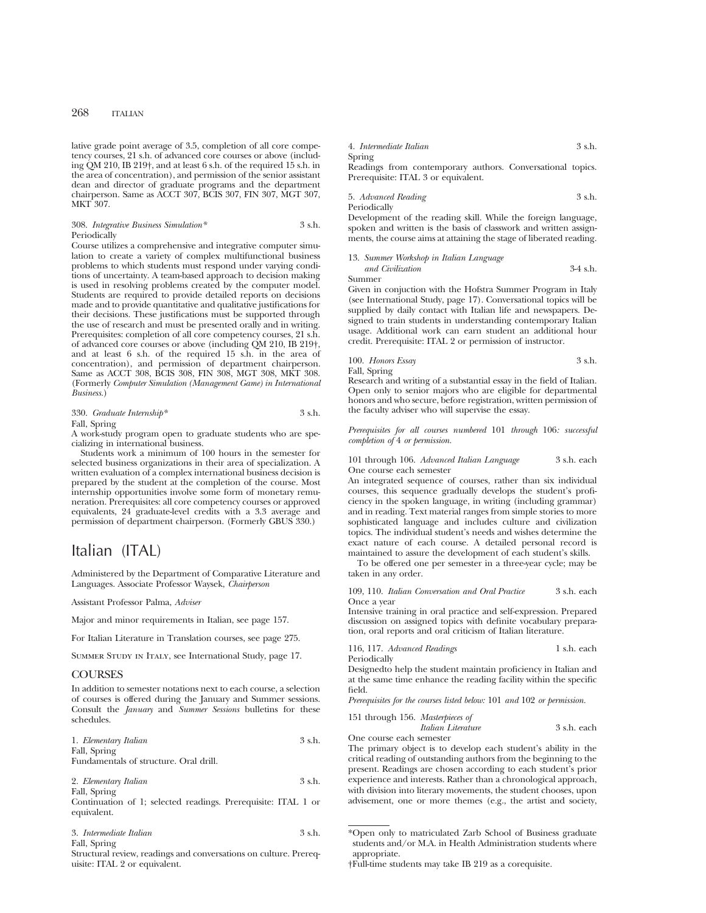lative grade point average of 3.5, completion of all core competency courses, 21 s.h. of advanced core courses or above (including QM 210, IB 219†, and at least 6 s.h. of the required 15 s.h. in the area of concentration), and permission of the senior assistant dean and director of graduate programs and the department chairperson. Same as ACCT 307, BCIS 307, FIN 307, MGT 307, MKT 307.

308. *Integrative Business Simulation** 3 s.h.
Periodically
Course utilizes a comprehensive and integrative computer simulation to create a variety of complex multifunctional business problems to which students must respond under varying conditions of uncertainty. A team-based approach to decision making is used in resolving problems created by the computer model. Students are required to provide detailed reports on decisions made and to provide quantitative and qualitative justifications for their decisions. These justifications must be supported through the use of research and must be presented orally and in writing. Prerequisites: completion of all core competency courses, 21 s.h. of advanced core courses or above (including QM 210, IB 219†, and at least 6 s.h. of the required 15 s.h. in the area of concentration), and permission of department chairperson. Same as ACCT 308, BCIS 308, FIN 308, MGT 308, MKT 308. (Formerly *Computer Simulation (Management Game) in International Business.*)

330. *Graduate Internship** 3 s.h.
Fall, Spring
A work-study program open to graduate students who are specializing in international business.

Students work a minimum of 100 hours in the semester for selected business organizations in their area of specialization. A written evaluation of a complex international business decision is prepared by the student at the completion of the course. Most internship opportunities involve some form of monetary remuneration. Prerequisites: all core competency courses or approved equivalents, 24 graduate-level credits with a 3.3 average and permission of department chairperson. (Formerly GBUS 330.)

# Italian (ITAL)

Administered by the Department of Comparative Literature and Languages. Associate Professor Waysek, *Chairperson*

Assistant Professor Palma, *Adviser*

Major and minor requirements in Italian, see page 157.

For Italian Literature in Translation courses, see page 275.

Summer Study in Italy, see International Study, page 17.

## COURSES

In addition to semester notations next to each course, a selection of courses is offered during the January and Summer sessions. Consult the *January* and *Summer Sessions* bulletins for these schedules.

1. *Elementary Italian* 3 s.h.
Fall, Spring
Fundamentals of structure. Oral drill.

2. *Elementary Italian* 3 s.h.
Fall, Spring
Continuation of 1; selected readings. Prerequisite: ITAL 1 or equivalent.

3. *Intermediate Italian* 3 s.h.
Fall, Spring
Structural review, readings and conversations on culture. Prerequisite: ITAL 2 or equivalent.

4. *Intermediate Italian* 3 s.h.
Spring
Readings from contemporary authors. Conversational topics. Prerequisite: ITAL 3 or equivalent.

5. *Advanced Reading* 3 s.h.
Periodically
Development of the reading skill. While the foreign language, spoken and written is the basis of classwork and written assignments, the course aims at attaining the stage of liberated reading.

13. *Summer Workshop in Italian Language and Civilization* 3-4 s.h.
Summer
Given in conjuction with the Hofstra Summer Program in Italy (see International Study, page 17). Conversational topics will be supplied by daily contact with Italian life and newspapers. Designed to train students in understanding contemporary Italian usage. Additional work can earn student an additional hour credit. Prerequisite: ITAL 2 or permission of instructor.

100. *Honors Essay* 3 s.h.
Fall, Spring
Research and writing of a substantial essay in the field of Italian. Open only to senior majors who are eligible for departmental honors and who secure, before registration, written permission of the faculty adviser who will supervise the essay.

*Prerequisites for all courses numbered* 101 *through* 106*: successful completion of* 4 *or permission.*

101 through 106. *Advanced Italian Language* 3 s.h. each
One course each semester
An integrated sequence of courses, rather than six individual courses, this sequence gradually develops the student's proficiency in the spoken language, in writing (including grammar) and in reading. Text material ranges from simple stories to more sophisticated language and includes culture and civilization topics. The individual student's needs and wishes determine the exact nature of each course. A detailed personal record is maintained to assure the development of each student's skills.

To be offered one per semester in a three-year cycle; may be taken in any order.

109, 110. *Italian Conversation and Oral Practice* 3 s.h. each
Once a year
Intensive training in oral practice and self-expression. Prepared discussion on assigned topics with definite vocabulary preparation, oral reports and oral criticism of Italian literature.

116, 117. *Advanced Readings* 1 s.h. each
Periodically
Designedto help the student maintain proficiency in Italian and at the same time enhance the reading facility within the specific field.

*Prerequisites for the courses listed below:* 101 *and* 102 *or permission.*

151 through 156. *Masterpieces of Italian Literature* 3 s.h. each
One course each semester
The primary object is to develop each student's ability in the critical reading of outstanding authors from the beginning to the present. Readings are chosen according to each student's prior experience and interests. Rather than a chronological approach, with division into literary movements, the student chooses, upon advisement, one or more themes (e.g., the artist and society,

*Open only to matriculated Zarb School of Business graduate students and/or M.A. in Health Administration students where appropriate.

†Full-time students may take IB 219 as a corequisite.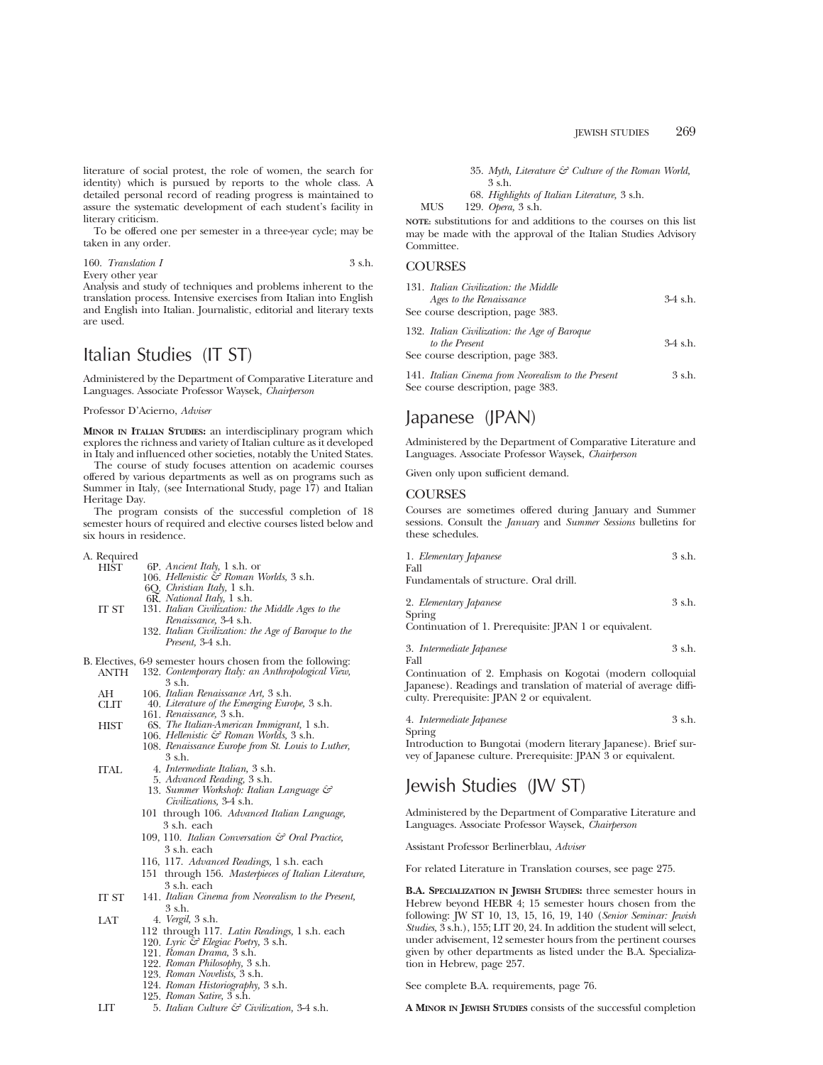literature of social protest, the role of women, the search for identity) which is pursued by reports to the whole class. A detailed personal record of reading progress is maintained to assure the systematic development of each student's facility in literary criticism.

To be offered one per semester in a three-year cycle; may be taken in any order.

160. *Translation I* 3 s.h.
Every other year
Analysis and study of techniques and problems inherent to the translation process. Intensive exercises from Italian into English and English into Italian. Journalistic, editorial and literary texts are used.

# Italian Studies (IT ST)

Administered by the Department of Comparative Literature and Languages. Associate Professor Waysek, *Chairperson*

Professor D'Acierno, *Adviser*

**MINOR IN ITALIAN STUDIES:** an interdisciplinary program which explores the richness and variety of Italian culture as it developed in Italy and influenced other societies, notably the United States.

The course of study focuses attention on academic courses offered by various departments as well as on programs such as Summer in Italy, (see International Study, page 17) and Italian Heritage Day.

The program consists of the successful completion of 18 semester hours of required and elective courses listed below and six hours in residence.

A. Required
- HIST
  - 6P. *Ancient Italy,* 1 s.h. or
  - 106. *Hellenistic & Roman Worlds,* 3 s.h.
  - 6Q. *Christian Italy,* 1 s.h.
  - 6R. *National Italy,* 1 s.h.
- IT ST
  - 131. *Italian Civilization: the Middle Ages to the Renaissance,* 3-4 s.h.
  - 132. *Italian Civilization: the Age of Baroque to the Present,* 3-4 s.h.

B. Electives, 6-9 semester hours chosen from the following:
- ANTH
  - 132. *Contemporary Italy: an Anthropological View,* 3 s.h.
- AH
  - 106. *Italian Renaissance Art,* 3 s.h.
- CLIT
  - 40. *Literature of the Emerging Europe,* 3 s.h.
  - 161. *Renaissance,* 3 s.h.
- HIST
  - 6S. *The Italian-American Immigrant,* 1 s.h.
  - 106. *Hellenistic & Roman Worlds,* 3 s.h.
  - 108. *Renaissance Europe from St. Louis to Luther,* 3 s.h.
- ITAL
  - 4. *Intermediate Italian,* 3 s.h.
  - 5. *Advanced Reading,* 3 s.h.
  - 13. *Summer Workshop: Italian Language & Civilizations,* 3-4 s.h.
  - 101 through 106. *Advanced Italian Language,* 3 s.h. each
  - 109, 110. *Italian Conversation & Oral Practice,* 3 s.h. each
  - 116, 117. *Advanced Readings,* 1 s.h. each
  - 151 through 156. *Masterpieces of Italian Literature,* 3 s.h. each
- IT ST
  - 141. *Italian Cinema from Neorealism to the Present,* 3 s.h.
- LAT
  - 4. *Vergil,* 3 s.h.
  - 112 through 117. *Latin Readings,* 1 s.h. each
  - 120. *Lyric & Elegiac Poetry,* 3 s.h.
  - 121. *Roman Drama,* 3 s.h.
  - 122. *Roman Philosophy,* 3 s.h.
  - 123. *Roman Novelists,* 3 s.h.
  - 124. *Roman Historiography,* 3 s.h.
  - 125. *Roman Satire,* 3 s.h.
- LIT
  - 5. *Italian Culture & Civilization,* 3-4 s.h.
  - 35. *Myth, Literature & Culture of the Roman World,* 3 s.h.
  - 68. *Highlights of Italian Literature,* 3 s.h.
- MUS
  - 129. *Opera,* 3 s.h.

**NOTE:** substitutions for and additions to the courses on this list may be made with the approval of the Italian Studies Advisory Committee.

## COURSES

131. *Italian Civilization: the Middle Ages to the Renaissance* 3-4 s.h.
See course description, page 383.

132. *Italian Civilization: the Age of Baroque to the Present* 3-4 s.h.
See course description, page 383.

141. *Italian Cinema from Neorealism to the Present* 3 s.h.
See course description, page 383.

# Japanese (JPAN)

Administered by the Department of Comparative Literature and Languages. Associate Professor Waysek, *Chairperson*

Given only upon sufficient demand.

## COURSES

Courses are sometimes offered during January and Summer sessions. Consult the *January* and *Summer Sessions* bulletins for these schedules.

1. *Elementary Japanese* 3 s.h.
Fall
Fundamentals of structure. Oral drill.

2. *Elementary Japanese* 3 s.h.
Spring
Continuation of 1. Prerequisite: JPAN 1 or equivalent.

3. *Intermediate Japanese* 3 s.h.
Fall
Continuation of 2. Emphasis on Kogotai (modern colloquial Japanese). Readings and translation of material of average difficulty. Prerequisite: JPAN 2 or equivalent.

4. *Intermediate Japanese* 3 s.h.
Spring
Introduction to Bungotai (modern literary Japanese). Brief survey of Japanese culture. Prerequisite: JPAN 3 or equivalent.

# Jewish Studies (JW ST)

Administered by the Department of Comparative Literature and Languages. Associate Professor Waysek, *Chairperson*

Assistant Professor Berlinerblau, *Adviser*

For related Literature in Translation courses, see page 275.

**B.A. SPECIALIZATION IN JEWISH STUDIES:** three semester hours in Hebrew beyond HEBR 4; 15 semester hours chosen from the following: JW ST 10, 13, 15, 16, 19, 140 (*Senior Seminar: Jewish Studies,* 3 s.h.), 155; LIT 20, 24. In addition the student will select, under advisement, 12 semester hours from the pertinent courses given by other departments as listed under the B.A. Specialization in Hebrew, page 257.

See complete B.A. requirements, page 76.

**A MINOR IN JEWISH STUDIES** consists of the successful completion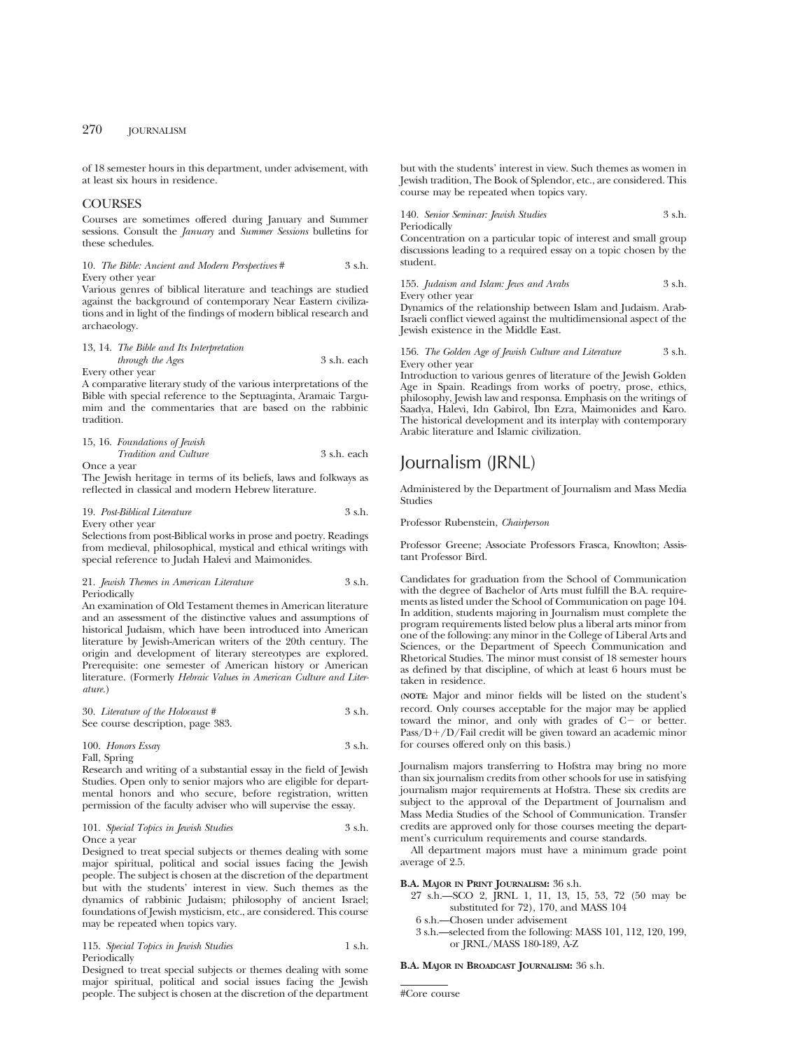of 18 semester hours in this department, under advisement, with at least six hours in residence.

## COURSES

Courses are sometimes offered during January and Summer sessions. Consult the *January* and *Summer Sessions* bulletins for these schedules.

10. *The Bible: Ancient and Modern Perspectives* # 3 s.h.
Every other year
Various genres of biblical literature and teachings are studied against the background of contemporary Near Eastern civilizations and in light of the findings of modern biblical research and archaeology.

13, 14. *The Bible and Its Interpretation through the Ages* 3 s.h. each
Every other year
A comparative literary study of the various interpretations of the Bible with special reference to the Septuaginta, Aramaic Targumim and the commentaries that are based on the rabbinic tradition.

15, 16. *Foundations of Jewish Tradition and Culture* 3 s.h. each
Once a year
The Jewish heritage in terms of its beliefs, laws and folkways as reflected in classical and modern Hebrew literature.

19. *Post-Biblical Literature* 3 s.h.
Every other year
Selections from post-Biblical works in prose and poetry. Readings from medieval, philosophical, mystical and ethical writings with special reference to Judah Halevi and Maimonides.

21. *Jewish Themes in American Literature* 3 s.h.
Periodically
An examination of Old Testament themes in American literature and an assessment of the distinctive values and assumptions of historical Judaism, which have been introduced into American literature by Jewish-American writers of the 20th century. The origin and development of literary stereotypes are explored. Prerequisite: one semester of American history or American literature. (Formerly *Hebraic Values in American Culture and Literature.*)

30. *Literature of the Holocaust* # 3 s.h.
See course description, page 383.

100. *Honors Essay* 3 s.h.
Fall, Spring
Research and writing of a substantial essay in the field of Jewish Studies. Open only to senior majors who are eligible for departmental honors and who secure, before registration, written permission of the faculty adviser who will supervise the essay.

101. *Special Topics in Jewish Studies* 3 s.h.
Once a year
Designed to treat special subjects or themes dealing with some major spiritual, political and social issues facing the Jewish people. The subject is chosen at the discretion of the department but with the students' interest in view. Such themes as the dynamics of rabbinic Judaism; philosophy of ancient Israel; foundations of Jewish mysticism, etc., are considered. This course may be repeated when topics vary.

115. *Special Topics in Jewish Studies* 1 s.h.
Periodically
Designed to treat special subjects or themes dealing with some major spiritual, political and social issues facing the Jewish people. The subject is chosen at the discretion of the department but with the students' interest in view. Such themes as women in Jewish tradition, The Book of Splendor, etc., are considered. This course may be repeated when topics vary.

140. *Senior Seminar: Jewish Studies* 3 s.h.
Periodically
Concentration on a particular topic of interest and small group discussions leading to a required essay on a topic chosen by the student.

155. *Judaism and Islam: Jews and Arabs* 3 s.h.
Every other year
Dynamics of the relationship between Islam and Judaism. Arab-Israeli conflict viewed against the multidimensional aspect of the Jewish existence in the Middle East.

156. *The Golden Age of Jewish Culture and Literature* 3 s.h.
Every other year
Introduction to various genres of literature of the Jewish Golden Age in Spain. Readings from works of poetry, prose, ethics, philosophy, Jewish law and responsa. Emphasis on the writings of Saadya, Halevi, Idn Gabirol, Ibn Ezra, Maimonides and Karo. The historical development and its interplay with contemporary Arabic literature and Islamic civilization.

# Journalism (JRNL)

Administered by the Department of Journalism and Mass Media Studies

Professor Rubenstein, *Chairperson*

Professor Greene; Associate Professors Frasca, Knowlton; Assistant Professor Bird.

Candidates for graduation from the School of Communication with the degree of Bachelor of Arts must fulfill the B.A. requirements as listed under the School of Communication on page 104. In addition, students majoring in Journalism must complete the program requirements listed below plus a liberal arts minor from one of the following: any minor in the College of Liberal Arts and Sciences, or the Department of Speech Communication and Rhetorical Studies. The minor must consist of 18 semester hours as defined by that discipline, of which at least 6 hours must be taken in residence.

(**NOTE:** Major and minor fields will be listed on the student's record. Only courses acceptable for the major may be applied toward the minor, and only with grades of C− or better. Pass/D+/D/Fail credit will be given toward an academic minor for courses offered only on this basis.)

Journalism majors transferring to Hofstra may bring no more than six journalism credits from other schools for use in satisfying journalism major requirements at Hofstra. These six credits are subject to the approval of the Department of Journalism and Mass Media Studies of the School of Communication. Transfer credits are approved only for those courses meeting the department's curriculum requirements and course standards.

All department majors must have a minimum grade point average of 2.5.

**B.A. Major in Print Journalism:** 36 s.h.
- 27 s.h.—SCO 2, JRNL 1, 11, 13, 15, 53, 72 (50 may be substituted for 72), 170, and MASS 104
- 6 s.h.—Chosen under advisement
- 3 s.h.—selected from the following: MASS 101, 112, 120, 199, or JRNL/MASS 180-189, A-Z

**B.A. Major in Broadcast Journalism:** 36 s.h.

#Core course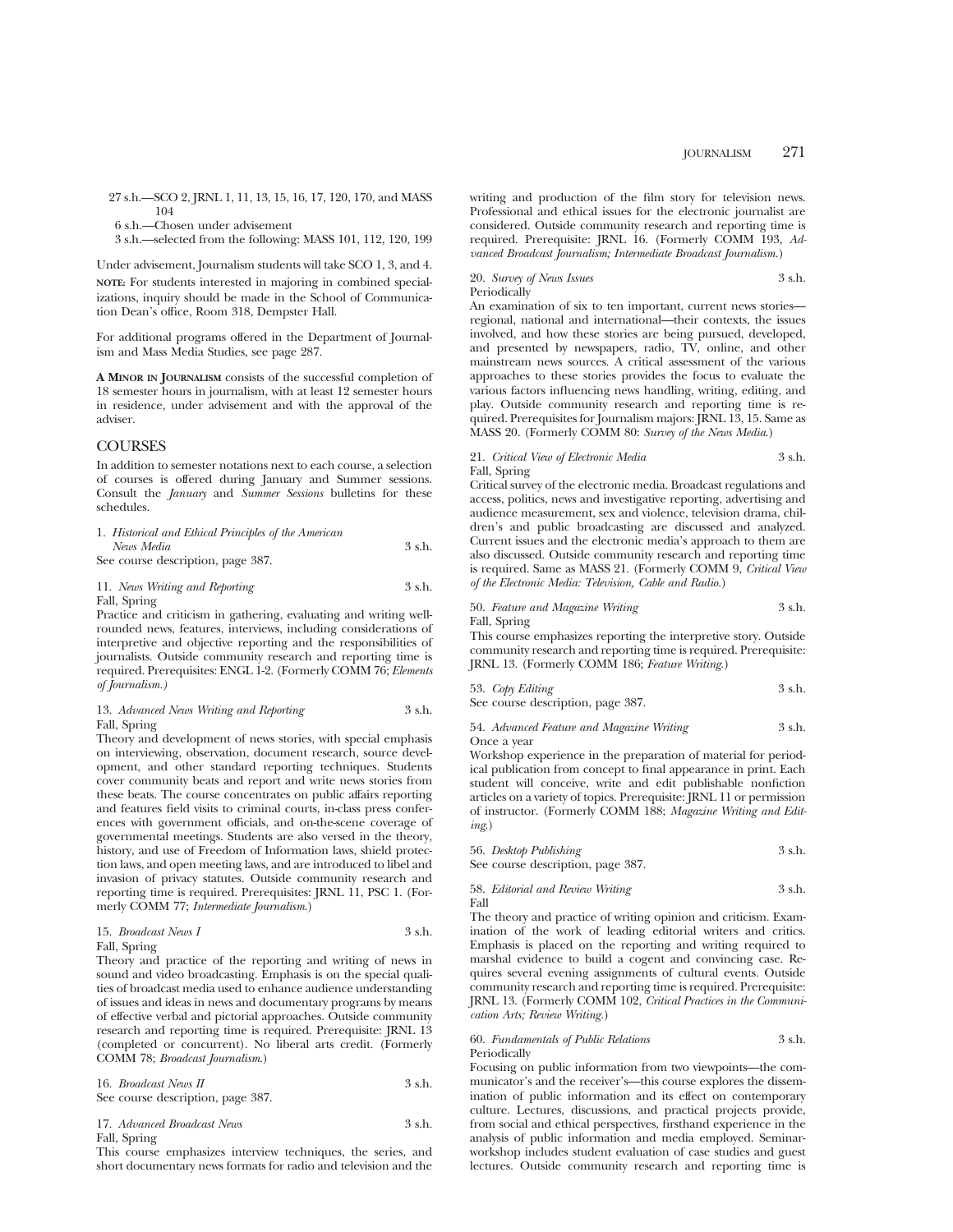27 s.h.—SCO 2, JRNL 1, 11, 13, 15, 16, 17, 120, 170, and MASS 104

6 s.h.—Chosen under advisement

3 s.h.—selected from the following: MASS 101, 112, 120, 199

Under advisement, Journalism students will take SCO 1, 3, and 4.

**NOTE:** For students interested in majoring in combined specializations, inquiry should be made in the School of Communication Dean's office, Room 318, Dempster Hall.

For additional programs offered in the Department of Journalism and Mass Media Studies, see page 287.

**A MINOR IN JOURNALISM** consists of the successful completion of 18 semester hours in journalism, with at least 12 semester hours in residence, under advisement and with the approval of the adviser.

## COURSES

In addition to semester notations next to each course, a selection of courses is offered during January and Summer sessions. Consult the *January* and *Summer Sessions* bulletins for these schedules.

1. *Historical and Ethical Principles of the American News Media* 3 s.h.
See course description, page 387.

11. *News Writing and Reporting* 3 s.h.
Fall, Spring
Practice and criticism in gathering, evaluating and writing well-rounded news, features, interviews, including considerations of interpretive and objective reporting and the responsibilities of journalists. Outside community research and reporting time is required. Prerequisites: ENGL 1-2. (Formerly COMM 76; *Elements of Journalism.)*

13. *Advanced News Writing and Reporting* 3 s.h.
Fall, Spring
Theory and development of news stories, with special emphasis on interviewing, observation, document research, source development, and other standard reporting techniques. Students cover community beats and report and write news stories from these beats. The course concentrates on public affairs reporting and features field visits to criminal courts, in-class press conferences with government officials, and on-the-scene coverage of governmental meetings. Students are also versed in the theory, history, and use of Freedom of Information laws, shield protection laws, and open meeting laws, and are introduced to libel and invasion of privacy statutes. Outside community research and reporting time is required. Prerequisites: JRNL 11, PSC 1. (Formerly COMM 77; *Intermediate Journalism.*)

15. *Broadcast News I* 3 s.h.
Fall, Spring
Theory and practice of the reporting and writing of news in sound and video broadcasting. Emphasis is on the special qualities of broadcast media used to enhance audience understanding of issues and ideas in news and documentary programs by means of effective verbal and pictorial approaches. Outside community research and reporting time is required. Prerequisite: JRNL 13 (completed or concurrent). No liberal arts credit. (Formerly COMM 78; *Broadcast Journalism.*)

16. *Broadcast News II* 3 s.h.
See course description, page 387.

17. *Advanced Broadcast News* 3 s.h.
Fall, Spring
This course emphasizes interview techniques, the series, and short documentary news formats for radio and television and the writing and production of the film story for television news. Professional and ethical issues for the electronic journalist are considered. Outside community research and reporting time is required. Prerequisite: JRNL 16. (Formerly COMM 193, *Advanced Broadcast Journalism; Intermediate Broadcast Journalism.*)

20. *Survey of News Issues* 3 s.h.
Periodically
An examination of six to ten important, current news stories—regional, national and international—their contexts, the issues involved, and how these stories are being pursued, developed, and presented by newspapers, radio, TV, online, and other mainstream news sources. A critical assessment of the various approaches to these stories provides the focus to evaluate the various factors influencing news handling, writing, editing, and play. Outside community research and reporting time is required. Prerequisites for Journalism majors: JRNL 13, 15. Same as MASS 20. (Formerly COMM 80: *Survey of the News Media.*)

21. *Critical View of Electronic Media* 3 s.h.
Fall, Spring
Critical survey of the electronic media. Broadcast regulations and access, politics, news and investigative reporting, advertising and audience measurement, sex and violence, television drama, children's and public broadcasting are discussed and analyzed. Current issues and the electronic media's approach to them are also discussed. Outside community research and reporting time is required. Same as MASS 21. (Formerly COMM 9, *Critical View of the Electronic Media: Television, Cable and Radio.*)

50. *Feature and Magazine Writing* 3 s.h.
Fall, Spring
This course emphasizes reporting the interpretive story. Outside community research and reporting time is required. Prerequisite: JRNL 13. (Formerly COMM 186; *Feature Writing.*)

53. *Copy Editing* 3 s.h.
See course description, page 387.

54. *Advanced Feature and Magazine Writing* 3 s.h.
Once a year
Workshop experience in the preparation of material for periodical publication from concept to final appearance in print. Each student will conceive, write and edit publishable nonfiction articles on a variety of topics. Prerequisite: JRNL 11 or permission of instructor. (Formerly COMM 188; *Magazine Writing and Editing.*)

56. *Desktop Publishing* 3 s.h.
See course description, page 387.

58. *Editorial and Review Writing* 3 s.h.
Fall
The theory and practice of writing opinion and criticism. Examination of the work of leading editorial writers and critics. Emphasis is placed on the reporting and writing required to marshal evidence to build a cogent and convincing case. Requires several evening assignments of cultural events. Outside community research and reporting time is required. Prerequisite: JRNL 13. (Formerly COMM 102, *Critical Practices in the Communication Arts; Review Writing.*)

60. *Fundamentals of Public Relations* 3 s.h.
Periodically
Focusing on public information from two viewpoints—the communicator's and the receiver's—this course explores the dissemination of public information and its effect on contemporary culture. Lectures, discussions, and practical projects provide, from social and ethical perspectives, firsthand experience in the analysis of public information and media employed. Seminar-workshop includes student evaluation of case studies and guest lectures. Outside community research and reporting time is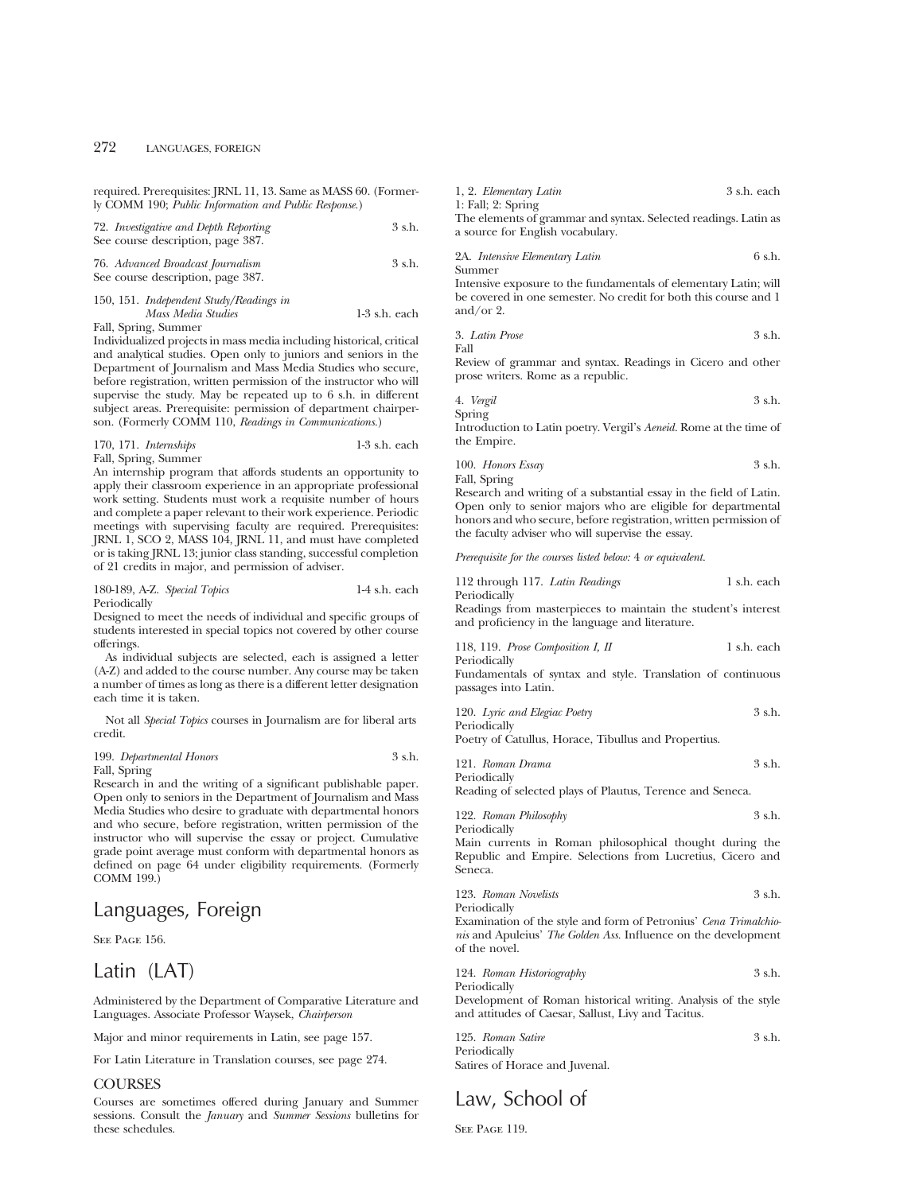required. Prerequisites: JRNL 11, 13. Same as MASS 60. (Formerly COMM 190; *Public Information and Public Response.*)

72. *Investigative and Depth Reporting* 3 s.h.
See course description, page 387.

76. *Advanced Broadcast Journalism* 3 s.h.
See course description, page 387.

150, 151. *Independent Study/Readings in Mass Media Studies* 1-3 s.h. each
Fall, Spring, Summer
Individualized projects in mass media including historical, critical and analytical studies. Open only to juniors and seniors in the Department of Journalism and Mass Media Studies who secure, before registration, written permission of the instructor who will supervise the study. May be repeated up to 6 s.h. in different subject areas. Prerequisite: permission of department chairperson. (Formerly COMM 110, *Readings in Communications.*)

170, 171. *Internships* 1-3 s.h. each
Fall, Spring, Summer
An internship program that affords students an opportunity to apply their classroom experience in an appropriate professional work setting. Students must work a requisite number of hours and complete a paper relevant to their work experience. Periodic meetings with supervising faculty are required. Prerequisites: JRNL 1, SCO 2, MASS 104, JRNL 11, and must have completed or is taking JRNL 13; junior class standing, successful completion of 21 credits in major, and permission of adviser.

180-189, A-Z. *Special Topics* 1-4 s.h. each
Periodically
Designed to meet the needs of individual and specific groups of students interested in special topics not covered by other course offerings.

As individual subjects are selected, each is assigned a letter (A-Z) and added to the course number. Any course may be taken a number of times as long as there is a different letter designation each time it is taken.

Not all *Special Topics* courses in Journalism are for liberal arts credit.

199. *Departmental Honors* 3 s.h.
Fall, Spring
Research in and the writing of a significant publishable paper. Open only to seniors in the Department of Journalism and Mass Media Studies who desire to graduate with departmental honors and who secure, before registration, written permission of the instructor who will supervise the essay or project. Cumulative grade point average must conform with departmental honors as defined on page 64 under eligibility requirements. (Formerly COMM 199.)

# Languages, Foreign

See Page 156.

# Latin (LAT)

Administered by the Department of Comparative Literature and Languages. Associate Professor Waysek, *Chairperson*

Major and minor requirements in Latin, see page 157.

For Latin Literature in Translation courses, see page 274.

## COURSES

Courses are sometimes offered during January and Summer sessions. Consult the *January* and *Summer Sessions* bulletins for these schedules.

1, 2. *Elementary Latin* 3 s.h. each
1: Fall; 2: Spring
The elements of grammar and syntax. Selected readings. Latin as a source for English vocabulary.

2A. *Intensive Elementary Latin* 6 s.h.
Summer
Intensive exposure to the fundamentals of elementary Latin; will be covered in one semester. No credit for both this course and 1 and/or 2.

3. *Latin Prose* 3 s.h.
Fall
Review of grammar and syntax. Readings in Cicero and other prose writers. Rome as a republic.

4. *Vergil* 3 s.h.
Spring
Introduction to Latin poetry. Vergil's *Aeneid*. Rome at the time of the Empire.

100. *Honors Essay* 3 s.h.
Fall, Spring
Research and writing of a substantial essay in the field of Latin. Open only to senior majors who are eligible for departmental honors and who secure, before registration, written permission of the faculty adviser who will supervise the essay.

*Prerequisite for the courses listed below:* 4 *or equivalent.*

112 through 117. *Latin Readings* 1 s.h. each
Periodically
Readings from masterpieces to maintain the student's interest and proficiency in the language and literature.

118, 119. *Prose Composition I, II* 1 s.h. each
Periodically
Fundamentals of syntax and style. Translation of continuous passages into Latin.

120. *Lyric and Elegiac Poetry* 3 s.h.
Periodically
Poetry of Catullus, Horace, Tibullus and Propertius.

121. *Roman Drama* 3 s.h.
Periodically
Reading of selected plays of Plautus, Terence and Seneca.

122. *Roman Philosophy* 3 s.h.
Periodically
Main currents in Roman philosophical thought during the Republic and Empire. Selections from Lucretius, Cicero and Seneca.

123. *Roman Novelists* 3 s.h.
Periodically
Examination of the style and form of Petronius' *Cena Trimalchionis* and Apuleius' *The Golden Ass*. Influence on the development of the novel.

124. *Roman Historiography* 3 s.h.
Periodically
Development of Roman historical writing. Analysis of the style and attitudes of Caesar, Sallust, Livy and Tacitus.

125. *Roman Satire* 3 s.h.
Periodically
Satires of Horace and Juvenal.

# Law, School of

See Page 119.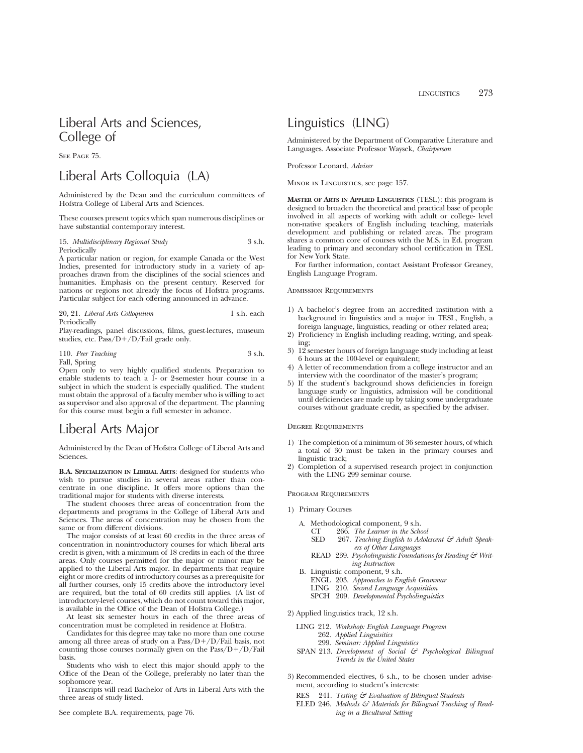# Liberal Arts and Sciences, College of

See Page 75.

# Liberal Arts Colloquia (LA)

Administered by the Dean and the curriculum committees of Hofstra College of Liberal Arts and Sciences.

These courses present topics which span numerous disciplines or have substantial contemporary interest.

15. *Multidisciplinary Regional Study* 3 s.h.
Periodically
A particular nation or region, for example Canada or the West Indies, presented for introductory study in a variety of approaches drawn from the disciplines of the social sciences and humanities. Emphasis on the present century. Reserved for nations or regions not already the focus of Hofstra programs. Particular subject for each offering announced in advance.

20, 21. *Liberal Arts Colloquium* 1 s.h. each
Periodically
Play-readings, panel discussions, films, guest-lectures, museum studies, etc. Pass/D+/D/Fail grade only.

110. *Peer Teaching* 3 s.h.
Fall, Spring
Open only to very highly qualified students. Preparation to enable students to teach a 1- or 2-semester hour course in a subject in which the student is especially qualified. The student must obtain the approval of a faculty member who is willing to act as supervisor and also approval of the department. The planning for this course must begin a full semester in advance.

# Liberal Arts Major

Administered by the Dean of Hofstra College of Liberal Arts and Sciences.

**B.A. Specialization in Liberal Arts**: designed for students who wish to pursue studies in several areas rather than concentrate in one discipline. It offers more options than the traditional major for students with diverse interests.

The student chooses three areas of concentration from the departments and programs in the College of Liberal Arts and Sciences. The areas of concentration may be chosen from the same or from different divisions.

The major consists of at least 60 credits in the three areas of concentration in nonintroductory courses for which liberal arts credit is given, with a minimum of 18 credits in each of the three areas. Only courses permitted for the major or minor may be applied to the Liberal Arts major. In departments that require eight or more credits of introductory courses as a prerequisite for all further courses, only 15 credits above the introductory level are required, but the total of 60 credits still applies. (A list of introductory-level courses, which do not count toward this major, is available in the Office of the Dean of Hofstra College.)

At least six semester hours in each of the three areas of concentration must be completed in residence at Hofstra.

Candidates for this degree may take no more than one course among all three areas of study on a Pass/D+/D/Fail basis, not counting those courses normally given on the Pass/D+/D/Fail basis.

Students who wish to elect this major should apply to the Office of the Dean of the College, preferably no later than the sophomore year.

Transcripts will read Bachelor of Arts in Liberal Arts with the three areas of study listed.

See complete B.A. requirements, page 76.

# Linguistics (LING)

Administered by the Department of Comparative Literature and Languages. Associate Professor Waysek, *Chairperson*

Professor Leonard, *Adviser*

Minor in Linguistics, see page 157.

**Master of Arts in Applied Linguistics** (TESL): this program is designed to broaden the theoretical and practical base of people involved in all aspects of working with adult or college- level non-native speakers of English including teaching, materials development and publishing or related areas. The program shares a common core of courses with the M.S. in Ed. program leading to primary and secondary school certification in TESL for New York State.

For further information, contact Assistant Professor Greaney, English Language Program.

Admission Requirements

1) A bachelor's degree from an accredited institution with a background in linguistics and a major in TESL, English, a foreign language, linguistics, reading or other related area;
2) Proficiency in English including reading, writing, and speaking;
3) 12 semester hours of foreign language study including at least 6 hours at the 100-level or equivalent;
4) A letter of recommendation from a college instructor and an interview with the coordinator of the master's program;
5) If the student's background shows deficiencies in foreign language study or linguistics, admission will be conditional until deficiencies are made up by taking some undergraduate courses without graduate credit, as specified by the adviser.

Degree Requirements

1) The completion of a minimum of 36 semester hours, of which a total of 30 must be taken in the primary courses and linguistic track;
2) Completion of a supervised research project in conjunction with the LING 299 seminar course.

Program Requirements

1) Primary Courses

   A. Methodological component, 9 s.h.
      - CT 266. *The Learner in the School*
      - SED 267. *Teaching English to Adolescent & Adult Speakers of Other Languages*
      - READ 239. *Psycholinguistic Foundations for Reading & Writing Instruction*

   B. Linguistic component, 9 s.h.
      - ENGL 203. *Approaches to English Grammar*
      - LING 210. *Second Language Acquisition*
      - SPCH 209. *Developmental Psycholinguistics*

2) Applied linguistics track, 12 s.h.
   - LING 212. *Workshop: English Language Program*
   - 262. *Applied Linguisitics*
   - 299. *Seminar: Applied Linguistics*
   - SPAN 213. *Development of Social & Psychological Bilingual Trends in the United States*

3) Recommended electives, 6 s.h., to be chosen under advisement, according to student's interests:
   - RES 241. *Testing & Evaluation of Bilingual Students*
   - ELED 246. *Methods & Materials for Bilingual Teaching of Reading in a Bicultural Setting*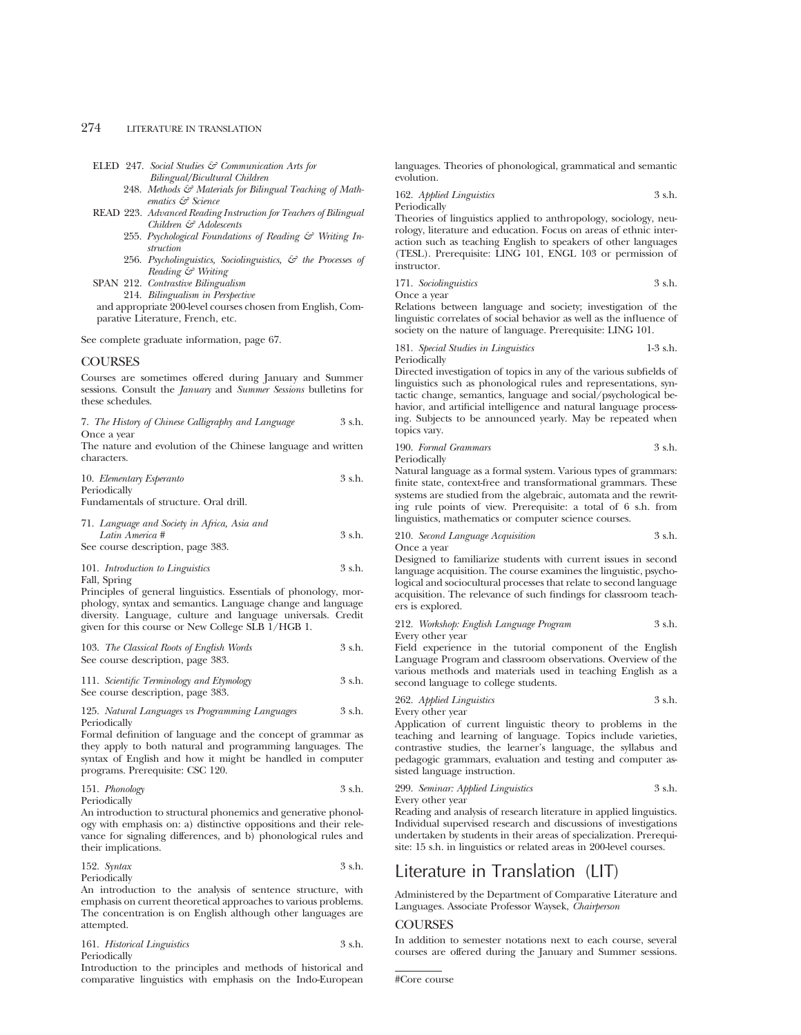ELED 247. *Social Studies & Communication Arts for Bilingual/Bicultural Children*

248. *Methods & Materials for Bilingual Teaching of Mathematics & Science*

READ 223. *Advanced Reading Instruction for Teachers of Bilingual Children & Adolescents*

255. *Psychological Foundations of Reading & Writing Instruction*

256. *Psycholinguistics, Sociolinguistics, & the Processes of Reading & Writing*

SPAN 212. *Contrastive Bilingualism*

214. *Bilingualism in Perspective*

and appropriate 200-level courses chosen from English, Comparative Literature, French, etc.

See complete graduate information, page 67.

## COURSES

Courses are sometimes offered during January and Summer sessions. Consult the *January* and *Summer Sessions* bulletins for these schedules.

7. *The History of Chinese Calligraphy and Language* 3 s.h.
Once a year
The nature and evolution of the Chinese language and written characters.

10. *Elementary Esperanto* 3 s.h.
Periodically
Fundamentals of structure. Oral drill.

71. *Language and Society in Africa, Asia and Latin America #* 3 s.h.
See course description, page 383.

101. *Introduction to Linguistics* 3 s.h.
Fall, Spring
Principles of general linguistics. Essentials of phonology, morphology, syntax and semantics. Language change and language diversity. Language, culture and language universals. Credit given for this course or New College SLB 1/HGB 1.

103. *The Classical Roots of English Words* 3 s.h.
See course description, page 383.

111. *Scientific Terminology and Etymology* 3 s.h.
See course description, page 383.

125. *Natural Languages vs Programming Languages* 3 s.h.
Periodically
Formal definition of language and the concept of grammar as they apply to both natural and programming languages. The syntax of English and how it might be handled in computer programs. Prerequisite: CSC 120.

151. *Phonology* 3 s.h.
Periodically
An introduction to structural phonemics and generative phonology with emphasis on: a) distinctive oppositions and their relevance for signaling differences, and b) phonological rules and their implications.

152. *Syntax* 3 s.h.
Periodically
An introduction to the analysis of sentence structure, with emphasis on current theoretical approaches to various problems. The concentration is on English although other languages are attempted.

161. *Historical Linguistics* 3 s.h.
Periodically
Introduction to the principles and methods of historical and comparative linguistics with emphasis on the Indo-European languages. Theories of phonological, grammatical and semantic evolution.

162. *Applied Linguistics* 3 s.h.
Periodically
Theories of linguistics applied to anthropology, sociology, neurology, literature and education. Focus on areas of ethnic interaction such as teaching English to speakers of other languages (TESL). Prerequisite: LING 101, ENGL 103 or permission of instructor.

171. *Sociolinguistics* 3 s.h.
Once a year
Relations between language and society; investigation of the linguistic correlates of social behavior as well as the influence of society on the nature of language. Prerequisite: LING 101.

181. *Special Studies in Linguistics* 1-3 s.h.
Periodically
Directed investigation of topics in any of the various subfields of linguistics such as phonological rules and representations, syntactic change, semantics, language and social/psychological behavior, and artificial intelligence and natural language processing. Subjects to be announced yearly. May be repeated when topics vary.

190. *Formal Grammars* 3 s.h.
Periodically
Natural language as a formal system. Various types of grammars: finite state, context-free and transformational grammars. These systems are studied from the algebraic, automata and the rewriting rule points of view. Prerequisite: a total of 6 s.h. from linguistics, mathematics or computer science courses.

210. *Second Language Acquisition* 3 s.h.
Once a year
Designed to familiarize students with current issues in second language acquisition. The course examines the linguistic, psychological and sociocultural processes that relate to second language acquisition. The relevance of such findings for classroom teachers is explored.

212. *Workshop: English Language Program* 3 s.h.
Every other year
Field experience in the tutorial component of the English Language Program and classroom observations. Overview of the various methods and materials used in teaching English as a second language to college students.

262. *Applied Linguistics* 3 s.h.
Every other year
Application of current linguistic theory to problems in the teaching and learning of language. Topics include varieties, contrastive studies, the learner's language, the syllabus and pedagogic grammars, evaluation and testing and computer assisted language instruction.

299. *Seminar: Applied Linguistics* 3 s.h.
Every other year
Reading and analysis of research literature in applied linguistics. Individual supervised research and discussions of investigations undertaken by students in their areas of specialization. Prerequisite: 15 s.h. in linguistics or related areas in 200-level courses.

# Literature in Translation (LIT)

Administered by the Department of Comparative Literature and Languages. Associate Professor Waysek, *Chairperson*

## COURSES

In addition to semester notations next to each course, several courses are offered during the January and Summer sessions.

#Core course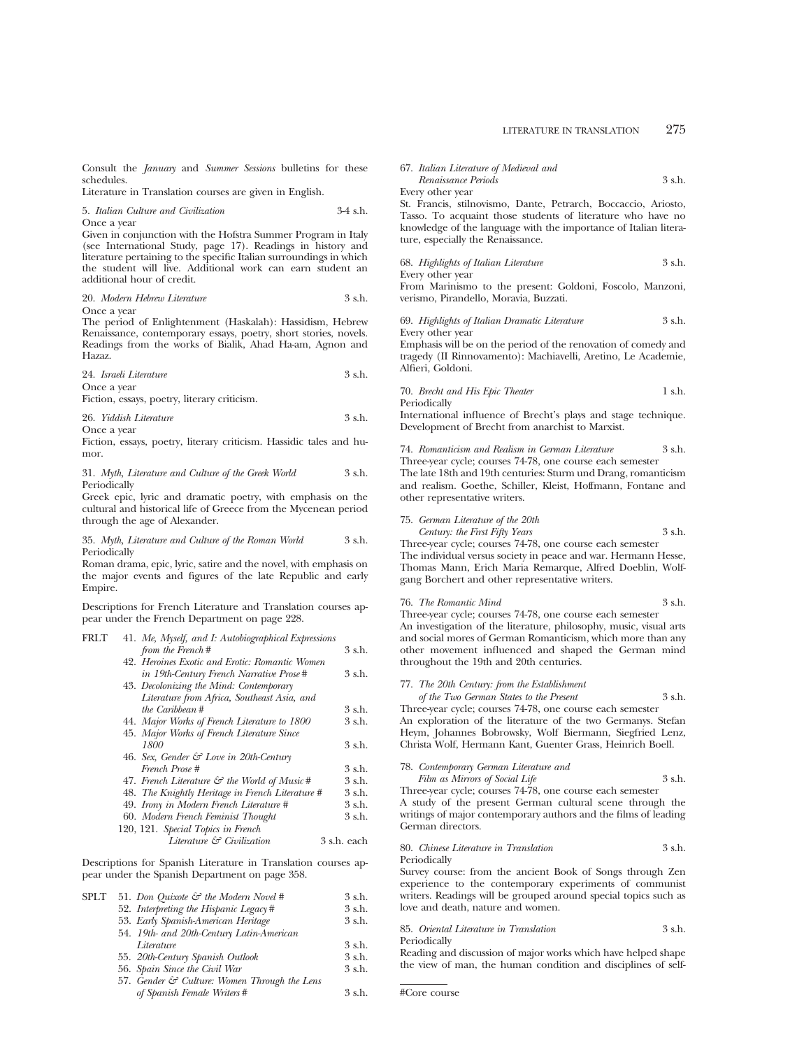Consult the *January* and *Summer Sessions* bulletins for these schedules.

Literature in Translation courses are given in English.

5. *Italian Culture and Civilization* 3-4 s.h.
Once a year
Given in conjunction with the Hofstra Summer Program in Italy (see International Study, page 17). Readings in history and literature pertaining to the specific Italian surroundings in which the student will live. Additional work can earn student an additional hour of credit.

20. *Modern Hebrew Literature* 3 s.h.
Once a year
The period of Enlightenment (Haskalah): Hassidism, Hebrew Renaissance, contemporary essays, poetry, short stories, novels. Readings from the works of Bialik, Ahad Ha-am, Agnon and Hazaz.

24. *Israeli Literature* 3 s.h.
Once a year
Fiction, essays, poetry, literary criticism.

26. *Yiddish Literature* 3 s.h.
Once a year
Fiction, essays, poetry, literary criticism. Hassidic tales and humor.

31. *Myth, Literature and Culture of the Greek World* 3 s.h.
Periodically
Greek epic, lyric and dramatic poetry, with emphasis on the cultural and historical life of Greece from the Mycenean period through the age of Alexander.

35. *Myth, Literature and Culture of the Roman World* 3 s.h.
Periodically
Roman drama, epic, lyric, satire and the novel, with emphasis on the major events and figures of the late Republic and early Empire.

Descriptions for French Literature and Translation courses appear under the French Department on page 228.

FRLT
- 41. *Me, Myself, and I: Autobiographical Expressions from the French* # 3 s.h.
- 42. *Heroines Exotic and Erotic: Romantic Women in 19th-Century French Narrative Prose* # 3 s.h.
- 43. *Decolonizing the Mind: Contemporary Literature from Africa, Southeast Asia, and the Caribbean* # 3 s.h.
- 44. *Major Works of French Literature to 1800* 3 s.h.
- 45. *Major Works of French Literature Since 1800* 3 s.h.
- 46. *Sex, Gender & Love in 20th-Century French Prose* # 3 s.h.
- 47. *French Literature & the World of Music* # 3 s.h.
- 48. *The Knightly Heritage in French Literature* # 3 s.h.
- 49. *Irony in Modern French Literature* # 3 s.h.
- 60. *Modern French Feminist Thought* 3 s.h.
- 120, 121. *Special Topics in French Literature & Civilization* 3 s.h. each

Descriptions for Spanish Literature in Translation courses appear under the Spanish Department on page 358.

SPLT
- 51. *Don Quixote & the Modern Novel* # 3 s.h.
- 52. *Interpreting the Hispanic Legacy* # 3 s.h.
- 53. *Early Spanish-American Heritage* 3 s.h.
- 54. *19th- and 20th-Century Latin-American Literature* 3 s.h.
- 55. *20th-Century Spanish Outlook* 3 s.h.
- 56. *Spain Since the Civil War* 3 s.h.
- 57. *Gender & Culture: Women Through the Lens of Spanish Female Writers* # 3 s.h.

67. *Italian Literature of Medieval and Renaissance Periods* 3 s.h.
Every other year
St. Francis, stilnovismo, Dante, Petrarch, Boccaccio, Ariosto, Tasso. To acquaint those students of literature who have no knowledge of the language with the importance of Italian literature, especially the Renaissance.

68. *Highlights of Italian Literature* 3 s.h.
Every other year
From Marinismo to the present: Goldoni, Foscolo, Manzoni, verismo, Pirandello, Moravia, Buzzati.

69. *Highlights of Italian Dramatic Literature* 3 s.h.
Every other year
Emphasis will be on the period of the renovation of comedy and tragedy (Il Rinnovamento): Machiavelli, Aretino, Le Academie, Alfieri, Goldoni.

70. *Brecht and His Epic Theater* 1 s.h.
Periodically
International influence of Brecht's plays and stage technique. Development of Brecht from anarchist to Marxist.

74. *Romanticism and Realism in German Literature* 3 s.h.
Three-year cycle; courses 74-78, one course each semester
The late 18th and 19th centuries: Sturm und Drang, romanticism and realism. Goethe, Schiller, Kleist, Hoffmann, Fontane and other representative writers.

75. *German Literature of the 20th Century: the First Fifty Years* 3 s.h.
Three-year cycle; courses 74-78, one course each semester
The individual versus society in peace and war. Hermann Hesse, Thomas Mann, Erich Maria Remarque, Alfred Doeblin, Wolfgang Borchert and other representative writers.

76. *The Romantic Mind* 3 s.h.
Three-year cycle; courses 74-78, one course each semester
An investigation of the literature, philosophy, music, visual arts and social mores of German Romanticism, which more than any other movement influenced and shaped the German mind throughout the 19th and 20th centuries.

77. *The 20th Century: from the Establishment of the Two German States to the Present* 3 s.h.
Three-year cycle; courses 74-78, one course each semester
An exploration of the literature of the two Germanys. Stefan Heym, Johannes Bobrowsky, Wolf Biermann, Siegfried Lenz, Christa Wolf, Hermann Kant, Guenter Grass, Heinrich Boell.

78. *Contemporary German Literature and Film as Mirrors of Social Life* 3 s.h.
Three-year cycle; courses 74-78, one course each semester
A study of the present German cultural scene through the writings of major contemporary authors and the films of leading German directors.

80. *Chinese Literature in Translation* 3 s.h.
Periodically
Survey course: from the ancient Book of Songs through Zen experience to the contemporary experiments of communist writers. Readings will be grouped around special topics such as love and death, nature and women.

85. *Oriental Literature in Translation* 3 s.h.
Periodically
Reading and discussion of major works which have helped shape the view of man, the human condition and disciplines of self-

#Core course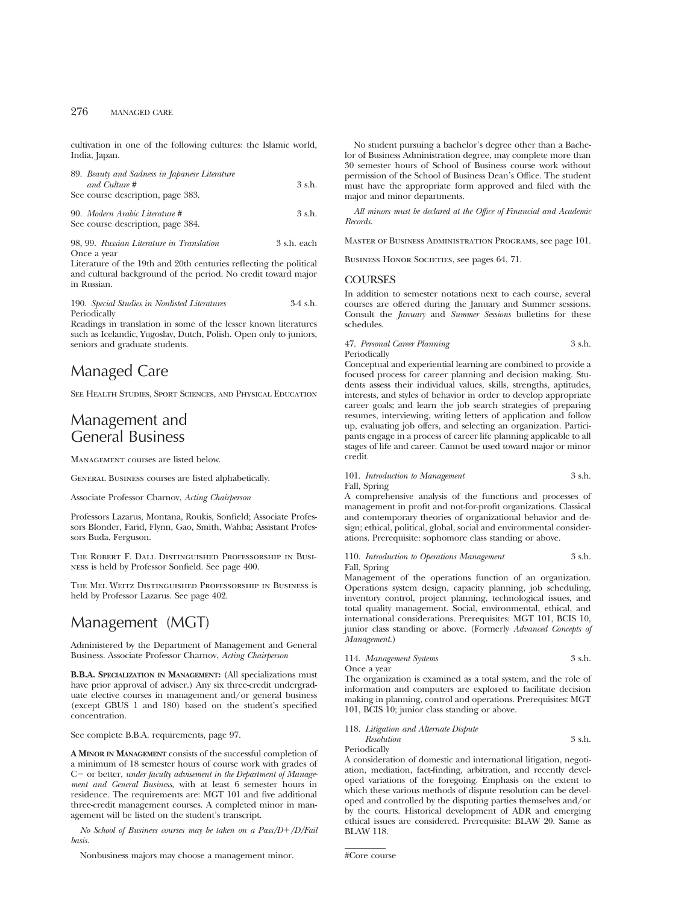cultivation in one of the following cultures: the Islamic world, India, Japan.

89. *Beauty and Sadness in Japanese Literature and Culture* # 3 s.h.
See course description, page 383.

90. *Modern Arabic Literature* # 3 s.h.
See course description, page 384.

98, 99. *Russian Literature in Translation* 3 s.h. each
Once a year
Literature of the 19th and 20th centuries reflecting the political and cultural background of the period. No credit toward major in Russian.

190. *Special Studies in Nonlisted Literatures* 3-4 s.h.
Periodically
Readings in translation in some of the lesser known literatures such as Icelandic, Yugoslav, Dutch, Polish. Open only to juniors, seniors and graduate students.

# Managed Care

See Health Studies, Sport Sciences, and Physical Education

# Management and General Business

Management courses are listed below.

General Business courses are listed alphabetically.

Associate Professor Charnov, *Acting Chairperson*

Professors Lazarus, Montana, Roukis, Sonfield; Associate Professors Blonder, Farid, Flynn, Gao, Smith, Wahba; Assistant Professors Buda, Ferguson.

The Robert F. Dall Distinguished Professorship in Business is held by Professor Sonfield. See page 400.

The Mel Weitz Distinguished Professorship in Business is held by Professor Lazarus. See page 402.

# Management (MGT)

Administered by the Department of Management and General Business. Associate Professor Charnov, *Acting Chairperson*

**B.B.A. Specialization in Management:** (All specializations must have prior approval of adviser.) Any six three-credit undergraduate elective courses in management and/or general business (except GBUS 1 and 180) based on the student's specified concentration.

See complete B.B.A. requirements, page 97.

**A Minor in Management** consists of the successful completion of a minimum of 18 semester hours of course work with grades of C− or better, *under faculty advisement in the Department of Management and General Business,* with at least 6 semester hours in residence. The requirements are: MGT 101 and five additional three-credit management courses. A completed minor in management will be listed on the student's transcript.

*No School of Business courses may be taken on a Pass/D+/D/Fail basis.*

Nonbusiness majors may choose a management minor.

No student pursuing a bachelor's degree other than a Bachelor of Business Administration degree, may complete more than 30 semester hours of School of Business course work without permission of the School of Business Dean's Office. The student must have the appropriate form approved and filed with the major and minor departments.

*All minors must be declared at the Office of Financial and Academic Records.*

Master of Business Administration Programs, see page 101.

Business Honor Societies, see pages 64, 71.

## COURSES

In addition to semester notations next to each course, several courses are offered during the January and Summer sessions. Consult the *January* and *Summer Sessions* bulletins for these schedules.

47. *Personal Career Planning* 3 s.h.
Periodically
Conceptual and experiential learning are combined to provide a focused process for career planning and decision making. Students assess their individual values, skills, strengths, aptitudes, interests, and styles of behavior in order to develop appropriate career goals; and learn the job search strategies of preparing resumes, interviewing, writing letters of application and follow up, evaluating job offers, and selecting an organization. Participants engage in a process of career life planning applicable to all stages of life and career. Cannot be used toward major or minor credit.

101. *Introduction to Management* 3 s.h.
Fall, Spring
A comprehensive analysis of the functions and processes of management in profit and not-for-profit organizations. Classical and contemporary theories of organizational behavior and design; ethical, political, global, social and environmental considerations. Prerequisite: sophomore class standing or above.

110. *Introduction to Operations Management* 3 s.h.
Fall, Spring
Management of the operations function of an organization. Operations system design, capacity planning, job scheduling, inventory control, project planning, technological issues, and total quality management. Social, environmental, ethical, and international considerations. Prerequisites: MGT 101, BCIS 10, junior class standing or above. (Formerly *Advanced Concepts of Management.*)

114. *Management Systems* 3 s.h.
Once a year
The organization is examined as a total system, and the role of information and computers are explored to facilitate decision making in planning, control and operations. Prerequisites: MGT 101, BCIS 10; junior class standing or above.

118. *Litigation and Alternate Dispute Resolution* 3 s.h.
Periodically
A consideration of domestic and international litigation, negotiation, mediation, fact-finding, arbitration, and recently developed variations of the foregoing. Emphasis on the extent to which these various methods of dispute resolution can be developed and controlled by the disputing parties themselves and/or by the courts. Historical development of ADR and emerging ethical issues are considered. Prerequisite: BLAW 20. Same as BLAW 118.

#Core course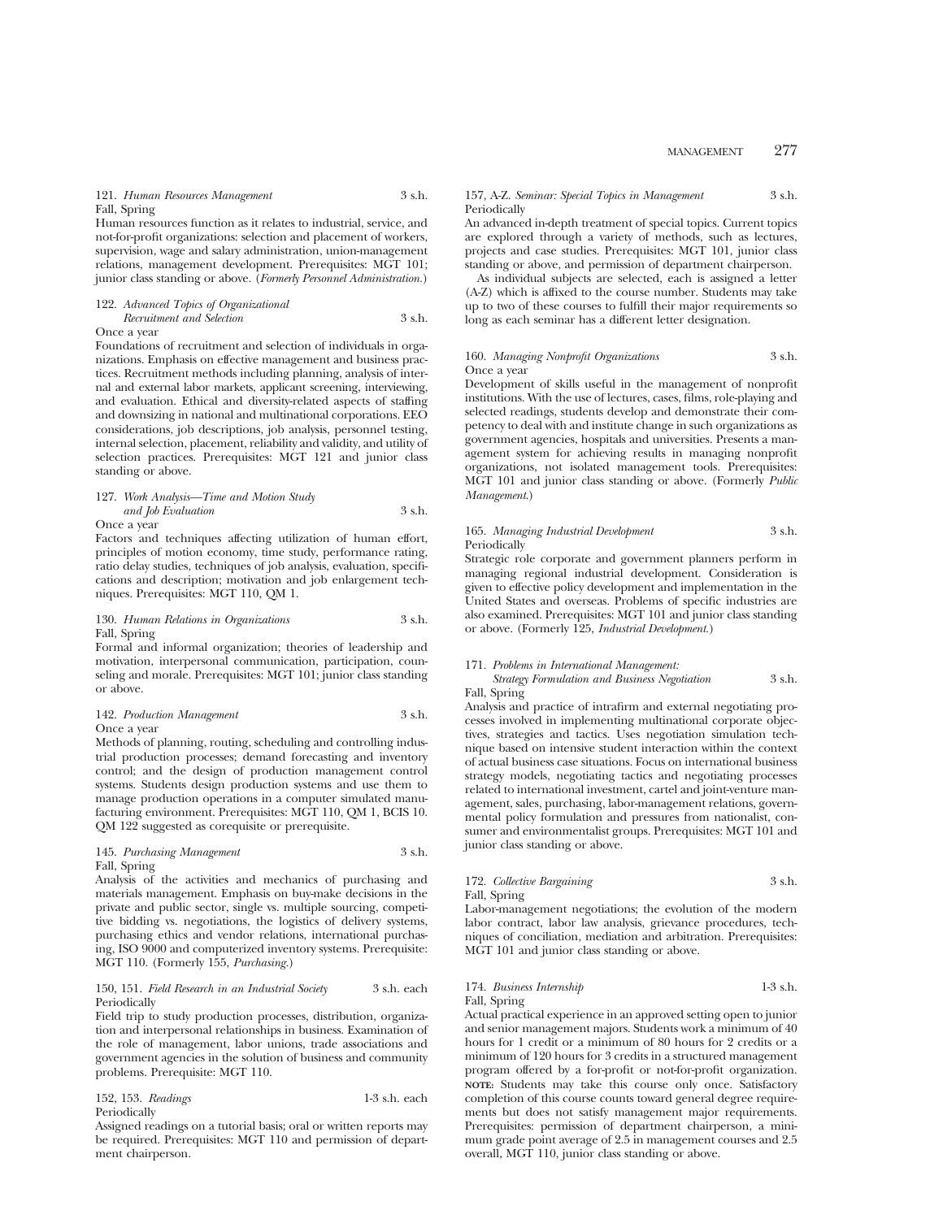121. *Human Resources Management* 3 s.h.
Fall, Spring

Human resources function as it relates to industrial, service, and not-for-profit organizations: selection and placement of workers, supervision, wage and salary administration, union-management relations, management development. Prerequisites: MGT 101; junior class standing or above. (*Formerly Personnel Administration.*)

122. *Advanced Topics of Organizational Recruitment and Selection* 3 s.h.
Once a year

Foundations of recruitment and selection of individuals in organizations. Emphasis on effective management and business practices. Recruitment methods including planning, analysis of internal and external labor markets, applicant screening, interviewing, and evaluation. Ethical and diversity-related aspects of staffing and downsizing in national and multinational corporations. EEO considerations, job descriptions, job analysis, personnel testing, internal selection, placement, reliability and validity, and utility of selection practices. Prerequisites: MGT 121 and junior class standing or above.

127. *Work Analysis—Time and Motion Study and Job Evaluation* 3 s.h.
Once a year

Factors and techniques affecting utilization of human effort, principles of motion economy, time study, performance rating, ratio delay studies, techniques of job analysis, evaluation, specifications and description; motivation and job enlargement techniques. Prerequisites: MGT 110, QM 1.

130. *Human Relations in Organizations* 3 s.h.
Fall, Spring

Formal and informal organization; theories of leadership and motivation, interpersonal communication, participation, counseling and morale. Prerequisites: MGT 101; junior class standing or above.

142. *Production Management* 3 s.h.
Once a year

Methods of planning, routing, scheduling and controlling industrial production processes; demand forecasting and inventory control; and the design of production management control systems. Students design production systems and use them to manage production operations in a computer simulated manufacturing environment. Prerequisites: MGT 110, QM 1, BCIS 10. QM 122 suggested as corequisite or prerequisite.

145. *Purchasing Management* 3 s.h.
Fall, Spring

Analysis of the activities and mechanics of purchasing and materials management. Emphasis on buy-make decisions in the private and public sector, single vs. multiple sourcing, competitive bidding vs. negotiations, the logistics of delivery systems, purchasing ethics and vendor relations, international purchasing, ISO 9000 and computerized inventory systems. Prerequisite: MGT 110. (Formerly 155, *Purchasing.*)

150, 151. *Field Research in an Industrial Society* 3 s.h. each
Periodically

Field trip to study production processes, distribution, organization and interpersonal relationships in business. Examination of the role of management, labor unions, trade associations and government agencies in the solution of business and community problems. Prerequisite: MGT 110.

152, 153. *Readings* 1-3 s.h. each
Periodically

Assigned readings on a tutorial basis; oral or written reports may be required. Prerequisites: MGT 110 and permission of department chairperson.

157, A-Z. *Seminar: Special Topics in Management* 3 s.h.
Periodically

An advanced in-depth treatment of special topics. Current topics are explored through a variety of methods, such as lectures, projects and case studies. Prerequisites: MGT 101, junior class standing or above, and permission of department chairperson.

As individual subjects are selected, each is assigned a letter (A-Z) which is affixed to the course number. Students may take up to two of these courses to fulfill their major requirements so long as each seminar has a different letter designation.

160. *Managing Nonprofit Organizations* 3 s.h.
Once a year

Development of skills useful in the management of nonprofit institutions. With the use of lectures, cases, films, role-playing and selected readings, students develop and demonstrate their competency to deal with and institute change in such organizations as government agencies, hospitals and universities. Presents a management system for achieving results in managing nonprofit organizations, not isolated management tools. Prerequisites: MGT 101 and junior class standing or above. (Formerly *Public Management.*)

165. *Managing Industrial Development* 3 s.h.
Periodically

Strategic role corporate and government planners perform in managing regional industrial development. Consideration is given to effective policy development and implementation in the United States and overseas. Problems of specific industries are also examined. Prerequisites: MGT 101 and junior class standing or above. (Formerly 125, *Industrial Development.*)

171. *Problems in International Management: Strategy Formulation and Business Negotiation* 3 s.h.
Fall, Spring

Analysis and practice of intrafirm and external negotiating processes involved in implementing multinational corporate objectives, strategies and tactics. Uses negotiation simulation technique based on intensive student interaction within the context of actual business case situations. Focus on international business strategy models, negotiating tactics and negotiating processes related to international investment, cartel and joint-venture management, sales, purchasing, labor-management relations, governmental policy formulation and pressures from nationalist, consumer and environmentalist groups. Prerequisites: MGT 101 and junior class standing or above.

172. *Collective Bargaining* 3 s.h.
Fall, Spring

Labor-management negotiations; the evolution of the modern labor contract, labor law analysis, grievance procedures, techniques of conciliation, mediation and arbitration. Prerequisites: MGT 101 and junior class standing or above.

174. *Business Internship* 1-3 s.h.
Fall, Spring

Actual practical experience in an approved setting open to junior and senior management majors. Students work a minimum of 40 hours for 1 credit or a minimum of 80 hours for 2 credits or a minimum of 120 hours for 3 credits in a structured management program offered by a for-profit or not-for-profit organization. **NOTE:** Students may take this course only once. Satisfactory completion of this course counts toward general degree requirements but does not satisfy management major requirements. Prerequisites: permission of department chairperson, a minimum grade point average of 2.5 in management courses and 2.5 overall, MGT 110, junior class standing or above.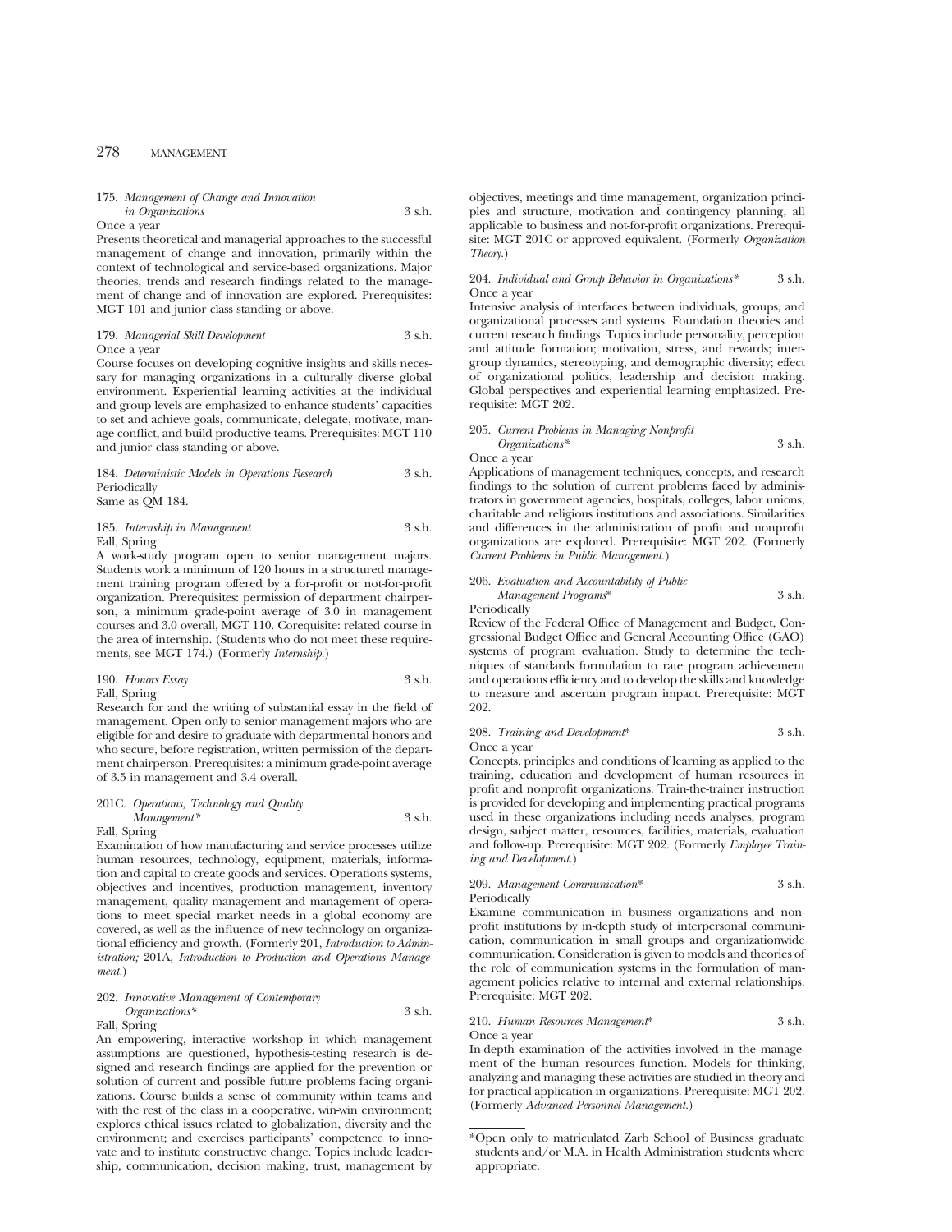175. *Management of Change and Innovation in Organizations* 3 s.h.
Once a year
Presents theoretical and managerial approaches to the successful management of change and innovation, primarily within the context of technological and service-based organizations. Major theories, trends and research findings related to the management of change and of innovation are explored. Prerequisites: MGT 101 and junior class standing or above.

179. *Managerial Skill Development* 3 s.h.
Once a year
Course focuses on developing cognitive insights and skills necessary for managing organizations in a culturally diverse global environment. Experiential learning activities at the individual and group levels are emphasized to enhance students' capacities to set and achieve goals, communicate, delegate, motivate, manage conflict, and build productive teams. Prerequisites: MGT 110 and junior class standing or above.

184. *Deterministic Models in Operations Research* 3 s.h.
Periodically
Same as QM 184.

185. *Internship in Management* 3 s.h.
Fall, Spring
A work-study program open to senior management majors. Students work a minimum of 120 hours in a structured management training program offered by a for-profit or not-for-profit organization. Prerequisites: permission of department chairperson, a minimum grade-point average of 3.0 in management courses and 3.0 overall, MGT 110. Corequisite: related course in the area of internship. (Students who do not meet these requirements, see MGT 174.) (Formerly *Internship*.)

190. *Honors Essay* 3 s.h.
Fall, Spring
Research for and the writing of substantial essay in the field of management. Open only to senior management majors who are eligible for and desire to graduate with departmental honors and who secure, before registration, written permission of the department chairperson. Prerequisites: a minimum grade-point average of 3.5 in management and 3.4 overall.

201C. *Operations, Technology and Quality Management** 3 s.h.
Fall, Spring
Examination of how manufacturing and service processes utilize human resources, technology, equipment, materials, information and capital to create goods and services. Operations systems, objectives and incentives, production management, inventory management, quality management and management of operations to meet special market needs in a global economy are covered, as well as the influence of new technology on organizational efficiency and growth. (Formerly 201, *Introduction to Administration;* 201A, *Introduction to Production and Operations Management*.)

202. *Innovative Management of Contemporary Organizations** 3 s.h.
Fall, Spring
An empowering, interactive workshop in which management assumptions are questioned, hypothesis-testing research is designed and research findings are applied for the prevention or solution of current and possible future problems facing organizations. Course builds a sense of community within teams and with the rest of the class in a cooperative, win-win environment; explores ethical issues related to globalization, diversity and the environment; and exercises participants' competence to innovate and to institute constructive change. Topics include leadership, communication, decision making, trust, management by objectives, meetings and time management, organization principles and structure, motivation and contingency planning, all applicable to business and not-for-profit organizations. Prerequisite: MGT 201C or approved equivalent. (Formerly *Organization Theory*.)

204. *Individual and Group Behavior in Organizations** 3 s.h.
Once a year
Intensive analysis of interfaces between individuals, groups, and organizational processes and systems. Foundation theories and current research findings. Topics include personality, perception and attitude formation; motivation, stress, and rewards; intergroup dynamics, stereotyping, and demographic diversity; effect of organizational politics, leadership and decision making. Global perspectives and experiential learning emphasized. Prerequisite: MGT 202.

205. *Current Problems in Managing Nonprofit Organizations** 3 s.h.
Once a year
Applications of management techniques, concepts, and research findings to the solution of current problems faced by administrators in government agencies, hospitals, colleges, labor unions, charitable and religious institutions and associations. Similarities and differences in the administration of profit and nonprofit organizations are explored. Prerequisite: MGT 202. (Formerly *Current Problems in Public Management*.)

206. *Evaluation and Accountability of Public Management Programs** 3 s.h.
Periodically
Review of the Federal Office of Management and Budget, Congressional Budget Office and General Accounting Office (GAO) systems of program evaluation. Study to determine the techniques of standards formulation to rate program achievement and operations efficiency and to develop the skills and knowledge to measure and ascertain program impact. Prerequisite: MGT 202.

208. *Training and Development** 3 s.h.
Once a year
Concepts, principles and conditions of learning as applied to the training, education and development of human resources in profit and nonprofit organizations. Train-the-trainer instruction is provided for developing and implementing practical programs used in these organizations including needs analyses, program design, subject matter, resources, facilities, materials, evaluation and follow-up. Prerequisite: MGT 202. (Formerly *Employee Training and Development*.)

209. *Management Communication** 3 s.h.
Periodically
Examine communication in business organizations and nonprofit institutions by in-depth study of interpersonal communication, communication in small groups and organizationwide communication. Consideration is given to models and theories of the role of communication systems in the formulation of management policies relative to internal and external relationships. Prerequisite: MGT 202.

210. *Human Resources Management** 3 s.h.
Once a year
In-depth examination of the activities involved in the management of the human resources function. Models for thinking, analyzing and managing these activities are studied in theory and for practical application in organizations. Prerequisite: MGT 202. (Formerly *Advanced Personnel Management*.)

---

*Open only to matriculated Zarb School of Business graduate students and/or M.A. in Health Administration students where appropriate.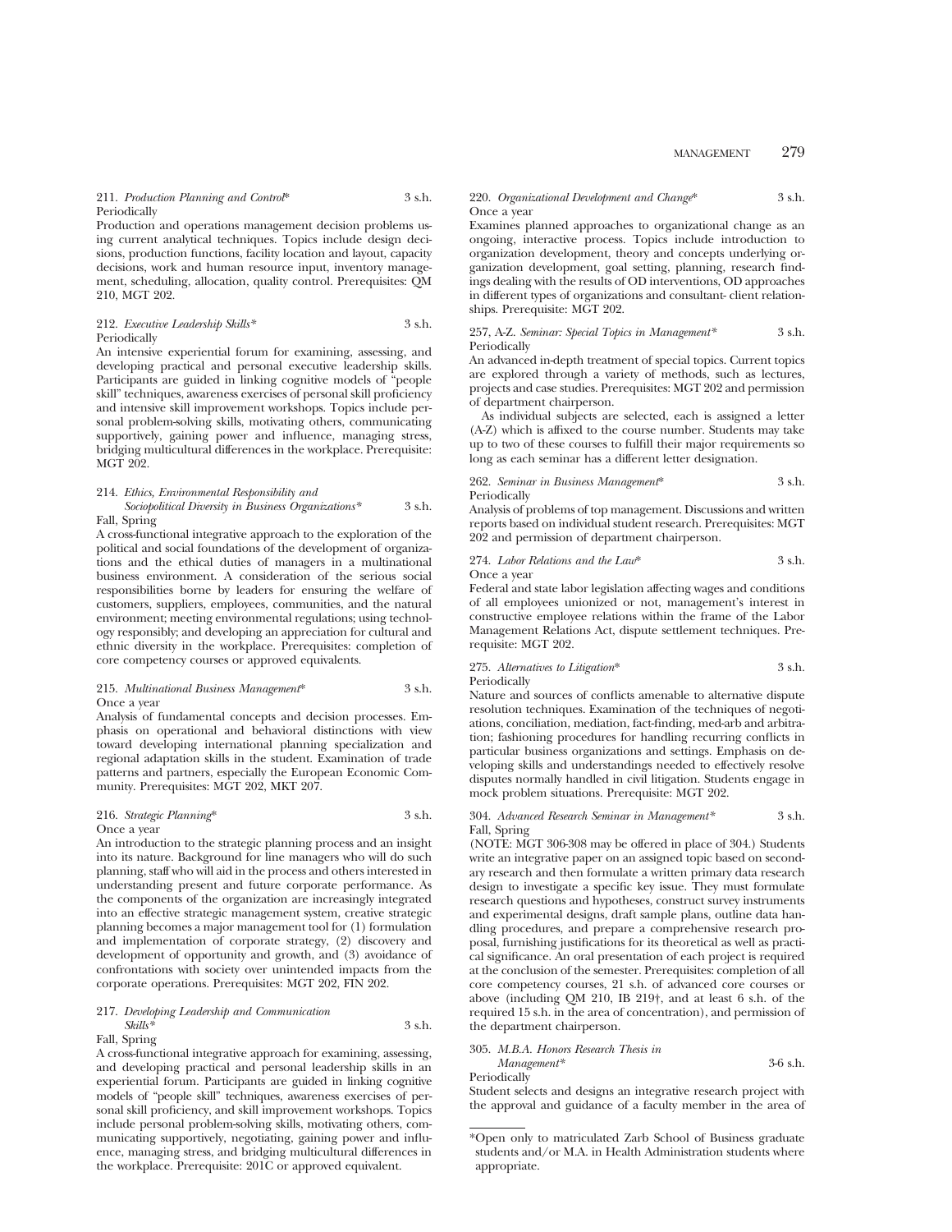211. *Production Planning and Control*\* 3 s.h.
Periodically
Production and operations management decision problems using current analytical techniques. Topics include design decisions, production functions, facility location and layout, capacity decisions, work and human resource input, inventory management, scheduling, allocation, quality control. Prerequisites: QM 210, MGT 202.

212. *Executive Leadership Skills\** 3 s.h.
Periodically
An intensive experiential forum for examining, assessing, and developing practical and personal executive leadership skills. Participants are guided in linking cognitive models of "people skill" techniques, awareness exercises of personal skill proficiency and intensive skill improvement workshops. Topics include personal problem-solving skills, motivating others, communicating supportively, gaining power and influence, managing stress, bridging multicultural differences in the workplace. Prerequisite: MGT 202.

214. *Ethics, Environmental Responsibility and Sociopolitical Diversity in Business Organizations\** 3 s.h.
Fall, Spring
A cross-functional integrative approach to the exploration of the political and social foundations of the development of organizations and the ethical duties of managers in a multinational business environment. A consideration of the serious social responsibilities borne by leaders for ensuring the welfare of customers, suppliers, employees, communities, and the natural environment; meeting environmental regulations; using technology responsibly; and developing an appreciation for cultural and ethnic diversity in the workplace. Prerequisites: completion of core competency courses or approved equivalents.

215. *Multinational Business Management*\* 3 s.h.
Once a year
Analysis of fundamental concepts and decision processes. Emphasis on operational and behavioral distinctions with view toward developing international planning specialization and regional adaptation skills in the student. Examination of trade patterns and partners, especially the European Economic Community. Prerequisites: MGT 202, MKT 207.

216. *Strategic Planning*\* 3 s.h.
Once a year
An introduction to the strategic planning process and an insight into its nature. Background for line managers who will do such planning, staff who will aid in the process and others interested in understanding present and future corporate performance. As the components of the organization are increasingly integrated into an effective strategic management system, creative strategic planning becomes a major management tool for (1) formulation and implementation of corporate strategy, (2) discovery and development of opportunity and growth, and (3) avoidance of confrontations with society over unintended impacts from the corporate operations. Prerequisites: MGT 202, FIN 202.

217. *Developing Leadership and Communication Skills\** 3 s.h.
Fall, Spring
A cross-functional integrative approach for examining, assessing, and developing practical and personal leadership skills in an experiential forum. Participants are guided in linking cognitive models of "people skill" techniques, awareness exercises of personal skill proficiency, and skill improvement workshops. Topics include personal problem-solving skills, motivating others, communicating supportively, negotiating, gaining power and influence, managing stress, and bridging multicultural differences in the workplace. Prerequisite: 201C or approved equivalent.

220. *Organizational Development and Change*\* 3 s.h.
Once a year
Examines planned approaches to organizational change as an ongoing, interactive process. Topics include introduction to organization development, theory and concepts underlying organization development, goal setting, planning, research findings dealing with the results of OD interventions, OD approaches in different types of organizations and consultant- client relationships. Prerequisite: MGT 202.

257, A-Z. *Seminar: Special Topics in Management\** 3 s.h.
Periodically
An advanced in-depth treatment of special topics. Current topics are explored through a variety of methods, such as lectures, projects and case studies. Prerequisites: MGT 202 and permission of department chairperson.

As individual subjects are selected, each is assigned a letter (A-Z) which is affixed to the course number. Students may take up to two of these courses to fulfill their major requirements so long as each seminar has a different letter designation.

262. *Seminar in Business Management*\* 3 s.h.
Periodically
Analysis of problems of top management. Discussions and written reports based on individual student research. Prerequisites: MGT 202 and permission of department chairperson.

274. *Labor Relations and the Law*\* 3 s.h.
Once a year
Federal and state labor legislation affecting wages and conditions of all employees unionized or not, management's interest in constructive employee relations within the frame of the Labor Management Relations Act, dispute settlement techniques. Prerequisite: MGT 202.

275. *Alternatives to Litigation*\* 3 s.h.
Periodically
Nature and sources of conflicts amenable to alternative dispute resolution techniques. Examination of the techniques of negotiations, conciliation, mediation, fact-finding, med-arb and arbitration; fashioning procedures for handling recurring conflicts in particular business organizations and settings. Emphasis on developing skills and understandings needed to effectively resolve disputes normally handled in civil litigation. Students engage in mock problem situations. Prerequisite: MGT 202.

304. *Advanced Research Seminar in Management\** 3 s.h.
Fall, Spring
(NOTE: MGT 306-308 may be offered in place of 304.) Students write an integrative paper on an assigned topic based on secondary research and then formulate a written primary data research design to investigate a specific key issue. They must formulate research questions and hypotheses, construct survey instruments and experimental designs, draft sample plans, outline data handling procedures, and prepare a comprehensive research proposal, furnishing justifications for its theoretical as well as practical significance. An oral presentation of each project is required at the conclusion of the semester. Prerequisites: completion of all core competency courses, 21 s.h. of advanced core courses or above (including QM 210, IB 219†, and at least 6 s.h. of the required 15 s.h. in the area of concentration), and permission of the department chairperson.

305. *M.B.A. Honors Research Thesis in Management\** 3-6 s.h.
Periodically
Student selects and designs an integrative research project with the approval and guidance of a faculty member in the area of

\*Open only to matriculated Zarb School of Business graduate students and/or M.A. in Health Administration students where appropriate.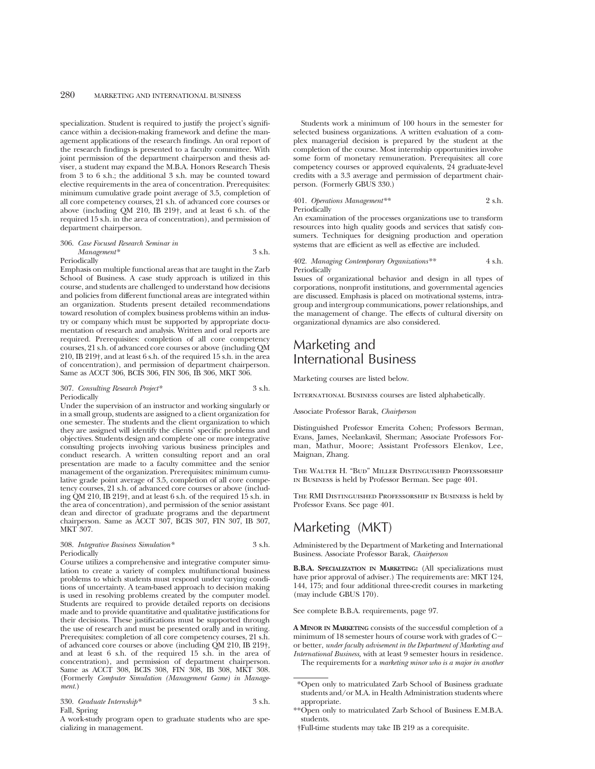specialization. Student is required to justify the project's significance within a decision-making framework and define the management applications of the research findings. An oral report of the research findings is presented to a faculty committee. With joint permission of the department chairperson and thesis adviser, a student may expand the M.B.A. Honors Research Thesis from 3 to 6 s.h.; the additional 3 s.h. may be counted toward elective requirements in the area of concentration. Prerequisites: minimum cumulative grade point average of 3.5, completion of all core competency courses, 21 s.h. of advanced core courses or above (including QM 210, IB 219†, and at least 6 s.h. of the required 15 s.h. in the area of concentration), and permission of department chairperson.

306. *Case Focused Research Seminar in Management** 3 s.h.
Periodically
Emphasis on multiple functional areas that are taught in the Zarb School of Business. A case study approach is utilized in this course, and students are challenged to understand how decisions and policies from different functional areas are integrated within an organization. Students present detailed recommendations toward resolution of complex business problems within an industry or company which must be supported by appropriate documentation of research and analysis. Written and oral reports are required. Prerequisites: completion of all core competency courses, 21 s.h. of advanced core courses or above (including QM 210, IB 219†, and at least 6 s.h. of the required 15 s.h. in the area of concentration), and permission of department chairperson. Same as ACCT 306, BCIS 306, FIN 306, IB 306, MKT 306.

307. *Consulting Research Project** 3 s.h.
Periodically
Under the supervision of an instructor and working singularly or in a small group, students are assigned to a client organization for one semester. The students and the client organization to which they are assigned will identify the clients' specific problems and objectives. Students design and complete one or more integrative consulting projects involving various business principles and conduct research. A written consulting report and an oral presentation are made to a faculty committee and the senior management of the organization. Prerequisites: minimum cumulative grade point average of 3.5, completion of all core competency courses, 21 s.h. of advanced core courses or above (including QM 210, IB 219†, and at least 6 s.h. of the required 15 s.h. in the area of concentration), and permission of the senior assistant dean and director of graduate programs and the department chairperson. Same as ACCT 307, BCIS 307, FIN 307, IB 307, MKT 307.

308. *Integrative Business Simulation** 3 s.h.
Periodically
Course utilizes a comprehensive and integrative computer simulation to create a variety of complex multifunctional business problems to which students must respond under varying conditions of uncertainty. A team-based approach to decision making is used in resolving problems created by the computer model. Students are required to provide detailed reports on decisions made and to provide quantitative and qualitative justifications for their decisions. These justifications must be supported through the use of research and must be presented orally and in writing. Prerequisites: completion of all core competency courses, 21 s.h. of advanced core courses or above (including QM 210, IB 219†, and at least 6 s.h. of the required 15 s.h. in the area of concentration), and permission of department chairperson. Same as ACCT 308, BCIS 308, FIN 308, IB 308, MKT 308. (Formerly *Computer Simulation (Management Game) in Management*.)

330. *Graduate Internship** 3 s.h.
Fall, Spring
A work-study program open to graduate students who are specializing in management.

Students work a minimum of 100 hours in the semester for selected business organizations. A written evaluation of a complex managerial decision is prepared by the student at the completion of the course. Most internship opportunities involve some form of monetary remuneration. Prerequisites: all core competency courses or approved equivalents, 24 graduate-level credits with a 3.3 average and permission of department chairperson. (Formerly GBUS 330.)

401. *Operations Management*** 2 s.h.
Periodically
An examination of the processes organizations use to transform resources into high quality goods and services that satisfy consumers. Techniques for designing production and operation systems that are efficient as well as effective are included.

402. *Managing Contemporary Organizations*** 4 s.h.
Periodically
Issues of organizational behavior and design in all types of corporations, nonprofit institutions, and governmental agencies are discussed. Emphasis is placed on motivational systems, intragroup and intergroup communications, power relationships, and the management of change. The effects of cultural diversity on organizational dynamics are also considered.

# Marketing and International Business

Marketing courses are listed below.

International Business courses are listed alphabetically.

Associate Professor Barak, *Chairperson*

Distinguished Professor Emerita Cohen; Professors Berman, Evans, James, Neelankavil, Sherman; Associate Professors Forman, Mathur, Moore; Assistant Professors Elenkov, Lee, Maignan, Zhang.

The Walter H. "Bud" Miller Distinguished Professorship in Business is held by Professor Berman. See page 401.

The RMI Distinguished Professorship in Business is held by Professor Evans. See page 401.

# Marketing (MKT)

Administered by the Department of Marketing and International Business. Associate Professor Barak, *Chairperson*

**B.B.A. Specialization in Marketing:** (All specializations must have prior approval of adviser.) The requirements are: MKT 124, 144, 175; and four additional three-credit courses in marketing (may include GBUS 170).

See complete B.B.A. requirements, page 97.

**A Minor in Marketing** consists of the successful completion of a minimum of 18 semester hours of course work with grades of C− or better, *under faculty advisement in the Department of Marketing and International Business,* with at least 9 semester hours in residence.

The requirements for a *marketing minor who is a major in another*

*Open only to matriculated Zarb School of Business graduate students and/or M.A. in Health Administration students where appropriate.

**Open only to matriculated Zarb School of Business E.M.B.A. students.

†Full-time students may take IB 219 as a corequisite.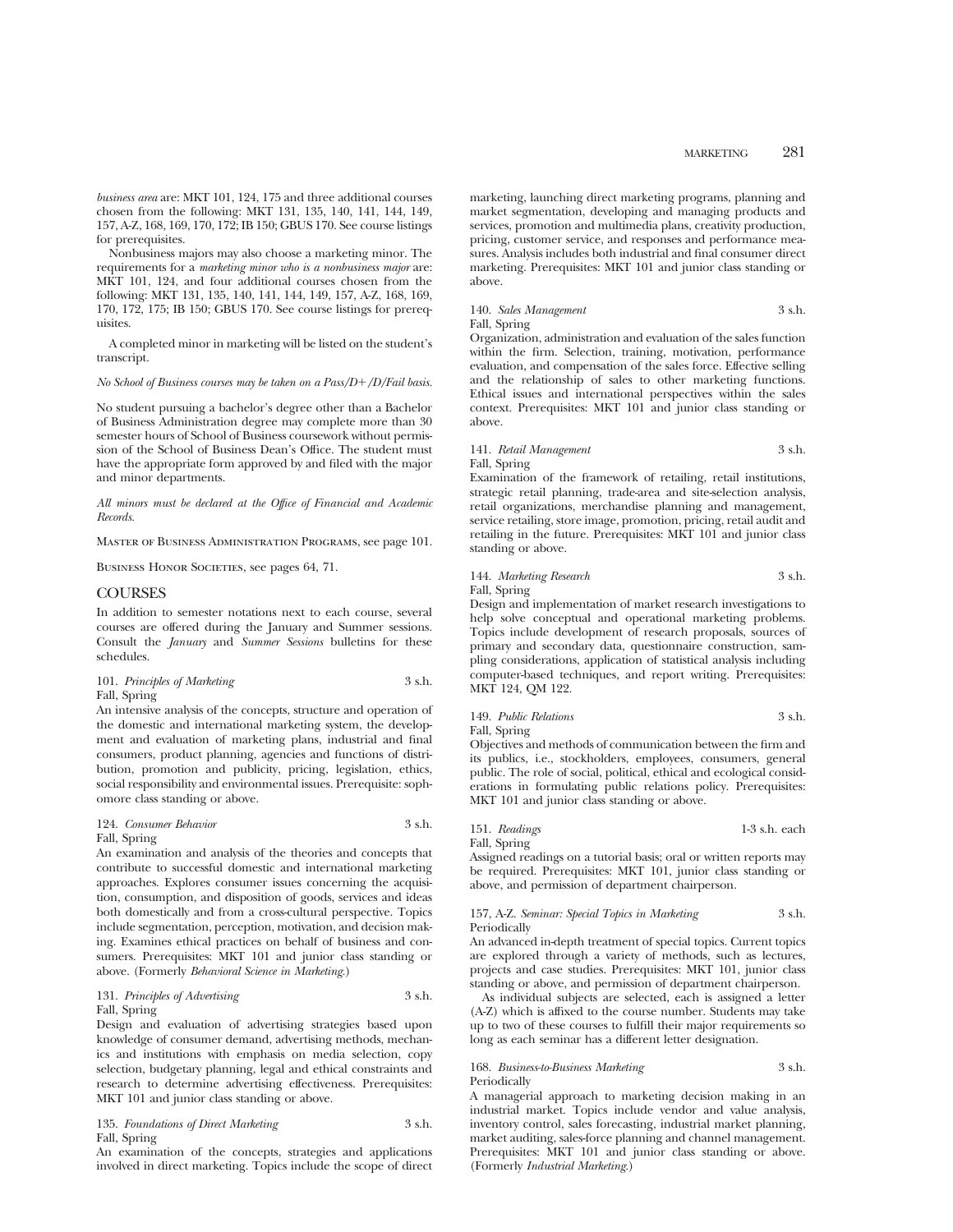*business area* are: MKT 101, 124, 175 and three additional courses chosen from the following: MKT 131, 135, 140, 141, 144, 149, 157, A-Z, 168, 169, 170, 172; IB 150; GBUS 170. See course listings for prerequisites.

Nonbusiness majors may also choose a marketing minor. The requirements for a *marketing minor who is a nonbusiness major* are: MKT 101, 124, and four additional courses chosen from the following: MKT 131, 135, 140, 141, 144, 149, 157, A-Z, 168, 169, 170, 172, 175; IB 150; GBUS 170. See course listings for prerequisites.

A completed minor in marketing will be listed on the student's transcript.

*No School of Business courses may be taken on a Pass/D+/D/Fail basis.*

No student pursuing a bachelor's degree other than a Bachelor of Business Administration degree may complete more than 30 semester hours of School of Business coursework without permission of the School of Business Dean's Office. The student must have the appropriate form approved by and filed with the major and minor departments.

*All minors must be declared at the Office of Financial and Academic Records.*

Master of Business Administration Programs, see page 101.

Business Honor Societies, see pages 64, 71.

## COURSES

In addition to semester notations next to each course, several courses are offered during the January and Summer sessions. Consult the *January* and *Summer Sessions* bulletins for these schedules.

101. *Principles of Marketing* 3 s.h.
Fall, Spring
An intensive analysis of the concepts, structure and operation of the domestic and international marketing system, the development and evaluation of marketing plans, industrial and final consumers, product planning, agencies and functions of distribution, promotion and publicity, pricing, legislation, ethics, social responsibility and environmental issues. Prerequisite: sophomore class standing or above.

124. *Consumer Behavior* 3 s.h.
Fall, Spring
An examination and analysis of the theories and concepts that contribute to successful domestic and international marketing approaches. Explores consumer issues concerning the acquisition, consumption, and disposition of goods, services and ideas both domestically and from a cross-cultural perspective. Topics include segmentation, perception, motivation, and decision making. Examines ethical practices on behalf of business and consumers. Prerequisites: MKT 101 and junior class standing or above. (Formerly *Behavioral Science in Marketing*.)

131. *Principles of Advertising* 3 s.h.
Fall, Spring
Design and evaluation of advertising strategies based upon knowledge of consumer demand, advertising methods, mechanics and institutions with emphasis on media selection, copy selection, budgetary planning, legal and ethical constraints and research to determine advertising effectiveness. Prerequisites: MKT 101 and junior class standing or above.

135. *Foundations of Direct Marketing* 3 s.h.
Fall, Spring
An examination of the concepts, strategies and applications involved in direct marketing. Topics include the scope of direct marketing, launching direct marketing programs, planning and market segmentation, developing and managing products and services, promotion and multimedia plans, creativity production, pricing, customer service, and responses and performance measures. Analysis includes both industrial and final consumer direct marketing. Prerequisites: MKT 101 and junior class standing or above.

140. *Sales Management* 3 s.h.
Fall, Spring
Organization, administration and evaluation of the sales function within the firm. Selection, training, motivation, performance evaluation, and compensation of the sales force. Effective selling and the relationship of sales to other marketing functions. Ethical issues and international perspectives within the sales context. Prerequisites: MKT 101 and junior class standing or above.

141. *Retail Management* 3 s.h.
Fall, Spring
Examination of the framework of retailing, retail institutions, strategic retail planning, trade-area and site-selection analysis, retail organizations, merchandise planning and management, service retailing, store image, promotion, pricing, retail audit and retailing in the future. Prerequisites: MKT 101 and junior class standing or above.

144. *Marketing Research* 3 s.h.
Fall, Spring
Design and implementation of market research investigations to help solve conceptual and operational marketing problems. Topics include development of research proposals, sources of primary and secondary data, questionnaire construction, sampling considerations, application of statistical analysis including computer-based techniques, and report writing. Prerequisites: MKT 124, QM 122.

149. *Public Relations* 3 s.h.
Fall, Spring
Objectives and methods of communication between the firm and its publics, i.e., stockholders, employees, consumers, general public. The role of social, political, ethical and ecological considerations in formulating public relations policy. Prerequisites: MKT 101 and junior class standing or above.

151. *Readings* 1-3 s.h. each
Fall, Spring
Assigned readings on a tutorial basis; oral or written reports may be required. Prerequisites: MKT 101, junior class standing or above, and permission of department chairperson.

157, A-Z. *Seminar: Special Topics in Marketing* 3 s.h.
Periodically
An advanced in-depth treatment of special topics. Current topics are explored through a variety of methods, such as lectures, projects and case studies. Prerequisites: MKT 101, junior class standing or above, and permission of department chairperson.

As individual subjects are selected, each is assigned a letter (A-Z) which is affixed to the course number. Students may take up to two of these courses to fulfill their major requirements so long as each seminar has a different letter designation.

168. *Business-to-Business Marketing* 3 s.h.
Periodically
A managerial approach to marketing decision making in an industrial market. Topics include vendor and value analysis, inventory control, sales forecasting, industrial market planning, market auditing, sales-force planning and channel management. Prerequisites: MKT 101 and junior class standing or above. (Formerly *Industrial Marketing*.)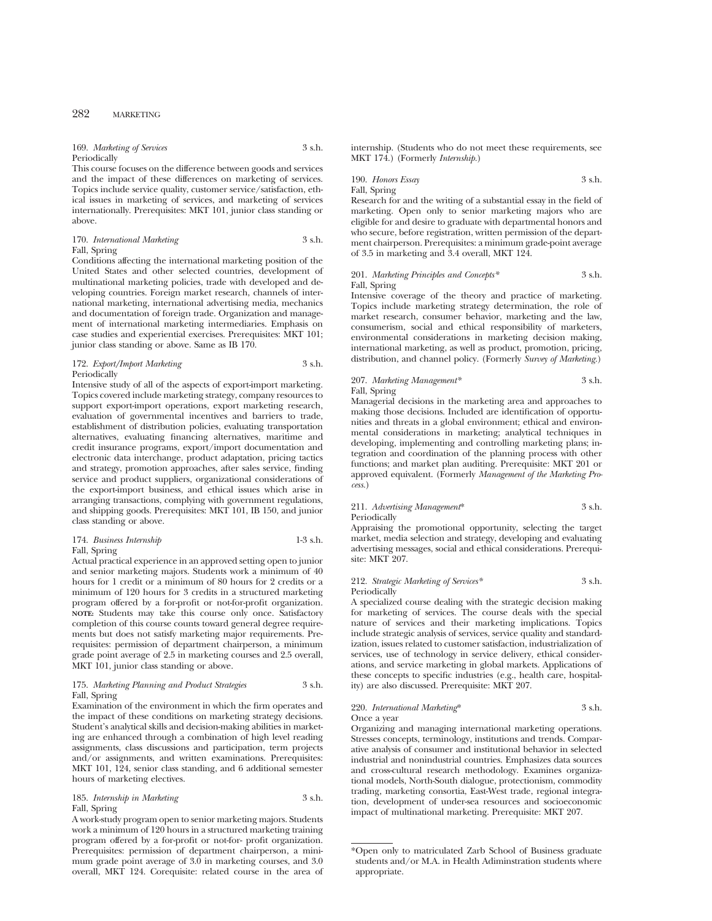169. *Marketing of Services* 3 s.h.
Periodically
This course focuses on the difference between goods and services and the impact of these differences on marketing of services. Topics include service quality, customer service/satisfaction, ethical issues in marketing of services, and marketing of services internationally. Prerequisites: MKT 101, junior class standing or above.

170. *International Marketing* 3 s.h.
Fall, Spring
Conditions affecting the international marketing position of the United States and other selected countries, development of multinational marketing policies, trade with developed and developing countries. Foreign market research, channels of international marketing, international advertising media, mechanics and documentation of foreign trade. Organization and management of international marketing intermediaries. Emphasis on case studies and experiential exercises. Prerequisites: MKT 101; junior class standing or above. Same as IB 170.

172. *Export/Import Marketing* 3 s.h.
Periodically
Intensive study of all of the aspects of export-import marketing. Topics covered include marketing strategy, company resources to support export-import operations, export marketing research, evaluation of governmental incentives and barriers to trade, establishment of distribution policies, evaluating transportation alternatives, evaluating financing alternatives, maritime and credit insurance programs, export/import documentation and electronic data interchange, product adaptation, pricing tactics and strategy, promotion approaches, after sales service, finding service and product suppliers, organizational considerations of the export-import business, and ethical issues which arise in arranging transactions, complying with government regulations, and shipping goods. Prerequisites: MKT 101, IB 150, and junior class standing or above.

174. *Business Internship* 1-3 s.h.
Fall, Spring
Actual practical experience in an approved setting open to junior and senior marketing majors. Students work a minimum of 40 hours for 1 credit or a minimum of 80 hours for 2 credits or a minimum of 120 hours for 3 credits in a structured marketing program offered by a for-profit or not-for-profit organization. **NOTE:** Students may take this course only once. Satisfactory completion of this course counts toward general degree requirements but does not satisfy marketing major requirements. Prerequisites: permission of department chairperson, a minimum grade point average of 2.5 in marketing courses and 2.5 overall, MKT 101, junior class standing or above.

175. *Marketing Planning and Product Strategies* 3 s.h.
Fall, Spring
Examination of the environment in which the firm operates and the impact of these conditions on marketing strategy decisions. Student's analytical skills and decision-making abilities in marketing are enhanced through a combination of high level reading assignments, class discussions and participation, term projects and/or assignments, and written examinations. Prerequisites: MKT 101, 124, senior class standing, and 6 additional semester hours of marketing electives.

185. *Internship in Marketing* 3 s.h.
Fall, Spring
A work-study program open to senior marketing majors. Students work a minimum of 120 hours in a structured marketing training program offered by a for-profit or not-for- profit organization. Prerequisites: permission of department chairperson, a minimum grade point average of 3.0 in marketing courses, and 3.0 overall, MKT 124. Corequisite: related course in the area of internship. (Students who do not meet these requirements, see MKT 174.) (Formerly *Internship.*)

190. *Honors Essay* 3 s.h.
Fall, Spring
Research for and the writing of a substantial essay in the field of marketing. Open only to senior marketing majors who are eligible for and desire to graduate with departmental honors and who secure, before registration, written permission of the department chairperson. Prerequisites: a minimum grade-point average of 3.5 in marketing and 3.4 overall, MKT 124.

201. *Marketing Principles and Concepts\** 3 s.h.
Fall, Spring
Intensive coverage of the theory and practice of marketing. Topics include marketing strategy determination, the role of market research, consumer behavior, marketing and the law, consumerism, social and ethical responsibility of marketers, environmental considerations in marketing decision making, international marketing, as well as product, promotion, pricing, distribution, and channel policy. (Formerly *Survey of Marketing.*)

207. *Marketing Management\** 3 s.h.
Fall, Spring
Managerial decisions in the marketing area and approaches to making those decisions. Included are identification of opportunities and threats in a global environment; ethical and environmental considerations in marketing; analytical techniques in developing, implementing and controlling marketing plans; integration and coordination of the planning process with other functions; and market plan auditing. Prerequisite: MKT 201 or approved equivalent. (Formerly *Management of the Marketing Process.*)

211. *Advertising Management\** 3 s.h.
Periodically
Appraising the promotional opportunity, selecting the target market, media selection and strategy, developing and evaluating advertising messages, social and ethical considerations. Prerequisite: MKT 207.

212. *Strategic Marketing of Services\** 3 s.h.
Periodically
A specialized course dealing with the strategic decision making for marketing of services. The course deals with the special nature of services and their marketing implications. Topics include strategic analysis of services, service quality and standardization, issues related to customer satisfaction, industrialization of services, use of technology in service delivery, ethical considerations, and service marketing in global markets. Applications of these concepts to specific industries (e.g., health care, hospitality) are also discussed. Prerequisite: MKT 207.

220. *International Marketing\** 3 s.h.
Once a year
Organizing and managing international marketing operations. Stresses concepts, terminology, institutions and trends. Comparative analysis of consumer and institutional behavior in selected industrial and nonindustrial countries. Emphasizes data sources and cross-cultural research methodology. Examines organizational models, North-South dialogue, protectionism, commodity trading, marketing consortia, East-West trade, regional integration, development of under-sea resources and socioeconomic impact of multinational marketing. Prerequisite: MKT 207.

---

\*Open only to matriculated Zarb School of Business graduate students and/or M.A. in Health Adiminstration students where appropriate.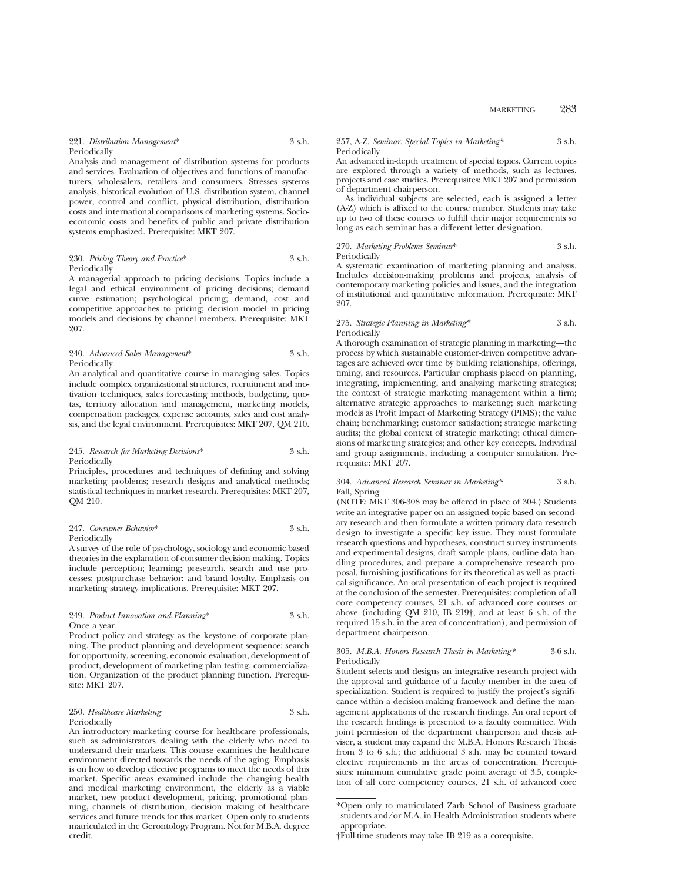221. *Distribution Management** 3 s.h.
Periodically

Analysis and management of distribution systems for products and services. Evaluation of objectives and functions of manufacturers, wholesalers, retailers and consumers. Stresses systems analysis, historical evolution of U.S. distribution system, channel power, control and conflict, physical distribution, distribution costs and international comparisons of marketing systems. Socio-economic costs and benefits of public and private distribution systems emphasized. Prerequisite: MKT 207.

230. *Pricing Theory and Practice** 3 s.h.
Periodically

A managerial approach to pricing decisions. Topics include a legal and ethical environment of pricing decisions; demand curve estimation; psychological pricing; demand, cost and competitive approaches to pricing; decision model in pricing models and decisions by channel members. Prerequisite: MKT 207.

240. *Advanced Sales Management** 3 s.h.
Periodically

An analytical and quantitative course in managing sales. Topics include complex organizational structures, recruitment and motivation techniques, sales forecasting methods, budgeting, quotas, territory allocation and management, marketing models, compensation packages, expense accounts, sales and cost analysis, and the legal environment. Prerequisites: MKT 207, QM 210.

245. *Research for Marketing Decisions** 3 s.h.
Periodically

Principles, procedures and techniques of defining and solving marketing problems; research designs and analytical methods; statistical techniques in market research. Prerequisites: MKT 207, QM 210.

247. *Consumer Behavior** 3 s.h.
Periodically

A survey of the role of psychology, sociology and economic-based theories in the explanation of consumer decision making. Topics include perception; learning; presearch, search and use processes; postpurchase behavior; and brand loyalty. Emphasis on marketing strategy implications. Prerequisite: MKT 207.

249. *Product Innovation and Planning** 3 s.h.
Once a year

Product policy and strategy as the keystone of corporate planning. The product planning and development sequence: search for opportunity, screening, economic evaluation, development of product, development of marketing plan testing, commercialization. Organization of the product planning function. Prerequisite: MKT 207.

250. *Healthcare Marketing* 3 s.h.
Periodically

An introductory marketing course for healthcare professionals, such as administrators dealing with the elderly who need to understand their markets. This course examines the healthcare environment directed towards the needs of the aging. Emphasis is on how to develop effective programs to meet the needs of this market. Specific areas examined include the changing health and medical marketing environment, the elderly as a viable market, new product development, pricing, promotional planning, channels of distribution, decision making of healthcare services and future trends for this market. Open only to students matriculated in the Gerontology Program. Not for M.B.A. degree credit.

257, A-Z. *Seminar: Special Topics in Marketing** 3 s.h.
Periodically

An advanced in-depth treatment of special topics. Current topics are explored through a variety of methods, such as lectures, projects and case studies. Prerequisites: MKT 207 and permission of department chairperson.

As individual subjects are selected, each is assigned a letter (A-Z) which is affixed to the course number. Students may take up to two of these courses to fulfill their major requirements so long as each seminar has a different letter designation.

270. *Marketing Problems Seminar** 3 s.h.
Periodically

A systematic examination of marketing planning and analysis. Includes decision-making problems and projects, analysis of contemporary marketing policies and issues, and the integration of institutional and quantitative information. Prerequisite: MKT 207.

275. *Strategic Planning in Marketing** 3 s.h.
Periodically

A thorough examination of strategic planning in marketing—the process by which sustainable customer-driven competitive advantages are achieved over time by building relationships, offerings, timing, and resources. Particular emphasis placed on planning, integrating, implementing, and analyzing marketing strategies; the context of strategic marketing management within a firm; alternative strategic approaches to marketing; such marketing models as Profit Impact of Marketing Strategy (PIMS); the value chain; benchmarking; customer satisfaction; strategic marketing audits; the global context of strategic marketing; ethical dimensions of marketing strategies; and other key concepts. Individual and group assignments, including a computer simulation. Prerequisite: MKT 207.

304. *Advanced Research Seminar in Marketing** 3 s.h.
Fall, Spring

(NOTE: MKT 306-308 may be offered in place of 304.) Students write an integrative paper on an assigned topic based on secondary research and then formulate a written primary data research design to investigate a specific key issue. They must formulate research questions and hypotheses, construct survey instruments and experimental designs, draft sample plans, outline data handling procedures, and prepare a comprehensive research proposal, furnishing justifications for its theoretical as well as practical significance. An oral presentation of each project is required at the conclusion of the semester. Prerequisites: completion of all core competency courses, 21 s.h. of advanced core courses or above (including QM 210, IB 219†, and at least 6 s.h. of the required 15 s.h. in the area of concentration), and permission of department chairperson.

305. *M.B.A. Honors Research Thesis in Marketing** 3-6 s.h.
Periodically

Student selects and designs an integrative research project with the approval and guidance of a faculty member in the area of specialization. Student is required to justify the project's significance within a decision-making framework and define the management applications of the research findings. An oral report of the research findings is presented to a faculty committee. With joint permission of the department chairperson and thesis adviser, a student may expand the M.B.A. Honors Research Thesis from 3 to 6 s.h.; the additional 3 s.h. may be counted toward elective requirements in the areas of concentration. Prerequisites: minimum cumulative grade point average of 3.5, completion of all core competency courses, 21 s.h. of advanced core

---

*Open only to matriculated Zarb School of Business graduate students and/or M.A. in Health Administration students where appropriate.

†Full-time students may take IB 219 as a corequisite.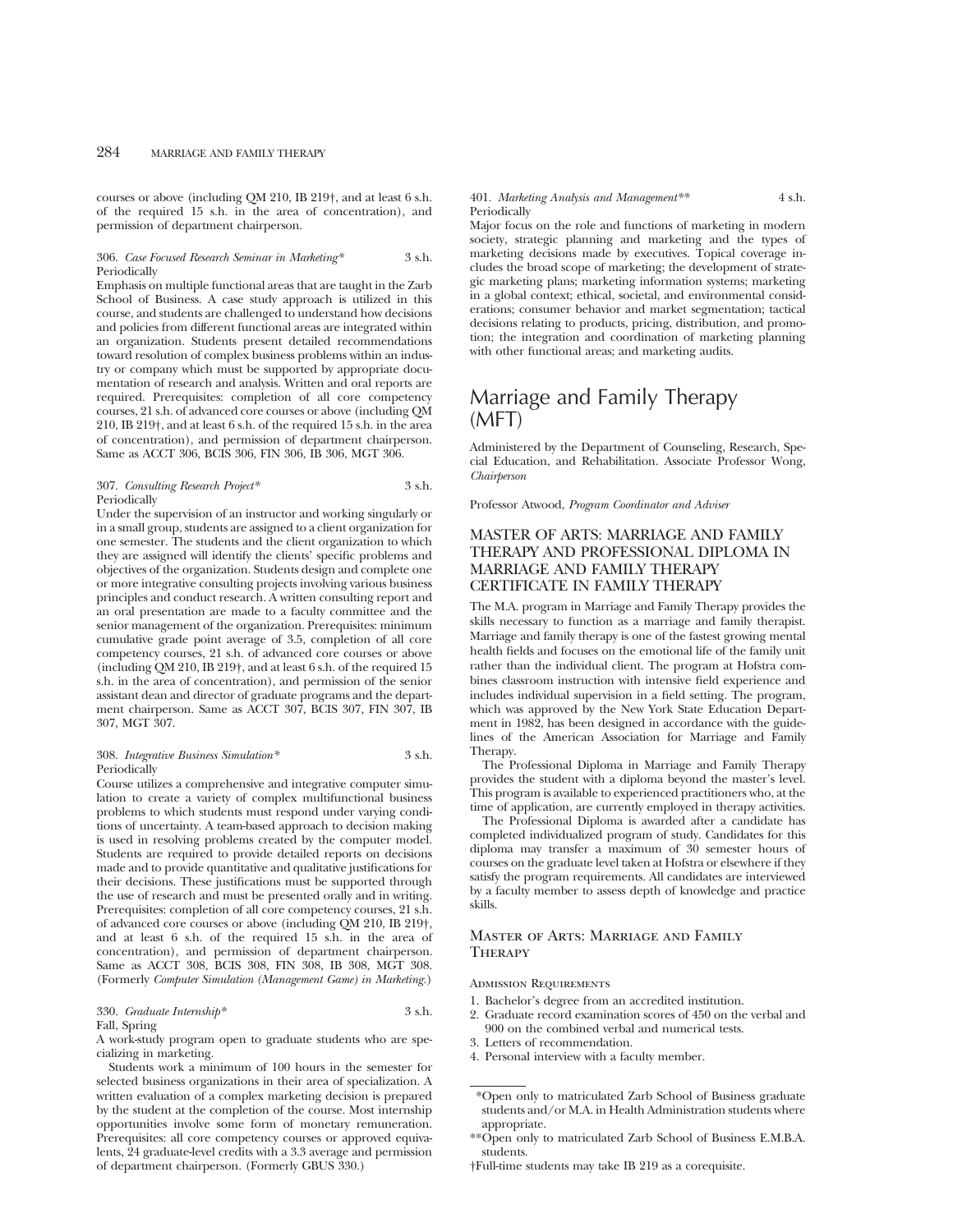courses or above (including QM 210, IB 219†, and at least 6 s.h. of the required 15 s.h. in the area of concentration), and permission of department chairperson.

306. *Case Focused Research Seminar in Marketing** 3 s.h.
Periodically

Emphasis on multiple functional areas that are taught in the Zarb School of Business. A case study approach is utilized in this course, and students are challenged to understand how decisions and policies from different functional areas are integrated within an organization. Students present detailed recommendations toward resolution of complex business problems within an industry or company which must be supported by appropriate documentation of research and analysis. Written and oral reports are required. Prerequisites: completion of all core competency courses, 21 s.h. of advanced core courses or above (including QM 210, IB 219†, and at least 6 s.h. of the required 15 s.h. in the area of concentration), and permission of department chairperson. Same as ACCT 306, BCIS 306, FIN 306, IB 306, MGT 306.

307. *Consulting Research Project** 3 s.h.
Periodically

Under the supervision of an instructor and working singularly or in a small group, students are assigned to a client organization for one semester. The students and the client organization to which they are assigned will identify the clients' specific problems and objectives of the organization. Students design and complete one or more integrative consulting projects involving various business principles and conduct research. A written consulting report and an oral presentation are made to a faculty committee and the senior management of the organization. Prerequisites: minimum cumulative grade point average of 3.5, completion of all core competency courses, 21 s.h. of advanced core courses or above (including QM 210, IB 219†, and at least 6 s.h. of the required 15 s.h. in the area of concentration), and permission of the senior assistant dean and director of graduate programs and the department chairperson. Same as ACCT 307, BCIS 307, FIN 307, IB 307, MGT 307.

308. *Integrative Business Simulation** 3 s.h.
Periodically

Course utilizes a comprehensive and integrative computer simulation to create a variety of complex multifunctional business problems to which students must respond under varying conditions of uncertainty. A team-based approach to decision making is used in resolving problems created by the computer model. Students are required to provide detailed reports on decisions made and to provide quantitative and qualitative justifications for their decisions. These justifications must be supported through the use of research and must be presented orally and in writing. Prerequisites: completion of all core competency courses, 21 s.h. of advanced core courses or above (including QM 210, IB 219†, and at least 6 s.h. of the required 15 s.h. in the area of concentration), and permission of department chairperson. Same as ACCT 308, BCIS 308, FIN 308, IB 308, MGT 308. (Formerly *Computer Simulation (Management Game) in Marketing*.)

330. *Graduate Internship** 3 s.h.
Fall, Spring

A work-study program open to graduate students who are specializing in marketing.

Students work a minimum of 100 hours in the semester for selected business organizations in their area of specialization. A written evaluation of a complex marketing decision is prepared by the student at the completion of the course. Most internship opportunities involve some form of monetary remuneration. Prerequisites: all core competency courses or approved equivalents, 24 graduate-level credits with a 3.3 average and permission of department chairperson. (Formerly GBUS 330.)

401. *Marketing Analysis and Management*** 4 s.h.
Periodically

Major focus on the role and functions of marketing in modern society, strategic planning and marketing and the types of marketing decisions made by executives. Topical coverage includes the broad scope of marketing; the development of strategic marketing plans; marketing information systems; marketing in a global context; ethical, societal, and environmental considerations; consumer behavior and market segmentation; tactical decisions relating to products, pricing, distribution, and promotion; the integration and coordination of marketing planning with other functional areas; and marketing audits.

# Marriage and Family Therapy (MFT)

Administered by the Department of Counseling, Research, Special Education, and Rehabilitation. Associate Professor Wong, *Chairperson*

Professor Atwood, *Program Coordinator and Adviser*

## MASTER OF ARTS: MARRIAGE AND FAMILY THERAPY AND PROFESSIONAL DIPLOMA IN MARRIAGE AND FAMILY THERAPY CERTIFICATE IN FAMILY THERAPY

The M.A. program in Marriage and Family Therapy provides the skills necessary to function as a marriage and family therapist. Marriage and family therapy is one of the fastest growing mental health fields and focuses on the emotional life of the family unit rather than the individual client. The program at Hofstra combines classroom instruction with intensive field experience and includes individual supervision in a field setting. The program, which was approved by the New York State Education Department in 1982, has been designed in accordance with the guidelines of the American Association for Marriage and Family Therapy.

The Professional Diploma in Marriage and Family Therapy provides the student with a diploma beyond the master's level. This program is available to experienced practitioners who, at the time of application, are currently employed in therapy activities.

The Professional Diploma is awarded after a candidate has completed individualized program of study. Candidates for this diploma may transfer a maximum of 30 semester hours of courses on the graduate level taken at Hofstra or elsewhere if they satisfy the program requirements. All candidates are interviewed by a faculty member to assess depth of knowledge and practice skills.

### Master of Arts: Marriage and Family Therapy

Admission Requirements

1. Bachelor's degree from an accredited institution.
2. Graduate record examination scores of 450 on the verbal and 900 on the combined verbal and numerical tests.
3. Letters of recommendation.
4. Personal interview with a faculty member.

*Open only to matriculated Zarb School of Business graduate students and/or M.A. in Health Administration students where appropriate.

**Open only to matriculated Zarb School of Business E.M.B.A. students.

†Full-time students may take IB 219 as a corequisite.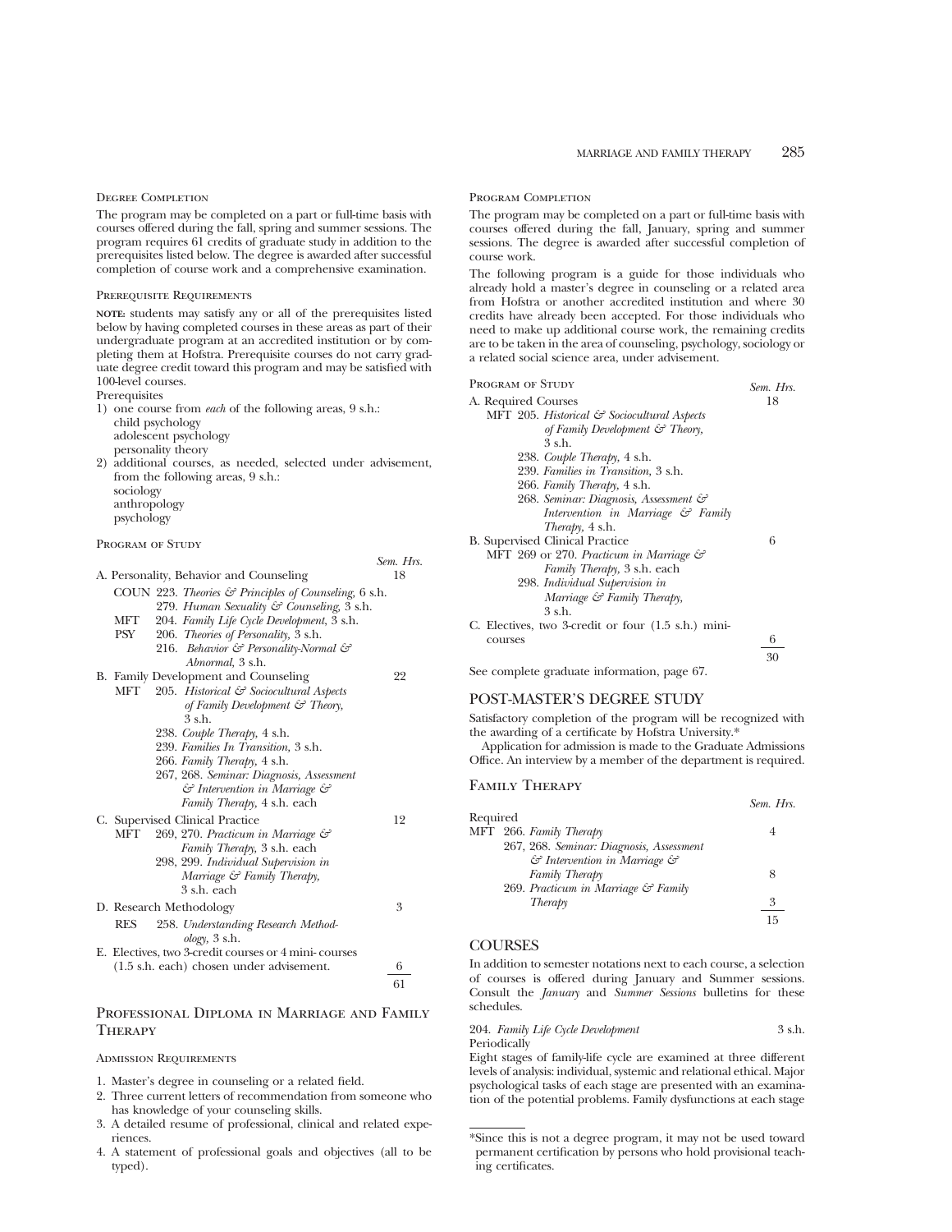#### Degree Completion

The program may be completed on a part or full-time basis with courses offered during the fall, spring and summer sessions. The program requires 61 credits of graduate study in addition to the prerequisites listed below. The degree is awarded after successful completion of course work and a comprehensive examination.

#### Prerequisite Requirements

**NOTE:** students may satisfy any or all of the prerequisites listed below by having completed courses in these areas as part of their undergraduate program at an accredited institution or by completing them at Hofstra. Prerequisite courses do not carry graduate degree credit toward this program and may be satisfied with 100-level courses.

Prerequisites

1) one course from *each* of the following areas, 9 s.h.:
   - child psychology
   - adolescent psychology
   - personality theory
2) additional courses, as needed, selected under advisement, from the following areas, 9 s.h.:
   - sociology
   - anthropology
   - psychology

#### Program of Study

| | *Sem. Hrs.* |
|---|---|
| A. Personality, Behavior and Counseling | 18 |
| COUN 223. *Theories & Principles of Counseling,* 6 s.h. | |
| 279. *Human Sexuality & Counseling,* 3 s.h. | |
| MFT 204. *Family Life Cycle Development,* 3 s.h. | |
| PSY 206. *Theories of Personality,* 3 s.h. | |
| 216. *Behavior & Personality-Normal & Abnormal,* 3 s.h. | |
| B. Family Development and Counseling | 22 |
| MFT 205. *Historical & Sociocultural Aspects of Family Development & Theory,* 3 s.h. | |
| 238. *Couple Therapy,* 4 s.h. | |
| 239. *Families In Transition,* 3 s.h. | |
| 266. *Family Therapy,* 4 s.h. | |
| 267, 268. *Seminar: Diagnosis, Assessment & Intervention in Marriage & Family Therapy,* 4 s.h. each | |
| C. Supervised Clinical Practice | 12 |
| MFT 269, 270. *Practicum in Marriage & Family Therapy,* 3 s.h. each | |
| 298, 299. *Individual Supervision in Marriage & Family Therapy,* 3 s.h. each | |
| D. Research Methodology | 3 |
| RES 258. *Understanding Research Methodology,* 3 s.h. | |
| E. Electives, two 3-credit courses or 4 mini- courses (1.5 s.h. each) chosen under advisement. | 6 |
| | 61 |

## Professional Diploma in Marriage and Family Therapy

#### Admission Requirements

1. Master's degree in counseling or a related field.
2. Three current letters of recommendation from someone who has knowledge of your counseling skills.
3. A detailed resume of professional, clinical and related experiences.
4. A statement of professional goals and objectives (all to be typed).

#### Program Completion

The program may be completed on a part or full-time basis with courses offered during the fall, January, spring and summer sessions. The degree is awarded after successful completion of course work.

The following program is a guide for those individuals who already hold a master's degree in counseling or a related area from Hofstra or another accredited institution and where 30 credits have already been accepted. For those individuals who need to make up additional course work, the remaining credits are to be taken in the area of counseling, psychology, sociology or a related social science area, under advisement.

| Program of Study | *Sem. Hrs.* |
|---|---|
| A. Required Courses | 18 |
| MFT 205. *Historical & Sociocultural Aspects of Family Development & Theory,* 3 s.h. | |
| 238. *Couple Therapy,* 4 s.h. | |
| 239. *Families in Transition,* 3 s.h. | |
| 266. *Family Therapy,* 4 s.h. | |
| 268. *Seminar: Diagnosis, Assessment & Intervention in Marriage & Family Therapy,* 4 s.h. | |
| B. Supervised Clinical Practice | 6 |
| MFT 269 or 270. *Practicum in Marriage & Family Therapy,* 3 s.h. each | |
| 298. *Individual Supervision in Marriage & Family Therapy,* 3 s.h. | |
| C. Electives, two 3-credit or four (1.5 s.h.) mini-courses | 6 |
| | 30 |

See complete graduate information, page 67.

## POST-MASTER'S DEGREE STUDY

Satisfactory completion of the program will be recognized with the awarding of a certificate by Hofstra University.*

Application for admission is made to the Graduate Admissions Office. An interview by a member of the department is required.

### Family Therapy

| Required | *Sem. Hrs.* |
|---|---|
| MFT 266. *Family Therapy* | 4 |
| 267, 268. *Seminar: Diagnosis, Assessment & Intervention in Marriage & Family Therapy* | 8 |
| 269. *Practicum in Marriage & Family Therapy* | 3 |
| | 15 |

## COURSES

In addition to semester notations next to each course, a selection of courses is offered during January and Summer sessions. Consult the *January* and *Summer Sessions* bulletins for these schedules.

204. *Family Life Cycle Development* 3 s.h.
Periodically
Eight stages of family-life cycle are examined at three different levels of analysis: individual, systemic and relational ethical. Major psychological tasks of each stage are presented with an examination of the potential problems. Family dysfunctions at each stage

*Since this is not a degree program, it may not be used toward permanent certification by persons who hold provisional teaching certificates.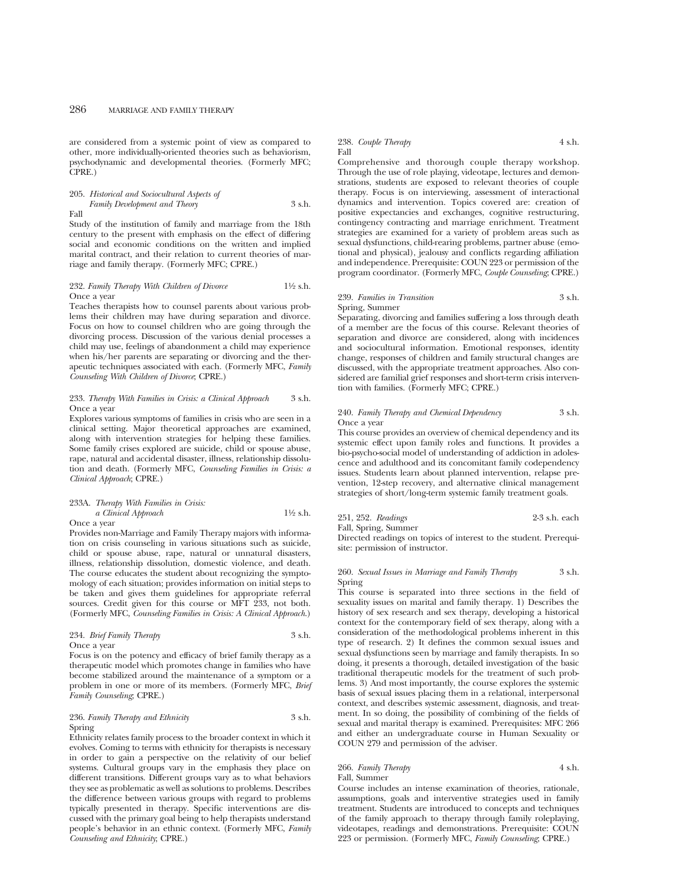are considered from a systemic point of view as compared to other, more individually-oriented theories such as behaviorism, psychodynamic and developmental theories. (Formerly MFC; CPRE.)

205. *Historical and Sociocultural Aspects of Family Development and Theory* 3 s.h.
Fall

Study of the institution of family and marriage from the 18th century to the present with emphasis on the effect of differing social and economic conditions on the written and implied marital contract, and their relation to current theories of marriage and family therapy. (Formerly MFC; CPRE.)

232. *Family Therapy With Children of Divorce* 1½ s.h.
Once a year

Teaches therapists how to counsel parents about various problems their children may have during separation and divorce. Focus on how to counsel children who are going through the divorcing process. Discussion of the various denial processes a child may use, feelings of abandonment a child may experience when his/her parents are separating or divorcing and the therapeutic techniques associated with each. (Formerly MFC, *Family Counseling With Children of Divorce*; CPRE.)

233. *Therapy With Families in Crisis: a Clinical Approach* 3 s.h.
Once a year

Explores various symptoms of families in crisis who are seen in a clinical setting. Major theoretical approaches are examined, along with intervention strategies for helping these families. Some family crises explored are suicide, child or spouse abuse, rape, natural and accidental disaster, illness, relationship dissolution and death. (Formerly MFC, *Counseling Families in Crisis: a Clinical Approach*; CPRE.)

233A. *Therapy With Families in Crisis: a Clinical Approach* 1½ s.h.
Once a year

Provides non-Marriage and Family Therapy majors with information on crisis counseling in various situations such as suicide, child or spouse abuse, rape, natural or unnatural disasters, illness, relationship dissolution, domestic violence, and death. The course educates the student about recognizing the symptomology of each situation; provides information on initial steps to be taken and gives them guidelines for appropriate referral sources. Credit given for this course or MFT 233, not both. (Formerly MFC, *Counseling Families in Crisis: A Clinical Approach*.)

234. *Brief Family Therapy* 3 s.h.
Once a year

Focus is on the potency and efficacy of brief family therapy as a therapeutic model which promotes change in families who have become stabilized around the maintenance of a symptom or a problem in one or more of its members. (Formerly MFC, *Brief Family Counseling*; CPRE.)

236. *Family Therapy and Ethnicity* 3 s.h.
Spring

Ethnicity relates family process to the broader context in which it evolves. Coming to terms with ethnicity for therapists is necessary in order to gain a perspective on the relativity of our belief systems. Cultural groups vary in the emphasis they place on different transitions. Different groups vary as to what behaviors they see as problematic as well as solutions to problems. Describes the difference between various groups with regard to problems typically presented in therapy. Specific interventions are discussed with the primary goal being to help therapists understand people's behavior in an ethnic context. (Formerly MFC, *Family Counseling and Ethnicity*; CPRE.)

238. *Couple Therapy* 4 s.h.
Fall

Comprehensive and thorough couple therapy workshop. Through the use of role playing, videotape, lectures and demonstrations, students are exposed to relevant theories of couple therapy. Focus is on interviewing, assessment of interactional dynamics and intervention. Topics covered are: creation of positive expectancies and exchanges, cognitive restructuring, contingency contracting and marriage enrichment. Treatment strategies are examined for a variety of problem areas such as sexual dysfunctions, child-rearing problems, partner abuse (emotional and physical), jealousy and conflicts regarding affiliation and independence. Prerequisite: COUN 223 or permission of the program coordinator. (Formerly MFC, *Couple Counseling*; CPRE.)

239. *Families in Transition* 3 s.h.
Spring, Summer

Separating, divorcing and families suffering a loss through death of a member are the focus of this course. Relevant theories of separation and divorce are considered, along with incidences and sociocultural information. Emotional responses, identity change, responses of children and family structural changes are discussed, with the appropriate treatment approaches. Also considered are familial grief responses and short-term crisis intervention with families. (Formerly MFC; CPRE.)

240. *Family Therapy and Chemical Dependency* 3 s.h.
Once a year

This course provides an overview of chemical dependency and its systemic effect upon family roles and functions. It provides a bio-psycho-social model of understanding of addiction in adolescence and adulthood and its concomitant family codependency issues. Students learn about planned intervention, relapse prevention, 12-step recovery, and alternative clinical management strategies of short/long-term systemic family treatment goals.

251, 252. *Readings* 2-3 s.h. each
Fall, Spring, Summer

Directed readings on topics of interest to the student. Prerequisite: permission of instructor.

260. *Sexual Issues in Marriage and Family Therapy* 3 s.h.
Spring

This course is separated into three sections in the field of sexuality issues on marital and family therapy. 1) Describes the history of sex research and sex therapy, developing a historical context for the contemporary field of sex therapy, along with a consideration of the methodological problems inherent in this type of research. 2) It defines the common sexual issues and sexual dysfunctions seen by marriage and family therapists. In so doing, it presents a thorough, detailed investigation of the basic traditional therapeutic models for the treatment of such problems. 3) And most importantly, the course explores the systemic basis of sexual issues placing them in a relational, interpersonal context, and describes systemic assessment, diagnosis, and treatment. In so doing, the possibility of combining of the fields of sexual and marital therapy is examined. Prerequisites: MFC 266 and either an undergraduate course in Human Sexuality or COUN 279 and permission of the adviser.

266. *Family Therapy* 4 s.h.
Fall, Summer

Course includes an intense examination of theories, rationale, assumptions, goals and interventive strategies used in family treatment. Students are introduced to concepts and techniques of the family approach to therapy through family roleplaying, videotapes, readings and demonstrations. Prerequisite: COUN 223 or permission. (Formerly MFC, *Family Counseling*; CPRE.)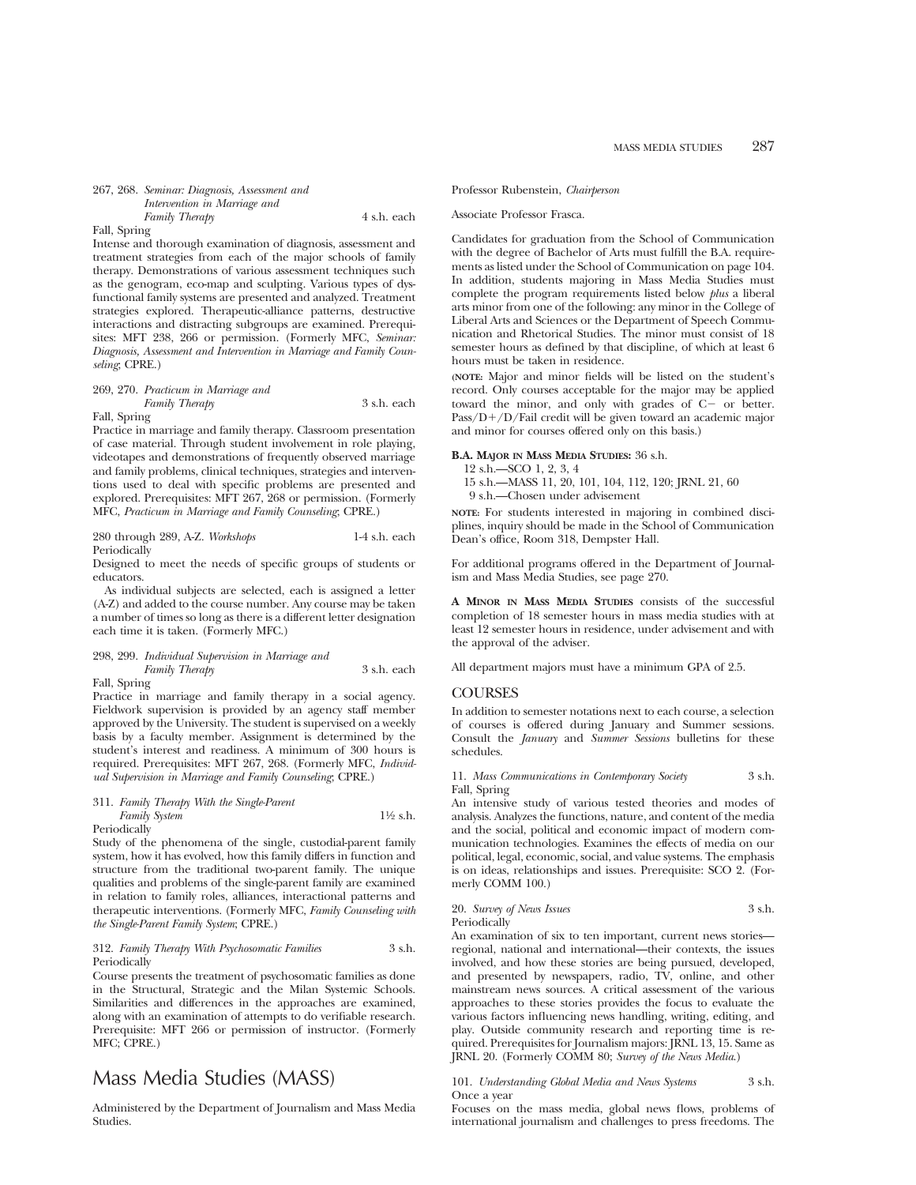267, 268. *Seminar: Diagnosis, Assessment and Intervention in Marriage and Family Therapy* 4 s.h. each
Fall, Spring

Intense and thorough examination of diagnosis, assessment and treatment strategies from each of the major schools of family therapy. Demonstrations of various assessment techniques such as the genogram, eco-map and sculpting. Various types of dysfunctional family systems are presented and analyzed. Treatment strategies explored. Therapeutic-alliance patterns, destructive interactions and distracting subgroups are examined. Prerequisites: MFT 238, 266 or permission. (Formerly MFC, *Seminar: Diagnosis, Assessment and Intervention in Marriage and Family Counseling*; CPRE.)

269, 270. *Practicum in Marriage and Family Therapy* 3 s.h. each
Fall, Spring

Practice in marriage and family therapy. Classroom presentation of case material. Through student involvement in role playing, videotapes and demonstrations of frequently observed marriage and family problems, clinical techniques, strategies and interventions used to deal with specific problems are presented and explored. Prerequisites: MFT 267, 268 or permission. (Formerly MFC, *Practicum in Marriage and Family Counseling*; CPRE.)

280 through 289, A-Z. *Workshops* 1-4 s.h. each
Periodically

Designed to meet the needs of specific groups of students or educators.

As individual subjects are selected, each is assigned a letter (A-Z) and added to the course number. Any course may be taken a number of times so long as there is a different letter designation each time it is taken. (Formerly MFC.)

298, 299. *Individual Supervision in Marriage and Family Therapy* 3 s.h. each
Fall, Spring

Practice in marriage and family therapy in a social agency. Fieldwork supervision is provided by an agency staff member approved by the University. The student is supervised on a weekly basis by a faculty member. Assignment is determined by the student's interest and readiness. A minimum of 300 hours is required. Prerequisites: MFT 267, 268. (Formerly MFC, *Individual Supervision in Marriage and Family Counseling*; CPRE.)

311. *Family Therapy With the Single-Parent Family System* 1½ s.h.
Periodically

Study of the phenomena of the single, custodial-parent family system, how it has evolved, how this family differs in function and structure from the traditional two-parent family. The unique qualities and problems of the single-parent family are examined in relation to family roles, alliances, interactional patterns and therapeutic interventions. (Formerly MFC, *Family Counseling with the Single-Parent Family System*; CPRE.)

312. *Family Therapy With Psychosomatic Families* 3 s.h.
Periodically

Course presents the treatment of psychosomatic families as done in the Structural, Strategic and the Milan Systemic Schools. Similarities and differences in the approaches are examined, along with an examination of attempts to do verifiable research. Prerequisite: MFT 266 or permission of instructor. (Formerly MFC; CPRE.)

# Mass Media Studies (MASS)

Administered by the Department of Journalism and Mass Media Studies.

Professor Rubenstein, *Chairperson*

Associate Professor Frasca.

Candidates for graduation from the School of Communication with the degree of Bachelor of Arts must fulfill the B.A. requirements as listed under the School of Communication on page 104. In addition, students majoring in Mass Media Studies must complete the program requirements listed below *plus* a liberal arts minor from one of the following: any minor in the College of Liberal Arts and Sciences or the Department of Speech Communication and Rhetorical Studies. The minor must consist of 18 semester hours as defined by that discipline, of which at least 6 hours must be taken in residence.

(NOTE: Major and minor fields will be listed on the student's record. Only courses acceptable for the major may be applied toward the minor, and only with grades of C− or better. Pass/D+/D/Fail credit will be given toward an academic major and minor for courses offered only on this basis.)

**B.A. MAJOR IN MASS MEDIA STUDIES:** 36 s.h.

12 s.h.—SCO 1, 2, 3, 4
15 s.h.—MASS 11, 20, 101, 104, 112, 120; JRNL 21, 60
9 s.h.—Chosen under advisement

NOTE: For students interested in majoring in combined disciplines, inquiry should be made in the School of Communication Dean's office, Room 318, Dempster Hall.

For additional programs offered in the Department of Journalism and Mass Media Studies, see page 270.

**A MINOR IN MASS MEDIA STUDIES** consists of the successful completion of 18 semester hours in mass media studies with at least 12 semester hours in residence, under advisement and with the approval of the adviser.

All department majors must have a minimum GPA of 2.5.

## COURSES

In addition to semester notations next to each course, a selection of courses is offered during January and Summer sessions. Consult the *January* and *Summer Sessions* bulletins for these schedules.

11. *Mass Communications in Contemporary Society* 3 s.h.
Fall, Spring

An intensive study of various tested theories and modes of analysis. Analyzes the functions, nature, and content of the media and the social, political and economic impact of modern communication technologies. Examines the effects of media on our political, legal, economic, social, and value systems. The emphasis is on ideas, relationships and issues. Prerequisite: SCO 2. (Formerly COMM 100.)

20. *Survey of News Issues* 3 s.h.
Periodically

An examination of six to ten important, current news stories—regional, national and international—their contexts, the issues involved, and how these stories are being pursued, developed, and presented by newspapers, radio, TV, online, and other mainstream news sources. A critical assessment of the various approaches to these stories provides the focus to evaluate the various factors influencing news handling, writing, editing, and play. Outside community research and reporting time is required. Prerequisites for Journalism majors: JRNL 13, 15. Same as JRNL 20. (Formerly COMM 80; *Survey of the News Media*.)

101. *Understanding Global Media and News Systems* 3 s.h.
Once a year

Focuses on the mass media, global news flows, problems of international journalism and challenges to press freedoms. The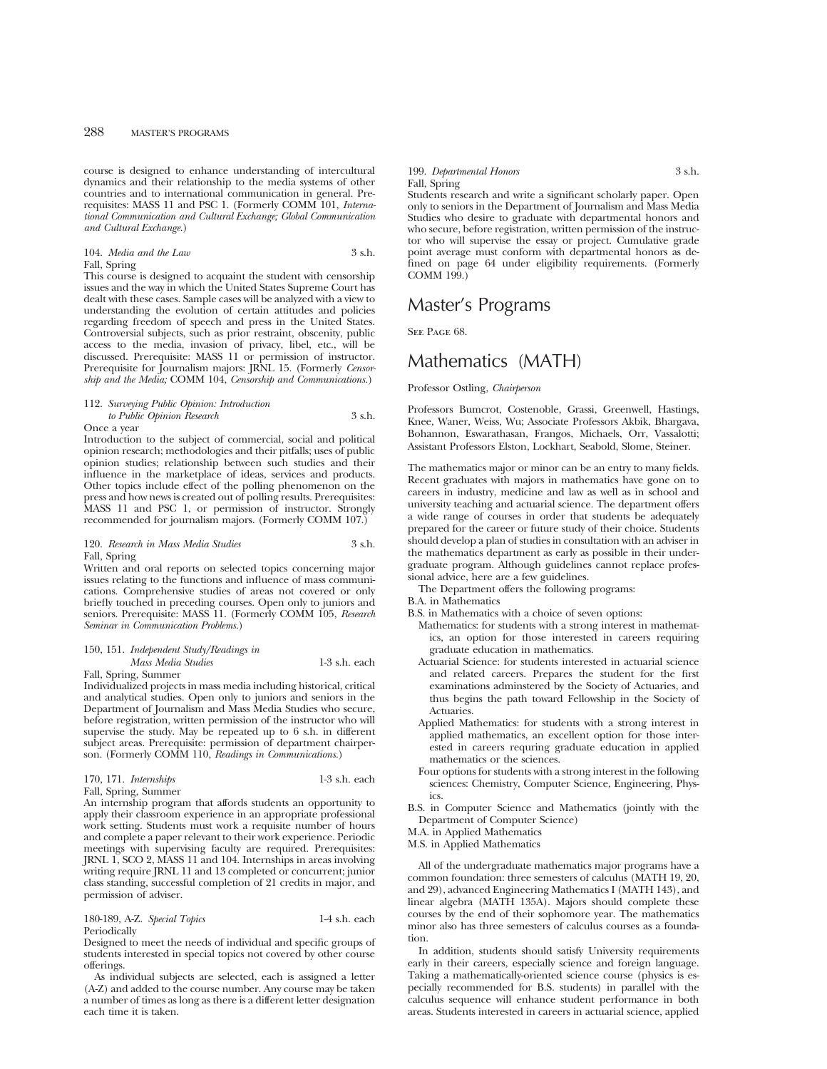course is designed to enhance understanding of intercultural dynamics and their relationship to the media systems of other countries and to international communication in general. Prerequisites: MASS 11 and PSC 1. (Formerly COMM 101, *International Communication and Cultural Exchange; Global Communication and Cultural Exchange.*)

104. *Media and the Law* 3 s.h.
Fall, Spring
This course is designed to acquaint the student with censorship issues and the way in which the United States Supreme Court has dealt with these cases. Sample cases will be analyzed with a view to understanding the evolution of certain attitudes and policies regarding freedom of speech and press in the United States. Controversial subjects, such as prior restraint, obscenity, public access to the media, invasion of privacy, libel, etc., will be discussed. Prerequisite: MASS 11 or permission of instructor. Prerequisite for Journalism majors: JRNL 15. (Formerly *Censorship and the Media;* COMM 104, *Censorship and Communications.*)

112. *Surveying Public Opinion: Introduction to Public Opinion Research* 3 s.h.
Once a year
Introduction to the subject of commercial, social and political opinion research; methodologies and their pitfalls; uses of public opinion studies; relationship between such studies and their influence in the marketplace of ideas, services and products. Other topics include effect of the polling phenomenon on the press and how news is created out of polling results. Prerequisites: MASS 11 and PSC 1, or permission of instructor. Strongly recommended for journalism majors. (Formerly COMM 107.)

120. *Research in Mass Media Studies* 3 s.h.
Fall, Spring
Written and oral reports on selected topics concerning major issues relating to the functions and influence of mass communications. Comprehensive studies of areas not covered or only briefly touched in preceding courses. Open only to juniors and seniors. Prerequisite: MASS 11. (Formerly COMM 105, *Research Seminar in Communication Problems.*)

150, 151. *Independent Study/Readings in Mass Media Studies* 1-3 s.h. each
Fall, Spring, Summer
Individualized projects in mass media including historical, critical and analytical studies. Open only to juniors and seniors in the Department of Journalism and Mass Media Studies who secure, before registration, written permission of the instructor who will supervise the study. May be repeated up to 6 s.h. in different subject areas. Prerequisite: permission of department chairperson. (Formerly COMM 110, *Readings in Communications.*)

170, 171. *Internships* 1-3 s.h. each
Fall, Spring, Summer
An internship program that affords students an opportunity to apply their classroom experience in an appropriate professional work setting. Students must work a requisite number of hours and complete a paper relevant to their work experience. Periodic meetings with supervising faculty are required. Prerequisites: JRNL 1, SCO 2, MASS 11 and 104. Internships in areas involving writing require JRNL 11 and 13 completed or concurrent; junior class standing, successful completion of 21 credits in major, and permission of adviser.

180-189, A-Z. *Special Topics* 1-4 s.h. each
Periodically
Designed to meet the needs of individual and specific groups of students interested in special topics not covered by other course offerings.

As individual subjects are selected, each is assigned a letter (A-Z) and added to the course number. Any course may be taken a number of times as long as there is a different letter designation each time it is taken.

199. *Departmental Honors* 3 s.h.
Fall, Spring
Students research and write a significant scholarly paper. Open only to seniors in the Department of Journalism and Mass Media Studies who desire to graduate with departmental honors and who secure, before registration, written permission of the instructor who will supervise the essay or project. Cumulative grade point average must conform with departmental honors as defined on page 64 under eligibility requirements. (Formerly COMM 199.)

# Master's Programs

See Page 68.

# Mathematics (MATH)

Professor Ostling, *Chairperson*

Professors Bumcrot, Costenoble, Grassi, Greenwell, Hastings, Knee, Waner, Weiss, Wu; Associate Professors Akbik, Bhargava, Bohannon, Eswarathasan, Frangos, Michaels, Orr, Vassalotti; Assistant Professors Elston, Lockhart, Seabold, Slome, Steiner.

The mathematics major or minor can be an entry to many fields. Recent graduates with majors in mathematics have gone on to careers in industry, medicine and law as well as in school and university teaching and actuarial science. The department offers a wide range of courses in order that students be adequately prepared for the career or future study of their choice. Students should develop a plan of studies in consultation with an adviser in the mathematics department as early as possible in their undergraduate program. Although guidelines cannot replace professional advice, here are a few guidelines.

The Department offers the following programs:

B.A. in Mathematics

B.S. in Mathematics with a choice of seven options:

- Mathematics: for students with a strong interest in mathematics, an option for those interested in careers requiring graduate education in mathematics.
- Actuarial Science: for students interested in actuarial science and related careers. Prepares the student for the first examinations adminstered by the Society of Actuaries, and thus begins the path toward Fellowship in the Society of Actuaries.
- Applied Mathematics: for students with a strong interest in applied mathematics, an excellent option for those interested in careers requring graduate education in applied mathematics or the sciences.
- Four options for students with a strong interest in the following sciences: Chemistry, Computer Science, Engineering, Physics.

B.S. in Computer Science and Mathematics (jointly with the Department of Computer Science)

M.A. in Applied Mathematics

M.S. in Applied Mathematics

All of the undergraduate mathematics major programs have a common foundation: three semesters of calculus (MATH 19, 20, and 29), advanced Engineering Mathematics I (MATH 143), and linear algebra (MATH 135A). Majors should complete these courses by the end of their sophomore year. The mathematics minor also has three semesters of calculus courses as a foundation.

In addition, students should satisfy University requirements early in their careers, especially science and foreign language. Taking a mathematically-oriented science course (physics is especially recommended for B.S. students) in parallel with the calculus sequence will enhance student performance in both areas. Students interested in careers in actuarial science, applied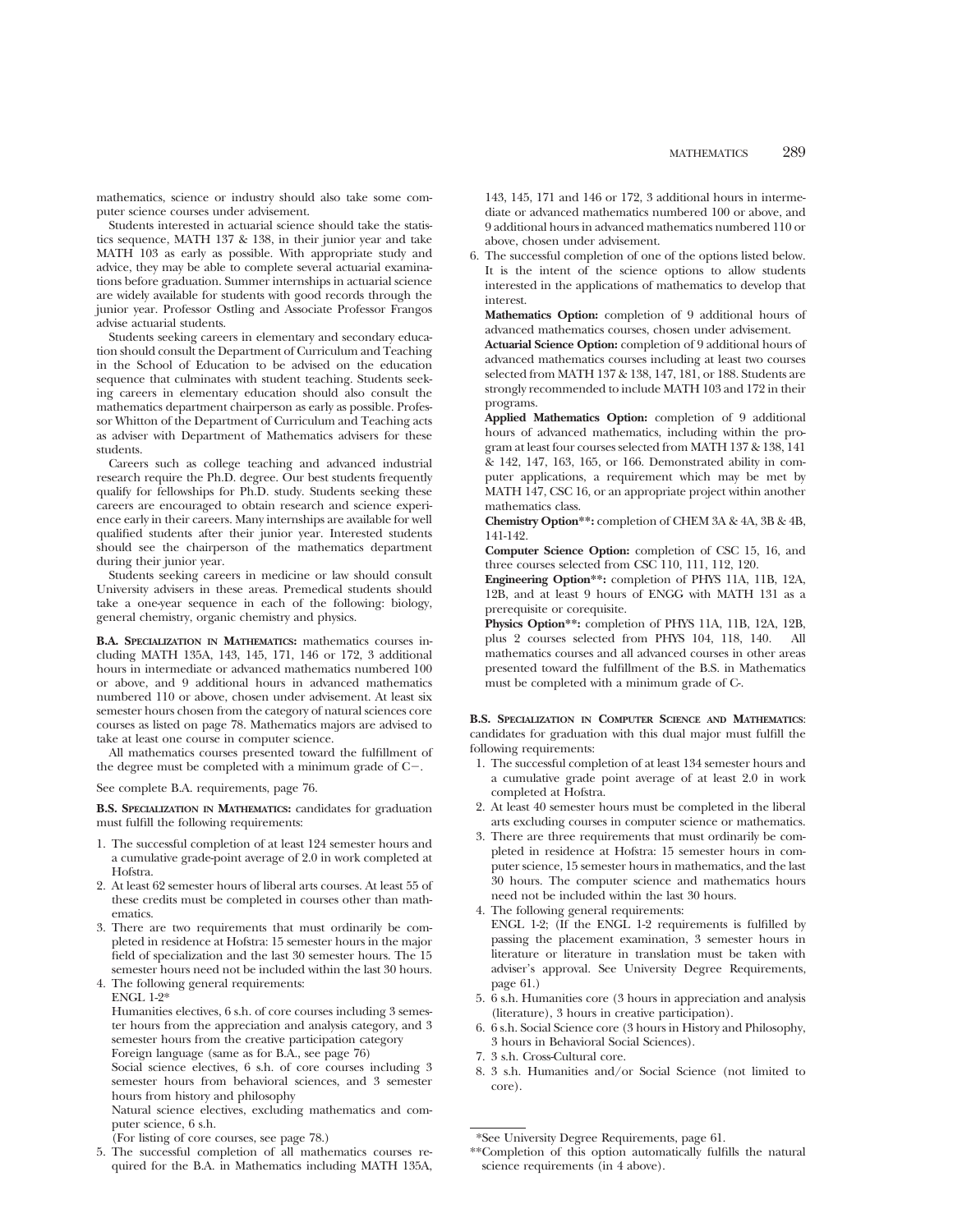mathematics, science or industry should also take some computer science courses under advisement.

Students interested in actuarial science should take the statistics sequence, MATH 137 & 138, in their junior year and take MATH 103 as early as possible. With appropriate study and advice, they may be able to complete several actuarial examinations before graduation. Summer internships in actuarial science are widely available for students with good records through the junior year. Professor Ostling and Associate Professor Frangos advise actuarial students.

Students seeking careers in elementary and secondary education should consult the Department of Curriculum and Teaching in the School of Education to be advised on the education sequence that culminates with student teaching. Students seeking careers in elementary education should also consult the mathematics department chairperson as early as possible. Professor Whitton of the Department of Curriculum and Teaching acts as adviser with Department of Mathematics advisers for these students.

Careers such as college teaching and advanced industrial research require the Ph.D. degree. Our best students frequently qualify for fellowships for Ph.D. study. Students seeking these careers are encouraged to obtain research and science experience early in their careers. Many internships are available for well qualified students after their junior year. Interested students should see the chairperson of the mathematics department during their junior year.

Students seeking careers in medicine or law should consult University advisers in these areas. Premedical students should take a one-year sequence in each of the following: biology, general chemistry, organic chemistry and physics.

**B.A. Specialization in Mathematics:** mathematics courses including MATH 135A, 143, 145, 171, 146 or 172, 3 additional hours in intermediate or advanced mathematics numbered 100 or above, and 9 additional hours in advanced mathematics numbered 110 or above, chosen under advisement. At least six semester hours chosen from the category of natural sciences core courses as listed on page 78. Mathematics majors are advised to take at least one course in computer science.

All mathematics courses presented toward the fulfillment of the degree must be completed with a minimum grade of C−.

See complete B.A. requirements, page 76.

**B.S. Specialization in Mathematics:** candidates for graduation must fulfill the following requirements:

1. The successful completion of at least 124 semester hours and a cumulative grade-point average of 2.0 in work completed at Hofstra.
2. At least 62 semester hours of liberal arts courses. At least 55 of these credits must be completed in courses other than mathematics.
3. There are two requirements that must ordinarily be completed in residence at Hofstra: 15 semester hours in the major field of specialization and the last 30 semester hours. The 15 semester hours need not be included within the last 30 hours.
4. The following general requirements:
   ENGL 1-2*
   Humanities electives, 6 s.h. of core courses including 3 semester hours from the appreciation and analysis category, and 3 semester hours from the creative participation category
   Foreign language (same as for B.A., see page 76)
   Social science electives, 6 s.h. of core courses including 3 semester hours from behavioral sciences, and 3 semester hours from history and philosophy
   Natural science electives, excluding mathematics and computer science, 6 s.h.
   (For listing of core courses, see page 78.)
5. The successful completion of all mathematics courses required for the B.A. in Mathematics including MATH 135A, 143, 145, 171 and 146 or 172, 3 additional hours in intermediate or advanced mathematics numbered 100 or above, and 9 additional hours in advanced mathematics numbered 110 or above, chosen under advisement.
6. The successful completion of one of the options listed below. It is the intent of the science options to allow students interested in the applications of mathematics to develop that interest.

   **Mathematics Option:** completion of 9 additional hours of advanced mathematics courses, chosen under advisement.

   **Actuarial Science Option:** completion of 9 additional hours of advanced mathematics courses including at least two courses selected from MATH 137 & 138, 147, 181, or 188. Students are strongly recommended to include MATH 103 and 172 in their programs.

   **Applied Mathematics Option:** completion of 9 additional hours of advanced mathematics, including within the program at least four courses selected from MATH 137 & 138, 141 & 142, 147, 163, 165, or 166. Demonstrated ability in computer applications, a requirement which may be met by MATH 147, CSC 16, or an appropriate project within another mathematics class.

   **Chemistry Option\*\*:** completion of CHEM 3A & 4A, 3B & 4B, 141-142.

   **Computer Science Option:** completion of CSC 15, 16, and three courses selected from CSC 110, 111, 112, 120.

   **Engineering Option\*\*:** completion of PHYS 11A, 11B, 12A, 12B, and at least 9 hours of ENGG with MATH 131 as a prerequisite or corequisite.

   **Physics Option\*\*:** completion of PHYS 11A, 11B, 12A, 12B, plus 2 courses selected from PHYS 104, 118, 140. All mathematics courses and all advanced courses in other areas presented toward the fulfillment of the B.S. in Mathematics must be completed with a minimum grade of C-.

**B.S. Specialization in Computer Science and Mathematics**: candidates for graduation with this dual major must fulfill the following requirements:

1. The successful completion of at least 134 semester hours and a cumulative grade point average of at least 2.0 in work completed at Hofstra.
2. At least 40 semester hours must be completed in the liberal arts excluding courses in computer science or mathematics.
3. There are three requirements that must ordinarily be completed in residence at Hofstra: 15 semester hours in computer science, 15 semester hours in mathematics, and the last 30 hours. The computer science and mathematics hours need not be included within the last 30 hours.
4. The following general requirements:
   ENGL 1-2; (If the ENGL 1-2 requirements is fulfilled by passing the placement examination, 3 semester hours in literature or literature in translation must be taken with adviser's approval. See University Degree Requirements, page 61.)
5. 6 s.h. Humanities core (3 hours in appreciation and analysis (literature), 3 hours in creative participation).
6. 6 s.h. Social Science core (3 hours in History and Philosophy, 3 hours in Behavioral Social Sciences).
7. 3 s.h. Cross-Cultural core.
8. 3 s.h. Humanities and/or Social Science (not limited to core).

---

*See University Degree Requirements, page 61.

**Completion of this option automatically fulfills the natural science requirements (in 4 above).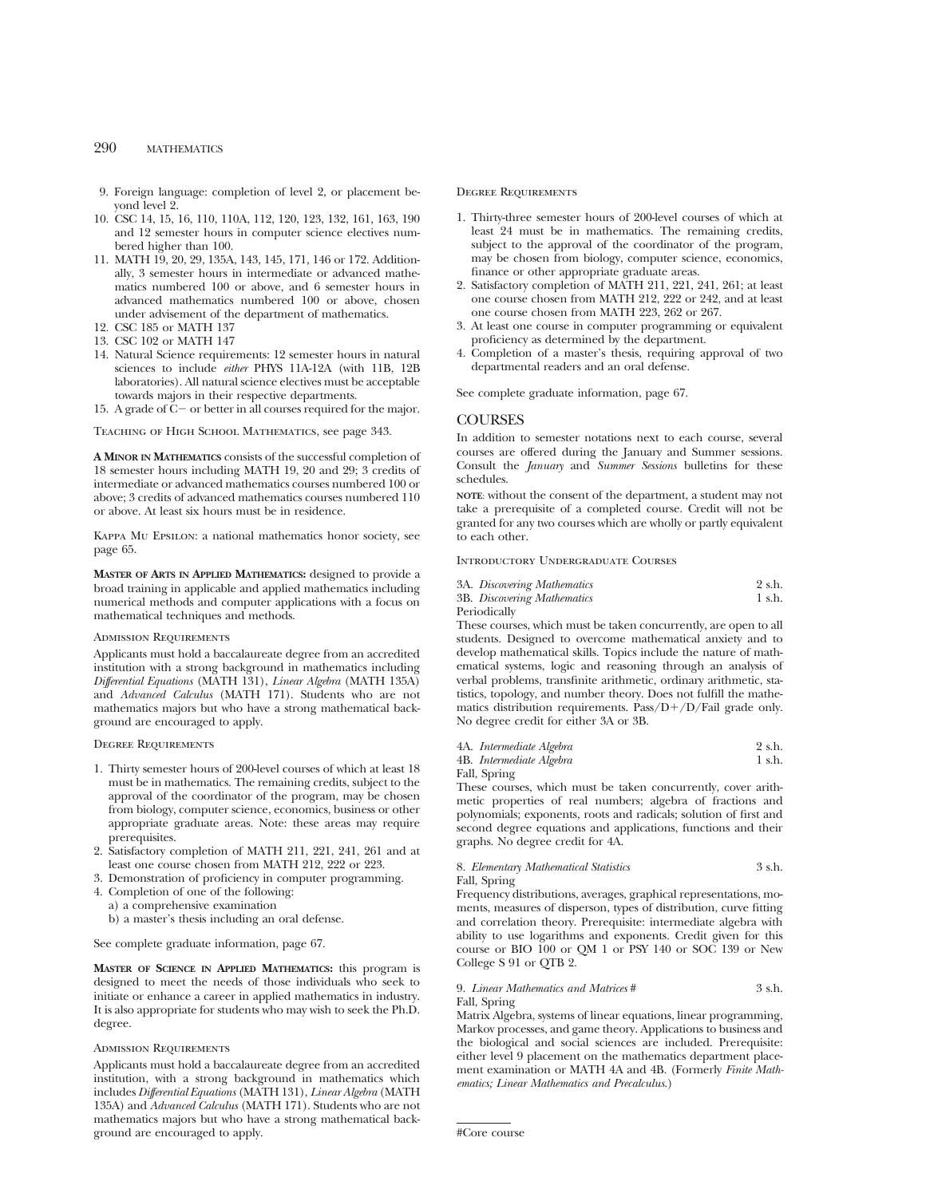9. Foreign language: completion of level 2, or placement beyond level 2.
10. CSC 14, 15, 16, 110, 110A, 112, 120, 123, 132, 161, 163, 190 and 12 semester hours in computer science electives numbered higher than 100.
11. MATH 19, 20, 29, 135A, 143, 145, 171, 146 or 172. Additionally, 3 semester hours in intermediate or advanced mathematics numbered 100 or above, and 6 semester hours in advanced mathematics numbered 100 or above, chosen under advisement of the department of mathematics.
12. CSC 185 or MATH 137
13. CSC 102 or MATH 147
14. Natural Science requirements: 12 semester hours in natural sciences to include *either* PHYS 11A-12A (with 11B, 12B laboratories). All natural science electives must be acceptable towards majors in their respective departments.
15. A grade of C− or better in all courses required for the major.

Teaching of High School Mathematics, see page 343.

**A Minor in Mathematics** consists of the successful completion of 18 semester hours including MATH 19, 20 and 29; 3 credits of intermediate or advanced mathematics courses numbered 100 or above; 3 credits of advanced mathematics courses numbered 110 or above. At least six hours must be in residence.

Kappa Mu Epsilon: a national mathematics honor society, see page 65.

**Master of Arts in Applied Mathematics:** designed to provide a broad training in applicable and applied mathematics including numerical methods and computer applications with a focus on mathematical techniques and methods.

### Admission Requirements

Applicants must hold a baccalaureate degree from an accredited institution with a strong background in mathematics including *Differential Equations* (MATH 131), *Linear Algebra* (MATH 135A) and *Advanced Calculus* (MATH 171). Students who are not mathematics majors but who have a strong mathematical background are encouraged to apply.

### Degree Requirements

1. Thirty semester hours of 200-level courses of which at least 18 must be in mathematics. The remaining credits, subject to the approval of the coordinator of the program, may be chosen from biology, computer science, economics, business or other appropriate graduate areas. Note: these areas may require prerequisites.
2. Satisfactory completion of MATH 211, 221, 241, 261 and at least one course chosen from MATH 212, 222 or 223.
3. Demonstration of proficiency in computer programming.
4. Completion of one of the following:
   a) a comprehensive examination
   b) a master's thesis including an oral defense.

See complete graduate information, page 67.

**Master of Science in Applied Mathematics:** this program is designed to meet the needs of those individuals who seek to initiate or enhance a career in applied mathematics in industry. It is also appropriate for students who may wish to seek the Ph.D. degree.

### Admission Requirements

Applicants must hold a baccalaureate degree from an accredited institution, with a strong background in mathematics which includes *Differential Equations* (MATH 131), *Linear Algebra* (MATH 135A) and *Advanced Calculus* (MATH 171). Students who are not mathematics majors but who have a strong mathematical background are encouraged to apply.

### Degree Requirements

1. Thirty-three semester hours of 200-level courses of which at least 24 must be in mathematics. The remaining credits, subject to the approval of the coordinator of the program, may be chosen from biology, computer science, economics, finance or other appropriate graduate areas.
2. Satisfactory completion of MATH 211, 221, 241, 261; at least one course chosen from MATH 212, 222 or 242, and at least one course chosen from MATH 223, 262 or 267.
3. At least one course in computer programming or equivalent proficiency as determined by the department.
4. Completion of a master's thesis, requiring approval of two departmental readers and an oral defense.

See complete graduate information, page 67.

## COURSES

In addition to semester notations next to each course, several courses are offered during the January and Summer sessions. Consult the *January* and *Summer Sessions* bulletins for these schedules.

**note**: without the consent of the department, a student may not take a prerequisite of a completed course. Credit will not be granted for any two courses which are wholly or partly equivalent to each other.

### Introductory Undergraduate Courses

3A. *Discovering Mathematics* 2 s.h.
3B. *Discovering Mathematics* 1 s.h.
Periodically

These courses, which must be taken concurrently, are open to all students. Designed to overcome mathematical anxiety and to develop mathematical skills. Topics include the nature of mathematical systems, logic and reasoning through an analysis of verbal problems, transfinite arithmetic, ordinary arithmetic, statistics, topology, and number theory. Does not fulfill the mathematics distribution requirements. Pass/D+/D/Fail grade only. No degree credit for either 3A or 3B.

4A. *Intermediate Algebra* 2 s.h.
4B. *Intermediate Algebra* 1 s.h.
Fall, Spring

These courses, which must be taken concurrently, cover arithmetic properties of real numbers; algebra of fractions and polynomials; exponents, roots and radicals; solution of first and second degree equations and applications, functions and their graphs. No degree credit for 4A.

8. *Elementary Mathematical Statistics* 3 s.h.
Fall, Spring

Frequency distributions, averages, graphical representations, moments, measures of disperson, types of distribution, curve fitting and correlation theory. Prerequisite: intermediate algebra with ability to use logarithms and exponents. Credit given for this course or BIO 100 or QM 1 or PSY 140 or SOC 139 or New College S 91 or QTB 2.

9. *Linear Mathematics and Matrices* # 3 s.h.
Fall, Spring

Matrix Algebra, systems of linear equations, linear programming, Markov processes, and game theory. Applications to business and the biological and social sciences are included. Prerequisite: either level 9 placement on the mathematics department placement examination or MATH 4A and 4B. (Formerly *Finite Mathematics; Linear Mathematics and Precalculus*.)

#Core course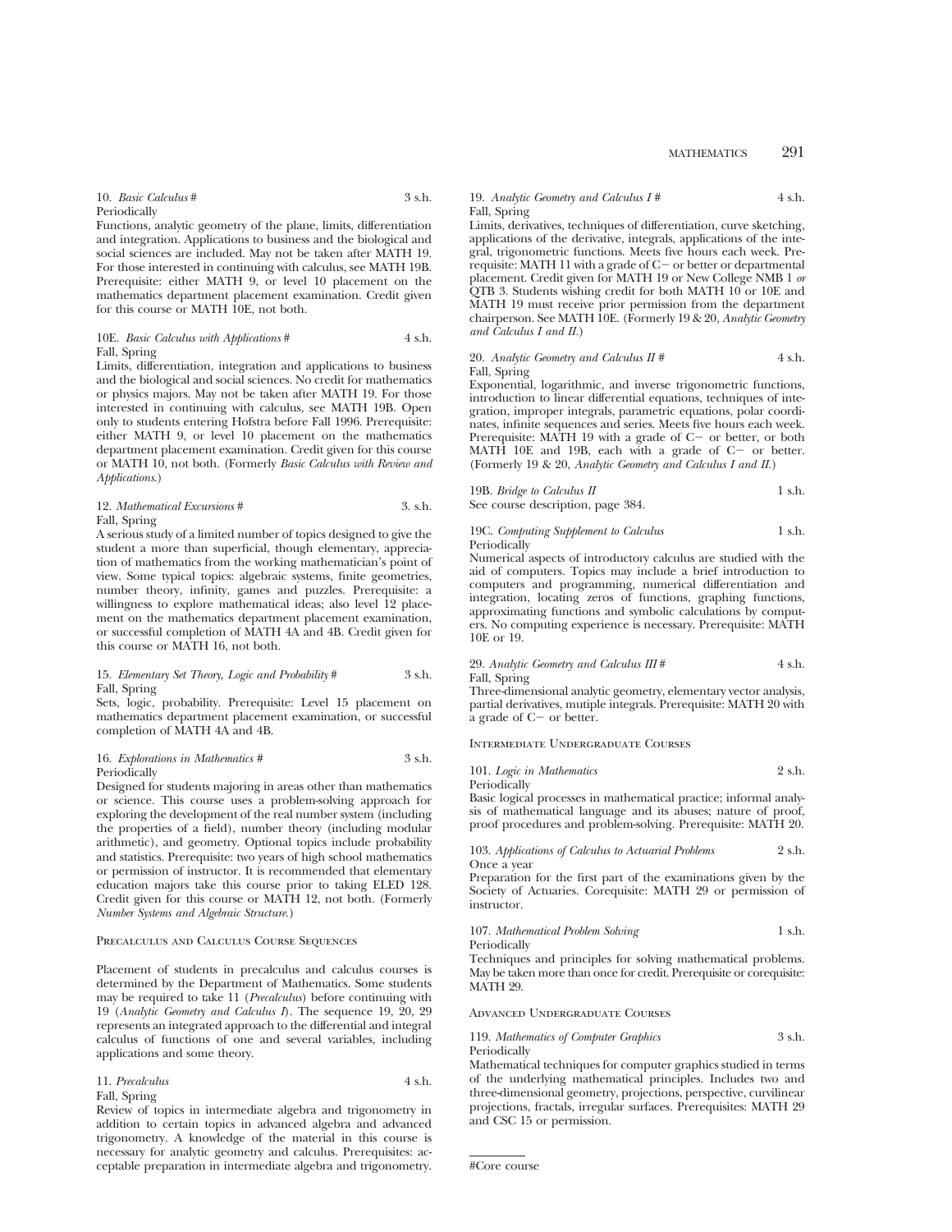10. *Basic Calculus* # 3 s.h.
Periodically
Functions, analytic geometry of the plane, limits, differentiation and integration. Applications to business and the biological and social sciences are included. May not be taken after MATH 19. For those interested in continuing with calculus, see MATH 19B. Prerequisite: either MATH 9, or level 10 placement on the mathematics department placement examination. Credit given for this course or MATH 10E, not both.

10E. *Basic Calculus with Applications* # 4 s.h.
Fall, Spring
Limits, differentiation, integration and applications to business and the biological and social sciences. No credit for mathematics or physics majors. May not be taken after MATH 19. For those interested in continuing with calculus, see MATH 19B. Open only to students entering Hofstra before Fall 1996. Prerequisite: either MATH 9, or level 10 placement on the mathematics department placement examination. Credit given for this course or MATH 10, not both. (Formerly *Basic Calculus with Review and Applications*.)

12. *Mathematical Excursions* # 3. s.h.
Fall, Spring
A serious study of a limited number of topics designed to give the student a more than superficial, though elementary, appreciation of mathematics from the working mathematician's point of view. Some typical topics: algebraic systems, finite geometries, number theory, infinity, games and puzzles. Prerequisite: a willingness to explore mathematical ideas; also level 12 placement on the mathematics department placement examination, or successful completion of MATH 4A and 4B. Credit given for this course or MATH 16, not both.

15. *Elementary Set Theory, Logic and Probability* # 3 s.h.
Fall, Spring
Sets, logic, probability. Prerequisite: Level 15 placement on mathematics department placement examination, or successful completion of MATH 4A and 4B.

16. *Explorations in Mathematics* # 3 s.h.
Periodically
Designed for students majoring in areas other than mathematics or science. This course uses a problem-solving approach for exploring the development of the real number system (including the properties of a field), number theory (including modular arithmetic), and geometry. Optional topics include probability and statistics. Prerequisite: two years of high school mathematics or permission of instructor. It is recommended that elementary education majors take this course prior to taking ELED 128. Credit given for this course or MATH 12, not both. (Formerly *Number Systems and Algebraic Structure*.)

## Precalculus and Calculus Course Sequences

Placement of students in precalculus and calculus courses is determined by the Department of Mathematics. Some students may be required to take 11 (*Precalculus*) before continuing with 19 (*Analytic Geometry and Calculus I*). The sequence 19, 20, 29 represents an integrated approach to the differential and integral calculus of functions of one and several variables, including applications and some theory.

11. *Precalculus* 4 s.h.
Fall, Spring
Review of topics in intermediate algebra and trigonometry in addition to certain topics in advanced algebra and advanced trigonometry. A knowledge of the material in this course is necessary for analytic geometry and calculus. Prerequisites: acceptable preparation in intermediate algebra and trigonometry.

19. *Analytic Geometry and Calculus I* # 4 s.h.
Fall, Spring
Limits, derivatives, techniques of differentiation, curve sketching, applications of the derivative, integrals, applications of the integral, trigonometric functions. Meets five hours each week. Prerequisite: MATH 11 with a grade of C− or better or departmental placement. Credit given for MATH 19 or New College NMB 1 *or* QTB 3. Students wishing credit for both MATH 10 or 10E and MATH 19 must receive prior permission from the department chairperson. See MATH 10E. (Formerly 19 & 20, *Analytic Geometry and Calculus I and II*.)

20. *Analytic Geometry and Calculus II* # 4 s.h.
Fall, Spring
Exponential, logarithmic, and inverse trigonometric functions, introduction to linear differential equations, techniques of integration, improper integrals, parametric equations, polar coordinates, infinite sequences and series. Meets five hours each week. Prerequisite: MATH 19 with a grade of C− or better, or both MATH 10E and 19B, each with a grade of C− or better. (Formerly 19 & 20, *Analytic Geometry and Calculus I and II*.)

19B. *Bridge to Calculus II* 1 s.h.
See course description, page 384.

19C. *Computing Supplement to Calculus* 1 s.h.
Periodically
Numerical aspects of introductory calculus are studied with the aid of computers. Topics may include a brief introduction to computers and programming, numerical differentiation and integration, locating zeros of functions, graphing functions, approximating functions and symbolic calculations by computers. No computing experience is necessary. Prerequisite: MATH 10E or 19.

29. *Analytic Geometry and Calculus III* # 4 s.h.
Fall, Spring
Three-dimensional analytic geometry, elementary vector analysis, partial derivatives, mutiple integrals. Prerequisite: MATH 20 with a grade of C− or better.

## Intermediate Undergraduate Courses

101. *Logic in Mathematics* 2 s.h.
Periodically
Basic logical processes in mathematical practice; informal analysis of mathematical language and its abuses; nature of proof, proof procedures and problem-solving. Prerequisite: MATH 20.

103. *Applications of Calculus to Actuarial Problems* 2 s.h.
Once a year
Preparation for the first part of the examinations given by the Society of Actuaries. Corequisite: MATH 29 or permission of instructor.

107. *Mathematical Problem Solving* 1 s.h.
Periodically
Techniques and principles for solving mathematical problems. May be taken more than once for credit. Prerequisite or corequisite: MATH 29.

## Advanced Undergraduate Courses

119. *Mathematics of Computer Graphics* 3 s.h.
Periodically
Mathematical techniques for computer graphics studied in terms of the underlying mathematical principles. Includes two and three-dimensional geometry, projections, perspective, curvilinear projections, fractals, irregular surfaces. Prerequisites: MATH 29 and CSC 15 or permission.

---

#Core course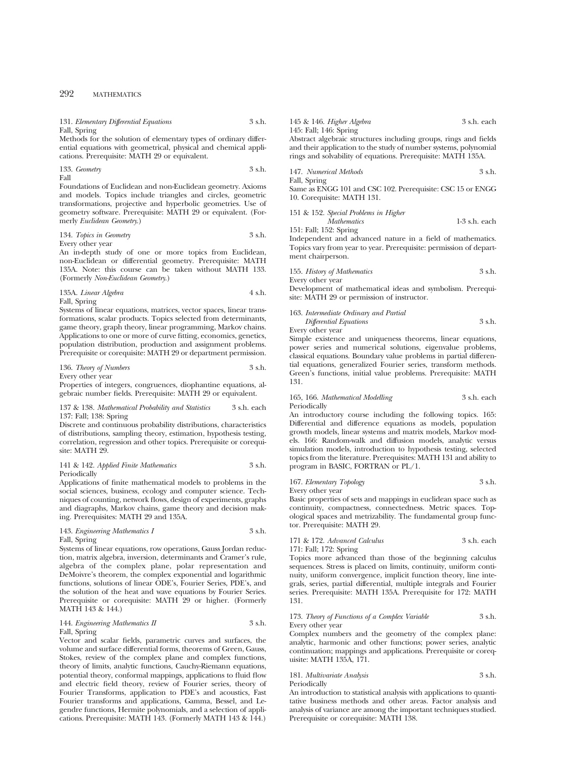131. *Elementary Differential Equations* 3 s.h.
Fall, Spring
Methods for the solution of elementary types of ordinary differential equations with geometrical, physical and chemical applications. Prerequisite: MATH 29 or equivalent.

133. *Geometry* 3 s.h.
Fall
Foundations of Euclidean and non-Euclidean geometry. Axioms and models. Topics include triangles and circles, geometric transformations, projective and hyperbolic geometries. Use of geometry software. Prerequisite: MATH 29 or equivalent. (Formerly *Euclidean Geometry*.)

134. *Topics in Geometry* 3 s.h.
Every other year
An in-depth study of one or more topics from Euclidean, non-Euclidean or differential geometry. Prerequisite: MATH 135A. Note: this course can be taken without MATH 133. (Formerly *Non-Euclidean Geometry*.)

135A. *Linear Algebra* 4 s.h.
Fall, Spring
Systems of linear equations, matrices, vector spaces, linear transformations, scalar products. Topics selected from determinants, game theory, graph theory, linear programming, Markov chains. Applications to one or more of curve fitting, economics, genetics, population distribution, production and assignment problems. Prerequisite or corequisite: MATH 29 or department permission.

136. *Theory of Numbers* 3 s.h.
Every other year
Properties of integers, congruences, diophantine equations, algebraic number fields. Prerequisite: MATH 29 or equivalent.

137 & 138. *Mathematical Probability and Statistics* 3 s.h. each
137: Fall; 138: Spring
Discrete and continuous probability distributions, characteristics of distributions, sampling theory, estimation, hypothesis testing, correlation, regression and other topics. Prerequisite or corequisite: MATH 29.

141 & 142. *Applied Finite Mathematics* 3 s.h.
Periodically
Applications of finite mathematical models to problems in the social sciences, business, ecology and computer science. Techniques of counting, network flows, design of experiments, graphs and diagraphs, Markov chains, game theory and decision making. Prerequisites: MATH 29 and 135A.

143. *Engineering Mathematics I* 3 s.h.
Fall, Spring
Systems of linear equations, row operations, Gauss Jordan reduction, matrix algebra, inversion, determinants and Cramer's rule, algebra of the complex plane, polar representation and DeMoivre's theorem, the complex exponential and logarithmic functions, solutions of linear ODE's, Fourier Series, PDE's, and the solution of the heat and wave equations by Fourier Series. Prerequisite or corequisite: MATH 29 or higher. (Formerly MATH 143 & 144.)

144. *Engineering Mathematics II* 3 s.h.
Fall, Spring
Vector and scalar fields, parametric curves and surfaces, the volume and surface differential forms, theorems of Green, Gauss, Stokes, review of the complex plane and complex functions, theory of limits, analytic functions, Cauchy-Riemann equations, potential theory, conformal mappings, applications to fluid flow and electric field theory, review of Fourier series, theory of Fourier Transforms, application to PDE's and acoustics, Fast Fourier transforms and applications, Gamma, Bessel, and Legendre functions, Hermite polynomials, and a selection of applications. Prerequisite: MATH 143. (Formerly MATH 143 & 144.)

145 & 146. *Higher Algebra* 3 s.h. each
145: Fall; 146: Spring
Abstract algebraic structures including groups, rings and fields and their application to the study of number systems, polynomial rings and solvability of equations. Prerequisite: MATH 135A.

147. *Numerical Methods* 3 s.h.
Fall, Spring
Same as ENGG 101 and CSC 102. Prerequisite: CSC 15 or ENGG 10. Corequisite: MATH 131.

151 & 152. *Special Problems in Higher Mathematics* 1-3 s.h. each
151: Fall; 152: Spring
Independent and advanced nature in a field of mathematics. Topics vary from year to year. Prerequisite: permission of department chairperson.

155. *History of Mathematics* 3 s.h.
Every other year
Development of mathematical ideas and symbolism. Prerequisite: MATH 29 or permission of instructor.

163. *Intermediate Ordinary and Partial Differential Equations* 3 s.h.
Every other year
Simple existence and uniqueness theorems, linear equations, power series and numerical solutions, eigenvalue problems, classical equations. Boundary value problems in partial differential equations, generalized Fourier series, transform methods. Green's functions, initial value problems. Prerequisite: MATH 131.

165, 166. *Mathematical Modelling* 3 s.h. each
Periodically
An introductory course including the following topics. 165: Differential and difference equations as models, population growth models, linear systems and matrix models, Markov models. 166: Random-walk and diffusion models, analytic versus simulation models, introduction to hypothesis testing, selected topics from the literature. Prerequisites: MATH 131 and ability to program in BASIC, FORTRAN or PL/1.

167. *Elementary Topology* 3 s.h.
Every other year
Basic properties of sets and mappings in euclidean space such as continuity, compactness, connectedness. Metric spaces. Topological spaces and metrizability. The fundamental group functor. Prerequisite: MATH 29.

171 & 172. *Advanced Calculus* 3 s.h. each
171: Fall; 172: Spring
Topics more advanced than those of the beginning calculus sequences. Stress is placed on limits, continuity, uniform continuity, uniform convergence, implicit function theory, line integrals, series, partial differential, multiple integrals and Fourier series. Prerequisite: MATH 135A. Prerequisite for 172: MATH 131.

173. *Theory of Functions of a Complex Variable* 3 s.h.
Every other year
Complex numbers and the geometry of the complex plane: analytic, harmonic and other functions; power series, analytic continuation; mappings and applications. Prerequisite or corequisite: MATH 135A, 171.

181. *Multivariate Analysis* 3 s.h.
Periodically
An introduction to statistical analysis with applications to quantitative business methods and other areas. Factor analysis and analysis of variance are among the important techniques studied. Prerequisite or corequisite: MATH 138.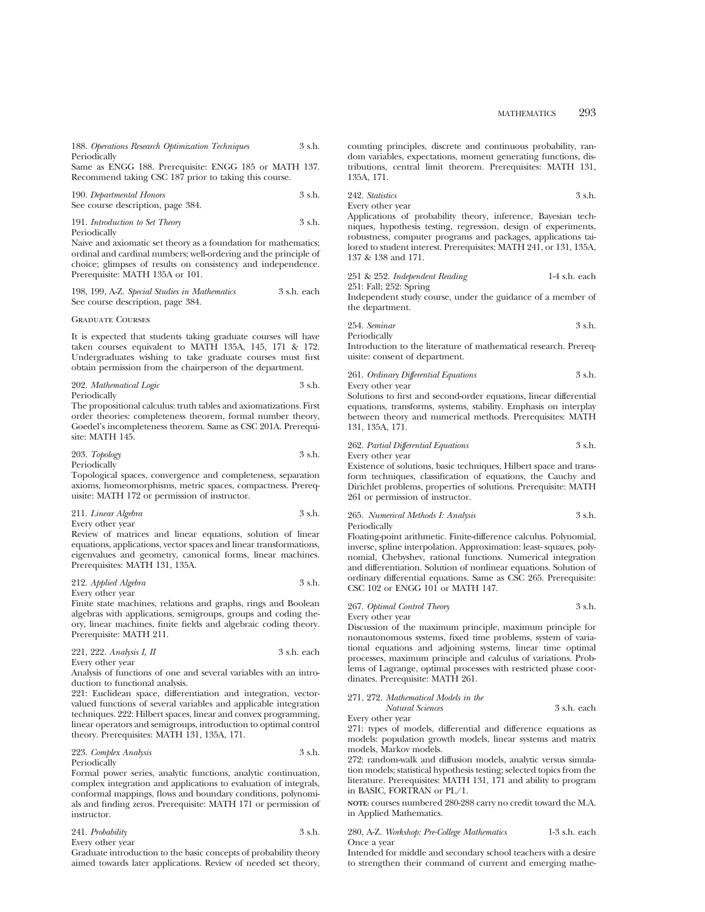188. *Operations Research Optimization Techniques* 3 s.h.
Periodically
Same as ENGG 188. Prerequisite: ENGG 185 or MATH 137. Recommend taking CSC 187 prior to taking this course.

190. *Departmental Honors* 3 s.h.
See course description, page 384.

191. *Introduction to Set Theory* 3 s.h.
Periodically
Naive and axiomatic set theory as a foundation for mathematics; ordinal and cardinal numbers; well-ordering and the principle of choice; glimpses of results on consistency and independence. Prerequisite: MATH 135A or 101.

198, 199, A-Z. *Special Studies in Mathematics* 3 s.h. each
See course description, page 384.

## Graduate Courses

It is expected that students taking graduate courses will have taken courses equivalent to MATH 135A, 145, 171 & 172. Undergraduates wishing to take graduate courses must first obtain permission from the chairperson of the department.

202. *Mathematical Logic* 3 s.h.
Periodically
The propositional calculus: truth tables and axiomatizations. First order theories: completeness theorem, formal number theory, Goedel's incompleteness theorem. Same as CSC 201A. Prerequisite: MATH 145.

203. *Topology* 3 s.h.
Periodically
Topological spaces, convergence and completeness, separation axioms, homeomorphisms, metric spaces, compactness. Prerequisite: MATH 172 or permission of instructor.

211. *Linear Algebra* 3 s.h.
Every other year
Review of matrices and linear equations, solution of linear equations, applications, vector spaces and linear transformations, eigenvalues and geometry, canonical forms, linear machines. Prerequisites: MATH 131, 135A.

212. *Applied Algebra* 3 s.h.
Every other year
Finite state machines, relations and graphs, rings and Boolean algebras with applications, semigroups, groups and coding theory, linear machines, finite fields and algebraic coding theory. Prerequisite: MATH 211.

221, 222. *Analysis I, II* 3 s.h. each
Every other year
Analysis of functions of one and several variables with an introduction to functional analysis.
221: Euclidean space, differentiation and integration, vector-valued functions of several variables and applicable integration techniques. 222: Hilbert spaces, linear and convex programming, linear operators and semigroups, introduction to optimal control theory. Prerequisites: MATH 131, 135A, 171.

223. *Complex Analysis* 3 s.h.
Periodically
Formal power series, analytic functions, analytic continuation, complex integration and applications to evaluation of integrals, conformal mappings, flows and boundary conditions, polynomials and finding zeros. Prerequisite: MATH 171 or permission of instructor.

241. *Probability* 3 s.h.
Every other year
Graduate introduction to the basic concepts of probability theory aimed towards later applications. Review of needed set theory, counting principles, discrete and continuous probability, random variables, expectations, moment generating functions, distributions, central limit theorem. Prerequisites: MATH 131, 135A, 171.

242. *Statistics* 3 s.h.
Every other year
Applications of probability theory, inference, Bayesian techniques, hypothesis testing, regression, design of experiments, robustness, computer programs and packages, applications tailored to student interest. Prerequisites: MATH 241, or 131, 135A, 137 & 138 and 171.

251 & 252. *Independent Reading* 1-4 s.h. each
251: Fall; 252: Spring
Independent study course, under the guidance of a member of the department.

254. *Seminar* 3 s.h.
Periodically
Introduction to the literature of mathematical research. Prerequisite: consent of department.

261. *Ordinary Differential Equations* 3 s.h.
Every other year
Solutions to first and second-order equations, linear differential equations, transforms, systems, stability. Emphasis on interplay between theory and numerical methods. Prerequisites: MATH 131, 135A, 171.

262. *Partial Differential Equations* 3 s.h.
Every other year
Existence of solutions, basic techniques, Hilbert space and transform techniques, classification of equations, the Cauchy and Dirichlet problems, properties of solutions. Prerequisite: MATH 261 or permission of instructor.

265. *Numerical Methods I: Analysis* 3 s.h.
Periodically
Floating-point arithmetic. Finite-difference calculus. Polynomial, inverse, spline interpolation. Approximation: least- squares, polynomial, Chebyshev, rational functions. Numerical integration and differentiation. Solution of nonlinear equations. Solution of ordinary differential equations. Same as CSC 265. Prerequisite: CSC 102 or ENGG 101 or MATH 147.

267. *Optimal Control Theory* 3 s.h.
Every other year
Discussion of the maximum principle, maximum principle for nonautonomous systems, fixed time problems, system of variational equations and adjoining systems, linear time optimal processes, maximum principle and calculus of variations. Problems of Lagrange, optimal processes with restricted phase coordinates. Prerequisite: MATH 261.

271, 272. *Mathematical Models in the Natural Sciences* 3 s.h. each
Every other year
271: types of models, differential and difference equations as models: population growth models, linear systems and matrix models, Markov models.
272: random-walk and diffusion models, analytic versus simulation models; statistical hypothesis testing; selected topics from the literature. Prerequisites: MATH 131, 171 and ability to program in BASIC, FORTRAN or PL/1.

**NOTE:** courses numbered 280-288 carry no credit toward the M.A. in Applied Mathematics.

280, A-Z. *Workshop: Pre-College Mathematics* 1-3 s.h. each
Once a year
Intended for middle and secondary school teachers with a desire to strengthen their command of current and emerging mathe-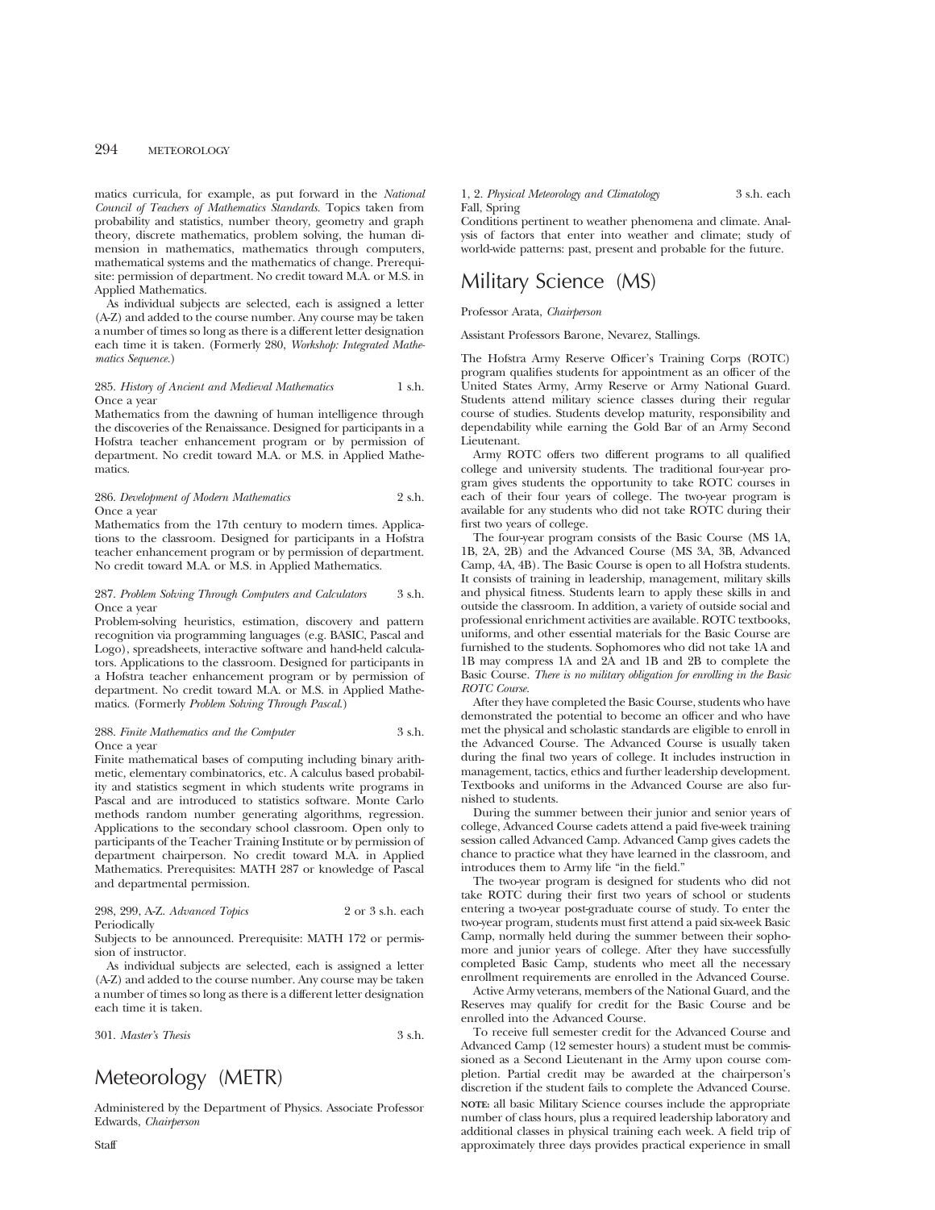matics curricula, for example, as put forward in the *National Council of Teachers of Mathematics Standards*. Topics taken from probability and statistics, number theory, geometry and graph theory, discrete mathematics, problem solving, the human dimension in mathematics, mathematics through computers, mathematical systems and the mathematics of change. Prerequisite: permission of department. No credit toward M.A. or M.S. in Applied Mathematics.

As individual subjects are selected, each is assigned a letter (A-Z) and added to the course number. Any course may be taken a number of times so long as there is a different letter designation each time it is taken. (Formerly 280, *Workshop: Integrated Mathematics Sequence.*)

285. *History of Ancient and Medieval Mathematics* 1 s.h.
Once a year
Mathematics from the dawning of human intelligence through the discoveries of the Renaissance. Designed for participants in a Hofstra teacher enhancement program or by permission of department. No credit toward M.A. or M.S. in Applied Mathematics.

286. *Development of Modern Mathematics* 2 s.h.
Once a year
Mathematics from the 17th century to modern times. Applications to the classroom. Designed for participants in a Hofstra teacher enhancement program or by permission of department. No credit toward M.A. or M.S. in Applied Mathematics.

287. *Problem Solving Through Computers and Calculators* 3 s.h.
Once a year
Problem-solving heuristics, estimation, discovery and pattern recognition via programming languages (e.g. BASIC, Pascal and Logo), spreadsheets, interactive software and hand-held calculators. Applications to the classroom. Designed for participants in a Hofstra teacher enhancement program or by permission of department. No credit toward M.A. or M.S. in Applied Mathematics. (Formerly *Problem Solving Through Pascal.*)

288. *Finite Mathematics and the Computer* 3 s.h.
Once a year
Finite mathematical bases of computing including binary arithmetic, elementary combinatorics, etc. A calculus based probability and statistics segment in which students write programs in Pascal and are introduced to statistics software. Monte Carlo methods random number generating algorithms, regression. Applications to the secondary school classroom. Open only to participants of the Teacher Training Institute or by permission of department chairperson. No credit toward M.A. in Applied Mathematics. Prerequisites: MATH 287 or knowledge of Pascal and departmental permission.

298, 299, A-Z. *Advanced Topics* 2 or 3 s.h. each
Periodically
Subjects to be announced. Prerequisite: MATH 172 or permission of instructor.

As individual subjects are selected, each is assigned a letter (A-Z) and added to the course number. Any course may be taken a number of times so long as there is a different letter designation each time it is taken.

301. *Master's Thesis* 3 s.h.

# Meteorology (METR)

Administered by the Department of Physics. Associate Professor Edwards, *Chairperson*

Staff

1, 2. *Physical Meteorology and Climatology* 3 s.h. each
Fall, Spring
Conditions pertinent to weather phenomena and climate. Analysis of factors that enter into weather and climate; study of world-wide patterns: past, present and probable for the future.

# Military Science (MS)

Professor Arata, *Chairperson*

Assistant Professors Barone, Nevarez, Stallings.

The Hofstra Army Reserve Officer's Training Corps (ROTC) program qualifies students for appointment as an officer of the United States Army, Army Reserve or Army National Guard. Students attend military science classes during their regular course of studies. Students develop maturity, responsibility and dependability while earning the Gold Bar of an Army Second Lieutenant.

Army ROTC offers two different programs to all qualified college and university students. The traditional four-year program gives students the opportunity to take ROTC courses in each of their four years of college. The two-year program is available for any students who did not take ROTC during their first two years of college.

The four-year program consists of the Basic Course (MS 1A, 1B, 2A, 2B) and the Advanced Course (MS 3A, 3B, Advanced Camp, 4A, 4B). The Basic Course is open to all Hofstra students. It consists of training in leadership, management, military skills and physical fitness. Students learn to apply these skills in and outside the classroom. In addition, a variety of outside social and professional enrichment activities are available. ROTC textbooks, uniforms, and other essential materials for the Basic Course are furnished to the students. Sophomores who did not take 1A and 1B may compress 1A and 2A and 1B and 2B to complete the Basic Course. *There is no military obligation for enrolling in the Basic ROTC Course.*

After they have completed the Basic Course, students who have demonstrated the potential to become an officer and who have met the physical and scholastic standards are eligible to enroll in the Advanced Course. The Advanced Course is usually taken during the final two years of college. It includes instruction in management, tactics, ethics and further leadership development. Textbooks and uniforms in the Advanced Course are also furnished to students.

During the summer between their junior and senior years of college, Advanced Course cadets attend a paid five-week training session called Advanced Camp. Advanced Camp gives cadets the chance to practice what they have learned in the classroom, and introduces them to Army life "in the field."

The two-year program is designed for students who did not take ROTC during their first two years of school or students entering a two-year post-graduate course of study. To enter the two-year program, students must first attend a paid six-week Basic Camp, normally held during the summer between their sophomore and junior years of college. After they have successfully completed Basic Camp, students who meet all the necessary enrollment requirements are enrolled in the Advanced Course.

Active Army veterans, members of the National Guard, and the Reserves may qualify for credit for the Basic Course and be enrolled into the Advanced Course.

To receive full semester credit for the Advanced Course and Advanced Camp (12 semester hours) a student must be commissioned as a Second Lieutenant in the Army upon course completion. Partial credit may be awarded at the chairperson's discretion if the student fails to complete the Advanced Course.

**NOTE:** all basic Military Science courses include the appropriate number of class hours, plus a required leadership laboratory and additional classes in physical training each week. A field trip of approximately three days provides practical experience in small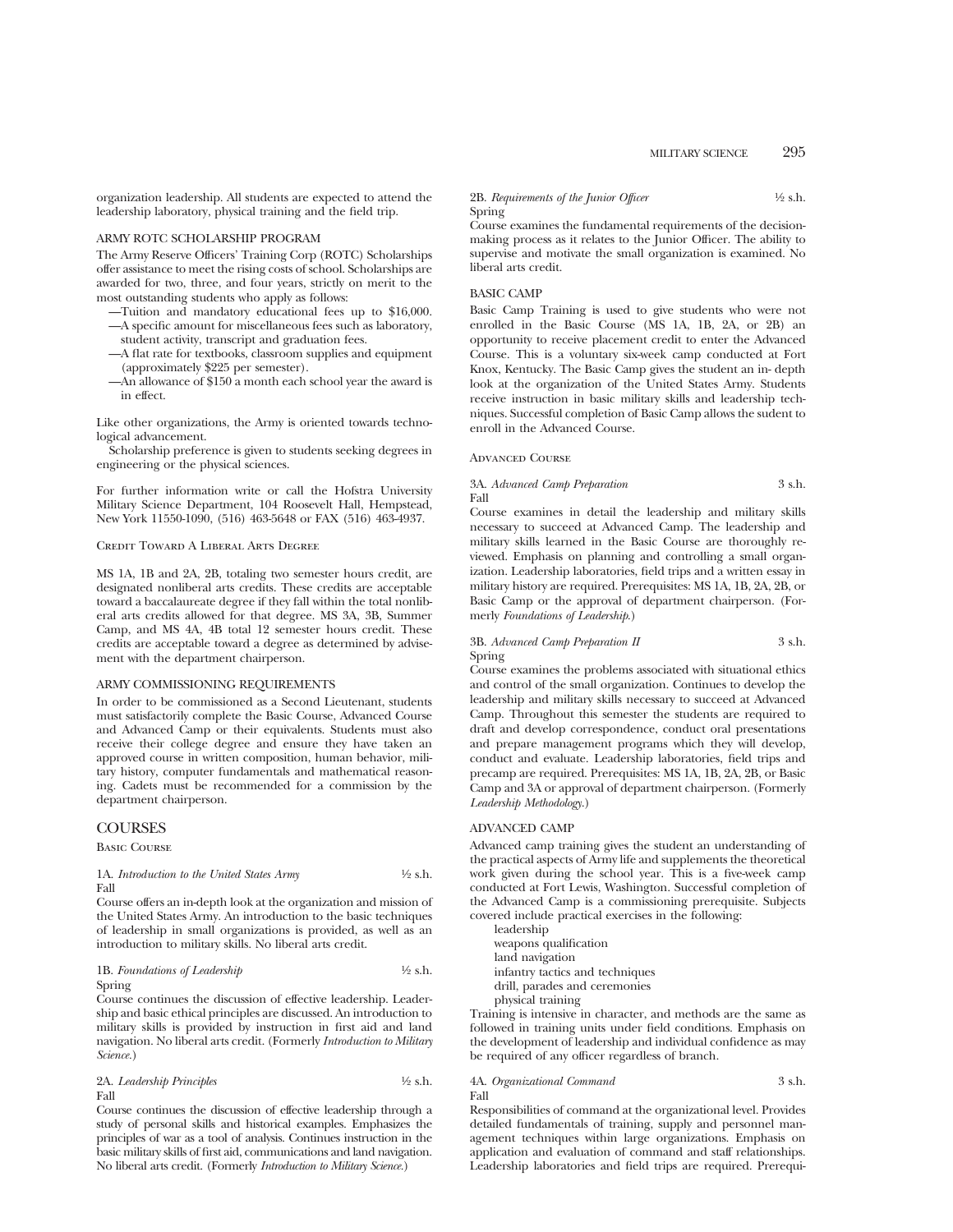organization leadership. All students are expected to attend the leadership laboratory, physical training and the field trip.

### ARMY ROTC SCHOLARSHIP PROGRAM

The Army Reserve Officers' Training Corp (ROTC) Scholarships offer assistance to meet the rising costs of school. Scholarships are awarded for two, three, and four years, strictly on merit to the most outstanding students who apply as follows:

—Tuition and mandatory educational fees up to $16,000.
—A specific amount for miscellaneous fees such as laboratory, student activity, transcript and graduation fees.
—A flat rate for textbooks, classroom supplies and equipment (approximately $225 per semester).
—An allowance of $150 a month each school year the award is in effect.

Like other organizations, the Army is oriented towards technological advancement.

Scholarship preference is given to students seeking degrees in engineering or the physical sciences.

For further information write or call the Hofstra University Military Science Department, 104 Roosevelt Hall, Hempstead, New York 11550-1090, (516) 463-5648 or FAX (516) 463-4937.

### Credit Toward A Liberal Arts Degree

MS 1A, 1B and 2A, 2B, totaling two semester hours credit, are designated nonliberal arts credits. These credits are acceptable toward a baccalaureate degree if they fall within the total nonliberal arts credits allowed for that degree. MS 3A, 3B, Summer Camp, and MS 4A, 4B total 12 semester hours credit. These credits are acceptable toward a degree as determined by advisement with the department chairperson.

### ARMY COMMISSIONING REQUIREMENTS

In order to be commissioned as a Second Lieutenant, students must satisfactorily complete the Basic Course, Advanced Course and Advanced Camp or their equivalents. Students must also receive their college degree and ensure they have taken an approved course in written composition, human behavior, military history, computer fundamentals and mathematical reasoning. Cadets must be recommended for a commission by the department chairperson.

## COURSES

### Basic Course

1A. *Introduction to the United States Army* ½ s.h.
Fall
Course offers an in-depth look at the organization and mission of the United States Army. An introduction to the basic techniques of leadership in small organizations is provided, as well as an introduction to military skills. No liberal arts credit.

1B. *Foundations of Leadership* ½ s.h.
Spring
Course continues the discussion of effective leadership. Leadership and basic ethical principles are discussed. An introduction to military skills is provided by instruction in first aid and land navigation. No liberal arts credit. (Formerly *Introduction to Military Science.*)

2A. *Leadership Principles* ½ s.h.
Fall
Course continues the discussion of effective leadership through a study of personal skills and historical examples. Emphasizes the principles of war as a tool of analysis. Continues instruction in the basic military skills of first aid, communications and land navigation. No liberal arts credit. (Formerly *Introduction to Military Science.*)

2B. *Requirements of the Junior Officer* ½ s.h.
Spring
Course examines the fundamental requirements of the decision-making process as it relates to the Junior Officer. The ability to supervise and motivate the small organization is examined. No liberal arts credit.

### BASIC CAMP

Basic Camp Training is used to give students who were not enrolled in the Basic Course (MS 1A, 1B, 2A, or 2B) an opportunity to receive placement credit to enter the Advanced Course. This is a voluntary six-week camp conducted at Fort Knox, Kentucky. The Basic Camp gives the student an in- depth look at the organization of the United States Army. Students receive instruction in basic military skills and leadership techniques. Successful completion of Basic Camp allows the sudent to enroll in the Advanced Course.

### Advanced Course

3A. *Advanced Camp Preparation* 3 s.h.
Fall
Course examines in detail the leadership and military skills necessary to succeed at Advanced Camp. The leadership and military skills learned in the Basic Course are thoroughly reviewed. Emphasis on planning and controlling a small organization. Leadership laboratories, field trips and a written essay in military history are required. Prerequisites: MS 1A, 1B, 2A, 2B, or Basic Camp or the approval of department chairperson. (Formerly *Foundations of Leadership.*)

3B. *Advanced Camp Preparation II* 3 s.h.
Spring
Course examines the problems associated with situational ethics and control of the small organization. Continues to develop the leadership and military skills necessary to succeed at Advanced Camp. Throughout this semester the students are required to draft and develop correspondence, conduct oral presentations and prepare management programs which they will develop, conduct and evaluate. Leadership laboratories, field trips and precamp are required. Prerequisites: MS 1A, 1B, 2A, 2B, or Basic Camp and 3A or approval of department chairperson. (Formerly *Leadership Methodology.*)

### ADVANCED CAMP

Advanced camp training gives the student an understanding of the practical aspects of Army life and supplements the theoretical work given during the school year. This is a five-week camp conducted at Fort Lewis, Washington. Successful completion of the Advanced Camp is a commissioning prerequisite. Subjects covered include practical exercises in the following:

- leadership
- weapons qualification
- land navigation
- infantry tactics and techniques
- drill, parades and ceremonies
- physical training

Training is intensive in character, and methods are the same as followed in training units under field conditions. Emphasis on the development of leadership and individual confidence as may be required of any officer regardless of branch.

4A. *Organizational Command* 3 s.h.
Fall
Responsibilities of command at the organizational level. Provides detailed fundamentals of training, supply and personnel management techniques within large organizations. Emphasis on application and evaluation of command and staff relationships. Leadership laboratories and field trips are required. Prerequi-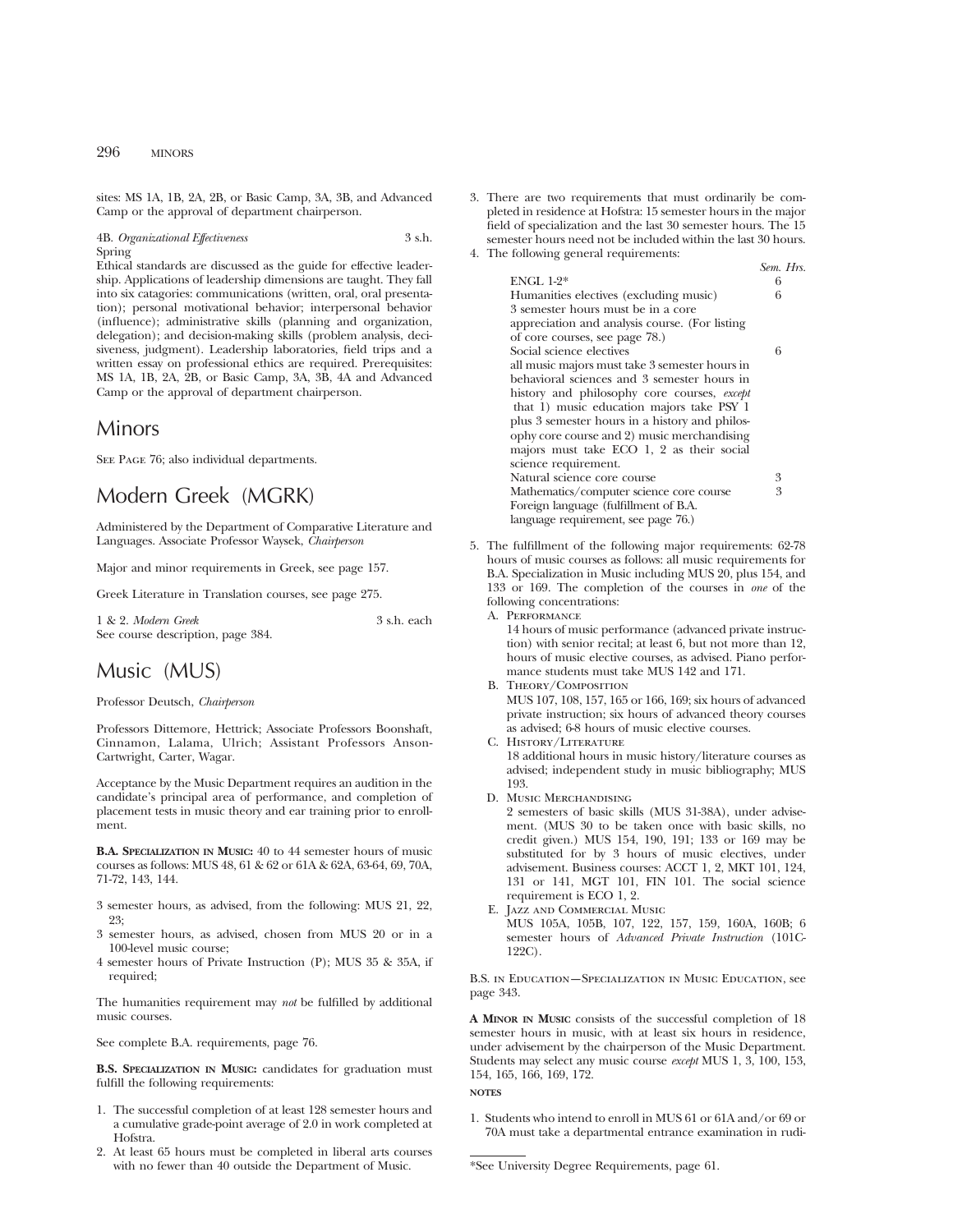sites: MS 1A, 1B, 2A, 2B, or Basic Camp, 3A, 3B, and Advanced Camp or the approval of department chairperson.

4B. *Organizational Effectiveness* 3 s.h.
Spring
Ethical standards are discussed as the guide for effective leadership. Applications of leadership dimensions are taught. They fall into six catagories: communications (written, oral, oral presentation); personal motivational behavior; interpersonal behavior (influence); administrative skills (planning and organization, delegation); and decision-making skills (problem analysis, decisiveness, judgment). Leadership laboratories, field trips and a written essay on professional ethics are required. Prerequisites: MS 1A, 1B, 2A, 2B, or Basic Camp, 3A, 3B, 4A and Advanced Camp or the approval of department chairperson.

# Minors

See Page 76; also individual departments.

# Modern Greek (MGRK)

Administered by the Department of Comparative Literature and Languages. Associate Professor Waysek, *Chairperson*

Major and minor requirements in Greek, see page 157.

Greek Literature in Translation courses, see page 275.

1 & 2. *Modern Greek* 3 s.h. each
See course description, page 384.

# Music (MUS)

Professor Deutsch, *Chairperson*

Professors Dittemore, Hettrick; Associate Professors Boonshaft, Cinnamon, Lalama, Ulrich; Assistant Professors Anson-Cartwright, Carter, Wagar.

Acceptance by the Music Department requires an audition in the candidate's principal area of performance, and completion of placement tests in music theory and ear training prior to enrollment.

**B.A. Specialization in Music:** 40 to 44 semester hours of music courses as follows: MUS 48, 61 & 62 or 61A & 62A, 63-64, 69, 70A, 71-72, 143, 144.

- 3 semester hours, as advised, from the following: MUS 21, 22, 23;
- 3 semester hours, as advised, chosen from MUS 20 or in a 100-level music course;
- 4 semester hours of Private Instruction (P); MUS 35 & 35A, if required;

The humanities requirement may *not* be fulfilled by additional music courses.

See complete B.A. requirements, page 76.

**B.S. Specialization in Music:** candidates for graduation must fulfill the following requirements:

1. The successful completion of at least 128 semester hours and a cumulative grade-point average of 2.0 in work completed at Hofstra.
2. At least 65 hours must be completed in liberal arts courses with no fewer than 40 outside the Department of Music.
3. There are two requirements that must ordinarily be completed in residence at Hofstra: 15 semester hours in the major field of specialization and the last 30 semester hours. The 15 semester hours need not be included within the last 30 hours.
4. The following general requirements:

| | *Sem. Hrs.* |
|---|---|
| ENGL 1-2* | 6 |
| Humanities electives (excluding music) 3 semester hours must be in a core appreciation and analysis course. (For listing of core courses, see page 78.) | 6 |
| Social science electives all music majors must take 3 semester hours in behavioral sciences and 3 semester hours in history and philosophy core courses, *except* that 1) music education majors take PSY 1 plus 3 semester hours in a history and philosophy core course and 2) music merchandising majors must take ECO 1, 2 as their social science requirement. | 6 |
| Natural science core course | 3 |
| Mathematics/computer science core course | 3 |
| Foreign language (fulfillment of B.A. language requirement, see page 76.) | |

5. The fulfillment of the following major requirements: 62-78 hours of music courses as follows: all music requirements for B.A. Specialization in Music including MUS 20, plus 154, and 133 or 169. The completion of the courses in *one* of the following concentrations:
   - A. Performance
     14 hours of music performance (advanced private instruction) with senior recital; at least 6, but not more than 12, hours of music elective courses, as advised. Piano performance students must take MUS 142 and 171.
   - B. Theory/Composition
     MUS 107, 108, 157, 165 or 166, 169; six hours of advanced private instruction; six hours of advanced theory courses as advised; 6-8 hours of music elective courses.
   - C. History/Literature
     18 additional hours in music history/literature courses as advised; independent study in music bibliography; MUS 193.
   - D. Music Merchandising
     2 semesters of basic skills (MUS 31-38A), under advisement. (MUS 30 to be taken once with basic skills, no credit given.) MUS 154, 190, 191; 133 or 169 may be substituted for by 3 hours of music electives, under advisement. Business courses: ACCT 1, 2, MKT 101, 124, 131 or 141, MGT 101, FIN 101. The social science requirement is ECO 1, 2.
   - E. Jazz and Commercial Music
     MUS 105A, 105B, 107, 122, 157, 159, 160A, 160B; 6 semester hours of *Advanced Private Instruction* (101C-122C).

B.S. in Education—Specialization in Music Education, see page 343.

**A Minor in Music** consists of the successful completion of 18 semester hours in music, with at least six hours in residence, under advisement by the chairperson of the Music Department. Students may select any music course *except* MUS 1, 3, 100, 153, 154, 165, 166, 169, 172.

**NOTES**

1. Students who intend to enroll in MUS 61 or 61A and/or 69 or 70A must take a departmental entrance examination in rudi-

*See University Degree Requirements, page 61.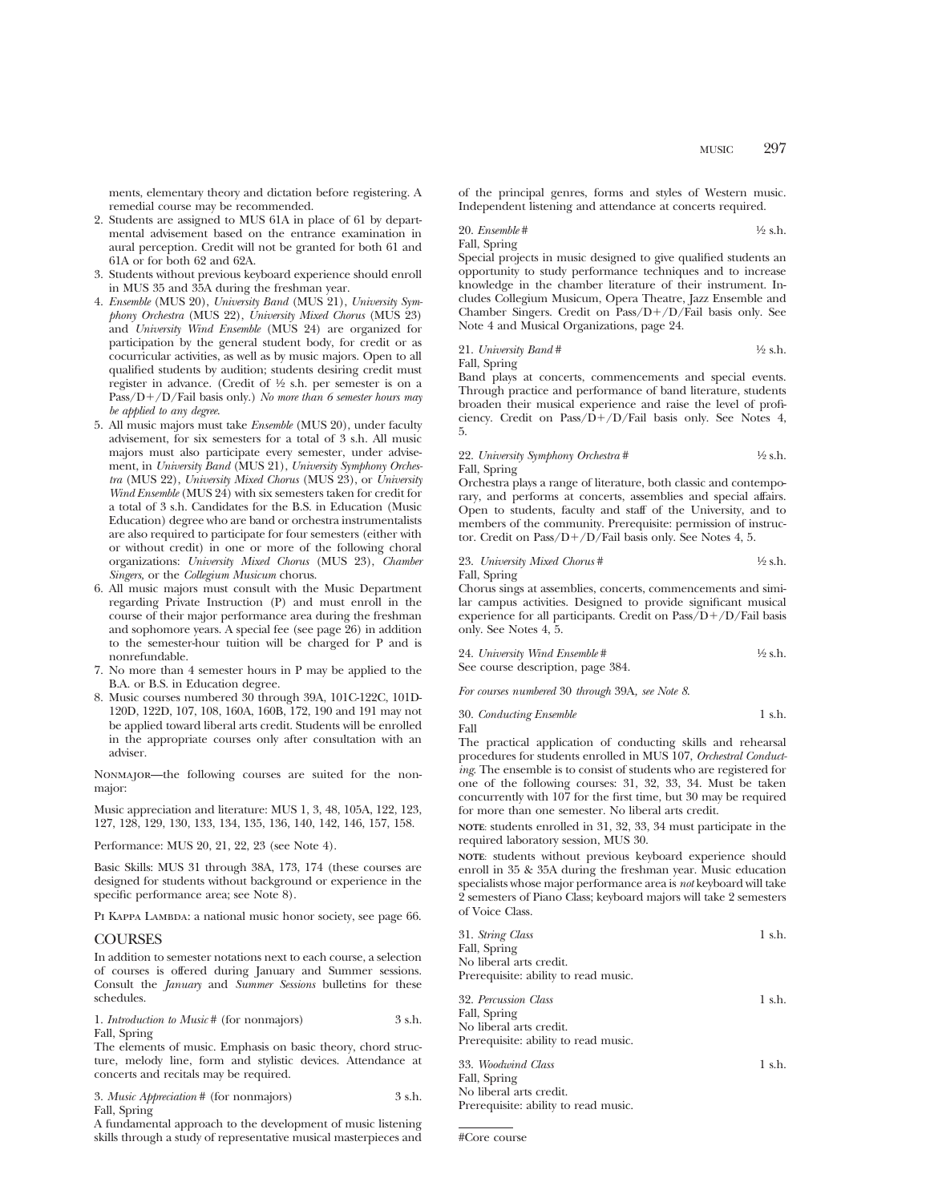ments, elementary theory and dictation before registering. A remedial course may be recommended.

2. Students are assigned to MUS 61A in place of 61 by departmental advisement based on the entrance examination in aural perception. Credit will not be granted for both 61 and 61A or for both 62 and 62A.
3. Students without previous keyboard experience should enroll in MUS 35 and 35A during the freshman year.
4. *Ensemble* (MUS 20), *University Band* (MUS 21), *University Symphony Orchestra* (MUS 22), *University Mixed Chorus* (MUS 23) and *University Wind Ensemble* (MUS 24) are organized for participation by the general student body, for credit or as cocurricular activities, as well as by music majors. Open to all qualified students by audition; students desiring credit must register in advance. (Credit of ½ s.h. per semester is on a Pass/D+/D/Fail basis only.) *No more than 6 semester hours may be applied to any degree.*
5. All music majors must take *Ensemble* (MUS 20), under faculty advisement, for six semesters for a total of 3 s.h. All music majors must also participate every semester, under advisement, in *University Band* (MUS 21), *University Symphony Orchestra* (MUS 22), *University Mixed Chorus* (MUS 23), or *University Wind Ensemble* (MUS 24) with six semesters taken for credit for a total of 3 s.h. Candidates for the B.S. in Education (Music Education) degree who are band or orchestra instrumentalists are also required to participate for four semesters (either with or without credit) in one or more of the following choral organizations: *University Mixed Chorus* (MUS 23), *Chamber Singers*, or the *Collegium Musicum* chorus.
6. All music majors must consult with the Music Department regarding Private Instruction (P) and must enroll in the course of their major performance area during the freshman and sophomore years. A special fee (see page 26) in addition to the semester-hour tuition will be charged for P and is nonrefundable.
7. No more than 4 semester hours in P may be applied to the B.A. or B.S. in Education degree.
8. Music courses numbered 30 through 39A, 101C-122C, 101D-120D, 122D, 107, 108, 160A, 160B, 172, 190 and 191 may not be applied toward liberal arts credit. Students will be enrolled in the appropriate courses only after consultation with an adviser.

NONMAJOR—the following courses are suited for the nonmajor:

Music appreciation and literature: MUS 1, 3, 48, 105A, 122, 123, 127, 128, 129, 130, 133, 134, 135, 136, 140, 142, 146, 157, 158.

Performance: MUS 20, 21, 22, 23 (see Note 4).

Basic Skills: MUS 31 through 38A, 173, 174 (these courses are designed for students without background or experience in the specific performance area; see Note 8).

PI KAPPA LAMBDA: a national music honor society, see page 66.

## COURSES

In addition to semester notations next to each course, a selection of courses is offered during January and Summer sessions. Consult the *January* and *Summer Sessions* bulletins for these schedules.

1. *Introduction to Music* # (for nonmajors) 3 s.h.
Fall, Spring
The elements of music. Emphasis on basic theory, chord structure, melody line, form and stylistic devices. Attendance at concerts and recitals may be required.

3. *Music Appreciation* # (for nonmajors) 3 s.h.
Fall, Spring
A fundamental approach to the development of music listening skills through a study of representative musical masterpieces and of the principal genres, forms and styles of Western music. Independent listening and attendance at concerts required.

20. *Ensemble* # ½ s.h.
Fall, Spring
Special projects in music designed to give qualified students an opportunity to study performance techniques and to increase knowledge in the chamber literature of their instrument. Includes Collegium Musicum, Opera Theatre, Jazz Ensemble and Chamber Singers. Credit on Pass/D+/D/Fail basis only. See Note 4 and Musical Organizations, page 24.

21. *University Band* # ½ s.h.
Fall, Spring
Band plays at concerts, commencements and special events. Through practice and performance of band literature, students broaden their musical experience and raise the level of proficiency. Credit on Pass/D+/D/Fail basis only. See Notes 4, 5.

22. *University Symphony Orchestra* # ½ s.h.
Fall, Spring
Orchestra plays a range of literature, both classic and contemporary, and performs at concerts, assemblies and special affairs. Open to students, faculty and staff of the University, and to members of the community. Prerequisite: permission of instructor. Credit on Pass/D+/D/Fail basis only. See Notes 4, 5.

23. *University Mixed Chorus* # ½ s.h.
Fall, Spring
Chorus sings at assemblies, concerts, commencements and similar campus activities. Designed to provide significant musical experience for all participants. Credit on Pass/D+/D/Fail basis only. See Notes 4, 5.

24. *University Wind Ensemble* # ½ s.h.
See course description, page 384.

*For courses numbered* 30 *through* 39A*, see Note 8.*

30. *Conducting Ensemble* 1 s.h.
Fall
The practical application of conducting skills and rehearsal procedures for students enrolled in MUS 107, *Orchestral Conducting*. The ensemble is to consist of students who are registered for one of the following courses: 31, 32, 33, 34. Must be taken concurrently with 107 for the first time, but 30 may be required for more than one semester. No liberal arts credit.

NOTE: students enrolled in 31, 32, 33, 34 must participate in the required laboratory session, MUS 30.

NOTE: students without previous keyboard experience should enroll in 35 & 35A during the freshman year. Music education specialists whose major performance area is *not* keyboard will take 2 semesters of Piano Class; keyboard majors will take 2 semesters of Voice Class.

31. *String Class* 1 s.h.
Fall, Spring
No liberal arts credit.
Prerequisite: ability to read music.

32. *Percussion Class* 1 s.h.
Fall, Spring
No liberal arts credit.
Prerequisite: ability to read music.

33. *Woodwind Class* 1 s.h.
Fall, Spring
No liberal arts credit.
Prerequisite: ability to read music.

#Core course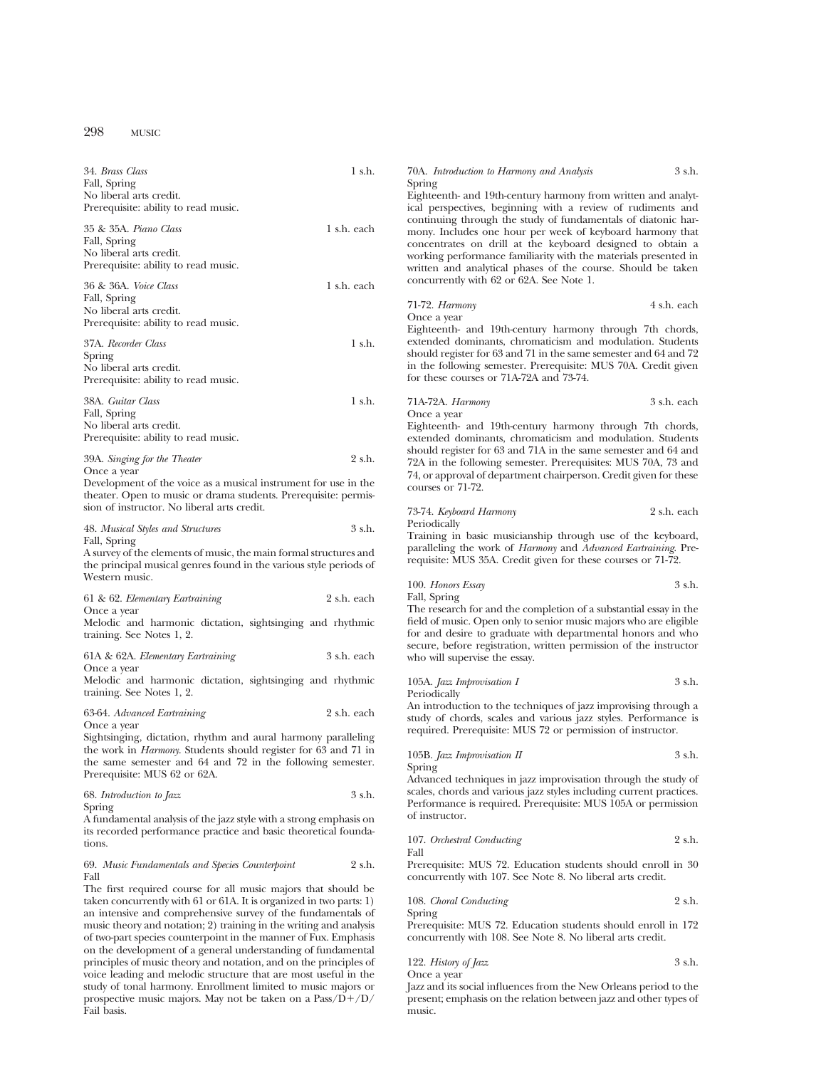34. *Brass Class* 1 s.h.
Fall, Spring
No liberal arts credit.
Prerequisite: ability to read music.

35 & 35A. *Piano Class* 1 s.h. each
Fall, Spring
No liberal arts credit.
Prerequisite: ability to read music.

36 & 36A. *Voice Class* 1 s.h. each
Fall, Spring
No liberal arts credit.
Prerequisite: ability to read music.

37A. *Recorder Class* 1 s.h.
Spring
No liberal arts credit.
Prerequisite: ability to read music.

38A. *Guitar Class* 1 s.h.
Fall, Spring
No liberal arts credit.
Prerequisite: ability to read music.

39A. *Singing for the Theater* 2 s.h.
Once a year
Development of the voice as a musical instrument for use in the theater. Open to music or drama students. Prerequisite: permission of instructor. No liberal arts credit.

48. *Musical Styles and Structures* 3 s.h.
Fall, Spring
A survey of the elements of music, the main formal structures and the principal musical genres found in the various style periods of Western music.

61 & 62. *Elementary Eartraining* 2 s.h. each
Once a year
Melodic and harmonic dictation, sightsinging and rhythmic training. See Notes 1, 2.

61A & 62A. *Elementary Eartraining* 3 s.h. each
Once a year
Melodic and harmonic dictation, sightsinging and rhythmic training. See Notes 1, 2.

63-64. *Advanced Eartraining* 2 s.h. each
Once a year
Sightsinging, dictation, rhythm and aural harmony paralleling the work in *Harmony*. Students should register for 63 and 71 in the same semester and 64 and 72 in the following semester. Prerequisite: MUS 62 or 62A.

68. *Introduction to Jazz* 3 s.h.
Spring
A fundamental analysis of the jazz style with a strong emphasis on its recorded performance practice and basic theoretical foundations.

69. *Music Fundamentals and Species Counterpoint* 2 s.h.
Fall
The first required course for all music majors that should be taken concurrently with 61 or 61A. It is organized in two parts: 1) an intensive and comprehensive survey of the fundamentals of music theory and notation; 2) training in the writing and analysis of two-part species counterpoint in the manner of Fux. Emphasis on the development of a general understanding of fundamental principles of music theory and notation, and on the principles of voice leading and melodic structure that are most useful in the study of tonal harmony. Enrollment limited to music majors or prospective music majors. May not be taken on a Pass/D+/D/Fail basis.

70A. *Introduction to Harmony and Analysis* 3 s.h.
Spring
Eighteenth- and 19th-century harmony from written and analytical perspectives, beginning with a review of rudiments and continuing through the study of fundamentals of diatonic harmony. Includes one hour per week of keyboard harmony that concentrates on drill at the keyboard designed to obtain a working performance familiarity with the materials presented in written and analytical phases of the course. Should be taken concurrently with 62 or 62A. See Note 1.

71-72. *Harmony* 4 s.h. each
Once a year
Eighteenth- and 19th-century harmony through 7th chords, extended dominants, chromaticism and modulation. Students should register for 63 and 71 in the same semester and 64 and 72 in the following semester. Prerequisite: MUS 70A. Credit given for these courses or 71A-72A and 73-74.

71A-72A. *Harmony* 3 s.h. each
Once a year
Eighteenth- and 19th-century harmony through 7th chords, extended dominants, chromaticism and modulation. Students should register for 63 and 71A in the same semester and 64 and 72A in the following semester. Prerequisites: MUS 70A, 73 and 74, or approval of department chairperson. Credit given for these courses or 71-72.

73-74. *Keyboard Harmony* 2 s.h. each
Periodically
Training in basic musicianship through use of the keyboard, paralleling the work of *Harmony* and *Advanced Eartraining*. Prerequisite: MUS 35A. Credit given for these courses or 71-72.

100. *Honors Essay* 3 s.h.
Fall, Spring
The research for and the completion of a substantial essay in the field of music. Open only to senior music majors who are eligible for and desire to graduate with departmental honors and who secure, before registration, written permission of the instructor who will supervise the essay.

105A. *Jazz Improvisation I* 3 s.h.
Periodically
An introduction to the techniques of jazz improvising through a study of chords, scales and various jazz styles. Performance is required. Prerequisite: MUS 72 or permission of instructor.

105B. *Jazz Improvisation II* 3 s.h.
Spring
Advanced techniques in jazz improvisation through the study of scales, chords and various jazz styles including current practices. Performance is required. Prerequisite: MUS 105A or permission of instructor.

107. *Orchestral Conducting* 2 s.h.
Fall
Prerequisite: MUS 72. Education students should enroll in 30 concurrently with 107. See Note 8. No liberal arts credit.

108. *Choral Conducting* 2 s.h.
Spring
Prerequisite: MUS 72. Education students should enroll in 172 concurrently with 108. See Note 8. No liberal arts credit.

122. *History of Jazz* 3 s.h.
Once a year
Jazz and its social influences from the New Orleans period to the present; emphasis on the relation between jazz and other types of music.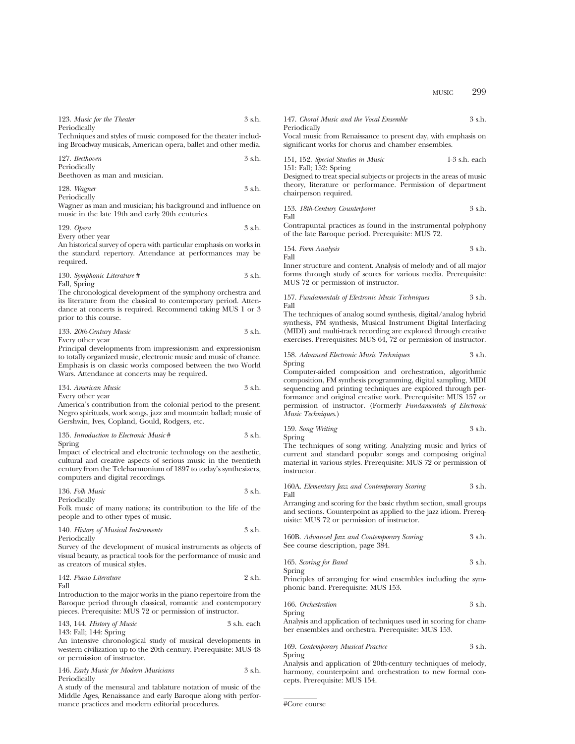123. *Music for the Theater* 3 s.h.
Periodically
Techniques and styles of music composed for the theater including Broadway musicals, American opera, ballet and other media.

127. *Beethoven* 3 s.h.
Periodically
Beethoven as man and musician.

128. *Wagner* 3 s.h.
Periodically
Wagner as man and musician; his background and influence on music in the late 19th and early 20th centuries.

129. *Opera* 3 s.h.
Every other year
An historical survey of opera with particular emphasis on works in the standard repertory. Attendance at performances may be required.

130. *Symphonic Literature* # 3 s.h.
Fall, Spring
The chronological development of the symphony orchestra and its literature from the classical to contemporary period. Attendance at concerts is required. Recommend taking MUS 1 or 3 prior to this course.

133. *20th-Century Music* 3 s.h.
Every other year
Principal developments from impressionism and expressionism to totally organized music, electronic music and music of chance. Emphasis is on classic works composed between the two World Wars. Attendance at concerts may be required.

134. *American Music* 3 s.h.
Every other year
America's contribution from the colonial period to the present: Negro spirituals, work songs, jazz and mountain ballad; music of Gershwin, Ives, Copland, Gould, Rodgers, etc.

135. *Introduction to Electronic Music* # 3 s.h.
Spring
Impact of electrical and electronic technology on the aesthetic, cultural and creative aspects of serious music in the twentieth century from the Teleharmonium of 1897 to today's synthesizers, computers and digital recordings.

136. *Folk Music* 3 s.h.
Periodically
Folk music of many nations; its contribution to the life of the people and to other types of music.

140. *History of Musical Instruments* 3 s.h.
Periodically
Survey of the development of musical instruments as objects of visual beauty, as practical tools for the performance of music and as creators of musical styles.

142. *Piano Literature* 2 s.h.
Fall
Introduction to the major works in the piano repertoire from the Baroque period through classical, romantic and contemporary pieces. Prerequisite: MUS 72 or permission of instructor.

143, 144. *History of Music* 3 s.h. each
143: Fall; 144: Spring
An intensive chronological study of musical developments in western civilization up to the 20th century. Prerequisite: MUS 48 or permission of instructor.

146. *Early Music for Modern Musicians* 3 s.h.
Periodically
A study of the mensural and tablature notation of music of the Middle Ages, Renaissance and early Baroque along with performance practices and modern editorial procedures.

147. *Choral Music and the Vocal Ensemble* 3 s.h.
Periodically
Vocal music from Renaissance to present day, with emphasis on significant works for chorus and chamber ensembles.

151, 152. *Special Studies in Music* 1-3 s.h. each
151: Fall; 152: Spring
Designed to treat special subjects or projects in the areas of music theory, literature or performance. Permission of department chairperson required.

153. *18th-Century Counterpoint* 3 s.h.
Fall
Contrapuntal practices as found in the instrumental polyphony of the late Baroque period. Prerequisite: MUS 72.

154. *Form Analysis* 3 s.h.
Fall
Inner structure and content. Analysis of melody and of all major forms through study of scores for various media. Prerequisite: MUS 72 or permission of instructor.

157. *Fundamentals of Electronic Music Techniques* 3 s.h.
Fall
The techniques of analog sound synthesis, digital/analog hybrid synthesis, FM synthesis, Musical Instrument Digital Interfacing (MIDI) and multi-track recording are explored through creative exercises. Prerequisites: MUS 64, 72 or permission of instructor.

158. *Advanced Electronic Music Techniques* 3 s.h.
Spring
Computer-aided composition and orchestration, algorithmic composition, FM synthesis programming, digital sampling, MIDI sequencing and printing techniques are explored through performance and original creative work. Prerequisite: MUS 157 or permission of instructor. (Formerly *Fundamentals of Electronic Music Techniques*.)

159. *Song Writing* 3 s.h.
Spring
The techniques of song writing. Analyzing music and lyrics of current and standard popular songs and composing original material in various styles. Prerequisite: MUS 72 or permission of instructor.

160A. *Elementary Jazz and Contemporary Scoring* 3 s.h.
Fall
Arranging and scoring for the basic rhythm section, small groups and sections. Counterpoint as applied to the jazz idiom. Prerequisite: MUS 72 or permission of instructor.

160B. *Advanced Jazz and Contemporary Scoring* 3 s.h.
See course description, page 384.

165. *Scoring for Band* 3 s.h.
Spring
Principles of arranging for wind ensembles including the symphonic band. Prerequisite: MUS 153.

166. *Orchestration* 3 s.h.
Spring
Analysis and application of techniques used in scoring for chamber ensembles and orchestra. Prerequisite: MUS 153.

169. *Contemporary Musical Practice* 3 s.h.
Spring
Analysis and application of 20th-century techniques of melody, harmony, counterpoint and orchestration to new formal concepts. Prerequisite: MUS 154.

#Core course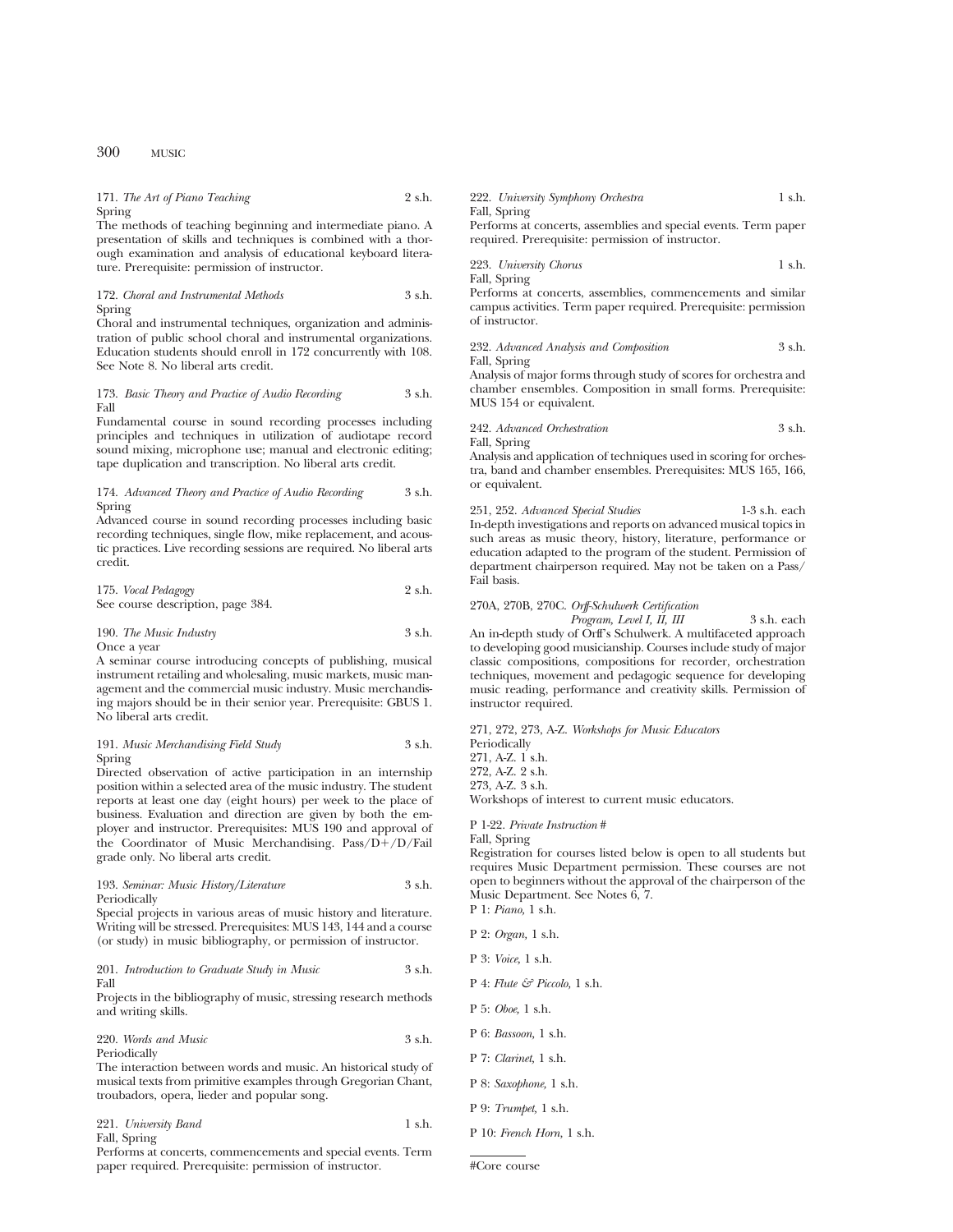171. *The Art of Piano Teaching* 2 s.h.
Spring
The methods of teaching beginning and intermediate piano. A presentation of skills and techniques is combined with a thorough examination and analysis of educational keyboard literature. Prerequisite: permission of instructor.

172. *Choral and Instrumental Methods* 3 s.h.
Spring
Choral and instrumental techniques, organization and administration of public school choral and instrumental organizations. Education students should enroll in 172 concurrently with 108. See Note 8. No liberal arts credit.

173. *Basic Theory and Practice of Audio Recording* 3 s.h.
Fall
Fundamental course in sound recording processes including principles and techniques in utilization of audiotape record sound mixing, microphone use; manual and electronic editing; tape duplication and transcription. No liberal arts credit.

174. *Advanced Theory and Practice of Audio Recording* 3 s.h.
Spring
Advanced course in sound recording processes including basic recording techniques, single flow, mike replacement, and acoustic practices. Live recording sessions are required. No liberal arts credit.

175. *Vocal Pedagogy* 2 s.h.
See course description, page 384.

190. *The Music Industry* 3 s.h.
Once a year
A seminar course introducing concepts of publishing, musical instrument retailing and wholesaling, music markets, music management and the commercial music industry. Music merchandising majors should be in their senior year. Prerequisite: GBUS 1. No liberal arts credit.

191. *Music Merchandising Field Study* 3 s.h.
Spring
Directed observation of active participation in an internship position within a selected area of the music industry. The student reports at least one day (eight hours) per week to the place of business. Evaluation and direction are given by both the employer and instructor. Prerequisites: MUS 190 and approval of the Coordinator of Music Merchandising. Pass/D+/D/Fail grade only. No liberal arts credit.

193. *Seminar: Music History/Literature* 3 s.h.
Periodically
Special projects in various areas of music history and literature. Writing will be stressed. Prerequisites: MUS 143, 144 and a course (or study) in music bibliography, or permission of instructor.

201. *Introduction to Graduate Study in Music* 3 s.h.
Fall
Projects in the bibliography of music, stressing research methods and writing skills.

220. *Words and Music* 3 s.h.
Periodically
The interaction between words and music. An historical study of musical texts from primitive examples through Gregorian Chant, troubadors, opera, lieder and popular song.

221. *University Band* 1 s.h.
Fall, Spring
Performs at concerts, commencements and special events. Term paper required. Prerequisite: permission of instructor.

222. *University Symphony Orchestra* 1 s.h.
Fall, Spring
Performs at concerts, assemblies and special events. Term paper required. Prerequisite: permission of instructor.

223. *University Chorus* 1 s.h.
Fall, Spring
Performs at concerts, assemblies, commencements and similar campus activities. Term paper required. Prerequisite: permission of instructor.

232. *Advanced Analysis and Composition* 3 s.h.
Fall, Spring
Analysis of major forms through study of scores for orchestra and chamber ensembles. Composition in small forms. Prerequisite: MUS 154 or equivalent.

242. *Advanced Orchestration* 3 s.h.
Fall, Spring
Analysis and application of techniques used in scoring for orchestra, band and chamber ensembles. Prerequisites: MUS 165, 166, or equivalent.

251, 252. *Advanced Special Studies* 1-3 s.h. each
In-depth investigations and reports on advanced musical topics in such areas as music theory, history, literature, performance or education adapted to the program of the student. Permission of department chairperson required. May not be taken on a Pass/Fail basis.

270A, 270B, 270C. *Orff-Schulwerk Certification Program, Level I, II, III* 3 s.h. each
An in-depth study of Orff's Schulwerk. A multifaceted approach to developing good musicianship. Courses include study of major classic compositions, compositions for recorder, orchestration techniques, movement and pedagogic sequence for developing music reading, performance and creativity skills. Permission of instructor required.

271, 272, 273, A-Z. *Workshops for Music Educators*
Periodically
271, A-Z. 1 s.h.
272, A-Z. 2 s.h.
273, A-Z. 3 s.h.
Workshops of interest to current music educators.

P 1-22. *Private Instruction* #
Fall, Spring
Registration for courses listed below is open to all students but requires Music Department permission. These courses are not open to beginners without the approval of the chairperson of the Music Department. See Notes 6, 7.

P 1: *Piano,* 1 s.h.

P 2: *Organ,* 1 s.h.

P 3: *Voice,* 1 s.h.

P 4: *Flute & Piccolo,* 1 s.h.

P 5: *Oboe,* 1 s.h.

P 6: *Bassoon,* 1 s.h.

P 7: *Clarinet,* 1 s.h.

P 8: *Saxophone,* 1 s.h.

P 9: *Trumpet,* 1 s.h.

P 10: *French Horn,* 1 s.h.

#Core course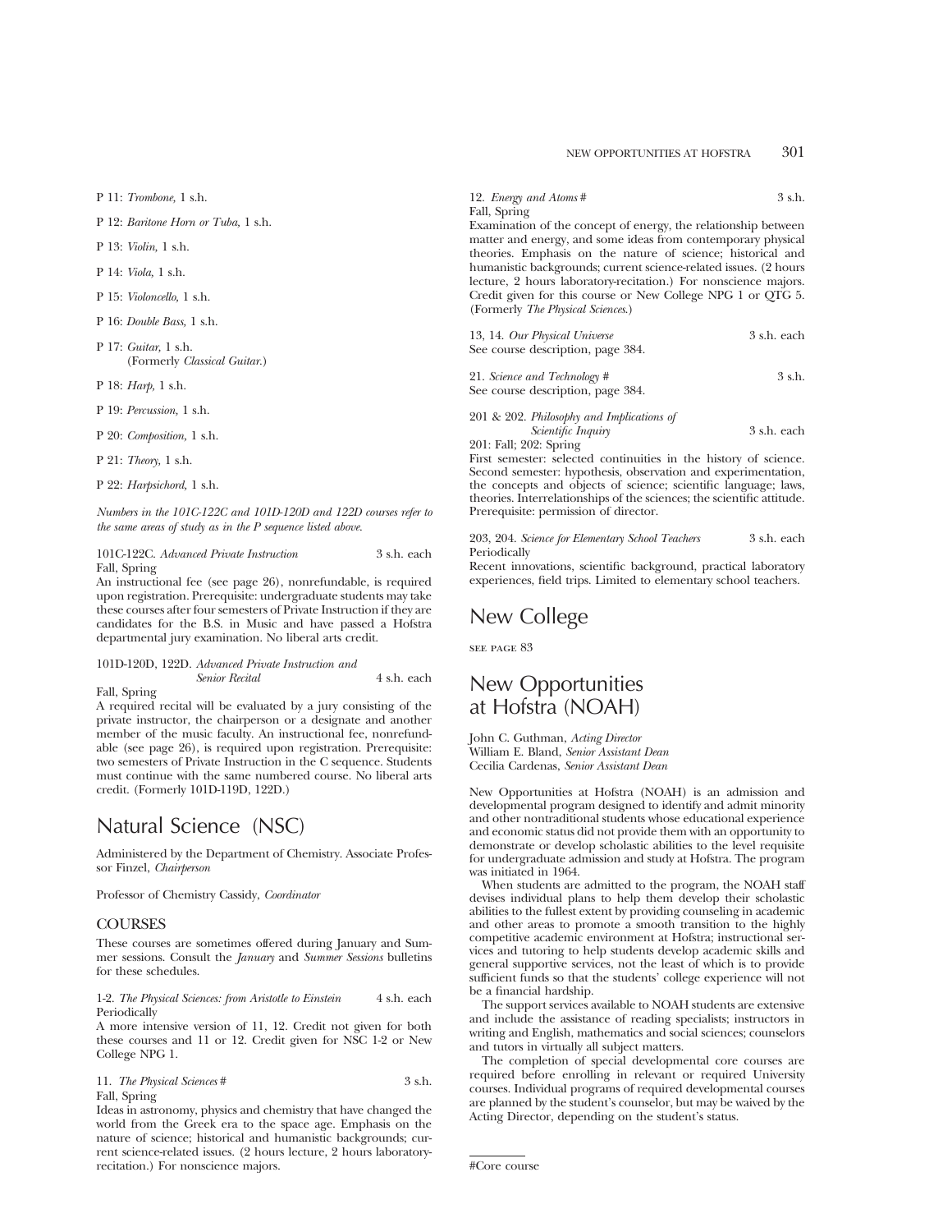P 11: *Trombone,* 1 s.h.

P 12: *Baritone Horn or Tuba,* 1 s.h.

P 13: *Violin,* 1 s.h.

P 14: *Viola,* 1 s.h.

P 15: *Violoncello,* 1 s.h.

P 16: *Double Bass,* 1 s.h.

P 17: *Guitar,* 1 s.h.
(Formerly *Classical Guitar.*)

P 18: *Harp,* 1 s.h.

P 19: *Percussion,* 1 s.h.

P 20: *Composition,* 1 s.h.

P 21: *Theory,* 1 s.h.

P 22: *Harpsichord,* 1 s.h.

*Numbers in the 101C-122C and 101D-120D and 122D courses refer to the same areas of study as in the P sequence listed above.*

101C-122C. *Advanced Private Instruction* 3 s.h. each
Fall, Spring
An instructional fee (see page 26), nonrefundable, is required upon registration. Prerequisite: undergraduate students may take these courses after four semesters of Private Instruction if they are candidates for the B.S. in Music and have passed a Hofstra departmental jury examination. No liberal arts credit.

101D-120D, 122D. *Advanced Private Instruction and Senior Recital* 4 s.h. each
Fall, Spring
A required recital will be evaluated by a jury consisting of the private instructor, the chairperson or a designate and another member of the music faculty. An instructional fee, nonrefundable (see page 26), is required upon registration. Prerequisite: two semesters of Private Instruction in the C sequence. Students must continue with the same numbered course. No liberal arts credit. (Formerly 101D-119D, 122D.)

# Natural Science (NSC)

Administered by the Department of Chemistry. Associate Professor Finzel, *Chairperson*

Professor of Chemistry Cassidy, *Coordinator*

## COURSES

These courses are sometimes offered during January and Summer sessions. Consult the *January* and *Summer Sessions* bulletins for these schedules.

1-2. *The Physical Sciences: from Aristotle to Einstein* 4 s.h. each
Periodically
A more intensive version of 11, 12. Credit not given for both these courses and 11 or 12. Credit given for NSC 1-2 or New College NPG 1.

11. *The Physical Sciences* # 3 s.h.
Fall, Spring
Ideas in astronomy, physics and chemistry that have changed the world from the Greek era to the space age. Emphasis on the nature of science; historical and humanistic backgrounds; current science-related issues. (2 hours lecture, 2 hours laboratory-recitation.) For nonscience majors.

12. *Energy and Atoms* # 3 s.h.
Fall, Spring
Examination of the concept of energy, the relationship between matter and energy, and some ideas from contemporary physical theories. Emphasis on the nature of science; historical and humanistic backgrounds; current science-related issues. (2 hours lecture, 2 hours laboratory-recitation.) For nonscience majors. Credit given for this course or New College NPG 1 or QTG 5. (Formerly *The Physical Sciences.*)

13, 14. *Our Physical Universe* 3 s.h. each
See course description, page 384.

21. *Science and Technology* # 3 s.h.
See course description, page 384.

201 & 202. *Philosophy and Implications of Scientific Inquiry* 3 s.h. each
201: Fall; 202: Spring
First semester: selected continuities in the history of science. Second semester: hypothesis, observation and experimentation, the concepts and objects of science; scientific language; laws, theories. Interrelationships of the sciences; the scientific attitude. Prerequisite: permission of director.

203, 204. *Science for Elementary School Teachers* 3 s.h. each
Periodically
Recent innovations, scientific background, practical laboratory experiences, field trips. Limited to elementary school teachers.

# New College

SEE PAGE 83

# New Opportunities at Hofstra (NOAH)

John C. Guthman, *Acting Director*
William E. Bland, *Senior Assistant Dean*
Cecilia Cardenas, *Senior Assistant Dean*

New Opportunities at Hofstra (NOAH) is an admission and developmental program designed to identify and admit minority and other nontraditional students whose educational experience and economic status did not provide them with an opportunity to demonstrate or develop scholastic abilities to the level requisite for undergraduate admission and study at Hofstra. The program was initiated in 1964.

When students are admitted to the program, the NOAH staff devises individual plans to help them develop their scholastic abilities to the fullest extent by providing counseling in academic and other areas to promote a smooth transition to the highly competitive academic environment at Hofstra; instructional services and tutoring to help students develop academic skills and general supportive services, not the least of which is to provide sufficient funds so that the students' college experience will not be a financial hardship.

The support services available to NOAH students are extensive and include the assistance of reading specialists; instructors in writing and English, mathematics and social sciences; counselors and tutors in virtually all subject matters.

The completion of special developmental core courses are required before enrolling in relevant or required University courses. Individual programs of required developmental courses are planned by the student's counselor, but may be waived by the Acting Director, depending on the student's status.

#Core course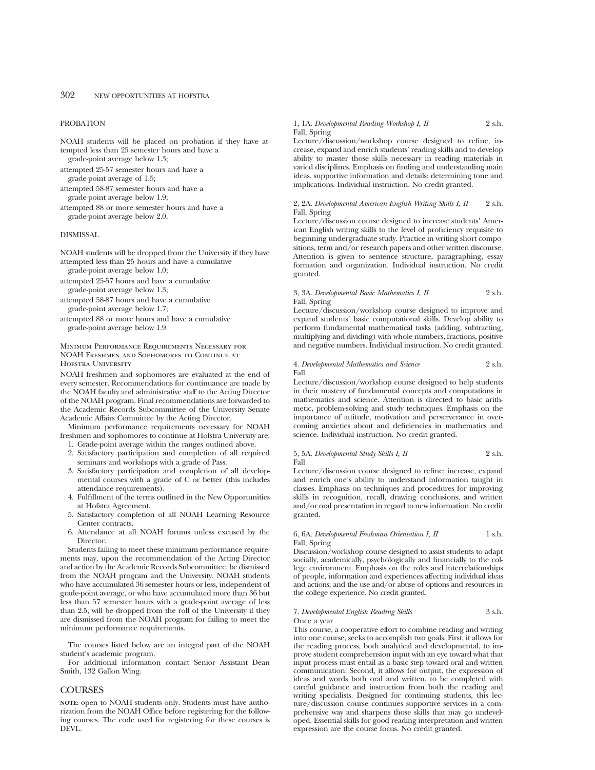## PROBATION

NOAH students will be placed on probation if they have attempted less than 25 semester hours and have a grade-point average below 1.3;

attempted 25-57 semester hours and have a grade-point average of 1.5;

attempted 58-87 semester hours and have a grade-point average below 1.9;

attempted 88 or more semester hours and have a grade-point average below 2.0.

## DISMISSAL

NOAH students will be dropped from the University if they have attempted less than 25 hours and have a cumulative grade-point average below 1.0;

attempted 25-57 hours and have a cumulative grade-point average below 1.3;

attempted 58-87 hours and have a cumulative grade-point average below 1.7;

attempted 88 or more hours and have a cumulative grade-point average below 1.9.

### Minimum Performance Requirements Necessary for NOAH Freshmen and Sophomores to Continue at Hofstra University

NOAH freshmen and sophomores are evaluated at the end of every semester. Recommendations for continuance are made by the NOAH faculty and administrative staff to the Acting Director of the NOAH program. Final recommendations are forwarded to the Academic Records Subcommittee of the University Senate Academic Affairs Committee by the Acting Director.

Minimum performance requirements necessary for NOAH freshmen and sophomores to continue at Hofstra University are:

1. Grade-point average within the ranges outlined above.
2. Satisfactory participation and completion of all required seminars and workshops with a grade of Pass.
3. Satisfactory participation and completion of all developmental courses with a grade of C or better (this includes attendance requirements).
4. Fulfillment of the terms outlined in the New Opportunities at Hofstra Agreement.
5. Satisfactory completion of all NOAH Learning Resource Center contracts.
6. Attendance at all NOAH forums unless excused by the Director.

Students failing to meet these minimum performance requirements may, upon the recommendation of the Acting Director and action by the Academic Records Subcommittee, be dismissed from the NOAH program and the University. NOAH students who have accumulated 36 semester hours or less, independent of grade-point average, or who have accumulated more than 36 but less than 57 semester hours with a grade-point average of less than 2.5, will be dropped from the roll of the University if they are dismissed from the NOAH program for failing to meet the minimum performance requirements.

The courses listed below are an integral part of the NOAH student's academic program.

For additional information contact Senior Assistant Dean Smith, 132 Gallon Wing.

## COURSES

**NOTE:** open to NOAH students only. Students must have authorization from the NOAH Office before registering for the following courses. The code used for registering for these courses is DEVL.

1, 1A. *Developmental Reading Workshop I, II* 2 s.h.
Fall, Spring
Lecture/discussion/workshop course designed to refine, increase, expand and enrich students' reading skills and to develop ability to master those skills necessary in reading materials in varied disciplines. Emphasis on finding and understanding main ideas, supportive information and details; determining tone and implications. Individual instruction. No credit granted.

2, 2A. *Developmental American English Writing Skills I, II* 2 s.h.
Fall, Spring
Lecture/discussion course designed to increase students' American English writing skills to the level of proficiency requisite to beginning undergraduate study. Practice in writing short compositions, term and/or research papers and other written discourse. Attention is given to sentence structure, paragraphing, essay formation and organization. Individual instruction. No credit granted.

3, 3A. *Developmental Basic Mathematics I, II* 2 s.h.
Fall, Spring
Lecture/discussion/workshop course designed to improve and expand students' basic computational skills. Develop ability to perform fundamental mathematical tasks (adding, subtracting, multiplying and dividing) with whole numbers, fractions, positive and negative numbers. Individual instruction. No credit granted.

4. *Developmental Mathematics and Science* 2 s.h.
Fall
Lecture/discussion/workshop course designed to help students in their mastery of fundamental concepts and computations in mathematics and science. Attention is directed to basic arithmetic, problem-solving and study techniques. Emphasis on the importance of attitude, motivation and perserverance in overcoming anxieties about and deficiencies in mathematics and science. Individual instruction. No credit granted.

5, 5A. *Developmental Study Skills I, II* 2 s.h.
Fall
Lecture/discussion course designed to refine; increase, expand and enrich one's ability to understand information taught in classes. Emphasis on techniques and procedures for improving skills in recognition, recall, drawing conclusions, and written and/or oral presentation in regard to new information. No credit granted.

6, 6A. *Developmental Freshman Orientation I, II* 1 s.h.
Fall, Spring
Discussion/workshop course designed to assist students to adapt socially, academically, psychologically and financially to the college environment. Emphasis on the roles and interrelationships of people, information and experiences affecting individual ideas and actions; and the use and/or abuse of options and resources in the college experience. No credit granted.

7. *Developmental English Reading Skills* 3 s.h.
Once a year
This course, a cooperative effort to combine reading and writing into one course, seeks to accomplish two goals. First, it allows for the reading process, both analytical and developmental, to improve student comprehension input with an eye toward what that input process must entail as a basic step toward oral and written communication. Second, it allows for output, the expression of ideas and words both oral and written, to be completed with careful guidance and instruction from both the reading and writing specialists. Designed for continuing students, this lecture/discussion course continues supportive services in a comprehensive way and sharpens those skills that may go undeveloped. Essential skills for good reading interpretation and written expression are the course focus. No credit granted.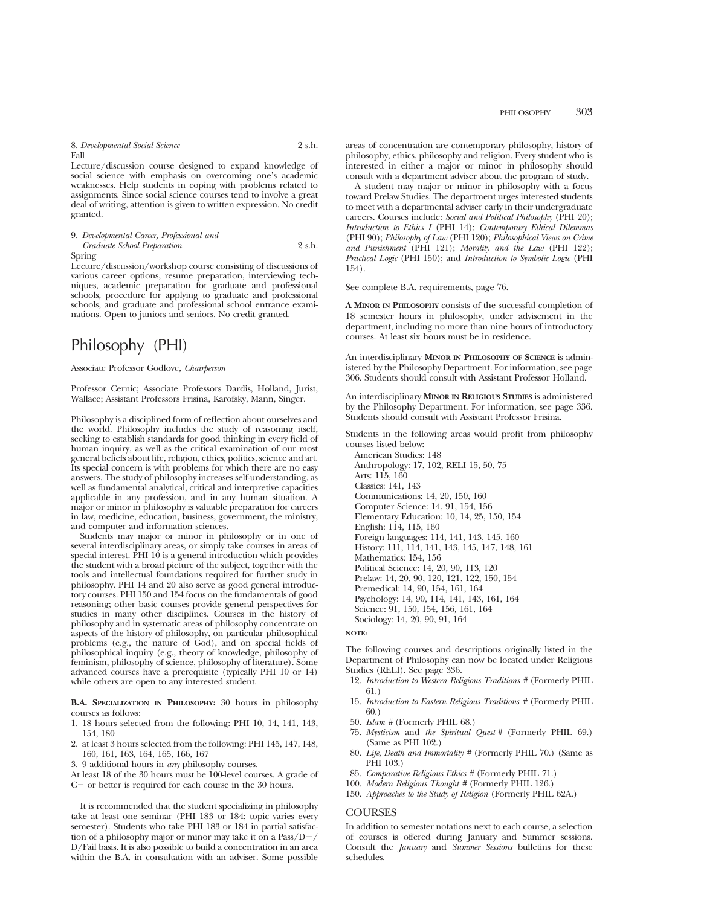8. *Developmental Social Science* 2 s.h.
Fall

Lecture/discussion course designed to expand knowledge of social science with emphasis on overcoming one's academic weaknesses. Help students in coping with problems related to assignments. Since social science courses tend to involve a great deal of writing, attention is given to written expression. No credit granted.

9. *Developmental Career, Professional and Graduate School Preparation* 2 s.h.
Spring

Lecture/discussion/workshop course consisting of discussions of various career options, resume preparation, interviewing techniques, academic preparation for graduate and professional schools, procedure for applying to graduate and professional schools, and graduate and professional school entrance examinations. Open to juniors and seniors. No credit granted.

# Philosophy (PHI)

Associate Professor Godlove, *Chairperson*

Professor Cernic; Associate Professors Dardis, Holland, Jurist, Wallace; Assistant Professors Frisina, Karofsky, Mann, Singer.

Philosophy is a disciplined form of reflection about ourselves and the world. Philosophy includes the study of reasoning itself, seeking to establish standards for good thinking in every field of human inquiry, as well as the critical examination of our most general beliefs about life, religion, ethics, politics, science and art. Its special concern is with problems for which there are no easy answers. The study of philosophy increases self-understanding, as well as fundamental analytical, critical and interpretive capacities applicable in any profession, and in any human situation. A major or minor in philosophy is valuable preparation for careers in law, medicine, education, business, government, the ministry, and computer and information sciences.

Students may major or minor in philosophy or in one of several interdisciplinary areas, or simply take courses in areas of special interest. PHI 10 is a general introduction which provides the student with a broad picture of the subject, together with the tools and intellectual foundations required for further study in philosophy. PHI 14 and 20 also serve as good general introductory courses. PHI 150 and 154 focus on the fundamentals of good reasoning; other basic courses provide general perspectives for studies in many other disciplines. Courses in the history of philosophy and in systematic areas of philosophy concentrate on aspects of the history of philosophy, on particular philosophical problems (e.g., the nature of God), and on special fields of philosophical inquiry (e.g., theory of knowledge, philosophy of feminism, philosophy of science, philosophy of literature). Some advanced courses have a prerequisite (typically PHI 10 or 14) while others are open to any interested student.

**B.A. Specialization in Philosophy:** 30 hours in philosophy courses as follows:

1. 18 hours selected from the following: PHI 10, 14, 141, 143, 154, 180
2. at least 3 hours selected from the following: PHI 145, 147, 148, 160, 161, 163, 164, 165, 166, 167
3. 9 additional hours in *any* philosophy courses.

At least 18 of the 30 hours must be 100-level courses. A grade of C− or better is required for each course in the 30 hours.

It is recommended that the student specializing in philosophy take at least one seminar (PHI 183 or 184; topic varies every semester). Students who take PHI 183 or 184 in partial satisfaction of a philosophy major or minor may take it on a Pass/D+/D/Fail basis. It is also possible to build a concentration in an area within the B.A. in consultation with an adviser. Some possible areas of concentration are contemporary philosophy, history of philosophy, ethics, philosophy and religion. Every student who is interested in either a major or minor in philosophy should consult with a department adviser about the program of study.

A student may major or minor in philosophy with a focus toward Prelaw Studies. The department urges interested students to meet with a departmental adviser early in their undergraduate careers. Courses include: *Social and Political Philosophy* (PHI 20); *Introduction to Ethics I* (PHI 14); *Contemporary Ethical Dilemmas* (PHI 90); *Philosophy of Law* (PHI 120); *Philosophical Views on Crime and Punishment* (PHI 121); *Morality and the Law* (PHI 122); *Practical Logic* (PHI 150); and *Introduction to Symbolic Logic* (PHI 154).

See complete B.A. requirements, page 76.

**A Minor in Philosophy** consists of the successful completion of 18 semester hours in philosophy, under advisement in the department, including no more than nine hours of introductory courses. At least six hours must be in residence.

An interdisciplinary **Minor in Philosophy of Science** is administered by the Philosophy Department. For information, see page 306. Students should consult with Assistant Professor Holland.

An interdisciplinary **Minor in Religious Studies** is administered by the Philosophy Department. For information, see page 336. Students should consult with Assistant Professor Frisina.

Students in the following areas would profit from philosophy courses listed below:

American Studies: 148
Anthropology: 17, 102, RELI 15, 50, 75
Arts: 115, 160
Classics: 141, 143
Communications: 14, 20, 150, 160
Computer Science: 14, 91, 154, 156
Elementary Education: 10, 14, 25, 150, 154
English: 114, 115, 160
Foreign languages: 114, 141, 143, 145, 160
History: 111, 114, 141, 143, 145, 147, 148, 161
Mathematics: 154, 156
Political Science: 14, 20, 90, 113, 120
Prelaw: 14, 20, 90, 120, 121, 122, 150, 154
Premedical: 14, 90, 154, 161, 164
Psychology: 14, 90, 114, 141, 143, 161, 164
Science: 91, 150, 154, 156, 161, 164
Sociology: 14, 20, 90, 91, 164

**note:**

The following courses and descriptions originally listed in the Department of Philosophy can now be located under Religious Studies (RELI). See page 336.

12. *Introduction to Western Religious Traditions* # (Formerly PHIL 61.)
15. *Introduction to Eastern Religious Traditions* # (Formerly PHIL 60.)
50. *Islam* # (Formerly PHIL 68.)
75. *Mysticism* and *the Spiritual Quest* # (Formerly PHIL 69.) (Same as PHI 102.)
80. *Life, Death and Immortality* # (Formerly PHIL 70.) (Same as PHI 103.)
85. *Comparative Religious Ethics* # (Formerly PHIL 71.)
100. *Modern Religious Thought* # (Formerly PHIL 126.)
150. *Approaches to the Study of Religion* (Formerly PHIL 62A.)

## COURSES

In addition to semester notations next to each course, a selection of courses is offered during January and Summer sessions. Consult the *January* and *Summer Sessions* bulletins for these schedules.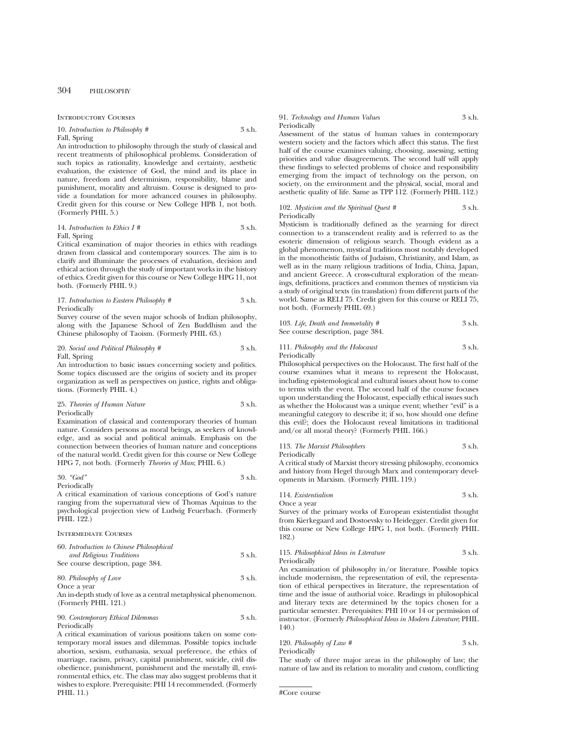## Introductory Courses

**10.** *Introduction to Philosophy #* 3 s.h.
Fall, Spring
An introduction to philosophy through the study of classical and recent treatments of philosophical problems. Consideration of such topics as rationality, knowledge and certainty, aesthetic evaluation, the existence of God, the mind and its place in nature, freedom and determinism, responsibility, blame and punishment, morality and altruism. Course is designed to provide a foundation for more advanced courses in philosophy. Credit given for this course or New College HPB 1, not both. (Formerly PHIL 5.)

**14.** *Introduction to Ethics I #* 3 s.h.
Fall, Spring
Critical examination of major theories in ethics with readings drawn from classical and contemporary sources. The aim is to clarify and illuminate the processes of evaluation, decision and ethical action through the study of important works in the history of ethics. Credit given for this course or New College HPG 11, not both. (Formerly PHIL 9.)

**17.** *Introduction to Eastern Philosophy #* 3 s.h.
Periodically
Survey course of the seven major schools of Indian philosophy, along with the Japanese School of Zen Buddhism and the Chinese philosophy of Taoism. (Formerly PHIL 63.)

**20.** *Social and Political Philosophy #* 3 s.h.
Fall, Spring
An introduction to basic issues concerning society and politics. Some topics discussed are the origins of society and its proper organization as well as perspectives on justice, rights and obligations. (Formerly PHIL 4.)

**25.** *Theories of Human Nature* 3 s.h.
Periodically
Examination of classical and contemporary theories of human nature. Considers persons as moral beings, as seekers of knowledge, and as social and political animals. Emphasis on the connection between theories of human nature and conceptions of the natural world. Credit given for this course or New College HPG 7, not both. (Formerly *Theories of Man*; PHIL 6.)

**30.** *"God"* 3 s.h.
Periodically
A critical examination of various conceptions of God's nature ranging from the supernatural view of Thomas Aquinas to the psychological projection view of Ludwig Feuerbach. (Formerly PHIL 122.)

## Intermediate Courses

**60.** *Introduction to Chinese Philosophical and Religious Traditions* 3 s.h.
See course description, page 384.

**80.** *Philosophy of Love* 3 s.h.
Once a year
An in-depth study of love as a central metaphysical phenomenon. (Formerly PHIL 121.)

**90.** *Contemporary Ethical Dilemmas* 3 s.h.
Periodically
A critical examination of various positions taken on some contemporary moral issues and dilemmas. Possible topics include abortion, sexism, euthanasia, sexual preference, the ethics of marriage, racism, privacy, capital punishment, suicide, civil disobedience, punishment, punishment and the mentally ill, environmental ethics, etc. The class may also suggest problems that it wishes to explore. Prerequisite: PHI 14 recommended. (Formerly PHIL 11.)

**91.** *Technology and Human Values* 3 s.h.
Periodically
Assessment of the status of human values in contemporary western society and the factors which affect this status. The first half of the course examines valuing, choosing, assessing, setting priorities and value disagreements. The second half will apply these findings to selected problems of choice and responsibility emerging from the impact of technology on the person, on society, on the environment and the physical, social, moral and aesthetic quality of life. Same as TPP 112. (Formerly PHIL 112.)

**102.** *Mysticism and the Spiritual Quest #* 3 s.h.
Periodically
Mysticism is traditionally defined as the yearning for direct connection to a transcendent reality and is referred to as the esoteric dimension of religious search. Though evident as a global phenomenon, mystical traditions most notably developed in the monotheistic faiths of Judaism, Christianity, and Islam, as well as in the many religious traditions of India, China, Japan, and ancient Greece. A cross-cultural exploration of the meanings, definitions, practices and common themes of mysticism via a study of original texts (in translation) from different parts of the world. Same as RELI 75. Credit given for this course or RELI 75, not both. (Formerly PHIL 69.)

**103.** *Life, Death and Immortality #* 3 s.h.
See course description, page 384.

**111.** *Philosophy and the Holocaust* 3 s.h.
Periodically
Philosophical perspectives on the Holocaust. The first half of the course examines what it means to represent the Holocaust, including epistemological and cultural issues about how to come to terms with the event. The second half of the course focuses upon understanding the Holocaust, especially ethical issues such as whether the Holocaust was a unique event; whether "evil" is a meaningful category to describe it; if so, how should one define this evil?; does the Holocaust reveal limitations in traditional and/or all moral theory? (Formerly PHIL 166.)

**113.** *The Marxist Philosophers* 3 s.h.
Periodically
A critical study of Marxist theory stressing philosophy, economics and history from Hegel through Marx and contemporary developments in Marxism. (Formerly PHIL 119.)

**114.** *Existentialism* 3 s.h.
Once a year
Survey of the primary works of European existentialist thought from Kierkegaard and Dostoevsky to Heidegger. Credit given for this course or New College HPG 1, not both. (Formerly PHIL 182.)

**115.** *Philosophical Ideas in Literature* 3 s.h.
Periodically
An examination of philosophy in/or literature. Possible topics include modernism, the representation of evil, the representation of ethical perspectives in literature, the representation of time and the issue of authorial voice. Readings in philosophical and literary texts are determined by the topics chosen for a particular semester. Prerequisites: PHI 10 or 14 or permission of instructor. (Formerly *Philosophical Ideas in Modern Literature*; PHIL 140.)

**120.** *Philosophy of Law #* 3 s.h.
Periodically
The study of three major areas in the philosophy of law; the nature of law and its relation to morality and custom, conflicting

#Core course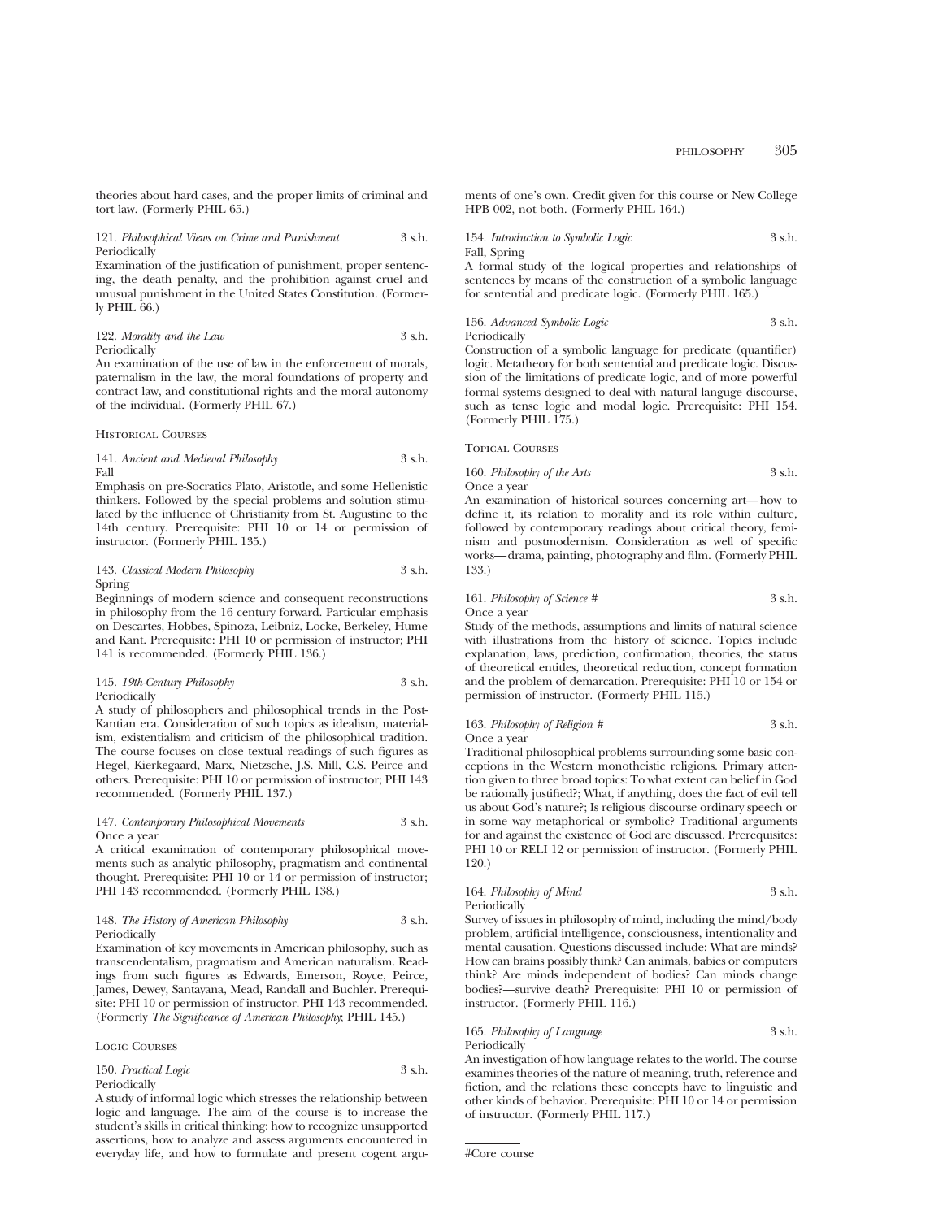theories about hard cases, and the proper limits of criminal and tort law. (Formerly PHIL 65.)

121. *Philosophical Views on Crime and Punishment* 3 s.h.
Periodically

Examination of the justification of punishment, proper sentencing, the death penalty, and the prohibition against cruel and unusual punishment in the United States Constitution. (Formerly PHIL 66.)

122. *Morality and the Law* 3 s.h.
Periodically

An examination of the use of law in the enforcement of morals, paternalism in the law, the moral foundations of property and contract law, and constitutional rights and the moral autonomy of the individual. (Formerly PHIL 67.)

### Historical Courses

141. *Ancient and Medieval Philosophy* 3 s.h.
Fall

Emphasis on pre-Socratics Plato, Aristotle, and some Hellenistic thinkers. Followed by the special problems and solution stimulated by the influence of Christianity from St. Augustine to the 14th century. Prerequisite: PHI 10 or 14 or permission of instructor. (Formerly PHIL 135.)

143. *Classical Modern Philosophy* 3 s.h.
Spring

Beginnings of modern science and consequent reconstructions in philosophy from the 16 century forward. Particular emphasis on Descartes, Hobbes, Spinoza, Leibniz, Locke, Berkeley, Hume and Kant. Prerequisite: PHI 10 or permission of instructor; PHI 141 is recommended. (Formerly PHIL 136.)

145. *19th-Century Philosophy* 3 s.h.
Periodically

A study of philosophers and philosophical trends in the Post-Kantian era. Consideration of such topics as idealism, materialism, existentialism and criticism of the philosophical tradition. The course focuses on close textual readings of such figures as Hegel, Kierkegaard, Marx, Nietzsche, J.S. Mill, C.S. Peirce and others. Prerequisite: PHI 10 or permission of instructor; PHI 143 recommended. (Formerly PHIL 137.)

147. *Contemporary Philosophical Movements* 3 s.h.
Once a year

A critical examination of contemporary philosophical movements such as analytic philosophy, pragmatism and continental thought. Prerequisite: PHI 10 or 14 or permission of instructor; PHI 143 recommended. (Formerly PHIL 138.)

148. *The History of American Philosophy* 3 s.h.
Periodically

Examination of key movements in American philosophy, such as transcendentalism, pragmatism and American naturalism. Readings from such figures as Edwards, Emerson, Royce, Peirce, James, Dewey, Santayana, Mead, Randall and Buchler. Prerequisite: PHI 10 or permission of instructor. PHI 143 recommended. (Formerly *The Significance of American Philosophy*; PHIL 145.)

### Logic Courses

150. *Practical Logic* 3 s.h.
Periodically

A study of informal logic which stresses the relationship between logic and language. The aim of the course is to increase the student's skills in critical thinking: how to recognize unsupported assertions, how to analyze and assess arguments encountered in everyday life, and how to formulate and present cogent arguments of one's own. Credit given for this course or New College HPB 002, not both. (Formerly PHIL 164.)

154. *Introduction to Symbolic Logic* 3 s.h.
Fall, Spring

A formal study of the logical properties and relationships of sentences by means of the construction of a symbolic language for sentential and predicate logic. (Formerly PHIL 165.)

156. *Advanced Symbolic Logic* 3 s.h.
Periodically

Construction of a symbolic language for predicate (quantifier) logic. Metatheory for both sentential and predicate logic. Discussion of the limitations of predicate logic, and of more powerful formal systems designed to deal with natural languge discourse, such as tense logic and modal logic. Prerequisite: PHI 154. (Formerly PHIL 175.)

### Topical Courses

160. *Philosophy of the Arts* 3 s.h.
Once a year

An examination of historical sources concerning art—how to define it, its relation to morality and its role within culture, followed by contemporary readings about critical theory, feminism and postmodernism. Consideration as well of specific works—drama, painting, photography and film. (Formerly PHIL 133.)

161. *Philosophy of Science #* 3 s.h.
Once a year

Study of the methods, assumptions and limits of natural science with illustrations from the history of science. Topics include explanation, laws, prediction, confirmation, theories, the status of theoretical entitles, theoretical reduction, concept formation and the problem of demarcation. Prerequisite: PHI 10 or 154 or permission of instructor. (Formerly PHIL 115.)

163. *Philosophy of Religion #* 3 s.h.
Once a year

Traditional philosophical problems surrounding some basic conceptions in the Western monotheistic religions. Primary attention given to three broad topics: To what extent can belief in God be rationally justified?; What, if anything, does the fact of evil tell us about God's nature?; Is religious discourse ordinary speech or in some way metaphorical or symbolic? Traditional arguments for and against the existence of God are discussed. Prerequisites: PHI 10 or RELI 12 or permission of instructor. (Formerly PHIL 120.)

164. *Philosophy of Mind* 3 s.h.
Periodically

Survey of issues in philosophy of mind, including the mind/body problem, artificial intelligence, consciousness, intentionality and mental causation. Questions discussed include: What are minds? How can brains possibly think? Can animals, babies or computers think? Are minds independent of bodies? Can minds change bodies?—survive death? Prerequisite: PHI 10 or permission of instructor. (Formerly PHIL 116.)

165. *Philosophy of Language* 3 s.h.
Periodically

An investigation of how language relates to the world. The course examines theories of the nature of meaning, truth, reference and fiction, and the relations these concepts have to linguistic and other kinds of behavior. Prerequisite: PHI 10 or 14 or permission of instructor. (Formerly PHIL 117.)

---

#Core course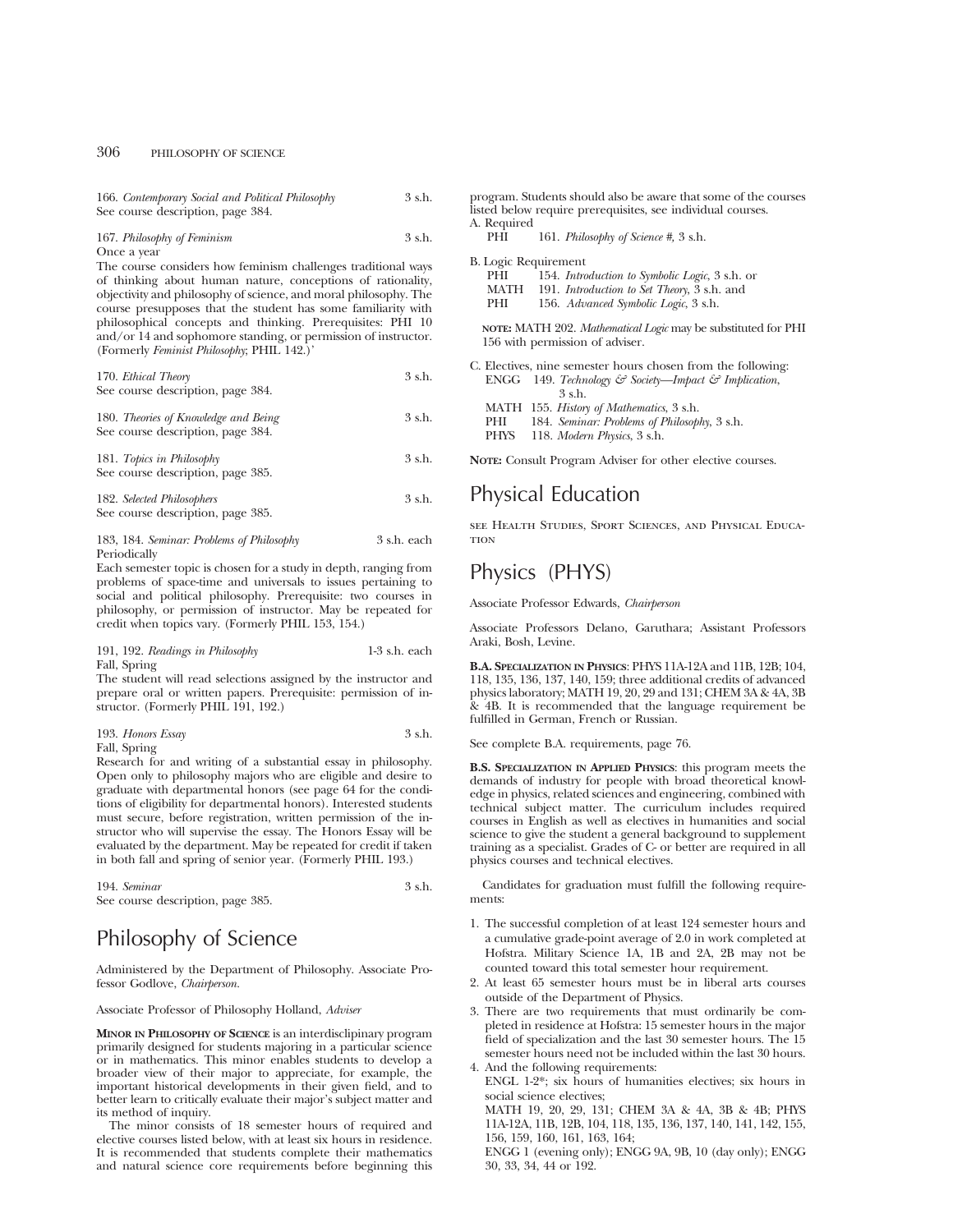166. *Contemporary Social and Political Philosophy* 3 s.h.
See course description, page 384.

167. *Philosophy of Feminism* 3 s.h.
Once a year
The course considers how feminism challenges traditional ways of thinking about human nature, conceptions of rationality, objectivity and philosophy of science, and moral philosophy. The course presupposes that the student has some familiarity with philosophical concepts and thinking. Prerequisites: PHI 10 and/or 14 and sophomore standing, or permission of instructor. (Formerly *Feminist Philosophy*; PHIL 142.)'

170. *Ethical Theory* 3 s.h.
See course description, page 384.

180. *Theories of Knowledge and Being* 3 s.h.
See course description, page 384.

181. *Topics in Philosophy* 3 s.h.
See course description, page 385.

182. *Selected Philosophers* 3 s.h.
See course description, page 385.

183, 184. *Seminar: Problems of Philosophy* 3 s.h. each
Periodically
Each semester topic is chosen for a study in depth, ranging from problems of space-time and universals to issues pertaining to social and political philosophy. Prerequisite: two courses in philosophy, or permission of instructor. May be repeated for credit when topics vary. (Formerly PHIL 153, 154.)

191, 192. *Readings in Philosophy* 1-3 s.h. each
Fall, Spring
The student will read selections assigned by the instructor and prepare oral or written papers. Prerequisite: permission of instructor. (Formerly PHIL 191, 192.)

193. *Honors Essay* 3 s.h.
Fall, Spring
Research for and writing of a substantial essay in philosophy. Open only to philosophy majors who are eligible and desire to graduate with departmental honors (see page 64 for the conditions of eligibility for departmental honors). Interested students must secure, before registration, written permission of the instructor who will supervise the essay. The Honors Essay will be evaluated by the department. May be repeated for credit if taken in both fall and spring of senior year. (Formerly PHIL 193.)

194. *Seminar* 3 s.h.
See course description, page 385.

# Philosophy of Science

Administered by the Department of Philosophy. Associate Professor Godlove, *Chairperson.*

Associate Professor of Philosophy Holland, *Adviser*

**Minor in Philosophy of Science** is an interdisciplinary program primarily designed for students majoring in a particular science or in mathematics. This minor enables students to develop a broader view of their major to appreciate, for example, the important historical developments in their given field, and to better learn to critically evaluate their major's subject matter and its method of inquiry.

The minor consists of 18 semester hours of required and elective courses listed below, with at least six hours in residence. It is recommended that students complete their mathematics and natural science core requirements before beginning this program. Students should also be aware that some of the courses listed below require prerequisites, see individual courses.

A. Required
PHI 161. *Philosophy of Science #,* 3 s.h.

B. Logic Requirement
PHI 154. *Introduction to Symbolic Logic*, 3 s.h. or
MATH 191. *Introduction to Set Theory*, 3 s.h. and
PHI 156. *Advanced Symbolic Logic*, 3 s.h.

**Note:** MATH 202. *Mathematical Logic* may be substituted for PHI 156 with permission of adviser.

C. Electives, nine semester hours chosen from the following:
ENGG 149. *Technology & Society—Impact & Implication*, 3 s.h.
MATH 155. *History of Mathematics*, 3 s.h.
PHI 184. *Seminar: Problems of Philosophy*, 3 s.h.
PHYS 118. *Modern Physics*, 3 s.h.

**Note:** Consult Program Adviser for other elective courses.

# Physical Education

see Health Studies, Sport Sciences, and Physical Education

# Physics (PHYS)

Associate Professor Edwards, *Chairperson*

Associate Professors Delano, Garuthara; Assistant Professors Araki, Bosh, Levine.

**B.A. Specialization in Physics**: PHYS 11A-12A and 11B, 12B; 104, 118, 135, 136, 137, 140, 159; three additional credits of advanced physics laboratory; MATH 19, 20, 29 and 131; CHEM 3A & 4A, 3B & 4B. It is recommended that the language requirement be fulfilled in German, French or Russian.

See complete B.A. requirements, page 76.

**B.S. Specialization in Applied Physics**: this program meets the demands of industry for people with broad theoretical knowledge in physics, related sciences and engineering, combined with technical subject matter. The curriculum includes required courses in English as well as electives in humanities and social science to give the student a general background to supplement training as a specialist. Grades of C- or better are required in all physics courses and technical electives.

Candidates for graduation must fulfill the following requirements:

1. The successful completion of at least 124 semester hours and a cumulative grade-point average of 2.0 in work completed at Hofstra. Military Science 1A, 1B and 2A, 2B may not be counted toward this total semester hour requirement.
2. At least 65 semester hours must be in liberal arts courses outside of the Department of Physics.
3. There are two requirements that must ordinarily be completed in residence at Hofstra: 15 semester hours in the major field of specialization and the last 30 semester hours. The 15 semester hours need not be included within the last 30 hours.
4. And the following requirements:
ENGL 1-2*; six hours of humanities electives; six hours in social science electives;
MATH 19, 20, 29, 131; CHEM 3A & 4A, 3B & 4B; PHYS 11A-12A, 11B, 12B, 104, 118, 135, 136, 137, 140, 141, 142, 155, 156, 159, 160, 161, 163, 164;
ENGG 1 (evening only); ENGG 9A, 9B, 10 (day only); ENGG 30, 33, 34, 44 or 192.